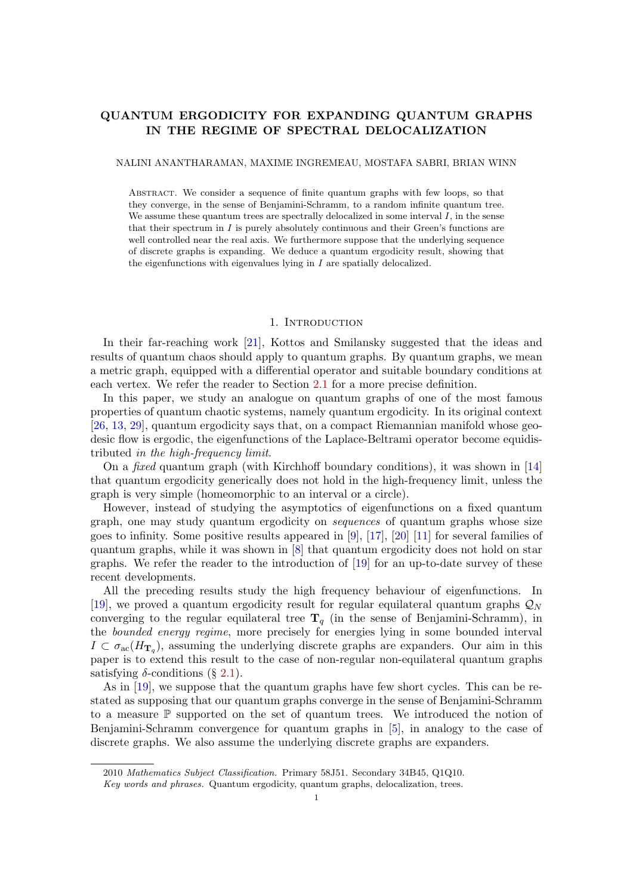# QUANTUM ERGODICITY FOR EXPANDING QUANTUM GRAPHS IN THE REGIME OF SPECTRAL DELOCALIZATION

NALINI ANANTHARAMAN, MAXIME INGREMEAU, MOSTAFA SABRI, BRIAN WINN

Abstract. We consider a sequence of finite quantum graphs with few loops, so that they converge, in the sense of Benjamini-Schramm, to a random infinite quantum tree. We assume these quantum trees are spectrally delocalized in some interval $I$, in the sense that their spectrum in $I$ is purely absolutely continuous and their Green's functions are well controlled near the real axis. We furthermore suppose that the underlying sequence of discrete graphs is expanding. We deduce a quantum ergodicity result, showing that the eigenfunctions with eigenvalues lying in $I$ are spatially delocalized.

## 1. Introduction

In their far-reaching work [21], Kottos and Smilansky suggested that the ideas and results of quantum chaos should apply to quantum graphs. By quantum graphs, we mean a metric graph, equipped with a differential operator and suitable boundary conditions at each vertex. We refer the reader to Section 2.1 for a more precise definition.

In this paper, we study an analogue on quantum graphs of one of the most famous properties of quantum chaotic systems, namely quantum ergodicity. In its original context [26, 13, 29], quantum ergodicity says that, on a compact Riemannian manifold whose geodesic flow is ergodic, the eigenfunctions of the Laplace-Beltrami operator become equidistributed *in the high-frequency limit*.

On a *fixed* quantum graph (with Kirchhoff boundary conditions), it was shown in [14] that quantum ergodicity generically does not hold in the high-frequency limit, unless the graph is very simple (homeomorphic to an interval or a circle).

However, instead of studying the asymptotics of eigenfunctions on a fixed quantum graph, one may study quantum ergodicity on *sequences* of quantum graphs whose size goes to infinity. Some positive results appeared in [9], [17], [20] [11] for several families of quantum graphs, while it was shown in [8] that quantum ergodicity does not hold on star graphs. We refer the reader to the introduction of [19] for an up-to-date survey of these recent developments.

All the preceding results study the high frequency behaviour of eigenfunctions. In [19], we proved a quantum ergodicity result for regular equilateral quantum graphs $\mathcal{Q}_N$ converging to the regular equilateral tree $\mathbf{T}_q$ (in the sense of Benjamini-Schramm), in the *bounded energy regime*, more precisely for energies lying in some bounded interval $I \subset \sigma_{\mathrm{ac}}(H_{\mathbf{T}_q})$, assuming the underlying discrete graphs are expanders. Our aim in this paper is to extend this result to the case of non-regular non-equilateral quantum graphs satisfying $\delta$-conditions (§ 2.1).

As in [19], we suppose that the quantum graphs have few short cycles. This can be restated as supposing that our quantum graphs converge in the sense of Benjamini-Schramm to a measure $\mathbb{P}$ supported on the set of quantum trees. We introduced the notion of Benjamini-Schramm convergence for quantum graphs in [5], in analogy to the case of discrete graphs. We also assume the underlying discrete graphs are expanders.

2010 *Mathematics Subject Classification.* Primary 58J51. Secondary 34B45, Q1Q10.

*Key words and phrases.* Quantum ergodicity, quantum graphs, delocalization, trees.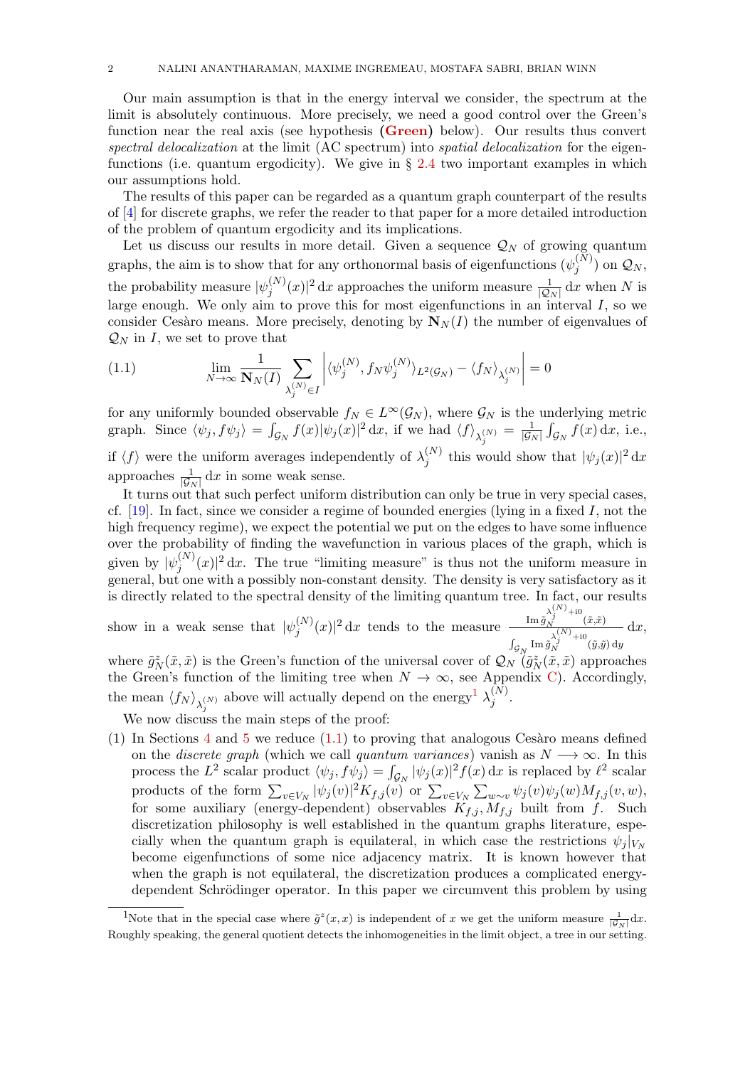Our main assumption is that in the energy interval we consider, the spectrum at the limit is absolutely continuous. More precisely, we need a good control over the Green's function near the real axis (see hypothesis **(Green)** below). Our results thus convert *spectral delocalization* at the limit (AC spectrum) into *spatial delocalization* for the eigenfunctions (i.e. quantum ergodicity). We give in § 2.4 two important examples in which our assumptions hold.

The results of this paper can be regarded as a quantum graph counterpart of the results of [4] for discrete graphs, we refer the reader to that paper for a more detailed introduction of the problem of quantum ergodicity and its implications.

Let us discuss our results in more detail. Given a sequence $\mathcal{Q}_N$ of growing quantum graphs, the aim is to show that for any orthonormal basis of eigenfunctions $(\psi_j^{(N)})$ on $\mathcal{Q}_N$, the probability measure $|\psi_j^{(N)}(x)|^2\,\mathrm{d}x$ approaches the uniform measure $\frac{1}{|\mathcal{Q}_N|}\,\mathrm{d}x$ when $N$ is large enough. We only aim to prove this for most eigenfunctions in an interval $I$, so we consider Cesàro means. More precisely, denoting by $\mathbf{N}_N(I)$ the number of eigenvalues of $\mathcal{Q}_N$ in $I$, we set to prove that

$$\lim_{N\to\infty}\frac{1}{\mathbf{N}_N(I)}\sum_{\lambda_j^{(N)}\in I}\left|\langle\psi_j^{(N)},f_N\psi_j^{(N)}\rangle_{L^2(\mathcal{G}_N)}-\langle f_N\rangle_{\lambda_j^{(N)}}\right|=0 \tag{1.1}$$

for any uniformly bounded observable $f_N\in L^\infty(\mathcal{G}_N)$, where $\mathcal{G}_N$ is the underlying metric graph. Since $\langle\psi_j,f\psi_j\rangle=\int_{\mathcal{G}_N}f(x)|\psi_j(x)|^2\,\mathrm{d}x$, if we had $\langle f\rangle_{\lambda_j^{(N)}}=\frac{1}{|\mathcal{G}_N|}\int_{\mathcal{G}_N}f(x)\,\mathrm{d}x$, i.e., if $\langle f\rangle$ were the uniform averages independently of $\lambda_j^{(N)}$ this would show that $|\psi_j(x)|^2\,\mathrm{d}x$ approaches $\frac{1}{|\mathcal{G}_N|}\,\mathrm{d}x$ in some weak sense.

It turns out that such perfect uniform distribution can only be true in very special cases, cf. [19]. In fact, since we consider a regime of bounded energies (lying in a fixed $I$, not the high frequency regime), we expect the potential we put on the edges to have some influence over the probability of finding the wavefunction in various places of the graph, which is given by $|\psi_j^{(N)}(x)|^2\,\mathrm{d}x$. The true "limiting measure" is thus not the uniform measure in general, but one with a possibly non-constant density. The density is very satisfactory as it is directly related to the spectral density of the limiting quantum tree. In fact, our results show in a weak sense that $|\psi_j^{(N)}(x)|^2\,\mathrm{d}x$ tends to the measure $\frac{\operatorname{Im}\tilde{g}_N^{\lambda_j^{(N)}+\mathrm{i}0}(\tilde{x},\tilde{x})}{\int_{\mathcal{G}_N}\operatorname{Im}\tilde{g}_N^{\lambda_j^{(N)}+\mathrm{i}0}(\tilde{y},\tilde{y})\,\mathrm{d}y}\,\mathrm{d}x$, where $\tilde{g}_N^z(\tilde{x},\tilde{x})$ is the Green's function of the universal cover of $\mathcal{Q}_N$ ($\tilde{g}_N^z(\tilde{x},\tilde{x})$ approaches the Green's function of the limiting tree when $N\to\infty$, see Appendix C). Accordingly, the mean $\langle f_N\rangle_{\lambda_j^{(N)}}$ above will actually depend on the energy[1] $\lambda_j^{(N)}$.

We now discuss the main steps of the proof:

(1) In Sections 4 and 5 we reduce (1.1) to proving that analogous Cesàro means defined on the *discrete graph* (which we call *quantum variances*) vanish as $N\longrightarrow\infty$. In this process the $L^2$ scalar product $\langle\psi_j,f\psi_j\rangle=\int_{\mathcal{G}_N}|\psi_j(x)|^2f(x)\,\mathrm{d}x$ is replaced by $\ell^2$ scalar products of the form $\sum_{v\in V_N}|\psi_j(v)|^2K_{f,j}(v)$ or $\sum_{v\in V_N}\sum_{w\sim v}\psi_j(v)\psi_j(w)M_{f,j}(v,w)$, for some auxiliary (energy-dependent) observables $K_{f,j},M_{f,j}$ built from $f$. Such discretization philosophy is well established in the quantum graphs literature, especially when the quantum graph is equilateral, in which case the restrictions $\psi_j|_{V_N}$ become eigenfunctions of some nice adjacency matrix. It is known however that when the graph is not equilateral, the discretization produces a complicated energy-dependent Schrödinger operator. In this paper we circumvent this problem by using

[1] Note that in the special case where $\tilde{g}^z(x,x)$ is independent of $x$ we get the uniform measure $\frac{1}{|\mathcal{G}_N|}\mathrm{d}x$. Roughly speaking, the general quotient detects the inhomogeneities in the limit object, a tree in our setting.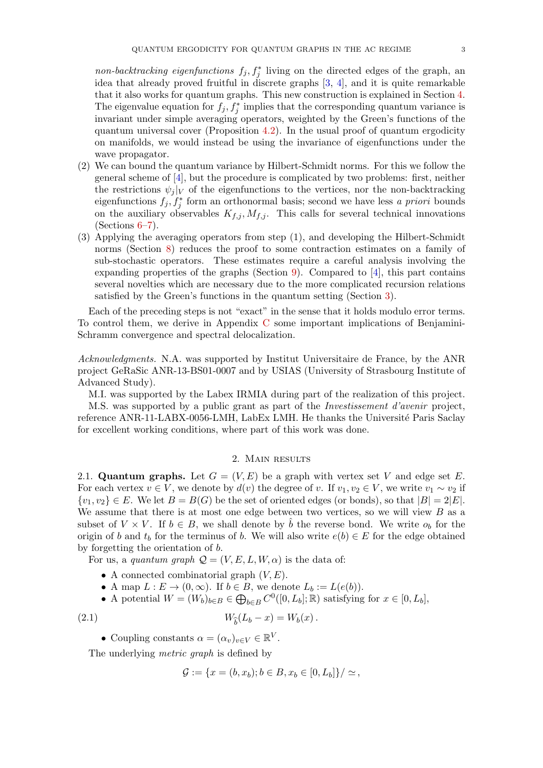*non-backtracking eigenfunctions* $f_j, f_j^*$ living on the directed edges of the graph, an idea that already proved fruitful in discrete graphs [3, 4], and it is quite remarkable that it also works for quantum graphs. This new construction is explained in Section 4. The eigenvalue equation for $f_j, f_j^*$ implies that the corresponding quantum variance is invariant under simple averaging operators, weighted by the Green's functions of the quantum universal cover (Proposition 4.2). In the usual proof of quantum ergodicity on manifolds, we would instead be using the invariance of eigenfunctions under the wave propagator.

(2) We can bound the quantum variance by Hilbert-Schmidt norms. For this we follow the general scheme of [4], but the procedure is complicated by two problems: first, neither the restrictions $\psi_j|_V$ of the eigenfunctions to the vertices, nor the non-backtracking eigenfunctions $f_j, f_j^*$ form an orthonormal basis; second we have less *a priori* bounds on the auxiliary observables $K_{f,j}, M_{f,j}$. This calls for several technical innovations (Sections 6–7).

(3) Applying the averaging operators from step (1), and developing the Hilbert-Schmidt norms (Section 8) reduces the proof to some contraction estimates on a family of sub-stochastic operators. These estimates require a careful analysis involving the expanding properties of the graphs (Section 9). Compared to [4], this part contains several novelties which are necessary due to the more complicated recursion relations satisfied by the Green's functions in the quantum setting (Section 3).

Each of the preceding steps is not "exact" in the sense that it holds modulo error terms. To control them, we derive in Appendix C some important implications of Benjamini-Schramm convergence and spectral delocalization.

*Acknowledgments.* N.A. was supported by Institut Universitaire de France, by the ANR project GeRaSic ANR-13-BS01-0007 and by USIAS (University of Strasbourg Institute of Advanced Study).

M.I. was supported by the Labex IRMIA during part of the realization of this project.

M.S. was supported by a public grant as part of the *Investissement d'avenir* project, reference ANR-11-LABX-0056-LMH, LabEx LMH. He thanks the Université Paris Saclay for excellent working conditions, where part of this work was done.

## 2. Main results

### 2.1. Quantum graphs.

Let $G = (V, E)$ be a graph with vertex set $V$ and edge set $E$. For each vertex $v \in V$, we denote by $d(v)$ the degree of $v$. If $v_1, v_2 \in V$, we write $v_1 \sim v_2$ if $\{v_1, v_2\} \in E$. We let $B = B(G)$ be the set of oriented edges (or bonds), so that $|B| = 2|E|$. We assume that there is at most one edge between two vertices, so we will view $B$ as a subset of $V \times V$. If $b \in B$, we shall denote by $\hat{b}$ the reverse bond. We write $o_b$ for the origin of $b$ and $t_b$ for the terminus of $b$. We will also write $e(b) \in E$ for the edge obtained by forgetting the orientation of $b$.

For us, a *quantum graph* $\mathcal{Q} = (V, E, L, W, \alpha)$ is the data of:

- A connected combinatorial graph $(V, E)$.
- A map $L : E \to (0, \infty)$. If $b \in B$, we denote $L_b := L(e(b))$.
- A potential $W = (W_b)_{b \in B} \in \bigoplus_{b \in B} C^0([0, L_b]; \mathbb{R})$ satisfying for $x \in [0, L_b]$,

$$W_{\hat{b}}(L_b - x) = W_b(x)\,. \tag{2.1}$$

- Coupling constants $\alpha = (\alpha_v)_{v \in V} \in \mathbb{R}^V$.

The underlying *metric graph* is defined by

$$\mathcal{G} := \{x = (b, x_b); b \in B, x_b \in [0, L_b]\}/\simeq\,,$$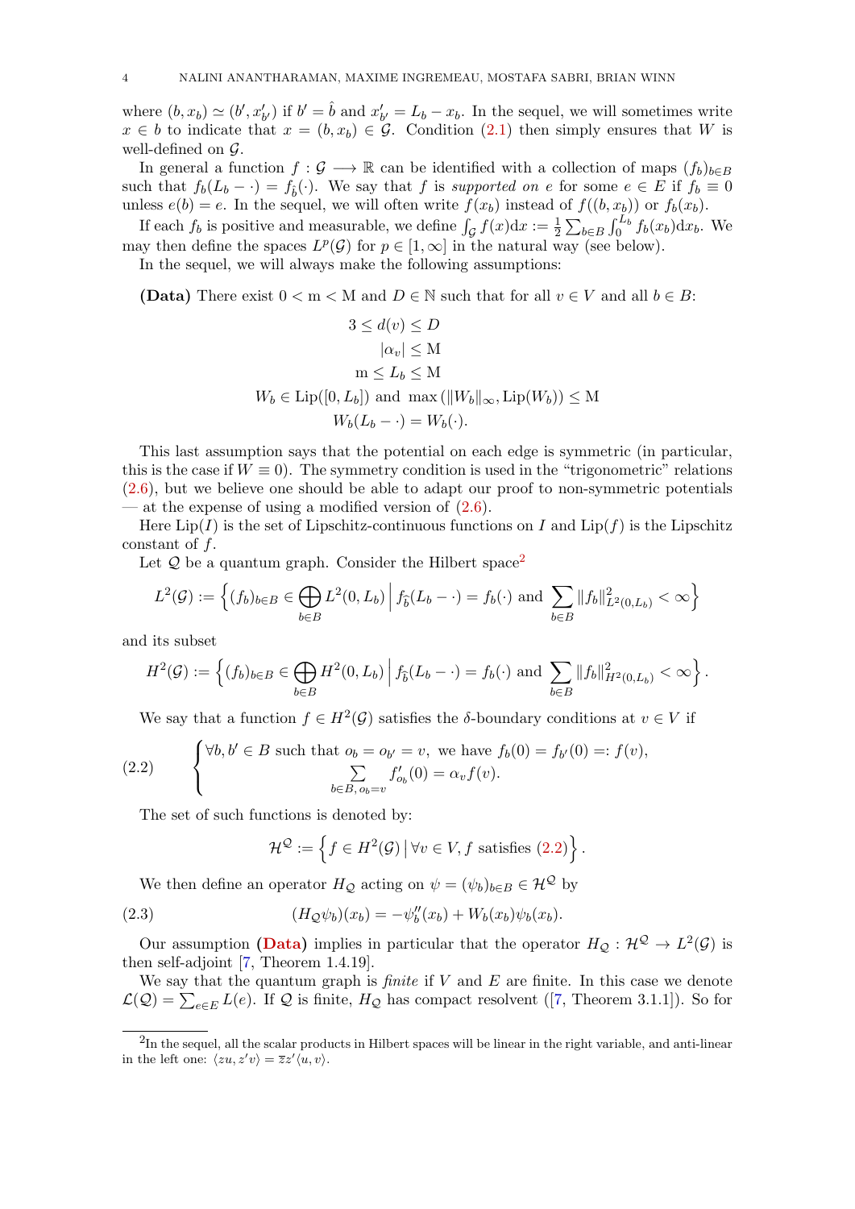where $(b, x_b) \simeq (b', x'_{b'})$ if $b' = \hat{b}$ and $x'_{b'} = L_b - x_b$. In the sequel, we will sometimes write $x \in b$ to indicate that $x = (b, x_b) \in \mathcal{G}$. Condition (2.1) then simply ensures that $W$ is well-defined on $\mathcal{G}$.

In general a function $f : \mathcal{G} \longrightarrow \mathbb{R}$ can be identified with a collection of maps $(f_b)_{b \in B}$ such that $f_b(L_b - \cdot) = f_{\hat{b}}(\cdot)$. We say that $f$ is *supported on* $e$ for some $e \in E$ if $f_b \equiv 0$ unless $e(b) = e$. In the sequel, we will often write $f(x_b)$ instead of $f((b, x_b))$ or $f_b(x_b)$.

If each $f_b$ is positive and measurable, we define $\int_{\mathcal{G}} f(x)\mathrm{d}x := \frac{1}{2}\sum_{b \in B} \int_0^{L_b} f_b(x_b)\mathrm{d}x_b$. We may then define the spaces $L^p(\mathcal{G})$ for $p \in [1, \infty]$ in the natural way (see below).

In the sequel, we will always make the following assumptions:

**(Data)** There exist $0 < \mathrm{m} < \mathrm{M}$ and $D \in \mathbb{N}$ such that for all $v \in V$ and all $b \in B$:

$$
\begin{gathered}
3 \leq d(v) \leq D \\
|\alpha_v| \leq \mathrm{M} \\
\mathrm{m} \leq L_b \leq \mathrm{M} \\
W_b \in \mathrm{Lip}([0, L_b]) \text{ and } \max\left(\|W_b\|_\infty, \mathrm{Lip}(W_b)\right) \leq \mathrm{M} \\
W_b(L_b - \cdot) = W_b(\cdot).
\end{gathered}
$$

This last assumption says that the potential on each edge is symmetric (in particular, this is the case if $W \equiv 0$). The symmetry condition is used in the "trigonometric" relations (2.6), but we believe one should be able to adapt our proof to non-symmetric potentials — at the expense of using a modified version of (2.6).

Here $\mathrm{Lip}(I)$ is the set of Lipschitz-continuous functions on $I$ and $\mathrm{Lip}(f)$ is the Lipschitz constant of $f$.

Let $\mathcal{Q}$ be a quantum graph. Consider the Hilbert space[2]

$$
L^2(\mathcal{G}) := \left\{ (f_b)_{b \in B} \in \bigoplus_{b \in B} L^2(0, L_b) \,\middle|\, f_{\hat{b}}(L_b - \cdot) = f_b(\cdot) \text{ and } \sum_{b \in B} \|f_b\|^2_{L^2(0,L_b)} < \infty \right\}
$$

and its subset

$$
H^2(\mathcal{G}) := \left\{ (f_b)_{b \in B} \in \bigoplus_{b \in B} H^2(0, L_b) \,\middle|\, f_{\hat{b}}(L_b - \cdot) = f_b(\cdot) \text{ and } \sum_{b \in B} \|f_b\|^2_{H^2(0,L_b)} < \infty \right\}.
$$

We say that a function $f \in H^2(\mathcal{G})$ satisfies the $\delta$-boundary conditions at $v \in V$ if

$$
\begin{cases}
\forall b, b' \in B \text{ such that } o_b = o_{b'} = v, \text{ we have } f_b(0) = f_{b'}(0) =: f(v), \\
\sum\limits_{b \in B,\, o_b = v} f'_{o_b}(0) = \alpha_v f(v).
\end{cases}
\tag{2.2}
$$

The set of such functions is denoted by:

$$
\mathcal{H}^{\mathcal{Q}} := \left\{ f \in H^2(\mathcal{G}) \,\middle|\, \forall v \in V, f \text{ satisfies } (2.2) \right\}.
$$

We then define an operator $H_{\mathcal{Q}}$ acting on $\psi = (\psi_b)_{b \in B} \in \mathcal{H}^{\mathcal{Q}}$ by

$$
(H_{\mathcal{Q}}\psi_b)(x_b) = -\psi''_b(x_b) + W_b(x_b)\psi_b(x_b).
\tag{2.3}
$$

Our assumption **(Data)** implies in particular that the operator $H_{\mathcal{Q}} : \mathcal{H}^{\mathcal{Q}} \to L^2(\mathcal{G})$ is then self-adjoint [7, Theorem 1.4.19].

We say that the quantum graph is *finite* if $V$ and $E$ are finite. In this case we denote $\mathcal{L}(\mathcal{Q}) = \sum_{e \in E} L(e)$. If $\mathcal{Q}$ is finite, $H_{\mathcal{Q}}$ has compact resolvent ([7, Theorem 3.1.1]). So for

[2] In the sequel, all the scalar products in Hilbert spaces will be linear in the right variable, and anti-linear in the left one: $\langle zu, z'v \rangle = \bar{z}z'\langle u, v \rangle$.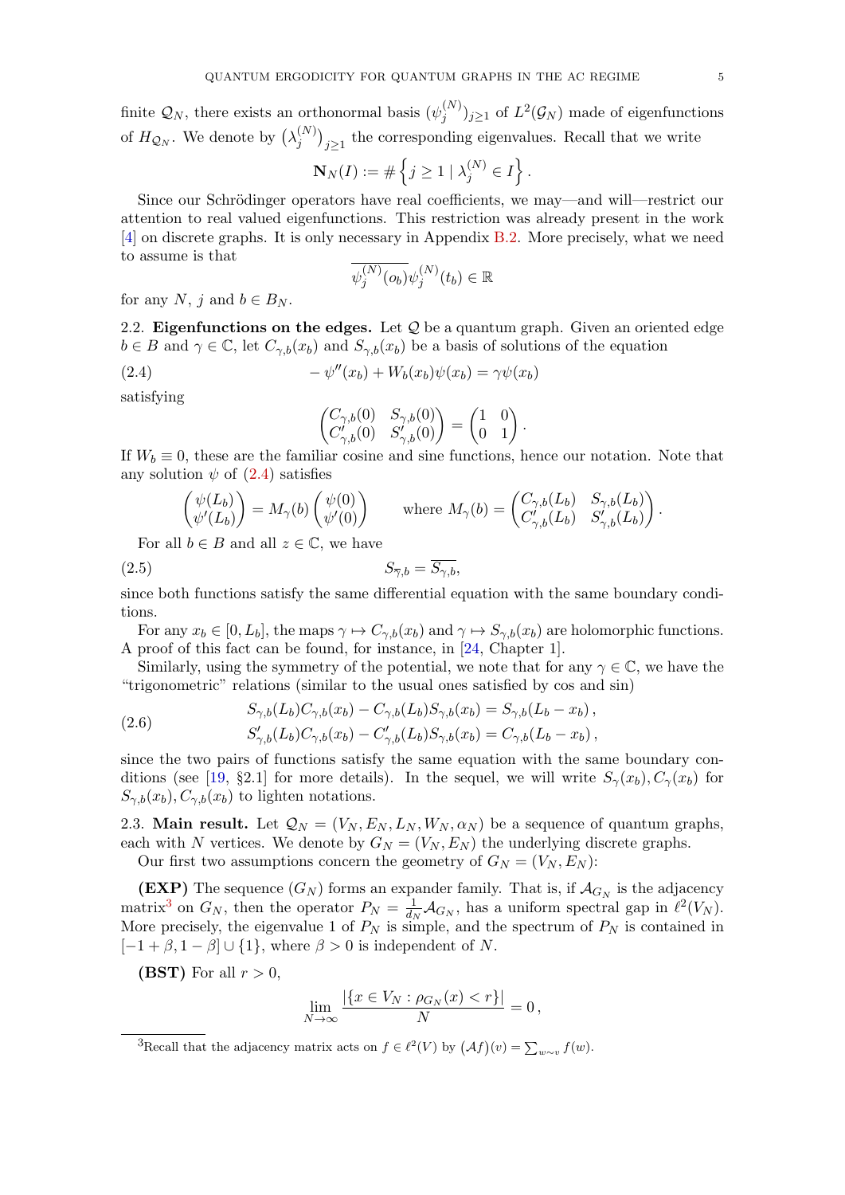finite $\mathcal{Q}_N$, there exists an orthonormal basis $(\psi_j^{(N)})_{j\geq 1}$ of $L^2(\mathcal{G}_N)$ made of eigenfunctions of $H_{\mathcal{Q}_N}$. We denote by $\big(\lambda_j^{(N)}\big)_{j\geq 1}$ the corresponding eigenvalues. Recall that we write

$$\mathbf{N}_N(I) := \#\left\{ j \geq 1 \mid \lambda_j^{(N)} \in I \right\}.$$

Since our Schrödinger operators have real coefficients, we may—and will—restrict our attention to real valued eigenfunctions. This restriction was already present in the work [4] on discrete graphs. It is only necessary in Appendix B.2. More precisely, what we need to assume is that

$$\overline{\psi_j^{(N)}(o_b)}\psi_j^{(N)}(t_b) \in \mathbb{R}$$

for any $N$, $j$ and $b \in B_N$.

2.2. **Eigenfunctions on the edges.** Let $\mathcal{Q}$ be a quantum graph. Given an oriented edge $b \in B$ and $\gamma \in \mathbb{C}$, let $C_{\gamma,b}(x_b)$ and $S_{\gamma,b}(x_b)$ be a basis of solutions of the equation

$$-\psi''(x_b) + W_b(x_b)\psi(x_b) = \gamma\psi(x_b) \tag{2.4}$$

satisfying

$$\begin{pmatrix} C_{\gamma,b}(0) & S_{\gamma,b}(0) \\ C'_{\gamma,b}(0) & S'_{\gamma,b}(0) \end{pmatrix} = \begin{pmatrix} 1 & 0 \\ 0 & 1 \end{pmatrix}.$$

If $W_b \equiv 0$, these are the familiar cosine and sine functions, hence our notation. Note that any solution $\psi$ of (2.4) satisfies

$$\begin{pmatrix} \psi(L_b) \\ \psi'(L_b) \end{pmatrix} = M_\gamma(b) \begin{pmatrix} \psi(0) \\ \psi'(0) \end{pmatrix} \qquad \text{where } M_\gamma(b) = \begin{pmatrix} C_{\gamma,b}(L_b) & S_{\gamma,b}(L_b) \\ C'_{\gamma,b}(L_b) & S'_{\gamma,b}(L_b) \end{pmatrix}.$$

For all $b \in B$ and all $z \in \mathbb{C}$, we have

$$S_{\overline{\gamma},b} = \overline{S_{\gamma,b}}, \tag{2.5}$$

since both functions satisfy the same differential equation with the same boundary conditions.

For any $x_b \in [0, L_b]$, the maps $\gamma \mapsto C_{\gamma,b}(x_b)$ and $\gamma \mapsto S_{\gamma,b}(x_b)$ are holomorphic functions. A proof of this fact can be found, for instance, in [24, Chapter 1].

Similarly, using the symmetry of the potential, we note that for any $\gamma \in \mathbb{C}$, we have the "trigonometric" relations (similar to the usual ones satisfied by cos and sin)

$$\begin{aligned} S_{\gamma,b}(L_b)C_{\gamma,b}(x_b) - C_{\gamma,b}(L_b)S_{\gamma,b}(x_b) &= S_{\gamma,b}(L_b - x_b)\,, \\ S'_{\gamma,b}(L_b)C_{\gamma,b}(x_b) - C'_{\gamma,b}(L_b)S_{\gamma,b}(x_b) &= C_{\gamma,b}(L_b - x_b)\,, \end{aligned} \tag{2.6}$$

since the two pairs of functions satisfy the same equation with the same boundary conditions (see [19, §2.1] for more details). In the sequel, we will write $S_\gamma(x_b), C_\gamma(x_b)$ for $S_{\gamma,b}(x_b), C_{\gamma,b}(x_b)$ to lighten notations.

2.3. **Main result.** Let $\mathcal{Q}_N = (V_N, E_N, L_N, W_N, \alpha_N)$ be a sequence of quantum graphs, each with $N$ vertices. We denote by $G_N = (V_N, E_N)$ the underlying discrete graphs.

Our first two assumptions concern the geometry of $G_N = (V_N, E_N)$:

**(EXP)** The sequence $(G_N)$ forms an expander family. That is, if $\mathcal{A}_{G_N}$ is the adjacency matrix[3] on $G_N$, then the operator $P_N = \frac{1}{d_N}\mathcal{A}_{G_N}$, has a uniform spectral gap in $\ell^2(V_N)$. More precisely, the eigenvalue 1 of $P_N$ is simple, and the spectrum of $P_N$ is contained in $[-1+\beta, 1-\beta] \cup \{1\}$, where $\beta > 0$ is independent of $N$.

**(BST)** For all $r > 0$,

$$\lim_{N\to\infty} \frac{|\{x \in V_N : \rho_{G_N}(x) < r\}|}{N} = 0\,,$$

[3] Recall that the adjacency matrix acts on $f \in \ell^2(V)$ by $(\mathcal{A}f)(v) = \sum_{w\sim v} f(w)$.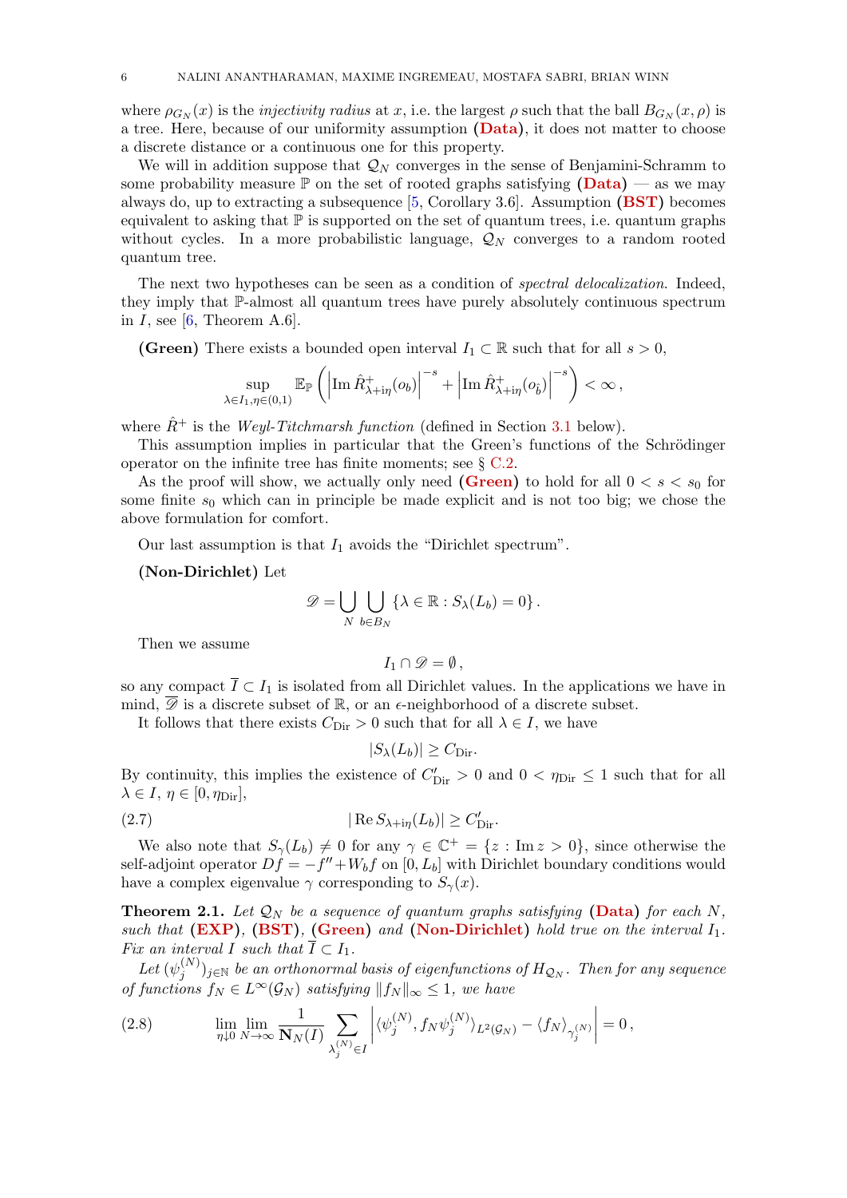where $\rho_{G_N}(x)$ is the *injectivity radius* at $x$, i.e. the largest $\rho$ such that the ball $B_{G_N}(x,\rho)$ is a tree. Here, because of our uniformity assumption **(Data)**, it does not matter to choose a discrete distance or a continuous one for this property.

We will in addition suppose that $\mathcal{Q}_N$ converges in the sense of Benjamini-Schramm to some probability measure $\mathbb{P}$ on the set of rooted graphs satisfying **(Data)** — as we may always do, up to extracting a subsequence [5, Corollary 3.6]. Assumption **(BST)** becomes equivalent to asking that $\mathbb{P}$ is supported on the set of quantum trees, i.e. quantum graphs without cycles. In a more probabilistic language, $\mathcal{Q}_N$ converges to a random rooted quantum tree.

The next two hypotheses can be seen as a condition of *spectral delocalization*. Indeed, they imply that $\mathbb{P}$-almost all quantum trees have purely absolutely continuous spectrum in $I$, see [6, Theorem A.6].

**(Green)** There exists a bounded open interval $I_1 \subset \mathbb{R}$ such that for all $s > 0$,

$$\sup_{\lambda \in I_1, \eta \in (0,1)} \mathbb{E}_{\mathbb{P}} \left( \left| \operatorname{Im} \hat{R}^+_{\lambda+i\eta}(o_b) \right|^{-s} + \left| \operatorname{Im} \hat{R}^+_{\lambda+i\eta}(o_{\hat{b}}) \right|^{-s} \right) < \infty ,$$

where $\hat{R}^+$ is the *Weyl-Titchmarsh function* (defined in Section 3.1 below).

This assumption implies in particular that the Green's functions of the Schrödinger operator on the infinite tree has finite moments; see § C.2.

As the proof will show, we actually only need **(Green)** to hold for all $0 < s < s_0$ for some finite $s_0$ which can in principle be made explicit and is not too big; we chose the above formulation for comfort.

Our last assumption is that $I_1$ avoids the "Dirichlet spectrum".

**(Non-Dirichlet)** Let

$$\mathscr{D} = \bigcup_N \bigcup_{b \in B_N} \{\lambda \in \mathbb{R} : S_\lambda(L_b) = 0\} .$$

Then we assume

$$I_1 \cap \mathscr{D} = \emptyset ,$$

so any compact $\overline{I} \subset I_1$ is isolated from all Dirichlet values. In the applications we have in mind, $\overline{\mathscr{D}}$ is a discrete subset of $\mathbb{R}$, or an $\epsilon$-neighborhood of a discrete subset.

It follows that there exists $C_{\mathrm{Dir}} > 0$ such that for all $\lambda \in I$, we have

$$|S_\lambda(L_b)| \geq C_{\mathrm{Dir}}.$$

By continuity, this implies the existence of $C'_{\mathrm{Dir}} > 0$ and $0 < \eta_{\mathrm{Dir}} \leq 1$ such that for all $\lambda \in I$, $\eta \in [0, \eta_{\mathrm{Dir}}]$,

$$|\operatorname{Re} S_{\lambda+i\eta}(L_b)| \geq C'_{\mathrm{Dir}}. \tag{2.7}$$

We also note that $S_\gamma(L_b) \neq 0$ for any $\gamma \in \mathbb{C}^+ = \{z : \operatorname{Im} z > 0\}$, since otherwise the self-adjoint operator $Df = -f'' + W_b f$ on $[0, L_b]$ with Dirichlet boundary conditions would have a complex eigenvalue $\gamma$ corresponding to $S_\gamma(x)$.

**Theorem 2.1.** *Let $\mathcal{Q}_N$ be a sequence of quantum graphs satisfying* **(Data)** *for each $N$, such that* **(EXP)**, **(BST)**, **(Green)** *and* **(Non-Dirichlet)** *hold true on the interval $I_1$. Fix an interval $I$ such that $\overline{I} \subset I_1$.*

*Let $(\psi_j^{(N)})_{j \in \mathbb{N}}$ be an orthonormal basis of eigenfunctions of $H_{\mathcal{Q}_N}$. Then for any sequence of functions $f_N \in L^\infty(\mathcal{G}_N)$ satisfying $\|f_N\|_\infty \leq 1$, we have*

$$\lim_{\eta \downarrow 0} \lim_{N \to \infty} \frac{1}{\mathbf{N}_N(I)} \sum_{\lambda_j^{(N)} \in I} \left| \langle \psi_j^{(N)}, f_N \psi_j^{(N)} \rangle_{L^2(\mathcal{G}_N)} - \langle f_N \rangle_{\gamma_j^{(N)}} \right| = 0 , \tag{2.8}$$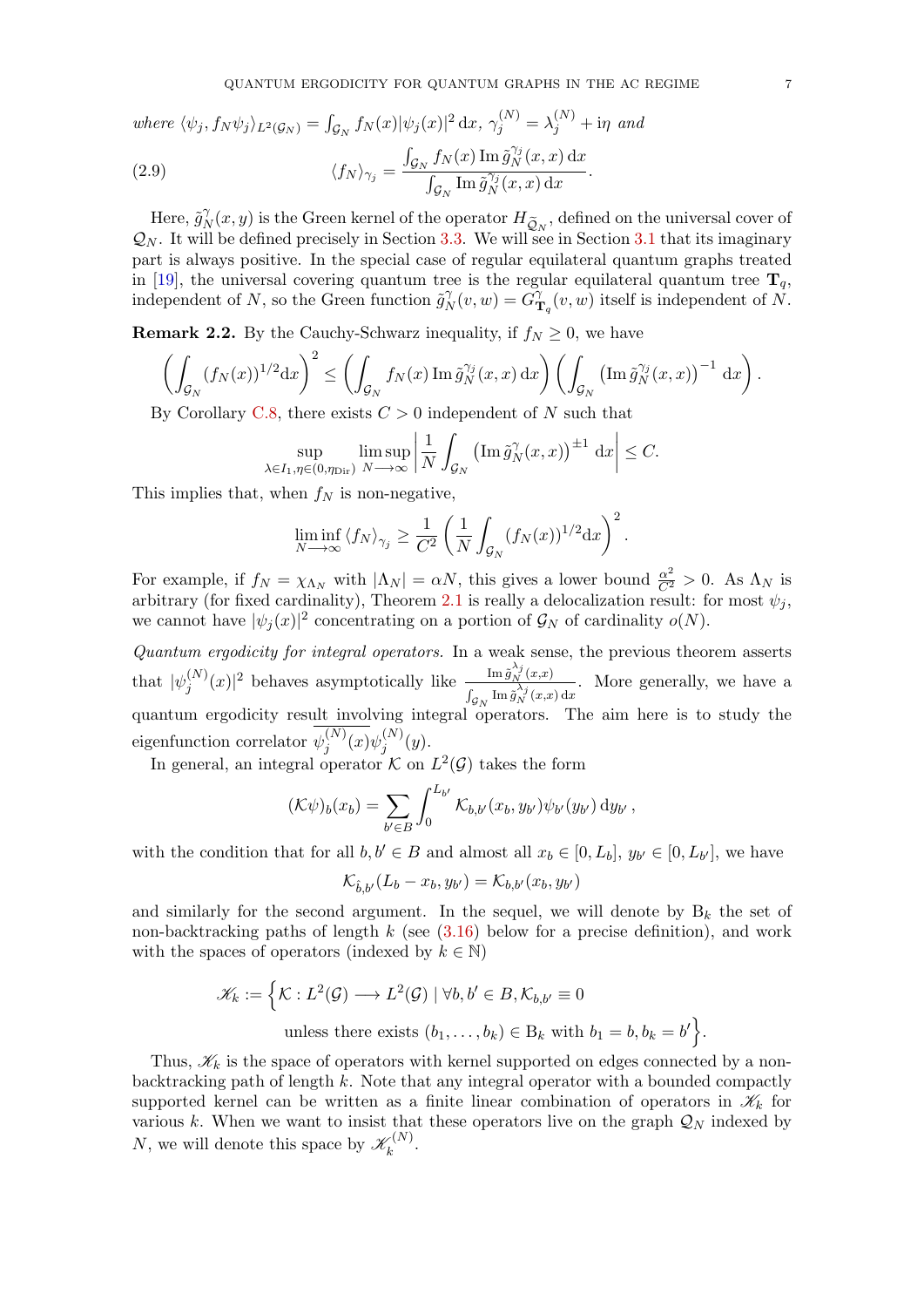*where* $\langle \psi_j, f_N \psi_j \rangle_{L^2(\mathcal{G}_N)} = \int_{\mathcal{G}_N} f_N(x) |\psi_j(x)|^2 \, \mathrm{d}x$, $\gamma_j^{(N)} = \lambda_j^{(N)} + \mathrm{i}\eta$ *and*

$$\langle f_N \rangle_{\gamma_j} = \frac{\int_{\mathcal{G}_N} f_N(x) \operatorname{Im} \tilde{g}_N^{\gamma_j}(x,x) \, \mathrm{d}x}{\int_{\mathcal{G}_N} \operatorname{Im} \tilde{g}_N^{\gamma_j}(x,x) \, \mathrm{d}x}. \tag{2.9}$$

Here, $\tilde{g}_N^{\gamma}(x,y)$ is the Green kernel of the operator $H_{\tilde{\mathcal{Q}}_N}$, defined on the universal cover of $\mathcal{Q}_N$. It will be defined precisely in Section 3.3. We will see in Section 3.1 that its imaginary part is always positive. In the special case of regular equilateral quantum graphs treated in [19], the universal covering quantum tree is the regular equilateral quantum tree $\mathbf{T}_q$, independent of $N$, so the Green function $\tilde{g}_N^{\gamma}(v,w) = G_{\mathbf{T}_q}^{\gamma}(v,w)$ itself is independent of $N$.

**Remark 2.2.** By the Cauchy-Schwarz inequality, if $f_N \geq 0$, we have

$$\left( \int_{\mathcal{G}_N} (f_N(x))^{1/2} \mathrm{d}x \right)^2 \leq \left( \int_{\mathcal{G}_N} f_N(x) \operatorname{Im} \tilde{g}_N^{\gamma_j}(x,x) \, \mathrm{d}x \right) \left( \int_{\mathcal{G}_N} \left( \operatorname{Im} \tilde{g}_N^{\gamma_j}(x,x) \right)^{-1} \mathrm{d}x \right).$$

By Corollary C.8, there exists $C > 0$ independent of $N$ such that

$$\sup_{\lambda \in I_1, \eta \in (0, \eta_{\mathrm{Dir}})} \limsup_{N \longrightarrow \infty} \left| \frac{1}{N} \int_{\mathcal{G}_N} \left( \operatorname{Im} \tilde{g}_N^{\gamma}(x,x) \right)^{\pm 1} \mathrm{d}x \right| \leq C.$$

This implies that, when $f_N$ is non-negative,

$$\liminf_{N \longrightarrow \infty} \langle f_N \rangle_{\gamma_j} \geq \frac{1}{C^2} \left( \frac{1}{N} \int_{\mathcal{G}_N} (f_N(x))^{1/2} \mathrm{d}x \right)^2.$$

For example, if $f_N = \chi_{\Lambda_N}$ with $|\Lambda_N| = \alpha N$, this gives a lower bound $\frac{\alpha^2}{C^2} > 0$. As $\Lambda_N$ is arbitrary (for fixed cardinality), Theorem 2.1 is really a delocalization result: for most $\psi_j$, we cannot have $|\psi_j(x)|^2$ concentrating on a portion of $\mathcal{G}_N$ of cardinality $o(N)$.

*Quantum ergodicity for integral operators.* In a weak sense, the previous theorem asserts that $|\psi_j^{(N)}(x)|^2$ behaves asymptotically like $\frac{\operatorname{Im} \tilde{g}_N^{\lambda_j}(x,x)}{\int_{\mathcal{G}_N} \operatorname{Im} \tilde{g}_N^{\lambda_j}(x,x) \, \mathrm{d}x}$. More generally, we have a quantum ergodicity result involving integral operators. The aim here is to study the eigenfunction correlator $\overline{\psi_j^{(N)}(x)} \psi_j^{(N)}(y)$.

In general, an integral operator $\mathcal{K}$ on $L^2(\mathcal{G})$ takes the form

$$(\mathcal{K}\psi)_b(x_b) = \sum_{b' \in B} \int_0^{L_{b'}} \mathcal{K}_{b,b'}(x_b, y_{b'}) \psi_{b'}(y_{b'}) \, \mathrm{d}y_{b'} \,,$$

with the condition that for all $b, b' \in B$ and almost all $x_b \in [0, L_b]$, $y_{b'} \in [0, L_{b'}]$, we have

$$\mathcal{K}_{\hat{b},b'}(L_b - x_b, y_{b'}) = \mathcal{K}_{b,b'}(x_b, y_{b'})$$

and similarly for the second argument. In the sequel, we will denote by $\mathrm{B}_k$ the set of non-backtracking paths of length $k$ (see (3.16) below for a precise definition), and work with the spaces of operators (indexed by $k \in \mathbb{N}$)

$$\mathscr{K}_k := \Big\{ \mathcal{K} : L^2(\mathcal{G}) \longrightarrow L^2(\mathcal{G}) \mid \forall b, b' \in B, \mathcal{K}_{b,b'} \equiv 0$$
$$\text{unless there exists } (b_1, \ldots, b_k) \in \mathrm{B}_k \text{ with } b_1 = b, b_k = b' \Big\}.$$

Thus, $\mathscr{K}_k$ is the space of operators with kernel supported on edges connected by a non-backtracking path of length $k$. Note that any integral operator with a bounded compactly supported kernel can be written as a finite linear combination of operators in $\mathscr{K}_k$ for various $k$. When we want to insist that these operators live on the graph $\mathcal{Q}_N$ indexed by $N$, we will denote this space by $\mathscr{K}_k^{(N)}$.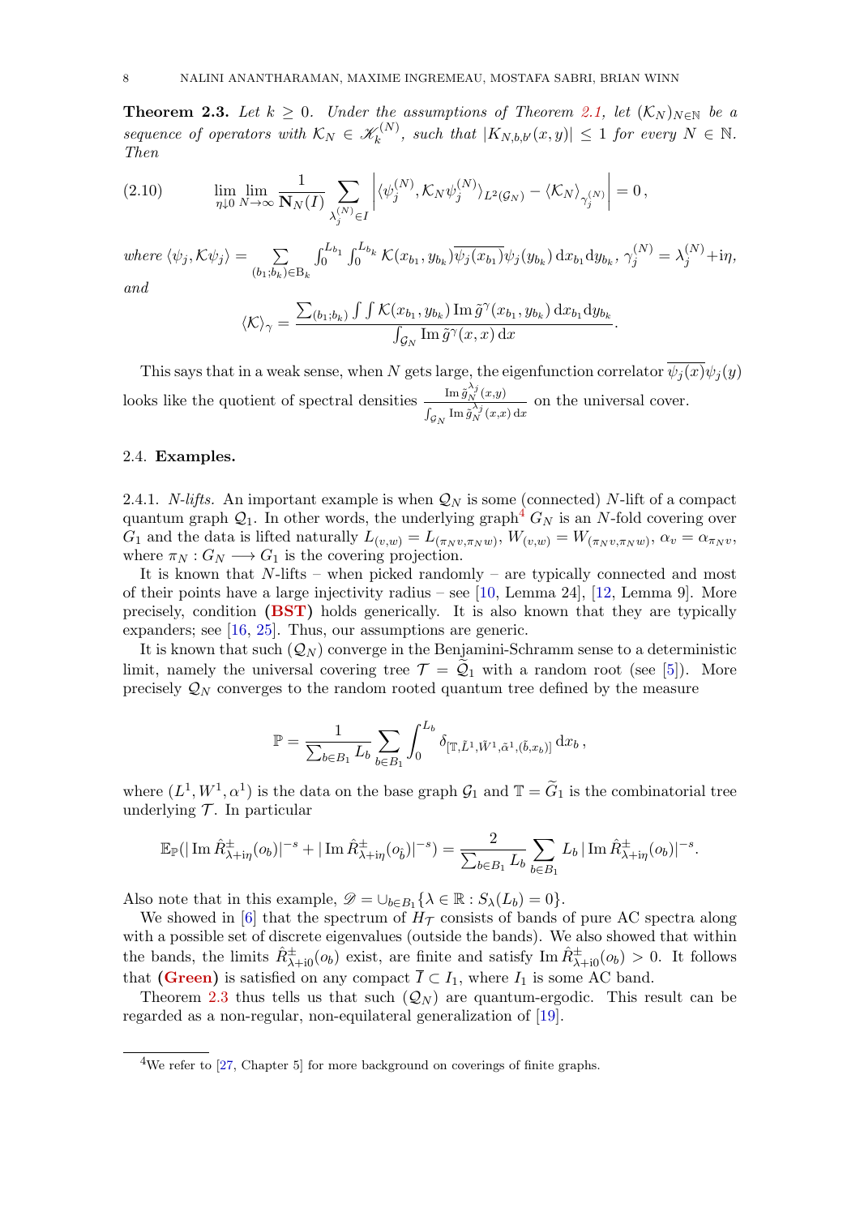**Theorem 2.3.** *Let $k \geq 0$. Under the assumptions of Theorem 2.1, let $(\mathcal{K}_N)_{N\in\mathbb{N}}$ be a sequence of operators with $\mathcal{K}_N \in \mathscr{K}_k^{(N)}$, such that $|K_{N,b,b'}(x,y)| \leq 1$ for every $N \in \mathbb{N}$. Then*

$$
\lim_{\eta \downarrow 0} \lim_{N\to\infty} \frac{1}{\mathbf{N}_N(I)} \sum_{\lambda_j^{(N)} \in I} \left| \langle \psi_j^{(N)}, \mathcal{K}_N \psi_j^{(N)} \rangle_{L^2(\mathcal{G}_N)} - \langle \mathcal{K}_N \rangle_{\gamma_j^{(N)}} \right| = 0\,, \tag{2.10}
$$

*where* $\langle \psi_j, \mathcal{K}\psi_j \rangle = \sum_{(b_1;b_k)\in \mathrm{B}_k} \int_0^{L_{b_1}} \int_0^{L_{b_k}} \mathcal{K}(x_{b_1}, y_{b_k}) \overline{\psi_j(x_{b_1})} \psi_j(y_{b_k})\, \mathrm{d}x_{b_1} \mathrm{d}y_{b_k}$, $\gamma_j^{(N)} = \lambda_j^{(N)} + \mathrm{i}\eta$, *and*

$$
\langle \mathcal{K} \rangle_\gamma = \frac{\sum_{(b_1;b_k)} \int\int \mathcal{K}(x_{b_1}, y_{b_k}) \operatorname{Im} \tilde{g}^\gamma(x_{b_1}, y_{b_k})\, \mathrm{d}x_{b_1} \mathrm{d}y_{b_k}}{\int_{\mathcal{G}_N} \operatorname{Im} \tilde{g}^\gamma(x,x)\, \mathrm{d}x}.
$$

This says that in a weak sense, when $N$ gets large, the eigenfunction correlator $\overline{\psi_j(x)}\psi_j(y)$ looks like the quotient of spectral densities $\frac{\operatorname{Im} \tilde{g}_N^{\lambda_j}(x,y)}{\int_{\mathcal{G}_N} \operatorname{Im} \tilde{g}_N^{\lambda_j}(x,x)\,\mathrm{d}x}$ on the universal cover.

### 2.4. **Examples.**

2.4.1. *N-lifts.* An important example is when $\mathcal{Q}_N$ is some (connected) $N$-lift of a compact quantum graph $\mathcal{Q}_1$. In other words, the underlying graph[4] $G_N$ is an $N$-fold covering over $G_1$ and the data is lifted naturally $L_{(v,w)} = L_{(\pi_N v, \pi_N w)}$, $W_{(v,w)} = W_{(\pi_N v, \pi_N w)}$, $\alpha_v = \alpha_{\pi_N v}$, where $\pi_N : G_N \longrightarrow G_1$ is the covering projection.

It is known that $N$-lifts – when picked randomly – are typically connected and most of their points have a large injectivity radius – see [10, Lemma 24], [12, Lemma 9]. More precisely, condition **(BST)** holds generically. It is also known that they are typically expanders; see [16, 25]. Thus, our assumptions are generic.

It is known that such $(\mathcal{Q}_N)$ converge in the Benjamini-Schramm sense to a deterministic limit, namely the universal covering tree $\mathcal{T} = \widetilde{\mathcal{Q}}_1$ with a random root (see [5]). More precisely $\mathcal{Q}_N$ converges to the random rooted quantum tree defined by the measure

$$
\mathbb{P} = \frac{1}{\sum_{b\in B_1} L_b} \sum_{b \in B_1} \int_0^{L_b} \delta_{[\mathbb{T}, \tilde{L}^1, \tilde{W}^1, \tilde{\alpha}^1, (\tilde{b}, x_b)]}\, \mathrm{d}x_b\,,
$$

where $(L^1, W^1, \alpha^1)$ is the data on the base graph $\mathcal{G}_1$ and $\mathbb{T} = \widetilde{G}_1$ is the combinatorial tree underlying $\mathcal{T}$. In particular

$$
\mathbb{E}_{\mathbb{P}}(|\operatorname{Im} \hat{R}^{\pm}_{\lambda+\mathrm{i}\eta}(o_b)|^{-s} + |\operatorname{Im} \hat{R}^{\pm}_{\lambda+\mathrm{i}\eta}(o_{\hat{b}})|^{-s}) = \frac{2}{\sum_{b\in B_1} L_b} \sum_{b\in B_1} L_b\, |\operatorname{Im} \hat{R}^{\pm}_{\lambda+\mathrm{i}\eta}(o_b)|^{-s}.
$$

Also note that in this example, $\mathscr{D} = \cup_{b\in B_1}\{\lambda \in \mathbb{R} : S_\lambda(L_b) = 0\}$.

We showed in [6] that the spectrum of $H_{\mathcal{T}}$ consists of bands of pure AC spectra along with a possible set of discrete eigenvalues (outside the bands). We also showed that within the bands, the limits $\hat{R}^{\pm}_{\lambda+\mathrm{i}0}(o_b)$ exist, are finite and satisfy $\operatorname{Im} \hat{R}^{\pm}_{\lambda+\mathrm{i}0}(o_b) > 0$. It follows that **(Green)** is satisfied on any compact $\overline{I} \subset I_1$, where $I_1$ is some AC band.

Theorem 2.3 thus tells us that such $(\mathcal{Q}_N)$ are quantum-ergodic. This result can be regarded as a non-regular, non-equilateral generalization of [19].

[4] We refer to [27, Chapter 5] for more background on coverings of finite graphs.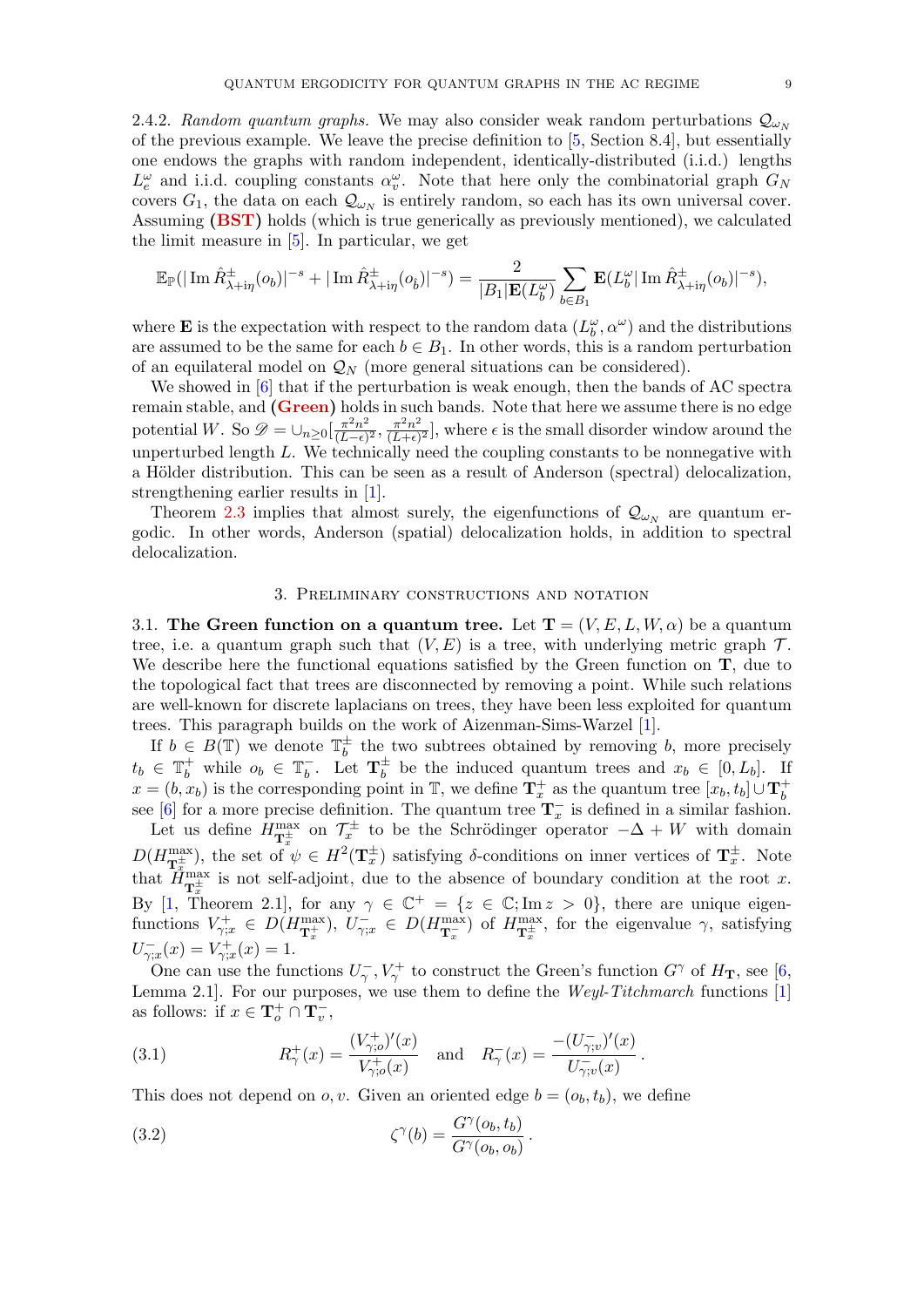2.4.2. *Random quantum graphs.* We may also consider weak random perturbations $\mathcal{Q}_{\omega_N}$ of the previous example. We leave the precise definition to [5, Section 8.4], but essentially one endows the graphs with random independent, identically-distributed (i.i.d.) lengths $L_e^\omega$ and i.i.d. coupling constants $\alpha_v^\omega$. Note that here only the combinatorial graph $G_N$ covers $G_1$, the data on each $\mathcal{Q}_{\omega_N}$ is entirely random, so each has its own universal cover. Assuming **(BST)** holds (which is true generically as previously mentioned), we calculated the limit measure in [5]. In particular, we get

$$\mathbb{E}_{\mathbb{P}}(|\operatorname{Im}\hat{R}^{\pm}_{\lambda+i\eta}(o_b)|^{-s} + |\operatorname{Im}\hat{R}^{\pm}_{\lambda+i\eta}(o_{\hat{b}})|^{-s}) = \frac{2}{|B_1|\mathbf{E}(L_b^\omega)}\sum_{b\in B_1}\mathbf{E}(L_b^\omega|\operatorname{Im}\hat{R}^{\pm}_{\lambda+i\eta}(o_b)|^{-s}),$$

where $\mathbf{E}$ is the expectation with respect to the random data $(L_b^\omega,\alpha^\omega)$ and the distributions are assumed to be the same for each $b\in B_1$. In other words, this is a random perturbation of an equilateral model on $\mathcal{Q}_N$ (more general situations can be considered).

We showed in [6] that if the perturbation is weak enough, then the bands of AC spectra remain stable, and **(Green)** holds in such bands. Note that here we assume there is no edge potential $W$. So $\mathscr{D} = \cup_{n\ge 0}[\frac{\pi^2 n^2}{(L-\epsilon)^2},\frac{\pi^2n^2}{(L+\epsilon)^2}]$, where $\epsilon$ is the small disorder window around the unperturbed length $L$. We technically need the coupling constants to be nonnegative with a Hölder distribution. This can be seen as a result of Anderson (spectral) delocalization, strengthening earlier results in [1].

Theorem 2.3 implies that almost surely, the eigenfunctions of $\mathcal{Q}_{\omega_N}$ are quantum ergodic. In other words, Anderson (spatial) delocalization holds, in addition to spectral delocalization.

## 3. Preliminary constructions and notation

3.1. **The Green function on a quantum tree.** Let $\mathbf{T} = (V,E,L,W,\alpha)$ be a quantum tree, i.e. a quantum graph such that $(V,E)$ is a tree, with underlying metric graph $\mathcal{T}$. We describe here the functional equations satisfied by the Green function on $\mathbf{T}$, due to the topological fact that trees are disconnected by removing a point. While such relations are well-known for discrete laplacians on trees, they have been less exploited for quantum trees. This paragraph builds on the work of Aizenman-Sims-Warzel [1].

If $b\in B(\mathbb{T})$ we denote $\mathbb{T}_b^\pm$ the two subtrees obtained by removing $b$, more precisely $t_b\in\mathbb{T}_b^+$ while $o_b\in\mathbb{T}_b^-$. Let $\mathbf{T}_b^\pm$ be the induced quantum trees and $x_b\in[0,L_b]$. If $x=(b,x_b)$ is the corresponding point in $\mathbb{T}$, we define $\mathbf{T}_x^+$ as the quantum tree $[x_b,t_b]\cup\mathbf{T}_b^+$ see [6] for a more precise definition. The quantum tree $\mathbf{T}_x^-$ is defined in a similar fashion.

Let us define $H^{\max}_{\mathbf{T}_x^\pm}$ on $\mathcal{T}_x^\pm$ to be the Schrödinger operator $-\Delta+W$ with domain $D(H^{\max}_{\mathbf{T}_x^\pm})$, the set of $\psi\in H^2(\mathbf{T}_x^\pm)$ satisfying $\delta$-conditions on inner vertices of $\mathbf{T}_x^\pm$. Note that $H^{\max}_{\mathbf{T}_x^\pm}$ is not self-adjoint, due to the absence of boundary condition at the root $x$. By [1, Theorem 2.1], for any $\gamma\in\mathbb{C}^+=\{z\in\mathbb{C};\operatorname{Im}z>0\}$, there are unique eigenfunctions $V^+_{\gamma;x}\in D(H^{\max}_{\mathbf{T}_x^+})$, $U^-_{\gamma;x}\in D(H^{\max}_{\mathbf{T}_x^-})$ of $H^{\max}_{\mathbf{T}_x^\pm}$, for the eigenvalue $\gamma$, satisfying $U^-_{\gamma;x}(x)=V^+_{\gamma;x}(x)=1$.

One can use the functions $U^-_\gamma, V^+_\gamma$ to construct the Green's function $G^\gamma$ of $H_{\mathbf{T}}$, see [6, Lemma 2.1]. For our purposes, we use them to define the *Weyl-Titchmarch* functions [1] as follows: if $x\in\mathbf{T}_o^+\cap\mathbf{T}_v^-$,

$$R^+_\gamma(x) = \frac{(V^+_{\gamma;o})'(x)}{V^+_{\gamma;o}(x)} \quad\text{and}\quad R^-_\gamma(x) = \frac{-(U^-_{\gamma;v})'(x)}{U^-_{\gamma;v}(x)}\,. \tag{3.1}$$

This does not depend on $o,v$. Given an oriented edge $b=(o_b,t_b)$, we define

$$\zeta^\gamma(b) = \frac{G^\gamma(o_b,t_b)}{G^\gamma(o_b,o_b)}\,. \tag{3.2}$$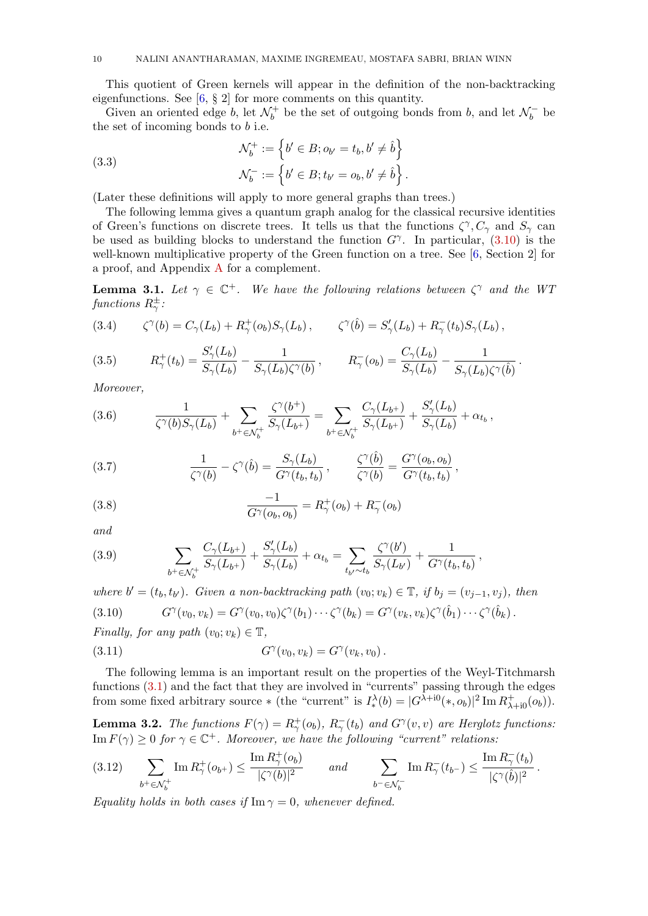This quotient of Green kernels will appear in the definition of the non-backtracking eigenfunctions. See [6, § 2] for more comments on this quantity.

Given an oriented edge $b$, let $\mathcal{N}_b^+$ be the set of outgoing bonds from $b$, and let $\mathcal{N}_b^-$ be the set of incoming bonds to $b$ i.e.

$$
\begin{aligned}
\mathcal{N}_b^+ &:= \left\{ b' \in B; o_{b'} = t_b, b' \neq \hat{b} \right\} \\
\mathcal{N}_b^- &:= \left\{ b' \in B; t_{b'} = o_b, b' \neq \hat{b} \right\}.
\end{aligned}
\tag{3.3}
$$

(Later these definitions will apply to more general graphs than trees.)

The following lemma gives a quantum graph analog for the classical recursive identities of Green's functions on discrete trees. It tells us that the functions $\zeta^\gamma, C_\gamma$ and $S_\gamma$ can be used as building blocks to understand the function $G^\gamma$. In particular, (3.10) is the well-known multiplicative property of the Green function on a tree. See [6, Section 2] for a proof, and Appendix A for a complement.

**Lemma 3.1.** *Let $\gamma \in \mathbb{C}^+$. We have the following relations between $\zeta^\gamma$ and the WT functions $R_\gamma^\pm$:*

$$
\zeta^\gamma(b) = C_\gamma(L_b) + R_\gamma^+(o_b) S_\gamma(L_b), \qquad \zeta^\gamma(\hat{b}) = S_\gamma'(L_b) + R_\gamma^-(t_b) S_\gamma(L_b),
\tag{3.4}
$$

$$
R_\gamma^+(t_b) = \frac{S_\gamma'(L_b)}{S_\gamma(L_b)} - \frac{1}{S_\gamma(L_b)\zeta^\gamma(b)}, \qquad R_\gamma^-(o_b) = \frac{C_\gamma(L_b)}{S_\gamma(L_b)} - \frac{1}{S_\gamma(L_b)\zeta^\gamma(\hat{b})}.
\tag{3.5}
$$

*Moreover,*

$$
\frac{1}{\zeta^\gamma(b) S_\gamma(L_b)} + \sum_{b^+ \in \mathcal{N}_b^+} \frac{\zeta^\gamma(b^+)}{S_\gamma(L_{b^+})} = \sum_{b^+ \in \mathcal{N}_b^+} \frac{C_\gamma(L_{b^+})}{S_\gamma(L_{b^+})} + \frac{S_\gamma'(L_b)}{S_\gamma(L_b)} + \alpha_{t_b},
\tag{3.6}
$$

$$
\frac{1}{\zeta^\gamma(b)} - \zeta^\gamma(\hat{b}) = \frac{S_\gamma(L_b)}{G^\gamma(t_b, t_b)}, \qquad \frac{\zeta^\gamma(\hat{b})}{\zeta^\gamma(b)} = \frac{G^\gamma(o_b, o_b)}{G^\gamma(t_b, t_b)},
\tag{3.7}
$$

$$
\frac{-1}{G^\gamma(o_b, o_b)} = R_\gamma^+(o_b) + R_\gamma^-(o_b)
\tag{3.8}
$$

*and*

$$
\sum_{b^+ \in \mathcal{N}_b^+} \frac{C_\gamma(L_{b^+})}{S_\gamma(L_{b^+})} + \frac{S_\gamma'(L_b)}{S_\gamma(L_b)} + \alpha_{t_b} = \sum_{t_{b'} \sim t_b} \frac{\zeta^\gamma(b')}{S_\gamma(L_{b'})} + \frac{1}{G^\gamma(t_b, t_b)},
\tag{3.9}
$$

*where $b' = (t_b, t_{b'})$. Given a non-backtracking path $(v_0; v_k) \in \mathbb{T}$, if $b_j = (v_{j-1}, v_j)$, then*

$$
G^\gamma(v_0, v_k) = G^\gamma(v_0, v_0)\zeta^\gamma(b_1) \cdots \zeta^\gamma(b_k) = G^\gamma(v_k, v_k)\zeta^\gamma(\hat{b}_1) \cdots \zeta^\gamma(\hat{b}_k).
\tag{3.10}
$$

*Finally, for any path $(v_0; v_k) \in \mathbb{T}$,*

$$
G^\gamma(v_0, v_k) = G^\gamma(v_k, v_0).
\tag{3.11}
$$

The following lemma is an important result on the properties of the Weyl-Titchmarsh functions (3.1) and the fact that they are involved in "currents" passing through the edges from some fixed arbitrary source $*$ (the "current" is $I_*^\lambda(b) = |G^{\lambda+\mathrm{i}0}(*, o_b)|^2 \operatorname{Im} R_{\lambda+\mathrm{i}0}^+(o_b)$).

**Lemma 3.2.** *The functions $F(\gamma) = R_\gamma^+(o_b)$, $R_\gamma^-(t_b)$ and $G^\gamma(v, v)$ are Herglotz functions: $\operatorname{Im} F(\gamma) \geq 0$ for $\gamma \in \mathbb{C}^+$. Moreover, we have the following "current" relations:*

$$
\sum_{b^+ \in \mathcal{N}_b^+} \operatorname{Im} R_\gamma^+(o_{b^+}) \leq \frac{\operatorname{Im} R_\gamma^+(o_b)}{|\zeta^\gamma(b)|^2} \qquad \text{and} \qquad \sum_{b^- \in \mathcal{N}_b^-} \operatorname{Im} R_\gamma^-(t_{b^-}) \leq \frac{\operatorname{Im} R_\gamma^-(t_b)}{|\zeta^\gamma(\hat{b})|^2}.
\tag{3.12}
$$

*Equality holds in both cases if $\operatorname{Im} \gamma = 0$, whenever defined.*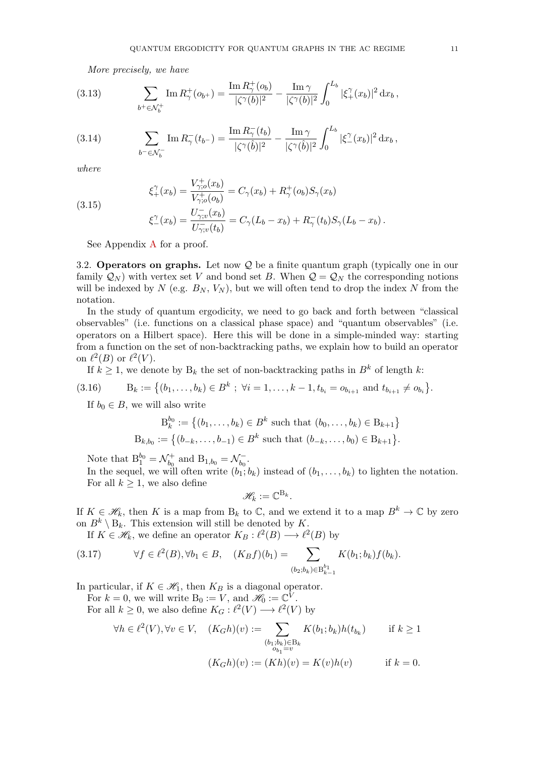*More precisely, we have*

$$\sum_{b^+\in\mathcal{N}_b^+} \operatorname{Im} R_\gamma^+(o_{b^+}) = \frac{\operatorname{Im} R_\gamma^+(o_b)}{|\zeta^\gamma(b)|^2} - \frac{\operatorname{Im}\gamma}{|\zeta^\gamma(b)|^2}\int_0^{L_b} |\xi_+^\gamma(x_b)|^2 \,\mathrm{d}x_b\,, \tag{3.13}$$

$$\sum_{b^-\in\mathcal{N}_b^-} \operatorname{Im} R_\gamma^-(t_{b^-}) = \frac{\operatorname{Im} R_\gamma^-(t_b)}{|\zeta^\gamma(\hat{b})|^2} - \frac{\operatorname{Im}\gamma}{|\zeta^\gamma(\hat{b})|^2}\int_0^{L_b} |\xi_-^\gamma(x_b)|^2 \,\mathrm{d}x_b\,, \tag{3.14}$$

*where*

$$\begin{aligned} \xi_+^\gamma(x_b) &= \frac{V_{\gamma;o}^+(x_b)}{V_{\gamma;o}^+(o_b)} = C_\gamma(x_b) + R_\gamma^+(o_b)S_\gamma(x_b) \\ \xi_-^\gamma(x_b) &= \frac{U_{\gamma;v}^-(x_b)}{U_{\gamma;v}^-(t_b)} = C_\gamma(L_b - x_b) + R_\gamma^-(t_b)S_\gamma(L_b-x_b)\,. \end{aligned} \tag{3.15}$$

See Appendix A for a proof.

3.2. **Operators on graphs.** Let now $\mathcal{Q}$ be a finite quantum graph (typically one in our family $\mathcal{Q}_N$) with vertex set $V$ and bond set $B$. When $\mathcal{Q}=\mathcal{Q}_N$ the corresponding notions will be indexed by $N$ (e.g. $B_N$, $V_N$), but we will often tend to drop the index $N$ from the notation.

In the study of quantum ergodicity, we need to go back and forth between "classical observables" (i.e. functions on a classical phase space) and "quantum observables" (i.e. operators on a Hilbert space). Here this will be done in a simple-minded way: starting from a function on the set of non-backtracking paths, we explain how to build an operator on $\ell^2(B)$ or $\ell^2(V)$.

If $k\geq 1$, we denote by $\mathrm{B}_k$ the set of non-backtracking paths in $B^k$ of length $k$:

$$\mathrm{B}_k := \big\{(b_1,\dots,b_k)\in B^k \;;\; \forall i=1,\dots,k-1, t_{b_i}=o_{b_{i+1}} \text{ and } t_{b_{i+1}}\neq o_{b_i}\big\}. \tag{3.16}$$

If $b_0\in B$, we will also write

$$\mathrm{B}_k^{b_0} := \big\{(b_1,\dots,b_k)\in B^k \text{ such that } (b_0,\dots,b_k)\in \mathrm{B}_{k+1}\big\}$$
$$\mathrm{B}_{k,b_0} := \big\{(b_{-k},\dots,b_{-1})\in B^k \text{ such that } (b_{-k},\dots,b_0)\in \mathrm{B}_{k+1}\big\}.$$

Note that $\mathrm{B}_1^{b_0}=\mathcal{N}_{b_0}^+$ and $\mathrm{B}_{1,b_0}=\mathcal{N}_{b_0}^-$.

In the sequel, we will often write $(b_1;b_k)$ instead of $(b_1,\dots,b_k)$ to lighten the notation.

For all $k\geq 1$, we also define

$$\mathscr{H}_k := \mathbb{C}^{\mathrm{B}_k}.$$

If $K\in\mathscr{H}_k$, then $K$ is a map from $\mathrm{B}_k$ to $\mathbb{C}$, and we extend it to a map $B^k\to\mathbb{C}$ by zero on $B^k\setminus \mathrm{B}_k$. This extension will still be denoted by $K$.

If $K\in\mathscr{H}_k$, we define an operator $K_B:\ell^2(B)\longrightarrow \ell^2(B)$ by

$$\forall f\in\ell^2(B), \forall b_1\in B, \quad (K_Bf)(b_1) = \sum_{(b_2;b_k)\in \mathrm{B}_{k-1}^{b_1}} K(b_1;b_k)f(b_k). \tag{3.17}$$

In particular, if $K\in\mathscr{H}_1$, then $K_B$ is a diagonal operator.

For $k=0$, we will write $\mathrm{B}_0 := V$, and $\mathscr{H}_0:=\mathbb{C}^V$.

For all $k\geq 0$, we also define $K_G:\ell^2(V)\longrightarrow\ell^2(V)$ by

$$\forall h\in\ell^2(V), \forall v\in V, \quad (K_Gh)(v) := \sum_{\substack{(b_1;b_k)\in \mathrm{B}_k \\ o_{b_1}=v}} K(b_1;b_k)h(t_{b_k}) \qquad \text{if } k\geq 1$$

$$(K_Gh)(v) := (Kh)(v) = K(v)h(v) \qquad \text{if } k=0.$$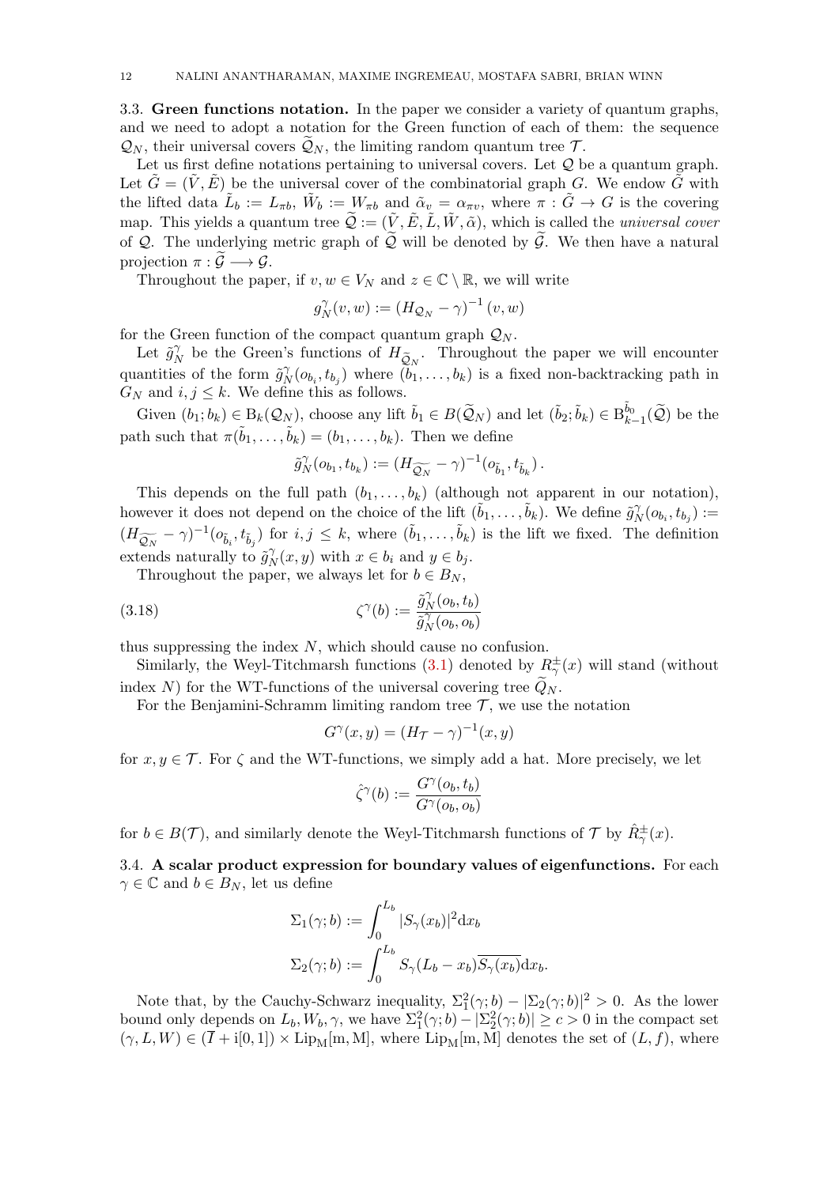3.3. **Green functions notation.** In the paper we consider a variety of quantum graphs, and we need to adopt a notation for the Green function of each of them: the sequence $\mathcal{Q}_N$, their universal covers $\widetilde{\mathcal{Q}}_N$, the limiting random quantum tree $\mathcal{T}$.

Let us first define notations pertaining to universal covers. Let $\mathcal{Q}$ be a quantum graph. Let $\tilde{G} = (\tilde{V}, \tilde{E})$ be the universal cover of the combinatorial graph $G$. We endow $\tilde{G}$ with the lifted data $\tilde{L}_b := L_{\pi b}$, $\tilde{W}_b := W_{\pi b}$ and $\tilde{\alpha}_v = \alpha_{\pi v}$, where $\pi : \tilde{G} \to G$ is the covering map. This yields a quantum tree $\widetilde{\mathcal{Q}} := (\tilde{V}, \tilde{E}, \tilde{L}, \tilde{W}, \tilde{\alpha})$, which is called the *universal cover* of $\mathcal{Q}$. The underlying metric graph of $\widetilde{\mathcal{Q}}$ will be denoted by $\widetilde{\mathcal{G}}$. We then have a natural projection $\pi : \widetilde{\mathcal{G}} \longrightarrow \mathcal{G}$.

Throughout the paper, if $v, w \in V_N$ and $z \in \mathbb{C} \setminus \mathbb{R}$, we will write

$$g_N^{\gamma}(v, w) := \left(H_{\mathcal{Q}_N} - \gamma\right)^{-1}(v, w)$$

for the Green function of the compact quantum graph $\mathcal{Q}_N$.

Let $\tilde{g}_N^{\gamma}$ be the Green's functions of $H_{\widetilde{\mathcal{Q}}_N}$. Throughout the paper we will encounter quantities of the form $\tilde{g}_N^{\gamma}(o_{b_i}, t_{b_j})$ where $(b_1, \ldots, b_k)$ is a fixed non-backtracking path in $G_N$ and $i, j \leq k$. We define this as follows.

Given $(b_1; b_k) \in \mathrm{B}_k(\mathcal{Q}_N)$, choose any lift $\tilde{b}_1 \in B(\widetilde{\mathcal{Q}}_N)$ and let $(\tilde{b}_2; \tilde{b}_k) \in \mathrm{B}_{k-1}^{\tilde{b}_0}(\widetilde{\mathcal{Q}})$ be the path such that $\pi(\tilde{b}_1, \ldots, \tilde{b}_k) = (b_1, \ldots, b_k)$. Then we define

$$\tilde{g}_N^{\gamma}(o_{b_1}, t_{b_k}) := (H_{\widetilde{\mathcal{Q}_N}} - \gamma)^{-1}(o_{\tilde{b}_1}, t_{\tilde{b}_k}).$$

This depends on the full path $(b_1, \ldots, b_k)$ (although not apparent in our notation), however it does not depend on the choice of the lift $(\tilde{b}_1, \ldots, \tilde{b}_k)$. We define $\tilde{g}_N^{\gamma}(o_{b_i}, t_{b_j}) := (H_{\widetilde{\mathcal{Q}_N}} - \gamma)^{-1}(o_{\tilde{b}_i}, t_{\tilde{b}_j})$ for $i, j \leq k$, where $(\tilde{b}_1, \ldots, \tilde{b}_k)$ is the lift we fixed. The definition extends naturally to $\tilde{g}_N^{\gamma}(x, y)$ with $x \in b_i$ and $y \in b_j$.

Throughout the paper, we always let for $b \in B_N$,

$$\zeta^{\gamma}(b) := \frac{\tilde{g}_N^{\gamma}(o_b, t_b)}{\tilde{g}_N^{\gamma}(o_b, o_b)} \tag{3.18}$$

thus suppressing the index $N$, which should cause no confusion.

Similarly, the Weyl-Titchmarsh functions (3.1) denoted by $R_{\gamma}^{\pm}(x)$ will stand (without index $N$) for the WT-functions of the universal covering tree $\widetilde{Q}_N$.

For the Benjamini-Schramm limiting random tree $\mathcal{T}$, we use the notation

$$G^{\gamma}(x, y) = (H_{\mathcal{T}} - \gamma)^{-1}(x, y)$$

for $x, y \in \mathcal{T}$. For $\zeta$ and the WT-functions, we simply add a hat. More precisely, we let

$$\hat{\zeta}^{\gamma}(b) := \frac{G^{\gamma}(o_b, t_b)}{G^{\gamma}(o_b, o_b)}$$

for $b \in B(\mathcal{T})$, and similarly denote the Weyl-Titchmarsh functions of $\mathcal{T}$ by $\hat{R}_{\gamma}^{\pm}(x)$.

3.4. **A scalar product expression for boundary values of eigenfunctions.** For each $\gamma \in \mathbb{C}$ and $b \in B_N$, let us define

$$\Sigma_1(\gamma; b) := \int_0^{L_b} |S_{\gamma}(x_b)|^2 \mathrm{d}x_b$$

$$\Sigma_2(\gamma; b) := \int_0^{L_b} S_{\gamma}(L_b - x_b)\overline{S_{\gamma}(x_b)} \mathrm{d}x_b.$$

Note that, by the Cauchy-Schwarz inequality, $\Sigma_1^2(\gamma; b) - |\Sigma_2(\gamma; b)|^2 > 0$. As the lower bound only depends on $L_b, W_b, \gamma$, we have $\Sigma_1^2(\gamma; b) - |\Sigma_2^2(\gamma; b)| \geq c > 0$ in the compact set $(\gamma, L, W) \in (\overline{I} + \mathrm{i}[0, 1]) \times \mathrm{Lip_M[m, M]}$, where $\mathrm{Lip_M[m, M]}$ denotes the set of $(L, f)$, where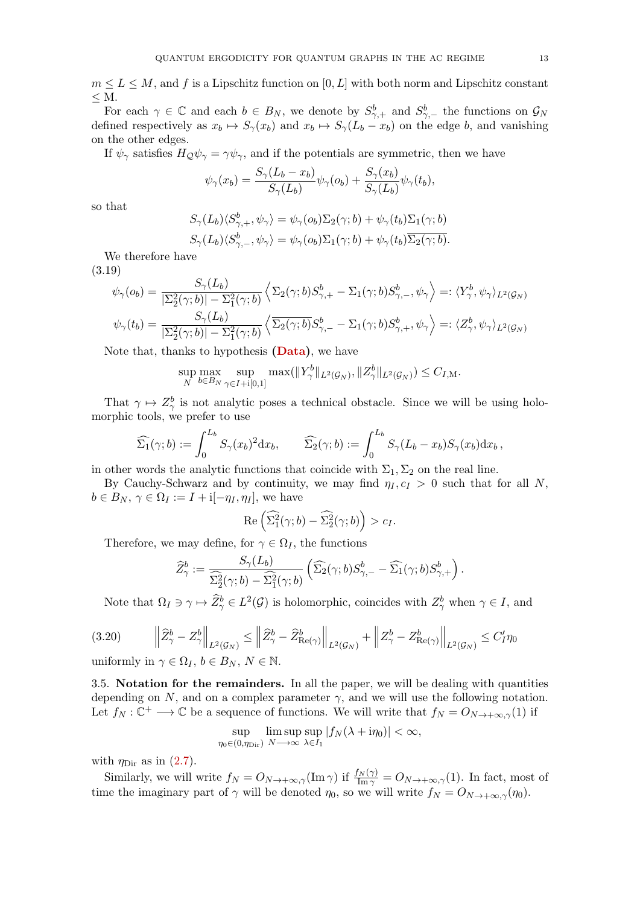$m \leq L \leq M$, and $f$ is a Lipschitz function on $[0, L]$ with both norm and Lipschitz constant $\leq$ M.

For each $\gamma \in \mathbb{C}$ and each $b \in B_N$, we denote by $S^b_{\gamma,+}$ and $S^b_{\gamma,-}$ the functions on $\mathcal{G}_N$ defined respectively as $x_b \mapsto S_\gamma(x_b)$ and $x_b \mapsto S_\gamma(L_b - x_b)$ on the edge $b$, and vanishing on the other edges.

If $\psi_\gamma$ satisfies $H_{\mathcal{Q}}\psi_\gamma = \gamma\psi_\gamma$, and if the potentials are symmetric, then we have

$$\psi_\gamma(x_b) = \frac{S_\gamma(L_b - x_b)}{S_\gamma(L_b)}\psi_\gamma(o_b) + \frac{S_\gamma(x_b)}{S_\gamma(L_b)}\psi_\gamma(t_b),$$

so that

$$S_\gamma(L_b)\langle S^b_{\gamma,+}, \psi_\gamma\rangle = \psi_\gamma(o_b)\Sigma_2(\gamma; b) + \psi_\gamma(t_b)\Sigma_1(\gamma; b)$$
$$S_\gamma(L_b)\langle S^b_{\gamma,-}, \psi_\gamma\rangle = \psi_\gamma(o_b)\Sigma_1(\gamma; b) + \psi_\gamma(t_b)\overline{\Sigma_2(\gamma; b)}.$$

We therefore have

(3.19)
$$\psi_\gamma(o_b) = \frac{S_\gamma(L_b)}{|\Sigma_2^2(\gamma; b)| - \Sigma_1^2(\gamma; b)}\left\langle \Sigma_2(\gamma; b)S^b_{\gamma,+} - \Sigma_1(\gamma; b)S^b_{\gamma,-}, \psi_\gamma\right\rangle =: \langle Y^b_\gamma, \psi_\gamma\rangle_{L^2(\mathcal{G}_N)}$$
$$\psi_\gamma(t_b) = \frac{S_\gamma(L_b)}{|\Sigma_2^2(\gamma; b)| - \Sigma_1^2(\gamma; b)}\left\langle \overline{\Sigma_2(\gamma; b)}S^b_{\gamma,-} - \Sigma_1(\gamma; b)S^b_{\gamma,+}, \psi_\gamma\right\rangle =: \langle Z^b_\gamma, \psi_\gamma\rangle_{L^2(\mathcal{G}_N)}$$

Note that, thanks to hypothesis **(Data)**, we have

$$\sup_N \max_{b\in B_N} \sup_{\gamma\in I+\mathrm{i}[0,1]} \max(\|Y^b_\gamma\|_{L^2(\mathcal{G}_N)}, \|Z^b_\gamma\|_{L^2(\mathcal{G}_N)}) \leq C_{I,\mathrm{M}}.$$

That $\gamma \mapsto Z^b_\gamma$ is not analytic poses a technical obstacle. Since we will be using holomorphic tools, we prefer to use

$$\widehat{\Sigma_1}(\gamma; b) := \int_0^{L_b} S_\gamma(x_b)^2 \mathrm{d}x_b, \qquad \widehat{\Sigma_2}(\gamma; b) := \int_0^{L_b} S_\gamma(L_b - x_b)S_\gamma(x_b)\mathrm{d}x_b\,,$$

in other words the analytic functions that coincide with $\Sigma_1, \Sigma_2$ on the real line.

By Cauchy-Schwarz and by continuity, we may find $\eta_I, c_I > 0$ such that for all $N$, $b \in B_N$, $\gamma \in \Omega_I := I + \mathrm{i}[-\eta_I, \eta_I]$, we have

$$\mathrm{Re}\left(\widehat{\Sigma_1^2}(\gamma; b) - \widehat{\Sigma_2^2}(\gamma; b)\right) > c_I.$$

Therefore, we may define, for $\gamma \in \Omega_I$, the functions

$$\widehat{Z}^b_\gamma := \frac{S_\gamma(L_b)}{\widehat{\Sigma_2^2}(\gamma; b) - \widehat{\Sigma_1^2}(\gamma; b)}\left(\widehat{\Sigma_2}(\gamma; b)S^b_{\gamma,-} - \widehat{\Sigma_1}(\gamma; b)S^b_{\gamma,+}\right).$$

Note that $\Omega_I \ni \gamma \mapsto \widehat{Z}^b_\gamma \in L^2(\mathcal{G})$ is holomorphic, coincides with $Z^b_\gamma$ when $\gamma \in I$, and

$$\left\|\widehat{Z}^b_\gamma - Z^b_\gamma\right\|_{L^2(\mathcal{G}_N)} \leq \left\|\widehat{Z}^b_\gamma - \widehat{Z}^b_{\mathrm{Re}(\gamma)}\right\|_{L^2(\mathcal{G}_N)} + \left\|Z^b_\gamma - Z^b_{\mathrm{Re}(\gamma)}\right\|_{L^2(\mathcal{G}_N)} \leq C'_I\eta_0 \tag{3.20}$$

uniformly in $\gamma \in \Omega_I$, $b \in B_N$, $N \in \mathbb{N}$.

**3.5. Notation for the remainders.** In all the paper, we will be dealing with quantities depending on $N$, and on a complex parameter $\gamma$, and we will use the following notation. Let $f_N : \mathbb{C}^+ \longrightarrow \mathbb{C}$ be a sequence of functions. We will write that $f_N = O_{N\to+\infty,\gamma}(1)$ if

$$\sup_{\eta_0\in(0,\eta_{\mathrm{Dir}})} \limsup_{N\longrightarrow\infty} \sup_{\lambda\in I_1} |f_N(\lambda + \mathrm{i}\eta_0)| < \infty,$$

with $\eta_{\mathrm{Dir}}$ as in (2.7).

Similarly, we will write $f_N = O_{N\to+\infty,\gamma}(\mathrm{Im}\,\gamma)$ if $\frac{f_N(\gamma)}{\mathrm{Im}\,\gamma} = O_{N\to+\infty,\gamma}(1)$. In fact, most of time the imaginary part of $\gamma$ will be denoted $\eta_0$, so we will write $f_N = O_{N\to+\infty,\gamma}(\eta_0)$.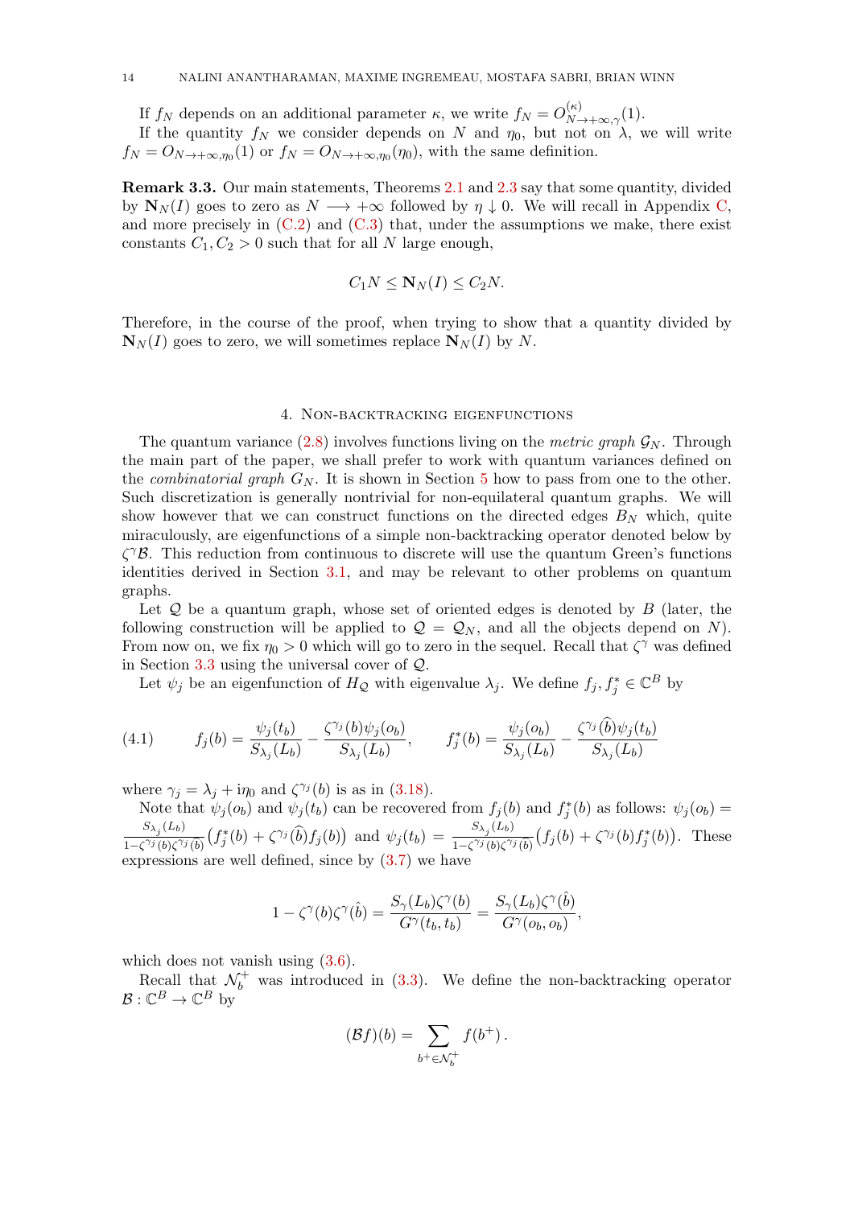If $f_N$ depends on an additional parameter $\kappa$, we write $f_N = O^{(\kappa)}_{N\to+\infty,\gamma}(1)$.

If the quantity $f_N$ we consider depends on $N$ and $\eta_0$, but not on $\lambda$, we will write $f_N = O_{N\to+\infty,\eta_0}(1)$ or $f_N = O_{N\to+\infty,\eta_0}(\eta_0)$, with the same definition.

**Remark 3.3.** Our main statements, Theorems 2.1 and 2.3 say that some quantity, divided by $\mathbf{N}_N(I)$ goes to zero as $N \longrightarrow +\infty$ followed by $\eta \downarrow 0$. We will recall in Appendix C, and more precisely in (C.2) and (C.3) that, under the assumptions we make, there exist constants $C_1, C_2 > 0$ such that for all $N$ large enough,

$$C_1 N \leq \mathbf{N}_N(I) \leq C_2 N.$$

Therefore, in the course of the proof, when trying to show that a quantity divided by $\mathbf{N}_N(I)$ goes to zero, we will sometimes replace $\mathbf{N}_N(I)$ by $N$.

## 4. Non-backtracking eigenfunctions

The quantum variance (2.8) involves functions living on the *metric graph* $\mathcal{G}_N$. Through the main part of the paper, we shall prefer to work with quantum variances defined on the *combinatorial graph* $G_N$. It is shown in Section 5 how to pass from one to the other. Such discretization is generally nontrivial for non-equilateral quantum graphs. We will show however that we can construct functions on the directed edges $B_N$ which, quite miraculously, are eigenfunctions of a simple non-backtracking operator denoted below by $\zeta^\gamma\mathcal{B}$. This reduction from continuous to discrete will use the quantum Green's functions identities derived in Section 3.1, and may be relevant to other problems on quantum graphs.

Let $\mathcal{Q}$ be a quantum graph, whose set of oriented edges is denoted by $B$ (later, the following construction will be applied to $\mathcal{Q} = \mathcal{Q}_N$, and all the objects depend on $N$). From now on, we fix $\eta_0 > 0$ which will go to zero in the sequel. Recall that $\zeta^\gamma$ was defined in Section 3.3 using the universal cover of $\mathcal{Q}$.

Let $\psi_j$ be an eigenfunction of $H_{\mathcal{Q}}$ with eigenvalue $\lambda_j$. We define $f_j, f_j^* \in \mathbb{C}^B$ by

$$f_j(b) = \frac{\psi_j(t_b)}{S_{\lambda_j}(L_b)} - \frac{\zeta^{\gamma_j}(b)\psi_j(o_b)}{S_{\lambda_j}(L_b)}, \qquad f_j^*(b) = \frac{\psi_j(o_b)}{S_{\lambda_j}(L_b)} - \frac{\zeta^{\gamma_j}(\widehat{b})\psi_j(t_b)}{S_{\lambda_j}(L_b)} \tag{4.1}$$

where $\gamma_j = \lambda_j + \mathrm{i}\eta_0$ and $\zeta^{\gamma_j}(b)$ is as in (3.18).

Note that $\psi_j(o_b)$ and $\psi_j(t_b)$ can be recovered from $f_j(b)$ and $f_j^*(b)$ as follows: $\psi_j(o_b) = \frac{S_{\lambda_j}(L_b)}{1-\zeta^{\gamma_j}(b)\zeta^{\gamma_j}(\widehat{b})}\big(f_j^*(b) + \zeta^{\gamma_j}(\widehat{b})f_j(b)\big)$ and $\psi_j(t_b) = \frac{S_{\lambda_j}(L_b)}{1-\zeta^{\gamma_j}(b)\zeta^{\gamma_j}(\widehat{b})}\big(f_j(b) + \zeta^{\gamma_j}(b)f_j^*(b)\big)$. These expressions are well defined, since by (3.7) we have

$$1 - \zeta^\gamma(b)\zeta^\gamma(\hat{b}) = \frac{S_\gamma(L_b)\zeta^\gamma(b)}{G^\gamma(t_b, t_b)} = \frac{S_\gamma(L_b)\zeta^\gamma(\hat{b})}{G^\gamma(o_b, o_b)},$$

which does not vanish using (3.6).

Recall that $\mathcal{N}_b^+$ was introduced in (3.3). We define the non-backtracking operator $\mathcal{B} : \mathbb{C}^B \to \mathbb{C}^B$ by

$$(\mathcal{B}f)(b) = \sum_{b^+ \in \mathcal{N}_b^+} f(b^+)\,.$$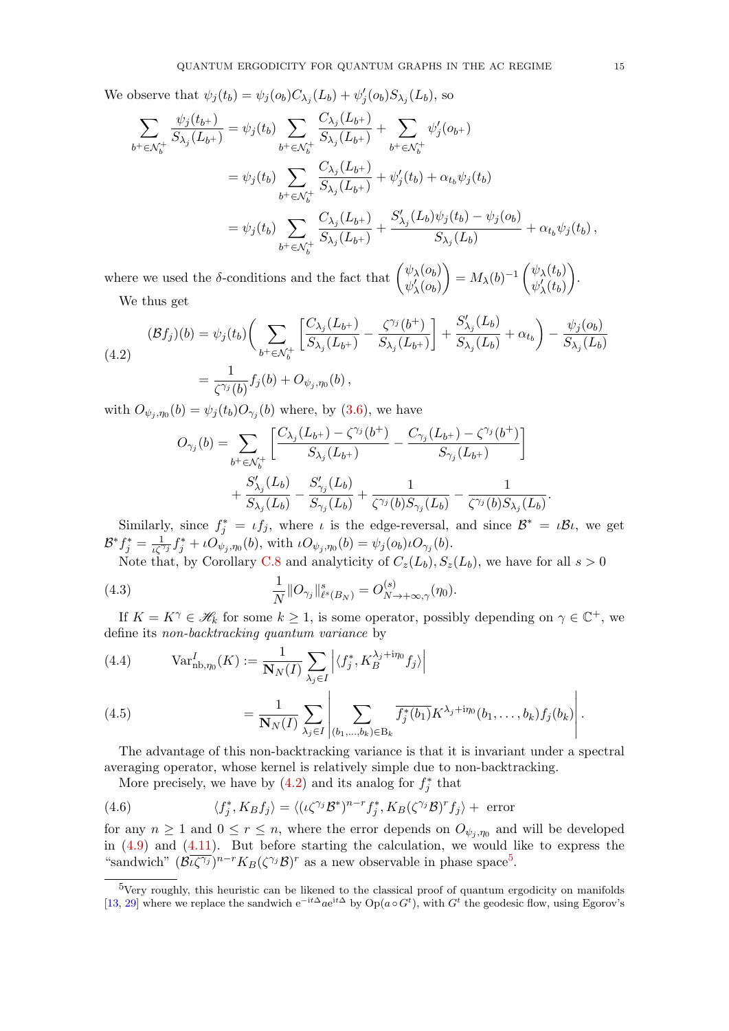We observe that $\psi_j(t_b) = \psi_j(o_b)C_{\lambda_j}(L_b) + \psi_j'(o_b)S_{\lambda_j}(L_b)$, so

$$
\begin{aligned}
\sum_{b^+\in\mathcal{N}_b^+} \frac{\psi_j(t_{b^+})}{S_{\lambda_j}(L_{b^+})} &= \psi_j(t_b) \sum_{b^+\in\mathcal{N}_b^+} \frac{C_{\lambda_j}(L_{b^+})}{S_{\lambda_j}(L_{b^+})} + \sum_{b^+\in\mathcal{N}_b^+} \psi_j'(o_{b^+}) \\
&= \psi_j(t_b) \sum_{b^+\in\mathcal{N}_b^+} \frac{C_{\lambda_j}(L_{b^+})}{S_{\lambda_j}(L_{b^+})} + \psi_j'(t_b) + \alpha_{t_b}\psi_j(t_b) \\
&= \psi_j(t_b) \sum_{b^+\in\mathcal{N}_b^+} \frac{C_{\lambda_j}(L_{b^+})}{S_{\lambda_j}(L_{b^+})} + \frac{S_{\lambda_j}'(L_b)\psi_j(t_b) - \psi_j(o_b)}{S_{\lambda_j}(L_b)} + \alpha_{t_b}\psi_j(t_b)\,,
\end{aligned}
$$

where we used the $\delta$-conditions and the fact that $\begin{pmatrix}\psi_\lambda(o_b)\\ \psi_\lambda'(o_b)\end{pmatrix} = M_\lambda(b)^{-1}\begin{pmatrix}\psi_\lambda(t_b)\\ \psi_\lambda'(t_b)\end{pmatrix}$.

We thus get

$$
\begin{aligned}
(\mathcal{B}f_j)(b) &= \psi_j(t_b)\bigg(\sum_{b^+\in\mathcal{N}_b^+}\left[\frac{C_{\lambda_j}(L_{b^+})}{S_{\lambda_j}(L_{b^+})} - \frac{\zeta^{\gamma_j}(b^+)}{S_{\lambda_j}(L_{b^+})}\right] + \frac{S_{\lambda_j}'(L_b)}{S_{\lambda_j}(L_b)} + \alpha_{t_b}\bigg) - \frac{\psi_j(o_b)}{S_{\lambda_j}(L_b)} \\
&= \frac{1}{\zeta^{\gamma_j}(b)} f_j(b) + O_{\psi_j,\eta_0}(b)\,,
\end{aligned}
\tag{4.2}
$$

with $O_{\psi_j,\eta_0}(b) = \psi_j(t_b)O_{\gamma_j}(b)$ where, by (3.6), we have

$$
\begin{aligned}
O_{\gamma_j}(b) = &\sum_{b^+\in\mathcal{N}_b^+}\left[\frac{C_{\lambda_j}(L_{b^+}) - \zeta^{\gamma_j}(b^+)}{S_{\lambda_j}(L_{b^+})} - \frac{C_{\gamma_j}(L_{b^+}) - \zeta^{\gamma_j}(b^+)}{S_{\gamma_j}(L_{b^+})}\right] \\
&+ \frac{S_{\lambda_j}'(L_b)}{S_{\lambda_j}(L_b)} - \frac{S_{\gamma_j}'(L_b)}{S_{\gamma_j}(L_b)} + \frac{1}{\zeta^{\gamma_j}(b)S_{\gamma_j}(L_b)} - \frac{1}{\zeta^{\gamma_j}(b)S_{\lambda_j}(L_b)}.
\end{aligned}
$$

Similarly, since $f_j^* = \iota f_j$, where $\iota$ is the edge-reversal, and since $\mathcal{B}^* = \iota\mathcal{B}\iota$, we get $\mathcal{B}^* f_j^* = \frac{1}{\iota\zeta^{\gamma_j}} f_j^* + \iota O_{\psi_j,\eta_0}(b)$, with $\iota O_{\psi_j,\eta_0}(b) = \psi_j(o_b)\iota O_{\gamma_j}(b)$.

Note that, by Corollary C.8 and analyticity of $C_z(L_b), S_z(L_b)$, we have for all $s>0$

$$
\frac{1}{N}\|O_{\gamma_j}\|^s_{\ell^s(B_N)} = O^{(s)}_{N\to+\infty,\gamma}(\eta_0). \tag{4.3}
$$

If $K = K^\gamma \in \mathscr{H}_k$ for some $k\ge 1$, is some operator, possibly depending on $\gamma\in\mathbb{C}^+$, we define its *non-backtracking quantum variance* by

$$
\operatorname{Var}^I_{\mathrm{nb},\eta_0}(K) := \frac{1}{\mathbf{N}_N(I)}\sum_{\lambda_j\in I}\left|\langle f_j^*, K_B^{\lambda_j+\mathrm{i}\eta_0} f_j\rangle\right| \tag{4.4}
$$

$$
= \frac{1}{\mathbf{N}_N(I)}\sum_{\lambda_j\in I}\left|\sum_{(b_1,\ldots,b_k)\in\mathrm{B}_k}\overline{f_j^*(b_1)}K^{\lambda_j+\mathrm{i}\eta_0}(b_1,\ldots,b_k)f_j(b_k)\right|. \tag{4.5}
$$

The advantage of this non-backtracking variance is that it is invariant under a spectral averaging operator, whose kernel is relatively simple due to non-backtracking.

More precisely, we have by (4.2) and its analog for $f_j^*$ that

$$
\langle f_j^*, K_B f_j\rangle = \langle (\iota\zeta^{\gamma_j}\mathcal{B}^*)^{n-r} f_j^*, K_B(\zeta^{\gamma_j}\mathcal{B})^r f_j\rangle + \text{ error} \tag{4.6}
$$

for any $n\ge 1$ and $0\le r\le n$, where the error depends on $O_{\psi_j,\eta_0}$ and will be developed in (4.9) and (4.11). But before starting the calculation, we would like to express the "sandwich" $(\mathcal{B}\overline{\iota\zeta^{\gamma_j}})^{n-r}K_B(\zeta^{\gamma_j}\mathcal{B})^r$ as a new observable in phase space[5].

---

[5]Very roughly, this heuristic can be likened to the classical proof of quantum ergodicity on manifolds [13, 29] where we replace the sandwich $\mathrm{e}^{-\mathrm{i}t\Delta}a\mathrm{e}^{\mathrm{i}t\Delta}$ by $\mathrm{Op}(a\circ G^t)$, with $G^t$ the geodesic flow, using Egorov's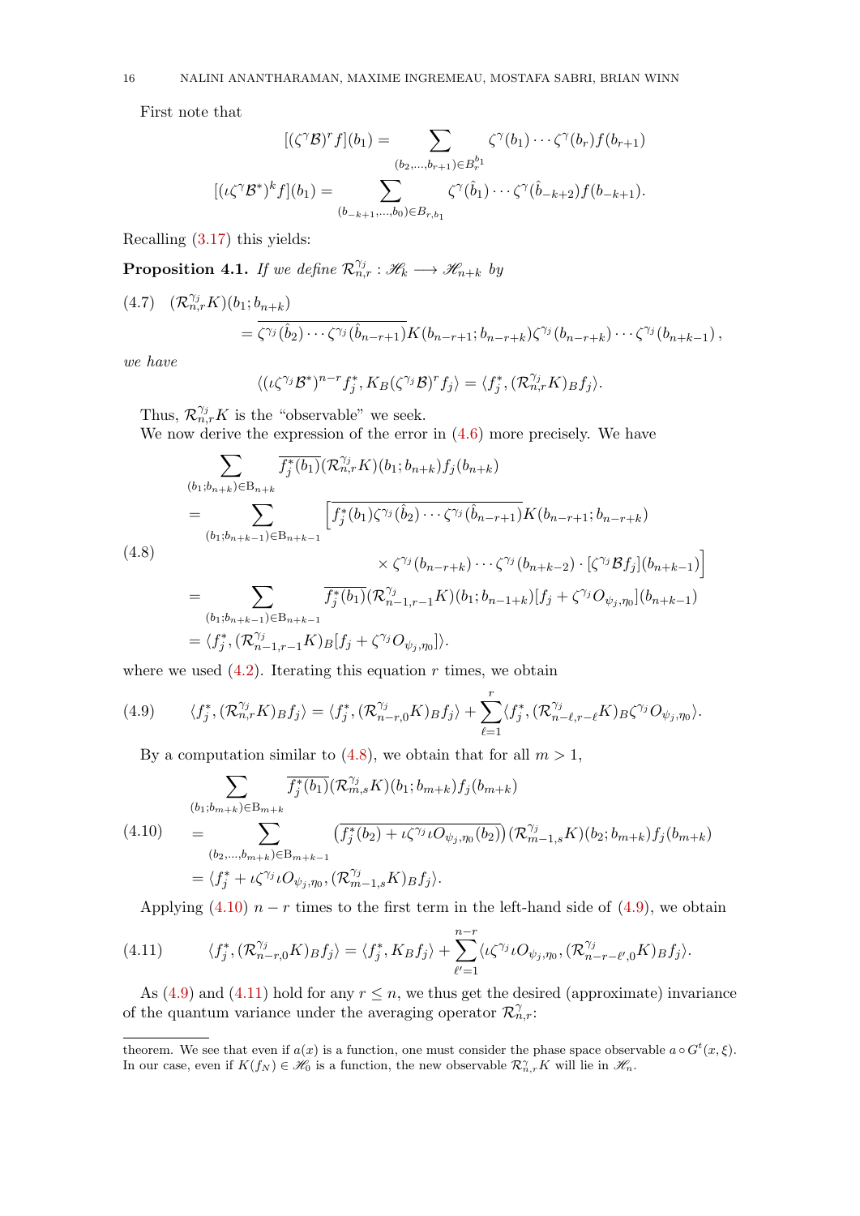First note that

$$[(\zeta^\gamma \mathcal{B})^r f](b_1) = \sum_{(b_2,\dots,b_{r+1})\in B_r^{b_1}} \zeta^\gamma(b_1)\cdots\zeta^\gamma(b_r) f(b_{r+1})$$

$$[(\iota\zeta^\gamma \mathcal{B}^*)^k f](b_1) = \sum_{(b_{-k+1},\dots,b_0)\in B_{r,b_1}} \zeta^\gamma(\hat{b}_1)\cdots\zeta^\gamma(\hat{b}_{-k+2}) f(b_{-k+1}).$$

Recalling (3.17) this yields:

**Proposition 4.1.** *If we define $\mathcal{R}^{\gamma_j}_{n,r} : \mathscr{H}_k \longrightarrow \mathscr{H}_{n+k}$ by*

$$\begin{aligned}(4.7)\quad &(\mathcal{R}^{\gamma_j}_{n,r} K)(b_1; b_{n+k}) \\ &= \overline{\zeta^{\gamma_j}(\hat{b}_2)\cdots\zeta^{\gamma_j}(\hat{b}_{n-r+1})} K(b_{n-r+1}; b_{n-r+k})\zeta^{\gamma_j}(b_{n-r+k})\cdots\zeta^{\gamma_j}(b_{n+k-1}),\end{aligned}$$

*we have*

$$\langle (\iota\zeta^{\gamma_j}\mathcal{B}^*)^{n-r} f_j^*, K_B(\zeta^{\gamma_j}\mathcal{B})^r f_j\rangle = \langle f_j^*, (\mathcal{R}^{\gamma_j}_{n,r}K)_B f_j\rangle.$$

Thus, $\mathcal{R}^{\gamma_j}_{n,r} K$ is the "observable" we seek.

We now derive the expression of the error in (4.6) more precisely. We have

$$\begin{aligned}
&\sum_{(b_1;b_{n+k})\in \mathrm{B}_{n+k}} \overline{f_j^*(b_1)}(\mathcal{R}^{\gamma_j}_{n,r}K)(b_1;b_{n+k}) f_j(b_{n+k}) \\
&= \sum_{(b_1;b_{n+k-1})\in \mathrm{B}_{n+k-1}} \Big[\overline{f_j^*(b_1)\zeta^{\gamma_j}(\hat{b}_2)\cdots\zeta^{\gamma_j}(\hat{b}_{n-r+1})} K(b_{n-r+1}; b_{n-r+k}) \\
(4.8)\qquad &\qquad\qquad \times \zeta^{\gamma_j}(b_{n-r+k})\cdots\zeta^{\gamma_j}(b_{n+k-2})\cdot[\zeta^{\gamma_j}\mathcal{B}f_j](b_{n+k-1})\Big] \\
&= \sum_{(b_1;b_{n+k-1})\in \mathrm{B}_{n+k-1}} \overline{f_j^*(b_1)}(\mathcal{R}^{\gamma_j}_{n-1,r-1}K)(b_1;b_{n-1+k})[f_j + \zeta^{\gamma_j}O_{\psi_j,\eta_0}](b_{n+k-1}) \\
&= \langle f_j^*, (\mathcal{R}^{\gamma_j}_{n-1,r-1}K)_B[f_j + \zeta^{\gamma_j}O_{\psi_j,\eta_0}]\rangle.
\end{aligned}$$

where we used (4.2). Iterating this equation $r$ times, we obtain

$$(4.9)\qquad \langle f_j^*, (\mathcal{R}^{\gamma_j}_{n,r}K)_B f_j\rangle = \langle f_j^*, (\mathcal{R}^{\gamma_j}_{n-r,0}K)_B f_j\rangle + \sum_{\ell=1}^{r}\langle f_j^*, (\mathcal{R}^{\gamma_j}_{n-\ell,r-\ell}K)_B \zeta^{\gamma_j}O_{\psi_j,\eta_0}\rangle.$$

By a computation similar to (4.8), we obtain that for all $m > 1$,

$$\begin{aligned}
&\sum_{(b_1;b_{m+k})\in \mathrm{B}_{m+k}} \overline{f_j^*(b_1)}(\mathcal{R}^{\gamma_j}_{m,s}K)(b_1;b_{m+k}) f_j(b_{m+k}) \\
(4.10)\qquad &= \sum_{(b_2,\dots,b_{m+k})\in \mathrm{B}_{m+k-1}} \left(\overline{f_j^*(b_2) + \iota\zeta^{\gamma_j}\iota O_{\psi_j,\eta_0}(b_2)}\right)(\mathcal{R}^{\gamma_j}_{m-1,s}K)(b_2;b_{m+k}) f_j(b_{m+k}) \\
&= \langle f_j^* + \iota\zeta^{\gamma_j}\iota O_{\psi_j,\eta_0}, (\mathcal{R}^{\gamma_j}_{m-1,s}K)_B f_j\rangle.
\end{aligned}$$

Applying (4.10) $n-r$ times to the first term in the left-hand side of (4.9), we obtain

$$(4.11)\qquad \langle f_j^*, (\mathcal{R}^{\gamma_j}_{n-r,0}K)_B f_j\rangle = \langle f_j^*, K_B f_j\rangle + \sum_{\ell'=1}^{n-r}\langle \iota\zeta^{\gamma_j}\iota O_{\psi_j,\eta_0}, (\mathcal{R}^{\gamma_j}_{n-r-\ell',0}K)_B f_j\rangle.$$

As (4.9) and (4.11) hold for any $r \le n$, we thus get the desired (approximate) invariance of the quantum variance under the averaging operator $\mathcal{R}^{\gamma}_{n,r}$:

---

theorem. We see that even if $a(x)$ is a function, one must consider the phase space observable $a \circ G^t(x,\xi)$. In our case, even if $K(f_N) \in \mathscr{H}_0$ is a function, the new observable $\mathcal{R}^{\gamma}_{n,r}K$ will lie in $\mathscr{H}_n$.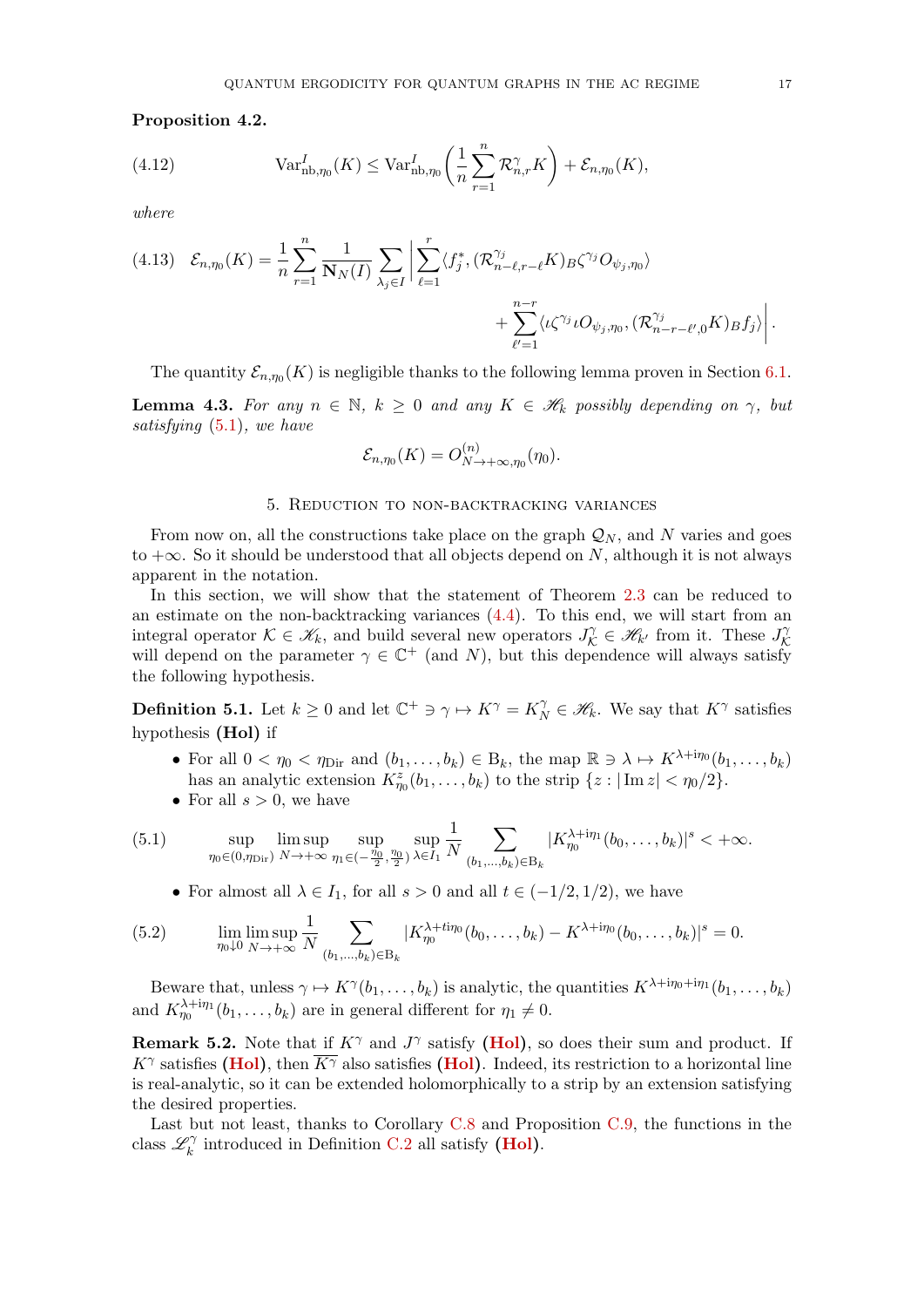**Proposition 4.2.**

$$\mathrm{Var}^I_{\mathrm{nb},\eta_0}(K) \le \mathrm{Var}^I_{\mathrm{nb},\eta_0}\left(\frac{1}{n}\sum_{r=1}^{n} \mathcal{R}^{\gamma}_{n,r} K\right) + \mathcal{E}_{n,\eta_0}(K), \tag{4.12}$$

*where*

$$\mathcal{E}_{n,\eta_0}(K) = \frac{1}{n}\sum_{r=1}^{n} \frac{1}{\mathbf{N}_N(I)} \sum_{\lambda_j \in I} \Bigg| \sum_{\ell=1}^{r} \langle f_j^*, (\mathcal{R}^{\gamma_j}_{n-\ell,r-\ell} K)_B \zeta^{\gamma_j} O_{\psi_j,\eta_0}\rangle + \sum_{\ell'=1}^{n-r} \langle \iota \zeta^{\gamma_j} \iota O_{\psi_j,\eta_0}, (\mathcal{R}^{\gamma_j}_{n-r-\ell',0} K)_B f_j \rangle \Bigg|. \tag{4.13}$$

The quantity $\mathcal{E}_{n,\eta_0}(K)$ is negligible thanks to the following lemma proven in Section 6.1.

**Lemma 4.3.** *For any $n \in \mathbb{N}$, $k \ge 0$ and any $K \in \mathscr{H}_k$ possibly depending on $\gamma$, but satisfying (5.1), we have*

$$\mathcal{E}_{n,\eta_0}(K) = O^{(n)}_{N\to+\infty,\eta_0}(\eta_0).$$

## 5. Reduction to non-backtracking variances

From now on, all the constructions take place on the graph $\mathcal{Q}_N$, and $N$ varies and goes to $+\infty$. So it should be understood that all objects depend on $N$, although it is not always apparent in the notation.

In this section, we will show that the statement of Theorem 2.3 can be reduced to an estimate on the non-backtracking variances (4.4). To this end, we will start from an integral operator $\mathcal{K} \in \mathscr{H}_k$, and build several new operators $J^{\gamma}_{\mathcal{K}} \in \mathscr{H}_{k'}$ from it. These $J^{\gamma}_{\mathcal{K}}$ will depend on the parameter $\gamma \in \mathbb{C}^+$ (and $N$), but this dependence will always satisfy the following hypothesis.

**Definition 5.1.** Let $k \ge 0$ and let $\mathbb{C}^+ \ni \gamma \mapsto K^{\gamma} = K^{\gamma}_N \in \mathscr{H}_k$. We say that $K^{\gamma}$ satisfies hypothesis **(Hol)** if

- For all $0 < \eta_0 < \eta_{\mathrm{Dir}}$ and $(b_1, \dots, b_k) \in \mathrm{B}_k$, the map $\mathbb{R} \ni \lambda \mapsto K^{\lambda + \mathrm{i}\eta_0}(b_1, \dots, b_k)$ has an analytic extension $K^z_{\eta_0}(b_1, \dots, b_k)$ to the strip $\{z : |\mathrm{Im}\, z| < \eta_0/2\}$.
- For all $s > 0$, we have

$$\sup_{\eta_0 \in (0,\eta_{\mathrm{Dir}})} \limsup_{N\to+\infty} \sup_{\eta_1 \in (-\frac{\eta_0}{2}, \frac{\eta_0}{2})} \sup_{\lambda \in I_1} \frac{1}{N} \sum_{(b_1,\dots,b_k)\in \mathrm{B}_k} |K^{\lambda+\mathrm{i}\eta_1}_{\eta_0}(b_0, \dots, b_k)|^s < +\infty. \tag{5.1}$$

- For almost all $\lambda \in I_1$, for all $s > 0$ and all $t \in (-1/2, 1/2)$, we have

$$\lim_{\eta_0 \downarrow 0} \limsup_{N\to+\infty} \frac{1}{N} \sum_{(b_1,\dots,b_k)\in \mathrm{B}_k} |K^{\lambda+t\mathrm{i}\eta_0}_{\eta_0}(b_0, \dots, b_k) - K^{\lambda+\mathrm{i}\eta_0}(b_0, \dots, b_k)|^s = 0. \tag{5.2}$$

Beware that, unless $\gamma \mapsto K^{\gamma}(b_1, \dots, b_k)$ is analytic, the quantities $K^{\lambda+\mathrm{i}\eta_0+\mathrm{i}\eta_1}(b_1, \dots, b_k)$ and $K^{\lambda+\mathrm{i}\eta_1}_{\eta_0}(b_1, \dots, b_k)$ are in general different for $\eta_1 \neq 0$.

**Remark 5.2.** Note that if $K^{\gamma}$ and $J^{\gamma}$ satisfy **(Hol)**, so does their sum and product. If $K^{\gamma}$ satisfies **(Hol)**, then $\overline{K^{\gamma}}$ also satisfies **(Hol)**. Indeed, its restriction to a horizontal line is real-analytic, so it can be extended holomorphically to a strip by an extension satisfying the desired properties.

Last but not least, thanks to Corollary C.8 and Proposition C.9, the functions in the class $\mathscr{L}^{\gamma}_k$ introduced in Definition C.2 all satisfy **(Hol)**.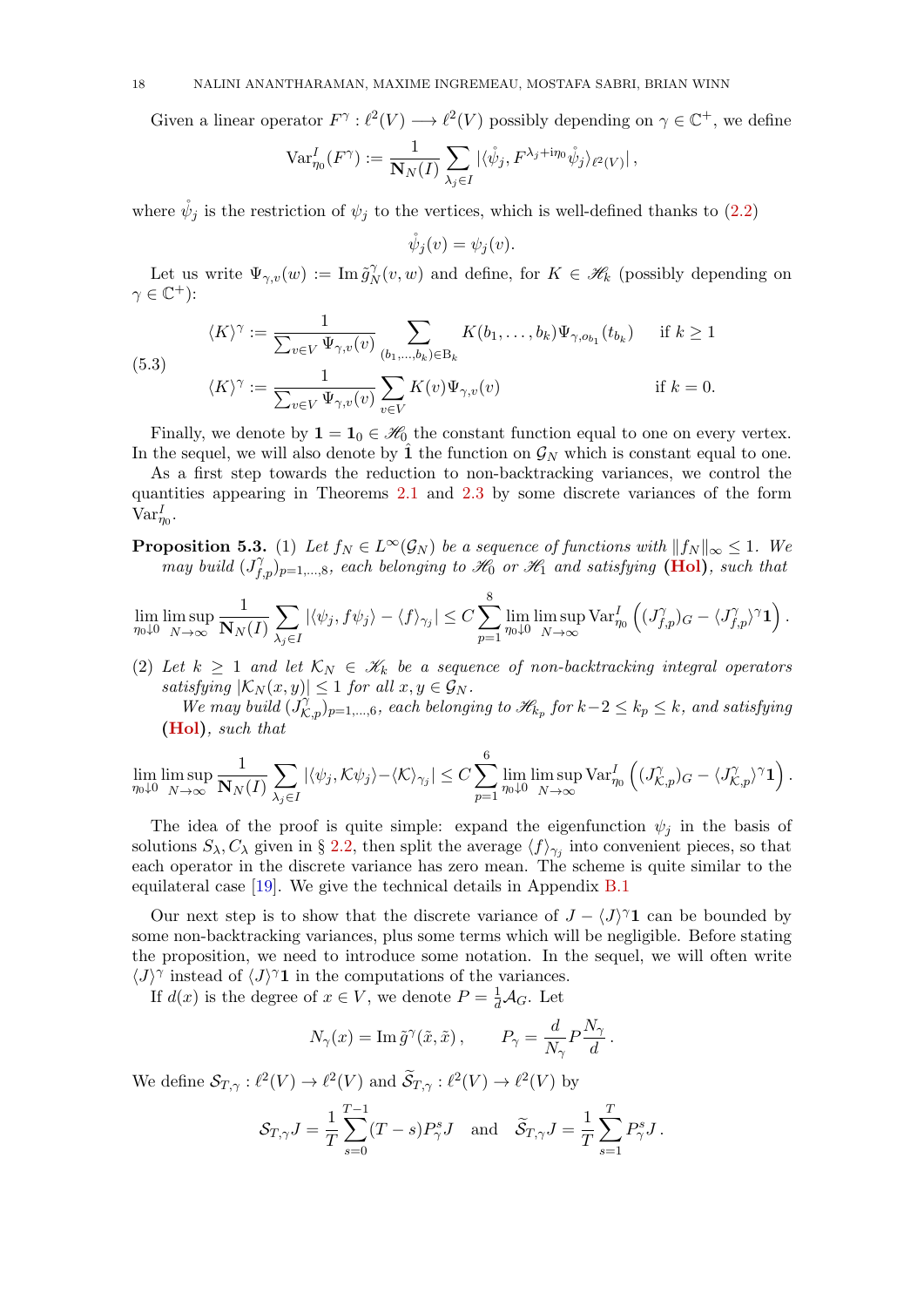Given a linear operator $F^\gamma : \ell^2(V) \longrightarrow \ell^2(V)$ possibly depending on $\gamma \in \mathbb{C}^+$, we define

$$\mathrm{Var}^I_{\eta_0}(F^\gamma) := \frac{1}{\mathbf{N}_N(I)} \sum_{\lambda_j \in I} |\langle \mathring{\psi}_j, F^{\lambda_j + \mathrm{i}\eta_0} \mathring{\psi}_j \rangle_{\ell^2(V)}| ,$$

where $\mathring{\psi}_j$ is the restriction of $\psi_j$ to the vertices, which is well-defined thanks to (2.2)

$$\mathring{\psi}_j(v) = \psi_j(v).$$

Let us write $\Psi_{\gamma,v}(w) := \mathrm{Im}\, \tilde{g}^\gamma_N(v,w)$ and define, for $K \in \mathscr{H}_k$ (possibly depending on $\gamma \in \mathbb{C}^+$):

$$(5.3) \qquad \begin{aligned} \langle K \rangle^\gamma &:= \frac{1}{\sum_{v\in V} \Psi_{\gamma,v}(v)} \sum_{(b_1,\dots,b_k)\in \mathrm{B}_k} K(b_1,\dots,b_k) \Psi_{\gamma,o_{b_1}}(t_{b_k}) && \text{if } k \geq 1 \\ \langle K \rangle^\gamma &:= \frac{1}{\sum_{v\in V} \Psi_{\gamma,v}(v)} \sum_{v \in V} K(v) \Psi_{\gamma,v}(v) && \text{if } k = 0. \end{aligned}$$

Finally, we denote by $\mathbf{1} = \mathbf{1}_0 \in \mathscr{H}_0$ the constant function equal to one on every vertex. In the sequel, we will also denote by $\hat{\mathbf{1}}$ the function on $\mathcal{G}_N$ which is constant equal to one.

As a first step towards the reduction to non-backtracking variances, we control the quantities appearing in Theorems 2.1 and 2.3 by some discrete variances of the form $\mathrm{Var}^I_{\eta_0}$.

**Proposition 5.3.** (1) *Let $f_N \in L^\infty(\mathcal{G}_N)$ be a sequence of functions with $\|f_N\|_\infty \leq 1$. We may build $(J^\gamma_{f,p})_{p=1,\dots,8}$, each belonging to $\mathscr{H}_0$ or $\mathscr{H}_1$ and satisfying* **(Hol)**, *such that*

$$\lim_{\eta_0 \downarrow 0} \limsup_{N\to\infty} \frac{1}{\mathbf{N}_N(I)} \sum_{\lambda_j \in I} |\langle \psi_j, f\psi_j\rangle - \langle f \rangle_{\gamma_j}| \leq C \sum_{p=1}^{8} \lim_{\eta_0 \downarrow 0} \limsup_{N\to\infty} \mathrm{Var}^I_{\eta_0}\left( (J^\gamma_{f,p})_G - \langle J^\gamma_{f,p}\rangle^\gamma \mathbf{1}\right).$$

(2) *Let $k \geq 1$ and let $\mathcal{K}_N \in \mathscr{K}_k$ be a sequence of non-backtracking integral operators satisfying $|\mathcal{K}_N(x,y)| \leq 1$ for all $x, y \in \mathcal{G}_N$.*
*We may build $(J^\gamma_{\mathcal{K},p})_{p=1,\dots,6}$, each belonging to $\mathscr{H}_{k_p}$ for $k-2 \leq k_p \leq k$, and satisfying* **(Hol)**, *such that*

$$\lim_{\eta_0 \downarrow 0} \limsup_{N\to\infty} \frac{1}{\mathbf{N}_N(I)} \sum_{\lambda_j \in I} |\langle \psi_j, \mathcal{K}\psi_j\rangle - \langle \mathcal{K} \rangle_{\gamma_j}| \leq C \sum_{p=1}^{6} \lim_{\eta_0 \downarrow 0} \limsup_{N\to\infty} \mathrm{Var}^I_{\eta_0}\left( (J^\gamma_{\mathcal{K},p})_G - \langle J^\gamma_{\mathcal{K},p}\rangle^\gamma \mathbf{1}\right).$$

The idea of the proof is quite simple: expand the eigenfunction $\psi_j$ in the basis of solutions $S_\lambda, C_\lambda$ given in § 2.2, then split the average $\langle f \rangle_{\gamma_j}$ into convenient pieces, so that each operator in the discrete variance has zero mean. The scheme is quite similar to the equilateral case [19]. We give the technical details in Appendix B.1

Our next step is to show that the discrete variance of $J - \langle J \rangle^\gamma \mathbf{1}$ can be bounded by some non-backtracking variances, plus some terms which will be negligible. Before stating the proposition, we need to introduce some notation. In the sequel, we will often write $\langle J \rangle^\gamma$ instead of $\langle J \rangle^\gamma \mathbf{1}$ in the computations of the variances.

If $d(x)$ is the degree of $x \in V$, we denote $P = \frac{1}{d}\mathcal{A}_G$. Let

$$N_\gamma(x) = \mathrm{Im}\, \tilde{g}^\gamma(\tilde{x}, \tilde{x})\,, \qquad P_\gamma = \frac{d}{N_\gamma} P \frac{N_\gamma}{d}\,.$$

We define $\mathcal{S}_{T,\gamma} : \ell^2(V) \to \ell^2(V)$ and $\widetilde{\mathcal{S}}_{T,\gamma} : \ell^2(V) \to \ell^2(V)$ by

$$\mathcal{S}_{T,\gamma} J = \frac{1}{T} \sum_{s=0}^{T-1} (T-s) P^s_\gamma J \quad \text{and} \quad \widetilde{\mathcal{S}}_{T,\gamma} J = \frac{1}{T} \sum_{s=1}^{T} P^s_\gamma J\,.$$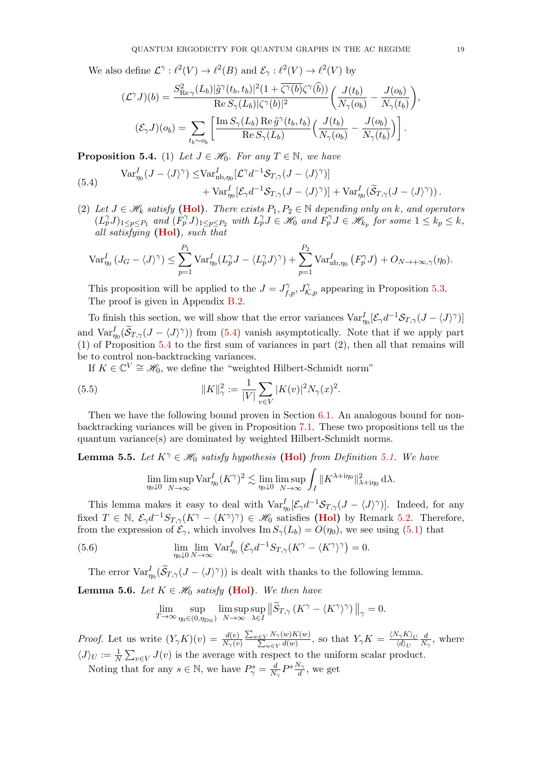We also define $\mathcal{L}^\gamma : \ell^2(V) \to \ell^2(B)$ and $\mathcal{E}_\gamma : \ell^2(V) \to \ell^2(V)$ by

$$(\mathcal{L}^\gamma J)(b) = \frac{S^2_{\mathrm{Re}\,\gamma}(L_b)|\tilde{g}^\gamma(t_b,t_b)|^2(1+\overline{\zeta^\gamma(b)}\zeta^\gamma(\widehat{b}))}{\mathrm{Re}\, S_\gamma(L_b)|\zeta^\gamma(b)|^2}\Big(\frac{J(t_b)}{N_\gamma(o_b)} - \frac{J(o_b)}{N_\gamma(t_b)}\Big),$$

$$(\mathcal{E}_\gamma J)(o_b) = \sum_{t_b \sim o_b}\Big[\frac{\mathrm{Im}\, S_\gamma(L_b)\,\mathrm{Re}\,\tilde{g}^\gamma(t_b,t_b)}{\mathrm{Re}\, S_\gamma(L_b)}\Big(\frac{J(t_b)}{N_\gamma(o_b)} - \frac{J(o_b)}{N_\gamma(t_b)}\Big)\Big].$$

**Proposition 5.4.** *(1) Let $J \in \mathscr{H}_0$. For any $T \in \mathbb{N}$, we have*

$$\begin{aligned}\mathrm{Var}^I_{\eta_0}(J - \langle J\rangle^\gamma) \le &\mathrm{Var}^I_{\mathrm{nb},\eta_0}[\mathcal{L}^\gamma d^{-1}\mathcal{S}_{T,\gamma}(J - \langle J\rangle^\gamma)] \\ &+ \mathrm{Var}^I_{\eta_0}[\mathcal{E}_\gamma d^{-1}\mathcal{S}_{T,\gamma}(J-\langle J\rangle^\gamma)] + \mathrm{Var}^I_{\eta_0}(\widetilde{\mathcal{S}}_{T,\gamma}(J-\langle J\rangle^\gamma))\,.\end{aligned} \tag{5.4}$$

*(2) Let $J \in \mathscr{H}_k$ satisfy* **(Hol)**. *There exists $P_1, P_2 \in \mathbb{N}$ depending only on $k$, and operators $(L^\gamma_p J)_{1\le p\le P_1}$ and $(F^\gamma_p J)_{1\le p\le P_2}$ with $L^\gamma_p J \in \mathscr{H}_0$ and $F^\gamma_p J \in \mathscr{H}_{k_p}$ for some $1 \le k_p \le k$, all satisfying* **(Hol)**, *such that*

$$\mathrm{Var}^I_{\eta_0}\left(J_G - \langle J\rangle^\gamma\right) \le \sum_{p=1}^{P_1}\mathrm{Var}^I_{\eta_0}(L^\gamma_p J - \langle L^\gamma_p J\rangle^\gamma) + \sum_{p=1}^{P_2}\mathrm{Var}^I_{\mathrm{nb},\eta_0}\left(F^\gamma_p J\right) + O_{N\to+\infty,\gamma}(\eta_0).$$

This proposition will be applied to the $J = J^\gamma_{f,p}, J^\gamma_{\mathcal{K},p}$ appearing in Proposition 5.3. The proof is given in Appendix B.2.

To finish this section, we will show that the error variances $\mathrm{Var}^I_{\eta_0}[\mathcal{E}_\gamma d^{-1}\mathcal{S}_{T,\gamma}(J-\langle J\rangle^\gamma)]$ and $\mathrm{Var}^I_{\eta_0}(\widetilde{\mathcal{S}}_{T,\gamma}(J - \langle J\rangle^\gamma))$ from (5.4) vanish asymptotically. Note that if we apply part (1) of Proposition 5.4 to the first sum of variances in part (2), then all that remains will be to control non-backtracking variances.

If $K \in \mathbb{C}^V \cong \mathscr{H}_0$, we define the "weighted Hilbert-Schmidt norm"

$$\|K\|^2_\gamma := \frac{1}{|V|}\sum_{v\in V}|K(v)|^2 N_\gamma(x)^2. \tag{5.5}$$

Then we have the following bound proven in Section 6.1. An analogous bound for non-backtracking variances will be given in Proposition 7.1. These two propositions tell us the quantum variance(s) are dominated by weighted Hilbert-Schmidt norms.

**Lemma 5.5.** *Let $K^\gamma \in \mathscr{H}_0$ satisfy hypothesis* **(Hol)** *from Definition 5.1. We have*

$$\lim_{\eta_0\downarrow 0}\limsup_{N\to\infty}\mathrm{Var}^I_{\eta_0}(K^\gamma)^2 \lesssim \lim_{\eta_0\downarrow 0}\limsup_{N\to\infty}\int_I \|K^{\lambda+\mathrm{i}\eta_0}\|^2_{\lambda+\mathrm{i}\eta_0}\,\mathrm{d}\lambda.$$

This lemma makes it easy to deal with $\mathrm{Var}^I_{\eta_0}[\mathcal{E}_\gamma d^{-1}\mathcal{S}_{T,\gamma}(J - \langle J\rangle^\gamma)]$. Indeed, for any fixed $T \in \mathbb{N}$, $\mathcal{E}_\gamma d^{-1}S_{T,\gamma}(K^\gamma - \langle K^\gamma\rangle^\gamma) \in \mathscr{H}_0$ satisfies **(Hol)** by Remark 5.2. Therefore, from the expression of $\mathcal{E}_\gamma$, which involves $\mathrm{Im}\, S_\gamma(L_b) = O(\eta_0)$, we see using (5.1) that

$$\lim_{\eta_0\downarrow 0}\lim_{N\to\infty}\mathrm{Var}^I_{\eta_0}\left(\mathcal{E}_\gamma d^{-1}S_{T,\gamma}(K^\gamma - \langle K^\gamma\rangle^\gamma\right) = 0. \tag{5.6}$$

The error $\mathrm{Var}^I_{\eta_0}(\widetilde{\mathcal{S}}_{T,\gamma}(J - \langle J\rangle^\gamma))$ is dealt with thanks to the following lemma.

**Lemma 5.6.** *Let $K \in \mathscr{H}_0$ satisfy* **(Hol)**. *We then have*

$$\lim_{T\to\infty}\sup_{\eta_0\in(0,\eta_{\mathrm{Dir}})}\limsup_{N\to\infty}\sup_{\lambda\in I}\left\|\widetilde{S}_{T,\gamma}\left(K^\gamma - \langle K^\gamma\rangle^\gamma\right)\right\|_\gamma = 0.$$

*Proof.* Let us write $(Y_\gamma K)(v) = \frac{d(v)}{N_\gamma(v)}\frac{\sum_{w\in V}N_\gamma(w)K(w)}{\sum_{w\in V}d(w)}$, so that $Y_\gamma K = \frac{\langle N_\gamma K\rangle_U}{\langle d\rangle_U}\frac{d}{N_\gamma}$, where $\langle J\rangle_U := \frac{1}{N}\sum_{v\in V}J(v)$ is the average with respect to the uniform scalar product.

Noting that for any $s \in \mathbb{N}$, we have $P^s_\gamma = \frac{d}{N_\gamma}P^s\frac{N_\gamma}{d}$, we get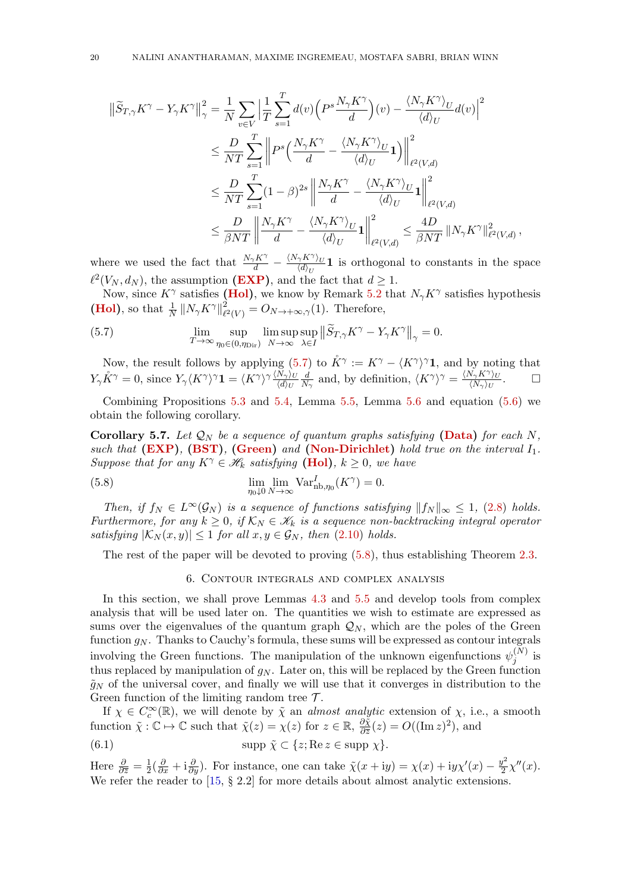$$
\begin{aligned}
\left\|\widetilde{S}_{T,\gamma}K^\gamma - Y_\gamma K^\gamma\right\|_\gamma^2 &= \frac{1}{N}\sum_{v\in V}\Big|\frac{1}{T}\sum_{s=1}^T d(v)\Big(P^s\frac{N_\gamma K^\gamma}{d}\Big)(v) - \frac{\langle N_\gamma K^\gamma\rangle_U}{\langle d\rangle_U}d(v)\Big|^2 \\
&\le \frac{D}{NT}\sum_{s=1}^T\left\|P^s\Big(\frac{N_\gamma K^\gamma}{d} - \frac{\langle N_\gamma K^\gamma\rangle_U}{\langle d\rangle_U}\mathbf{1}\Big)\right\|_{\ell^2(V,d)}^2 \\
&\le \frac{D}{NT}\sum_{s=1}^T(1-\beta)^{2s}\left\|\frac{N_\gamma K^\gamma}{d} - \frac{\langle N_\gamma K^\gamma\rangle_U}{\langle d\rangle_U}\mathbf{1}\right\|_{\ell^2(V,d)}^2 \\
&\le \frac{D}{\beta NT}\left\|\frac{N_\gamma K^\gamma}{d} - \frac{\langle N_\gamma K^\gamma\rangle_U}{\langle d\rangle_U}\mathbf{1}\right\|_{\ell^2(V,d)}^2 \le \frac{4D}{\beta NT}\left\|N_\gamma K^\gamma\right\|_{\ell^2(V,d)}^2,
\end{aligned}
$$

where we used the fact that $\frac{N_\gamma K^\gamma}{d} - \frac{\langle N_\gamma K^\gamma\rangle_U}{\langle d\rangle_U}\mathbf{1}$ is orthogonal to constants in the space $\ell^2(V_N, d_N)$, the assumption **(EXP)**, and the fact that $d \ge 1$.

Now, since $K^\gamma$ satisfies **(Hol)**, we know by Remark 5.2 that $N_\gamma K^\gamma$ satisfies hypothesis **(Hol)**, so that $\frac{1}{N}\left\|N_\gamma K^\gamma\right\|_{\ell^2(V)}^2 = O_{N\to+\infty,\gamma}(1)$. Therefore,

$$
\lim_{T\to\infty}\sup_{\eta_0\in(0,\eta_{\mathrm{Dir}})}\limsup_{N\to\infty}\sup_{\lambda\in I}\left\|\widetilde{S}_{T,\gamma}K^\gamma - Y_\gamma K^\gamma\right\|_\gamma = 0. \tag{5.7}
$$

Now, the result follows by applying (5.7) to $\mathring{K}^\gamma := K^\gamma - \langle K^\gamma\rangle^\gamma\mathbf{1}$, and by noting that $Y_\gamma\mathring{K}^\gamma = 0$, since $Y_\gamma\langle K^\gamma\rangle^\gamma\mathbf{1} = \langle K^\gamma\rangle^\gamma\frac{\langle N_\gamma\rangle_U}{\langle d\rangle_U}\frac{d}{N_\gamma}$ and, by definition, $\langle K^\gamma\rangle^\gamma = \frac{\langle N_\gamma K^\gamma\rangle_U}{\langle N_\gamma\rangle_U}$. $\square$

Combining Propositions 5.3 and 5.4, Lemma 5.5, Lemma 5.6 and equation (5.6) we obtain the following corollary.

**Corollary 5.7.** *Let $\mathcal{Q}_N$ be a sequence of quantum graphs satisfying* **(Data)** *for each $N$, such that* **(EXP)**, **(BST)**, **(Green)** *and* **(Non-Dirichlet)** *hold true on the interval $I_1$. Suppose that for any $K^\gamma\in\mathscr{H}_k$ satisfying* **(Hol)**, *$k\ge 0$, we have*

$$
\lim_{\eta_0\downarrow 0}\lim_{N\to\infty}\mathrm{Var}^I_{\mathrm{nb},\eta_0}(K^\gamma) = 0. \tag{5.8}
$$

*Then, if $f_N\in L^\infty(\mathcal{G}_N)$ is a sequence of functions satisfying $\|f_N\|_\infty\le 1$, (2.8) holds. Furthermore, for any $k\ge 0$, if $\mathcal{K}_N\in\mathscr{K}_k$ is a sequence non-backtracking integral operator satisfying $|\mathcal{K}_N(x,y)|\le 1$ for all $x,y\in\mathcal{G}_N$, then (2.10) holds.*

The rest of the paper will be devoted to proving (5.8), thus establishing Theorem 2.3.

## 6. Contour integrals and complex analysis

In this section, we shall prove Lemmas 4.3 and 5.5 and develop tools from complex analysis that will be used later on. The quantities we wish to estimate are expressed as sums over the eigenvalues of the quantum graph $\mathcal{Q}_N$, which are the poles of the Green function $g_N$. Thanks to Cauchy's formula, these sums will be expressed as contour integrals involving the Green functions. The manipulation of the unknown eigenfunctions $\psi_j^{(N)}$ is thus replaced by manipulation of $g_N$. Later on, this will be replaced by the Green function $\tilde{g}_N$ of the universal cover, and finally we will use that it converges in distribution to the Green function of the limiting random tree $\mathcal{T}$.

If $\chi\in C_c^\infty(\mathbb{R})$, we will denote by $\tilde{\chi}$ an *almost analytic* extension of $\chi$, i.e., a smooth function $\tilde{\chi}:\mathbb{C}\mapsto\mathbb{C}$ such that $\tilde{\chi}(z)=\chi(z)$ for $z\in\mathbb{R}$, $\frac{\partial\tilde{\chi}}{\partial\bar{z}}(z) = O((\operatorname{Im} z)^2)$, and

$$
\operatorname{supp}\,\tilde{\chi}\subset\{z;\operatorname{Re} z\in\operatorname{supp}\,\chi\}. \tag{6.1}
$$

Here $\frac{\partial}{\partial\bar{z}} = \frac{1}{2}(\frac{\partial}{\partial x} + \mathrm{i}\frac{\partial}{\partial y})$. For instance, one can take $\tilde{\chi}(x+\mathrm{i}y) = \chi(x) + \mathrm{i}y\chi'(x) - \frac{y^2}{2}\chi''(x)$. We refer the reader to [15, § 2.2] for more details about almost analytic extensions.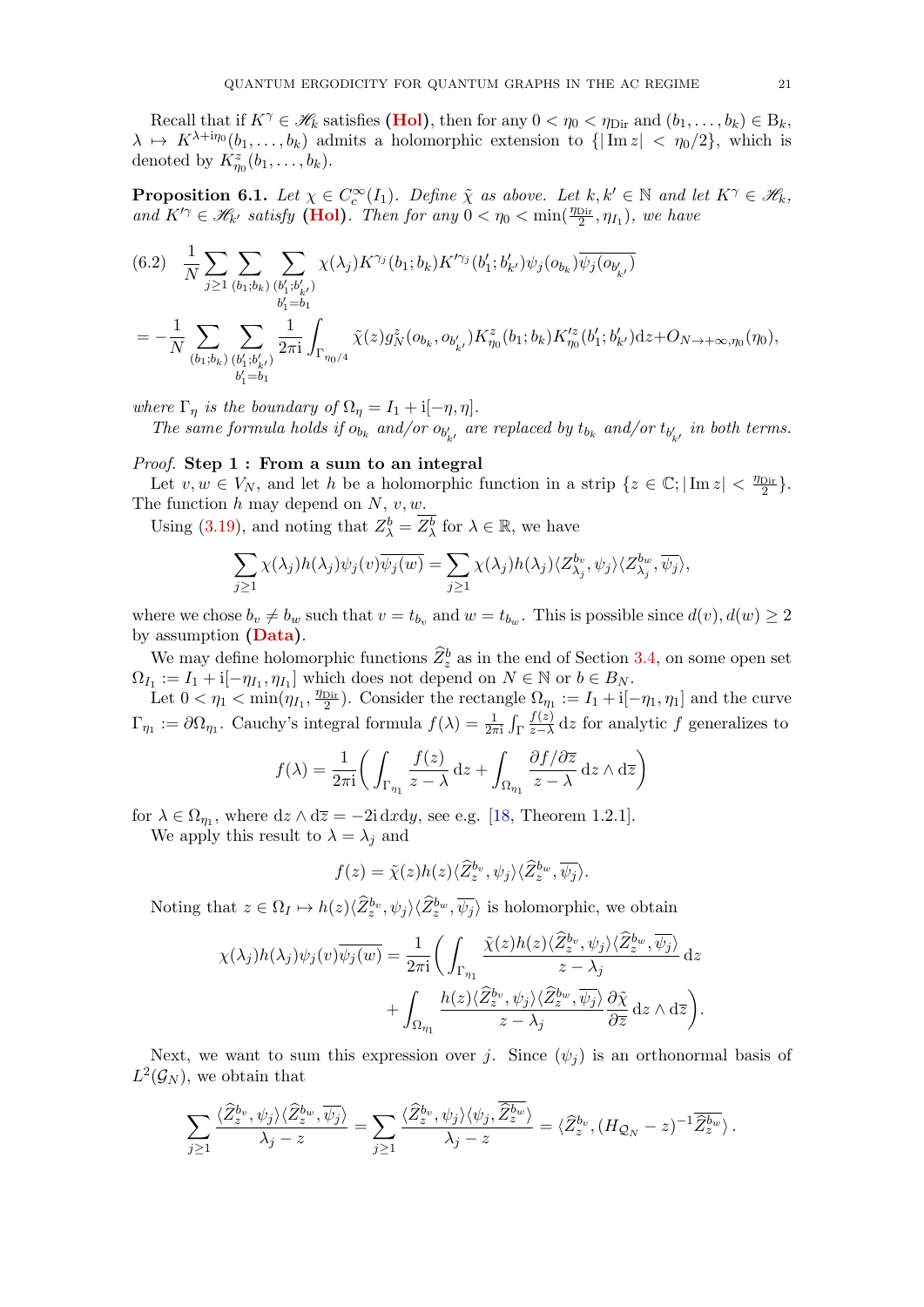Recall that if $K^\gamma \in \mathscr{H}_k$ satisfies **(Hol)**, then for any $0 < \eta_0 < \eta_{\mathrm{Dir}}$ and $(b_1, \dots, b_k) \in \mathrm{B}_k$, $\lambda \mapsto K^{\lambda + \mathrm{i}\eta_0}(b_1, \dots, b_k)$ admits a holomorphic extension to $\{|\operatorname{Im} z| < \eta_0/2\}$, which is denoted by $K^z_{\eta_0}(b_1, \dots, b_k)$.

**Proposition 6.1.** *Let $\chi \in C_c^\infty(I_1)$. Define $\tilde{\chi}$ as above. Let $k, k' \in \mathbb{N}$ and let $K^\gamma \in \mathscr{H}_k$, and $K'^\gamma \in \mathscr{H}_{k'}$ satisfy* **(Hol)**. *Then for any $0 < \eta_0 < \min(\frac{\eta_{\mathrm{Dir}}}{2}, \eta_{I_1})$, we have*

$$
\begin{aligned}
(6.2)\quad & \frac{1}{N} \sum_{j \geq 1} \sum_{(b_1; b_k)} \sum_{\substack{(b'_1; b'_{k'}) \\ b'_1 = b_1}} \chi(\lambda_j) K^{\gamma_j}(b_1; b_k) K'^{\gamma_j}(b'_1; b'_{k'}) \psi_j(o_{b_k}) \overline{\psi_j(o_{b'_{k'}})} \\
&= -\frac{1}{N} \sum_{(b_1; b_k)} \sum_{\substack{(b'_1; b'_{k'}) \\ b'_1 = b_1}} \frac{1}{2\pi \mathrm{i}} \int_{\Gamma_{\eta_0/4}} \tilde{\chi}(z) g_N^z(o_{b_k}, o_{b'_{k'}}) K^z_{\eta_0}(b_1; b_k) K'^z_{\eta_0}(b'_1; b'_{k'}) \mathrm{d}z + O_{N \to +\infty, \eta_0}(\eta_0),
\end{aligned}
$$

*where $\Gamma_\eta$ is the boundary of $\Omega_\eta = I_1 + \mathrm{i}[-\eta, \eta]$.*

*The same formula holds if $o_{b_k}$ and/or $o_{b'_{k'}}$ are replaced by $t_{b_k}$ and/or $t_{b'_{k'}}$ in both terms.*

*Proof.* **Step 1 : From a sum to an integral**

Let $v, w \in V_N$, and let $h$ be a holomorphic function in a strip $\{z \in \mathbb{C}; |\operatorname{Im} z| < \frac{\eta_{\mathrm{Dir}}}{2}\}$. The function $h$ may depend on $N$, $v$, $w$.

Using (3.19), and noting that $Z^b_\lambda = \overline{Z^b_\lambda}$ for $\lambda \in \mathbb{R}$, we have

$$
\sum_{j \geq 1} \chi(\lambda_j) h(\lambda_j) \psi_j(v) \overline{\psi_j(w)} = \sum_{j \geq 1} \chi(\lambda_j) h(\lambda_j) \langle Z^{b_v}_{\lambda_j}, \psi_j \rangle \langle Z^{b_w}_{\lambda_j}, \overline{\psi_j} \rangle,
$$

where we chose $b_v \neq b_w$ such that $v = t_{b_v}$ and $w = t_{b_w}$. This is possible since $d(v), d(w) \geq 2$ by assumption **(Data)**.

We may define holomorphic functions $\widehat{Z}^b_z$ as in the end of Section 3.4, on some open set $\Omega_{I_1} := I_1 + \mathrm{i}[-\eta_{I_1}, \eta_{I_1}]$ which does not depend on $N \in \mathbb{N}$ or $b \in B_N$.

Let $0 < \eta_1 < \min(\eta_{I_1}, \frac{\eta_{\mathrm{Dir}}}{2})$. Consider the rectangle $\Omega_{\eta_1} := I_1 + \mathrm{i}[-\eta_1, \eta_1]$ and the curve $\Gamma_{\eta_1} := \partial \Omega_{\eta_1}$. Cauchy's integral formula $f(\lambda) = \frac{1}{2\pi \mathrm{i}} \int_\Gamma \frac{f(z)}{z - \lambda} \mathrm{d}z$ for analytic $f$ generalizes to

$$
f(\lambda) = \frac{1}{2\pi \mathrm{i}} \left( \int_{\Gamma_{\eta_1}} \frac{f(z)}{z - \lambda} \mathrm{d}z + \int_{\Omega_{\eta_1}} \frac{\partial f / \partial \overline{z}}{z - \lambda} \mathrm{d}z \wedge \mathrm{d}\overline{z} \right)
$$

for $\lambda \in \Omega_{\eta_1}$, where $\mathrm{d}z \wedge \mathrm{d}\overline{z} = -2\mathrm{i}\, \mathrm{d}x \mathrm{d}y$, see e.g. [18, Theorem 1.2.1].

We apply this result to $\lambda = \lambda_j$ and

$$
f(z) = \tilde{\chi}(z) h(z) \langle \widehat{Z}^{b_v}_z, \psi_j \rangle \langle \widehat{Z}^{b_w}_z, \overline{\psi_j} \rangle.
$$

Noting that $z \in \Omega_I \mapsto h(z) \langle \widehat{Z}^{b_v}_z, \psi_j \rangle \langle \widehat{Z}^{b_w}_z, \overline{\psi_j} \rangle$ is holomorphic, we obtain

$$
\begin{aligned}
\chi(\lambda_j) h(\lambda_j) \psi_j(v) \overline{\psi_j(w)} = \frac{1}{2\pi \mathrm{i}} \Bigg( & \int_{\Gamma_{\eta_1}} \frac{\tilde{\chi}(z) h(z) \langle \widehat{Z}^{b_v}_z, \psi_j \rangle \langle \widehat{Z}^{b_w}_z, \overline{\psi_j} \rangle}{z - \lambda_j} \mathrm{d}z \\
& + \int_{\Omega_{\eta_1}} \frac{h(z) \langle \widehat{Z}^{b_v}_z, \psi_j \rangle \langle \widehat{Z}^{b_w}_z, \overline{\psi_j} \rangle}{z - \lambda_j} \frac{\partial \tilde{\chi}}{\partial \overline{z}} \mathrm{d}z \wedge \mathrm{d}\overline{z} \Bigg).
\end{aligned}
$$

Next, we want to sum this expression over $j$. Since $(\psi_j)$ is an orthonormal basis of $L^2(\mathcal{G}_N)$, we obtain that

$$
\sum_{j \geq 1} \frac{\langle \widehat{Z}^{b_v}_z, \psi_j \rangle \langle \widehat{Z}^{b_w}_z, \overline{\psi_j} \rangle}{\lambda_j - z} = \sum_{j \geq 1} \frac{\langle \widehat{Z}^{b_v}_z, \psi_j \rangle \langle \psi_j, \overline{\widehat{Z}^{b_w}_z} \rangle}{\lambda_j - z} = \langle \widehat{Z}^{b_v}_z, (H_{\mathcal{Q}_N} - z)^{-1} \overline{\widehat{Z}^{b_w}_z} \rangle.
$$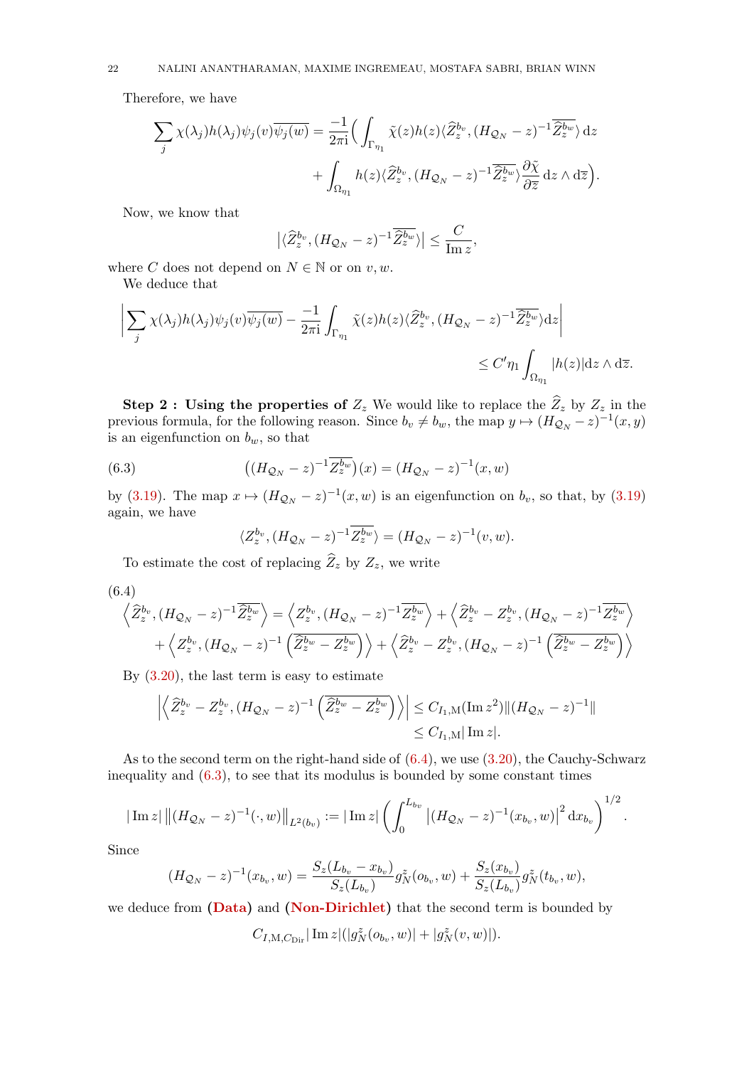Therefore, we have

$$\sum_j \chi(\lambda_j)h(\lambda_j)\psi_j(v)\overline{\psi_j(w)} = \frac{-1}{2\pi \mathrm{i}}\Big( \int_{\Gamma_{\eta_1}} \tilde{\chi}(z)h(z)\langle \widehat{Z}_z^{b_v}, (H_{\mathcal{Q}_N}-z)^{-1}\overline{\widehat{Z}_z^{b_w}}\rangle \,\mathrm{d}z \\ + \int_{\Omega_{\eta_1}} h(z)\langle \widehat{Z}_z^{b_v}, (H_{\mathcal{Q}_N}-z)^{-1}\overline{\widehat{Z}_z^{b_w}}\rangle \frac{\partial \tilde{\chi}}{\partial \overline{z}}\,\mathrm{d}z\wedge \mathrm{d}\overline{z}\Big).$$

Now, we know that

$$\big|\langle \widehat{Z}_z^{b_v}, (H_{\mathcal{Q}_N}-z)^{-1}\overline{\widehat{Z}_z^{b_w}}\rangle\big| \le \frac{C}{\operatorname{Im} z},$$

where $C$ does not depend on $N\in\mathbb{N}$ or on $v,w$.

We deduce that

$$\Big|\sum_j \chi(\lambda_j)h(\lambda_j)\psi_j(v)\overline{\psi_j(w)} - \frac{-1}{2\pi\mathrm{i}}\int_{\Gamma_{\eta_1}} \tilde{\chi}(z)h(z)\langle \widehat{Z}_z^{b_v}, (H_{\mathcal{Q}_N}-z)^{-1}\overline{\widehat{Z}_z^{b_w}}\rangle \mathrm{d}z\Big| \\ \le C'\eta_1\int_{\Omega_{\eta_1}} |h(z)|\mathrm{d}z\wedge\mathrm{d}\overline{z}.$$

**Step 2 : Using the properties of $Z_z$** We would like to replace the $\widehat{Z}_z$ by $Z_z$ in the previous formula, for the following reason. Since $b_v\neq b_w$, the map $y\mapsto (H_{\mathcal{Q}_N}-z)^{-1}(x,y)$ is an eigenfunction on $b_w$, so that

$$\big((H_{\mathcal{Q}_N}-z)^{-1}\overline{Z_z^{b_w}}\big)(x) = (H_{\mathcal{Q}_N}-z)^{-1}(x,w) \tag{6.3}$$

by (3.19). The map $x\mapsto (H_{\mathcal{Q}_N}-z)^{-1}(x,w)$ is an eigenfunction on $b_v$, so that, by (3.19) again, we have

$$\langle Z_z^{b_v}, (H_{\mathcal{Q}_N}-z)^{-1}\overline{Z_z^{b_w}}\rangle = (H_{\mathcal{Q}_N}-z)^{-1}(v,w).$$

To estimate the cost of replacing $\widehat{Z}_z$ by $Z_z$, we write

$$\Big\langle \widehat{Z}_z^{b_v}, (H_{\mathcal{Q}_N}-z)^{-1}\overline{\widehat{Z}_z^{b_w}}\Big\rangle = \Big\langle Z_z^{b_v}, (H_{\mathcal{Q}_N}-z)^{-1}\overline{Z_z^{b_w}}\Big\rangle + \Big\langle \widehat{Z}_z^{b_v}-Z_z^{b_v}, (H_{\mathcal{Q}_N}-z)^{-1}\overline{Z_z^{b_w}}\Big\rangle \\ + \Big\langle Z_z^{b_v}, (H_{\mathcal{Q}_N}-z)^{-1}\Big(\overline{\widehat{Z}_z^{b_w}-Z_z^{b_w}}\Big)\Big\rangle + \Big\langle \widehat{Z}_z^{b_v}-Z_z^{b_v}, (H_{\mathcal{Q}_N}-z)^{-1}\Big(\overline{\widehat{Z}_z^{b_w}-Z_z^{b_w}}\Big)\Big\rangle \tag{6.4}$$

By (3.20), the last term is easy to estimate

$$\Big|\Big\langle \widehat{Z}_z^{b_v}-Z_z^{b_v}, (H_{\mathcal{Q}_N}-z)^{-1}\Big(\overline{\widehat{Z}_z^{b_w}-Z_z^{b_w}}\Big)\Big\rangle\Big| \le C_{I_1,\mathrm{M}}(\operatorname{Im} z^2)\|(H_{\mathcal{Q}_N}-z)^{-1}\| \\ \le C_{I_1,\mathrm{M}}|\operatorname{Im} z|.$$

As to the second term on the right-hand side of (6.4), we use (3.20), the Cauchy-Schwarz inequality and (6.3), to see that its modulus is bounded by some constant times

$$|\operatorname{Im} z|\,\big\|(H_{\mathcal{Q}_N}-z)^{-1}(\cdot,w)\big\|_{L^2(b_v)} := |\operatorname{Im} z|\left(\int_0^{L_{b_v}} \big|(H_{\mathcal{Q}_N}-z)^{-1}(x_{b_v},w)\big|^2\mathrm{d}x_{b_v}\right)^{1/2}.$$

Since

$$(H_{\mathcal{Q}_N}-z)^{-1}(x_{b_v},w) = \frac{S_z(L_{b_v}-x_{b_v})}{S_z(L_{b_v})}g_N^z(o_{b_v},w) + \frac{S_z(x_{b_v})}{S_z(L_{b_v})}g_N^z(t_{b_v},w),$$

we deduce from **(Data)** and **(Non-Dirichlet)** that the second term is bounded by

$$C_{I,\mathrm{M},C_{\mathrm{Dir}}}|\operatorname{Im} z|(|g_N^z(o_{b_v},w)| + |g_N^z(v,w)|).$$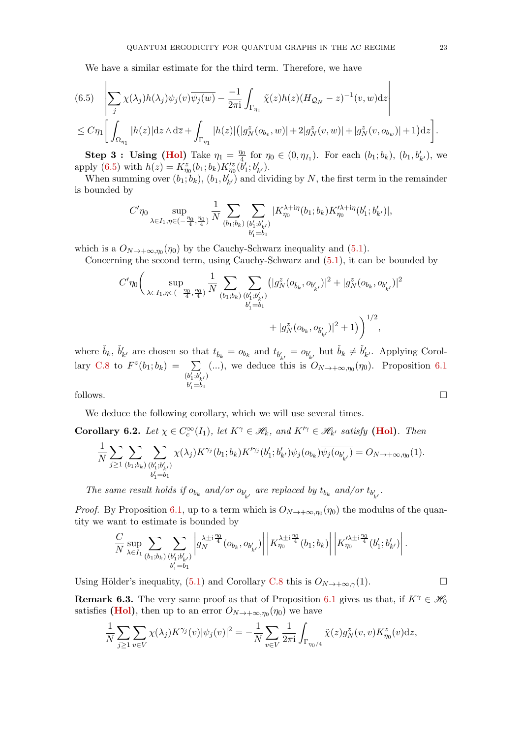We have a similar estimate for the third term. Therefore, we have

$$\left|\sum_j \chi(\lambda_j)h(\lambda_j)\psi_j(v)\overline{\psi_j(w)} - \frac{-1}{2\pi \mathrm{i}}\int_{\Gamma_{\eta_1}} \tilde{\chi}(z)h(z)(H_{\mathcal{Q}_N}-z)^{-1}(v,w)\mathrm{d}z\right| \tag{6.5}$$
$$\leq C\eta_1\bigg[\int_{\Omega_{\eta_1}}|h(z)|\mathrm{d}z\wedge\mathrm{d}\overline{z} + \int_{\Gamma_{\eta_1}}|h(z)|\big(|g_N^{\tilde{z}}(o_{b_v},w)|+2|g_N^{z}(v,w)|+|g_N^{z}(v,o_{b_w})|+1\big)\mathrm{d}z\bigg].$$

**Step 3 : Using (Hol)** Take $\eta_1 = \frac{\eta_0}{4}$ for $\eta_0 \in (0,\eta_{I_1})$. For each $(b_1;b_k)$, $(b_1,b'_{k'})$, we apply (6.5) with $h(z) = K^z_{\eta_0}(b_1;b_k)K'^z_{\eta_0}(b'_1;b'_{k'})$.

When summing over $(b_1;b_k)$, $(b_1,b'_{k'})$ and dividing by $N$, the first term in the remainder is bounded by

$$C'\eta_0 \sup_{\lambda\in I_1,\eta\in(-\frac{\eta_0}{4},\frac{\eta_0}{4})}\frac{1}{N}\sum_{(b_1;b_k)}\sum_{\substack{(b'_1;b'_{k'})\\ b'_1=b_1}}|K^{\lambda+\mathrm{i}\eta}_{\eta_0}(b_1;b_k)K'^{\lambda+\mathrm{i}\eta}_{\eta_0}(b'_1;b'_{k'})|,$$

which is a $O_{N\to+\infty,\eta_0}(\eta_0)$ by the Cauchy-Schwarz inequality and (5.1).

Concerning the second term, using Cauchy-Schwarz and (5.1), it can be bounded by

$$C'\eta_0\bigg(\sup_{\lambda\in I_1,\eta\in(-\frac{\eta_0}{4},\frac{\eta_0}{4})}\frac{1}{N}\sum_{(b_1;b_k)}\sum_{\substack{(b'_1;b'_{k'})\\ b'_1=b_1}}\big(|g_N^{\tilde{z}}(o_{\check{b}_k},o_{b'_{k'}})|^2+|g_N^{z}(o_{b_k},o_{b'_{k'}})|^2$$
$$+|g_N^{\tilde{z}}(o_{b_k},o_{\check{b}'_{k'}})|^2+1\big)\bigg)^{1/2},$$

where $\check{b}_k$, $\check{b}'_{k'}$ are chosen so that $t_{\check{b}_k}=o_{b_k}$ and $t_{\check{b}'_{k'}}=o_{b'_{k'}}$ but $\check{b}_k\neq\check{b}'_{k'}$. Applying Corollary C.8 to $F^z(b_1;b_k)=\sum_{\substack{(b'_1;b'_{k'})\\ b'_1=b_1}}(\ldots)$, we deduce this is $O_{N\to+\infty,\eta_0}(\eta_0)$. Proposition 6.1 follows. $\square$

We deduce the following corollary, which we will use several times.

**Corollary 6.2.** *Let $\chi\in C_c^\infty(I_1)$, let $K^\gamma\in\mathscr{H}_k$, and $K'^\gamma\in\mathscr{H}_{k'}$ satisfy* **(Hol)***. Then*

$$\frac{1}{N}\sum_{j\geq 1}\sum_{(b_1;b_k)}\sum_{\substack{(b'_1;b'_{k'})\\ b'_1=b_1}}\chi(\lambda_j)K^{\gamma_j}(b_1;b_k)K'^{\gamma_j}(b'_1;b'_{k'})\psi_j(o_{b_k})\overline{\psi_j(o_{b'_{k'}})} = O_{N\to+\infty,\eta_0}(1).$$

*The same result holds if $o_{b_k}$ and/or $o_{b'_{k'}}$ are replaced by $t_{b_k}$ and/or $t_{b'_{k'}}$.*

*Proof.* By Proposition 6.1, up to a term which is $O_{N\to+\infty,\eta_0}(\eta_0)$ the modulus of the quantity we want to estimate is bounded by

$$\frac{C}{N}\sup_{\lambda\in I_1}\sum_{(b_1;b_k)}\sum_{\substack{(b'_1;b'_{k'})\\ b'_1=b_1}}\left|g_N^{\lambda\pm\mathrm{i}\frac{\eta_0}{4}}(o_{b_k},o_{b'_{k'}})\right|\left|K^{\lambda\pm\mathrm{i}\frac{\eta_0}{4}}_{\eta_0}(b_1;b_k)\right|\left|K'^{\lambda\pm\mathrm{i}\frac{\eta_0}{4}}_{\eta_0}(b'_1;b'_{k'})\right|.$$

Using Hölder's inequality, (5.1) and Corollary C.8 this is $O_{N\to+\infty,\gamma}(1)$. $\square$

**Remark 6.3.** The very same proof as that of Proposition 6.1 gives us that, if $K^\gamma\in\mathscr{H}_0$ satisfies **(Hol)**, then up to an error $O_{N\to+\infty,\eta_0}(\eta_0)$ we have

$$\frac{1}{N}\sum_{j\geq 1}\sum_{v\in V}\chi(\lambda_j)K^{\gamma_j}(v)|\psi_j(v)|^2 = -\frac{1}{N}\sum_{v\in V}\frac{1}{2\pi \mathrm{i}}\int_{\Gamma_{\eta_0/4}}\tilde{\chi}(z)g_N^z(v,v)K^z_{\eta_0}(v)\mathrm{d}z,$$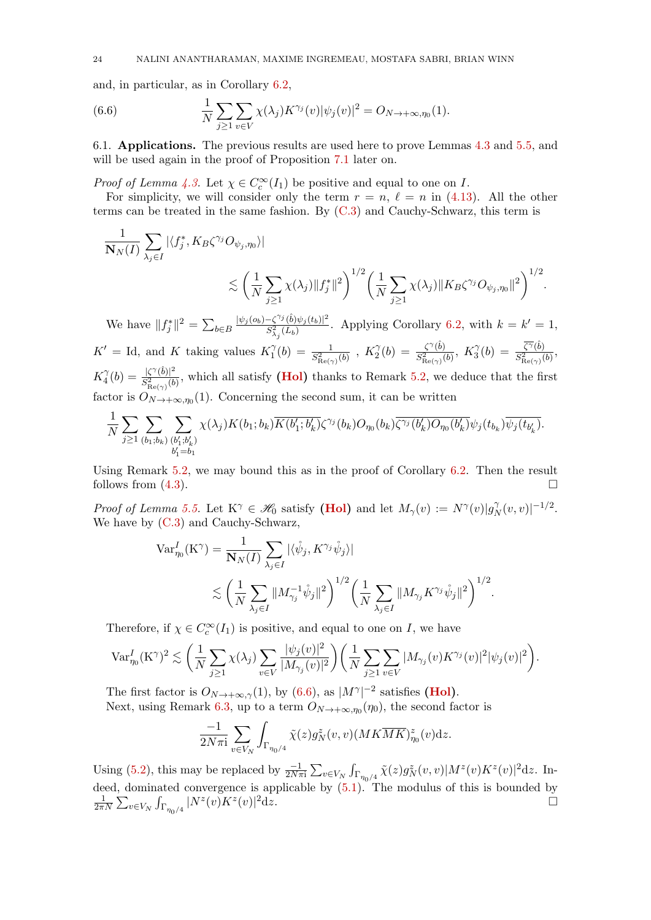and, in particular, as in Corollary 6.2,

$$\frac{1}{N}\sum_{j\geq 1}\sum_{v\in V}\chi(\lambda_j)K^{\gamma_j}(v)|\psi_j(v)|^2 = O_{N\to+\infty,\eta_0}(1). \tag{6.6}$$

6.1. **Applications.** The previous results are used here to prove Lemmas 4.3 and 5.5, and will be used again in the proof of Proposition 7.1 later on.

*Proof of Lemma 4.3.* Let $\chi\in C_c^\infty(I_1)$ be positive and equal to one on $I$.

For simplicity, we will consider only the term $r=n$, $\ell=n$ in (4.13). All the other terms can be treated in the same fashion. By (C.3) and Cauchy-Schwarz, this term is

$$\frac{1}{\mathbf{N}_N(I)}\sum_{\lambda_j\in I}|\langle f_j^*, K_B\zeta^{\gamma_j}O_{\psi_j,\eta_0}\rangle|$$
$$\lesssim\left(\frac{1}{N}\sum_{j\geq 1}\chi(\lambda_j)\|f_j^*\|^2\right)^{1/2}\left(\frac{1}{N}\sum_{j\geq 1}\chi(\lambda_j)\|K_B\zeta^{\gamma_j}O_{\psi_j,\eta_0}\|^2\right)^{1/2}.$$

We have $\|f_j^*\|^2=\sum_{b\in B}\frac{|\psi_j(o_b)-\zeta^{\gamma_j}(\hat b)\psi_j(t_b)|^2}{S^2_{\lambda_j}(L_b)}$. Applying Corollary 6.2, with $k=k'=1$, $K'=\mathrm{Id}$, and $K$ taking values $K_1^\gamma(b)=\frac{1}{S^2_{\mathrm{Re}(\gamma)}(b)}$ , $K_2^\gamma(b)=\frac{\zeta^\gamma(\hat b)}{S^2_{\mathrm{Re}(\gamma)}(b)}$, $K_3^\gamma(b)=\frac{\overline{\zeta^\gamma}(\hat b)}{S^2_{\mathrm{Re}(\gamma)}(b)}$, $K_4^\gamma(b)=\frac{|\zeta^\gamma(\hat b)|^2}{S^2_{\mathrm{Re}(\gamma)}(b)}$, which all satisfy **(Hol)** thanks to Remark 5.2, we deduce that the first factor is $O_{N\to+\infty,\eta_0}(1)$. Concerning the second sum, it can be written

$$\frac{1}{N}\sum_{j\geq 1}\sum_{(b_1;b_k)}\sum_{\substack{(b_1';b_k')\\ b_1'=b_1}}\chi(\lambda_j)K(b_1;b_k)\overline{K(b_1';b_k')}\zeta^{\gamma_j}(b_k)O_{\eta_0}(b_k)\overline{\zeta^{\gamma_j}(b_k')O_{\eta_0}(b_k')}\psi_j(t_{b_k})\overline{\psi_j(t_{b_k'})}.$$

Using Remark 5.2, we may bound this as in the proof of Corollary 6.2. Then the result follows from (4.3). □

*Proof of Lemma 5.5.* Let $\mathrm{K}^\gamma\in\mathscr{H}_0$ satisfy **(Hol)** and let $M_\gamma(v):=N^\gamma(v)|g_N^\gamma(v,v)|^{-1/2}$. We have by (C.3) and Cauchy-Schwarz,

$$\mathrm{Var}^I_{\eta_0}(\mathrm{K}^\gamma)=\frac{1}{\mathbf{N}_N(I)}\sum_{\lambda_j\in I}|\langle\mathring{\psi}_j,K^{\gamma_j}\mathring{\psi}_j\rangle|$$
$$\lesssim\left(\frac{1}{N}\sum_{\lambda_j\in I}\|M_{\gamma_j}^{-1}\mathring{\psi}_j\|^2\right)^{1/2}\left(\frac{1}{N}\sum_{\lambda_j\in I}\|M_{\gamma_j}K^{\gamma_j}\mathring{\psi}_j\|^2\right)^{1/2}.$$

Therefore, if $\chi\in C_c^\infty(I_1)$ is positive, and equal to one on $I$, we have

$$\mathrm{Var}^I_{\eta_0}(\mathrm{K}^\gamma)^2\lesssim\left(\frac{1}{N}\sum_{j\geq 1}\chi(\lambda_j)\sum_{v\in V}\frac{|\psi_j(v)|^2}{|M_{\gamma_j}(v)|^2}\right)\left(\frac{1}{N}\sum_{j\geq 1}\sum_{v\in V}|M_{\gamma_j}(v)K^{\gamma_j}(v)|^2|\psi_j(v)|^2\right).$$

The first factor is $O_{N\to+\infty,\gamma}(1)$, by (6.6), as $|M^\gamma|^{-2}$ satisfies **(Hol)**.

Next, using Remark 6.3, up to a term $O_{N\to+\infty,\eta_0}(\eta_0)$, the second factor is

$$\frac{-1}{2N\pi\mathrm{i}}\sum_{v\in V_N}\int_{\Gamma_{\eta_0/4}}\tilde\chi(z)g_N^z(v,v)(MK\overline{MK})^z_{\eta_0}(v)\mathrm{d}z.$$

Using (5.2), this may be replaced by $\frac{-1}{2N\pi\mathrm{i}}\sum_{v\in V_N}\int_{\Gamma_{\eta_0/4}}\tilde\chi(z)g_N^z(v,v)|M^z(v)K^z(v)|^2\mathrm{d}z$. Indeed, dominated convergence is applicable by (5.1). The modulus of this is bounded by $\frac{1}{2\pi N}\sum_{v\in V_N}\int_{\Gamma_{\eta_0/4}}|N^z(v)K^z(v)|^2\mathrm{d}z$. □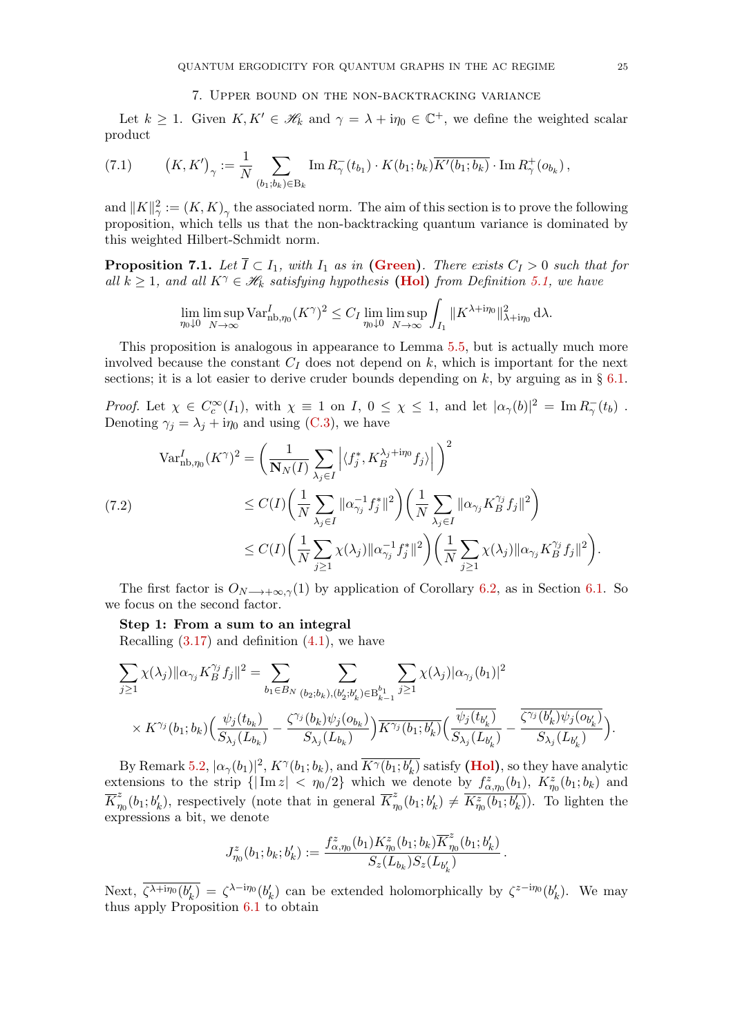## 7. Upper bound on the non-backtracking variance

Let $k \geq 1$. Given $K, K' \in \mathscr{H}_k$ and $\gamma = \lambda + \mathrm{i}\eta_0 \in \mathbb{C}^+$, we define the weighted scalar product

$$(K, K')_\gamma := \frac{1}{N} \sum_{(b_1;b_k)\in \mathrm{B}_k} \operatorname{Im} R_\gamma^-(t_{b_1}) \cdot K(b_1;b_k)\overline{K'(b_1;b_k)} \cdot \operatorname{Im} R_\gamma^+(o_{b_k})\,, \tag{7.1}$$

and $\|K\|_\gamma^2 := (K,K)_\gamma$ the associated norm. The aim of this section is to prove the following proposition, which tells us that the non-backtracking quantum variance is dominated by this weighted Hilbert-Schmidt norm.

**Proposition 7.1.** *Let $\overline{I} \subset I_1$, with $I_1$ as in* **(Green)**. *There exists $C_I > 0$ such that for all $k \geq 1$, and all $K^\gamma \in \mathscr{H}_k$ satisfying hypothesis* **(Hol)** *from Definition 5.1, we have*

$$\lim_{\eta_0 \downarrow 0} \limsup_{N\to\infty} \operatorname{Var}^I_{\mathrm{nb},\eta_0}(K^\gamma)^2 \leq C_I \lim_{\eta_0\downarrow 0}\limsup_{N\to\infty} \int_{I_1} \|K^{\lambda+\mathrm{i}\eta_0}\|^2_{\lambda+\mathrm{i}\eta_0}\,\mathrm{d}\lambda.$$

This proposition is analogous in appearance to Lemma 5.5, but is actually much more involved because the constant $C_I$ does not depend on $k$, which is important for the next sections; it is a lot easier to derive cruder bounds depending on $k$, by arguing as in § 6.1.

*Proof.* Let $\chi \in C_c^\infty(I_1)$, with $\chi \equiv 1$ on $I$, $0 \leq \chi \leq 1$, and let $|\alpha_\gamma(b)|^2 = \operatorname{Im} R_\gamma^-(t_b)$. Denoting $\gamma_j = \lambda_j + \mathrm{i}\eta_0$ and using (C.3), we have

$$\begin{aligned}
\operatorname{Var}^I_{\mathrm{nb},\eta_0}(K^\gamma)^2 &= \left(\frac{1}{\mathbf{N}_N(I)} \sum_{\lambda_j \in I} \left|\langle f_j^*, K_B^{\lambda_j+\mathrm{i}\eta_0} f_j\rangle\right|\right)^2 \\
&\leq C(I)\left(\frac{1}{N}\sum_{\lambda_j\in I} \|\alpha_{\gamma_j}^{-1} f_j^*\|^2\right)\left(\frac{1}{N}\sum_{\lambda_j \in I}\|\alpha_{\gamma_j} K_B^{\gamma_j} f_j\|^2\right) \\
&\leq C(I)\left(\frac{1}{N}\sum_{j\geq 1}\chi(\lambda_j)\|\alpha_{\gamma_j}^{-1} f_j^*\|^2\right)\left(\frac{1}{N}\sum_{j\geq 1}\chi(\lambda_j)\|\alpha_{\gamma_j} K_B^{\gamma_j} f_j\|^2\right).
\end{aligned} \tag{7.2}$$

The first factor is $O_{N\longrightarrow+\infty,\gamma}(1)$ by application of Corollary 6.2, as in Section 6.1. So we focus on the second factor.

**Step 1: From a sum to an integral**

Recalling (3.17) and definition (4.1), we have

$$\begin{aligned}
\sum_{j\geq 1}\chi(\lambda_j)\|\alpha_{\gamma_j}K_B^{\gamma_j} f_j\|^2 &= \sum_{b_1\in B_N}\sum_{(b_2;b_k),(b_2';b_k')\in \mathrm{B}_{k-1}^{b_1}}\sum_{j\geq 1}\chi(\lambda_j)|\alpha_{\gamma_j}(b_1)|^2 \\
&\times K^{\gamma_j}(b_1;b_k)\Big(\frac{\psi_j(t_{b_k})}{S_{\lambda_j}(L_{b_k})} - \frac{\zeta^{\gamma_j}(b_k)\psi_j(o_{b_k})}{S_{\lambda_j}(L_{b_k})}\Big)\overline{K^{\gamma_j}(b_1;b_k')}\Big(\frac{\overline{\psi_j(t_{b_k'})}}{S_{\lambda_j}(L_{b_k'})} - \frac{\overline{\zeta^{\gamma_j}(b_k')\psi_j(o_{b_k'})}}{S_{\lambda_j}(L_{b_k'})}\Big).
\end{aligned}$$

By Remark 5.2, $|\alpha_\gamma(b_1)|^2$, $K^\gamma(b_1;b_k)$, and $\overline{K^\gamma(b_1;b_k')}$ satisfy **(Hol)**, so they have analytic extensions to the strip $\{|\operatorname{Im} z| < \eta_0/2\}$ which we denote by $f^z_{\alpha,\eta_0}(b_1)$, $K^z_{\eta_0}(b_1;b_k)$ and $\overline{K}^z_{\eta_0}(b_1;b_k')$, respectively (note that in general $\overline{K}^z_{\eta_0}(b_1;b_k') \neq \overline{K^z_{\eta_0}(b_1;b_k')}$). To lighten the expressions a bit, we denote

$$J^z_{\eta_0}(b_1;b_k;b_k') := \frac{f^z_{\alpha,\eta_0}(b_1)K^z_{\eta_0}(b_1;b_k)\overline{K}^z_{\eta_0}(b_1;b_k')}{S_z(L_{b_k})S_z(L_{b_k'})}\,.$$

Next, $\overline{\zeta^{\lambda+\mathrm{i}\eta_0}(b_k')} = \zeta^{\lambda-\mathrm{i}\eta_0}(b_k')$ can be extended holomorphically by $\zeta^{z-\mathrm{i}\eta_0}(b_k')$. We may thus apply Proposition 6.1 to obtain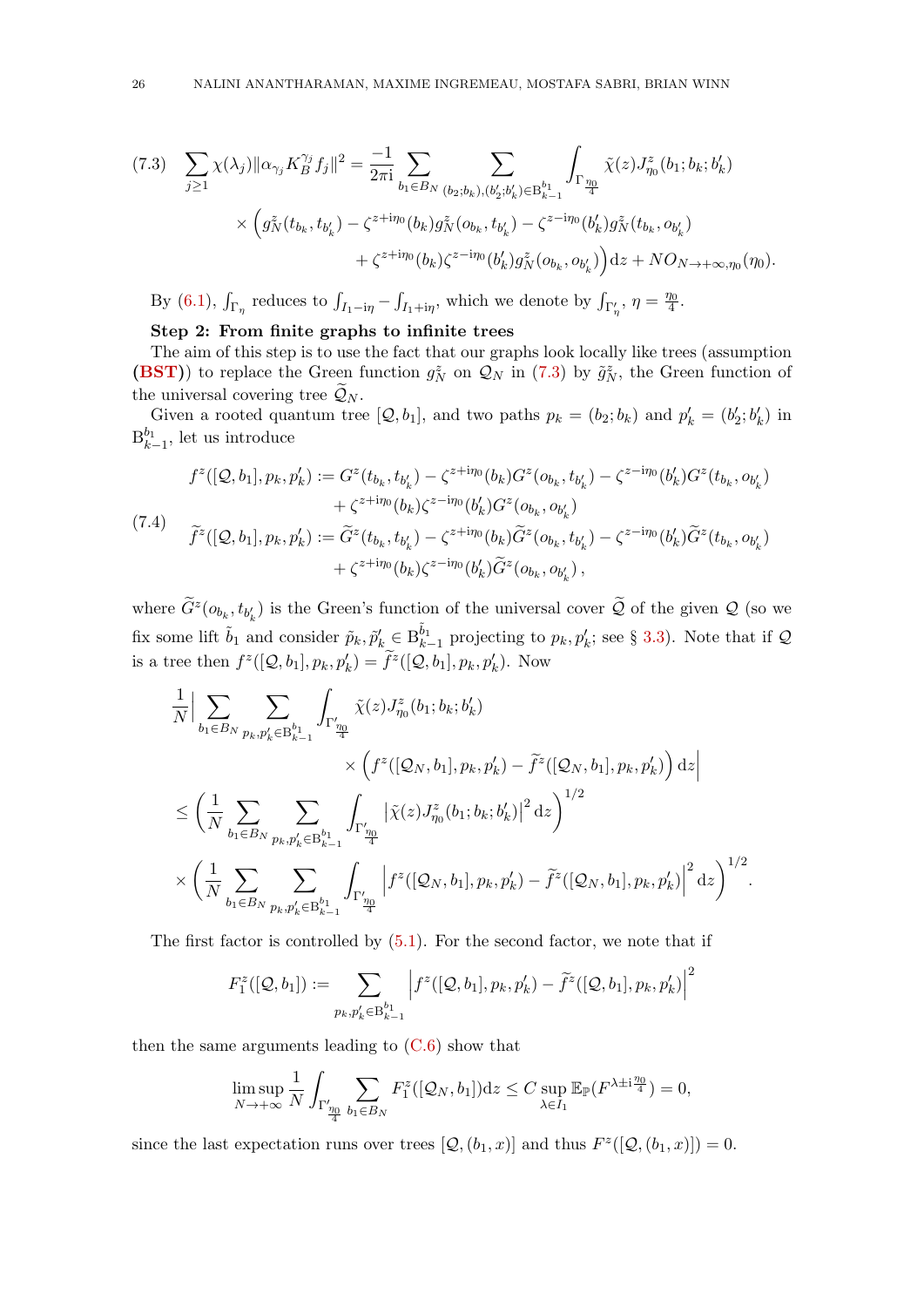$$
\begin{aligned}
(7.3)\quad \sum_{j\geq 1}\chi(\lambda_j)\|\alpha_{\gamma_j}K_B^{\gamma_j}f_j\|^2 = \frac{-1}{2\pi \mathrm{i}}\sum_{b_1\in B_N}\sum_{(b_2;b_k),(b_2';b_k')\in \mathrm{B}_{k-1}^{b_1}}\int_{\Gamma_{\frac{\eta_0}{4}}}\tilde{\chi}(z)J^z_{\eta_0}(b_1;b_k;b_k')\\
\times\Big(g_N^{\tilde z}(t_{b_k},t_{b_k'}) - \zeta^{z+\mathrm{i}\eta_0}(b_k)g_N^{\tilde z}(o_{b_k},t_{b_k'}) - \zeta^{z-\mathrm{i}\eta_0}(b_k')g_N^{\tilde z}(t_{b_k},o_{b_k'})\\
+\zeta^{z+\mathrm{i}\eta_0}(b_k)\zeta^{z-\mathrm{i}\eta_0}(b_k')g_N^{\tilde z}(o_{b_k},o_{b_k'})\Big)\,\mathrm{d}z + NO_{N\to+\infty,\eta_0}(\eta_0).
\end{aligned}
$$

By (6.1), $\int_{\Gamma_\eta}$ reduces to $\int_{I_1-\mathrm{i}\eta}-\int_{I_1+\mathrm{i}\eta}$, which we denote by $\int_{\Gamma'_\eta}$, $\eta=\frac{\eta_0}{4}$.

**Step 2: From finite graphs to infinite trees**

The aim of this step is to use the fact that our graphs look locally like trees (assumption **(BST)**) to replace the Green function $g_N^{\tilde z}$ on $\mathcal{Q}_N$ in (7.3) by $\tilde g_N^{\tilde z}$, the Green function of the universal covering tree $\widetilde{\mathcal{Q}}_N$.

Given a rooted quantum tree $[\mathcal{Q},b_1]$, and two paths $p_k=(b_2;b_k)$ and $p_k'=(b_2';b_k')$ in $\mathrm{B}_{k-1}^{b_1}$, let us introduce

$$
\begin{aligned}
(7.4)\quad f^z([\mathcal{Q},b_1],p_k,p_k') &:= G^z(t_{b_k},t_{b_k'}) - \zeta^{z+\mathrm{i}\eta_0}(b_k)G^z(o_{b_k},t_{b_k'}) - \zeta^{z-\mathrm{i}\eta_0}(b_k')G^z(t_{b_k},o_{b_k'})\\
&\quad+\zeta^{z+\mathrm{i}\eta_0}(b_k)\zeta^{z-\mathrm{i}\eta_0}(b_k')G^z(o_{b_k},o_{b_k'})\\
\widetilde f^z([\mathcal{Q},b_1],p_k,p_k') &:= \widetilde G^z(t_{b_k},t_{b_k'}) - \zeta^{z+\mathrm{i}\eta_0}(b_k)\widetilde G^z(o_{b_k},t_{b_k'}) - \zeta^{z-\mathrm{i}\eta_0}(b_k')\widetilde G^z(t_{b_k},o_{b_k'})\\
&\quad+\zeta^{z+\mathrm{i}\eta_0}(b_k)\zeta^{z-\mathrm{i}\eta_0}(b_k')\widetilde G^z(o_{b_k},o_{b_k'})\,,
\end{aligned}
$$

where $\widetilde G^z(o_{b_k},t_{b_k'})$ is the Green's function of the universal cover $\widetilde{\mathcal{Q}}$ of the given $\mathcal{Q}$ (so we fix some lift $\tilde b_1$ and consider $\tilde p_k,\tilde p_k'\in \mathrm{B}_{k-1}^{\tilde b_1}$ projecting to $p_k,p_k'$; see § 3.3). Note that if $\mathcal{Q}$ is a tree then $f^z([\mathcal{Q},b_1],p_k,p_k')=\widetilde f^z([\mathcal{Q},b_1],p_k,p_k')$. Now

$$
\begin{aligned}
&\frac{1}{N}\Big|\sum_{b_1\in B_N}\sum_{p_k,p_k'\in\mathrm{B}_{k-1}^{b_1}}\int_{\Gamma'_{\frac{\eta_0}{4}}}\tilde\chi(z)J^z_{\eta_0}(b_1;b_k;b_k')\\
&\qquad\qquad\times\Big(f^z([\mathcal{Q}_N,b_1],p_k,p_k')-\widetilde f^z([\mathcal{Q}_N,b_1],p_k,p_k')\Big)\,\mathrm{d}z\Big|\\
&\leq\left(\frac1N\sum_{b_1\in B_N}\sum_{p_k,p_k'\in\mathrm{B}_{k-1}^{b_1}}\int_{\Gamma'_{\frac{\eta_0}{4}}}\left|\tilde\chi(z)J^z_{\eta_0}(b_1;b_k;b_k')\right|^2\mathrm{d}z\right)^{1/2}\\
&\times\left(\frac1N\sum_{b_1\in B_N}\sum_{p_k,p_k'\in\mathrm{B}_{k-1}^{b_1}}\int_{\Gamma'_{\frac{\eta_0}{4}}}\left|f^z([\mathcal{Q}_N,b_1],p_k,p_k')-\widetilde f^z([\mathcal{Q}_N,b_1],p_k,p_k')\right|^2\mathrm{d}z\right)^{1/2}.
\end{aligned}
$$

The first factor is controlled by (5.1). For the second factor, we note that if

$$
F_1^z([\mathcal{Q},b_1]) := \sum_{p_k,p_k'\in\mathrm{B}_{k-1}^{b_1}}\left|f^z([\mathcal{Q},b_1],p_k,p_k')-\widetilde f^z([\mathcal{Q},b_1],p_k,p_k')\right|^2
$$

then the same arguments leading to (C.6) show that

$$
\limsup_{N\to+\infty}\frac1N\int_{\Gamma'_{\frac{\eta_0}{4}}}\sum_{b_1\in B_N}F_1^z([\mathcal{Q}_N,b_1])\mathrm{d}z\leq C\sup_{\lambda\in I_1}\mathbb{E}_{\mathbb{P}}(F^{\lambda\pm\mathrm{i}\frac{\eta_0}{4}})=0,
$$

since the last expectation runs over trees $[\mathcal{Q},(b_1,x)]$ and thus $F^z([\mathcal{Q},(b_1,x)])=0$.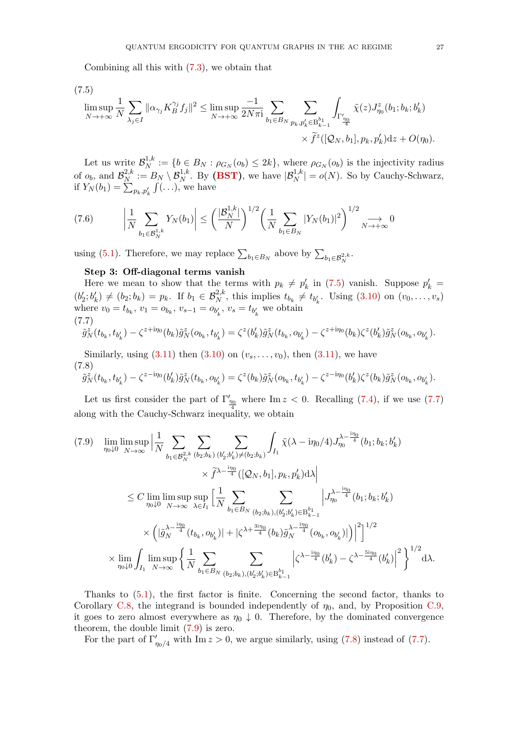Combining all this with (7.3), we obtain that

(7.5)
$$\limsup_{N\to+\infty}\frac{1}{N}\sum_{\lambda_j\in I}\|\alpha_{\gamma_j}K_B^{\gamma_j}f_j\|^2\le \limsup_{N\to+\infty}\frac{-1}{2N\pi\mathrm{i}}\sum_{b_1\in B_N}\sum_{p_k,p_k'\in \mathrm{B}_{k-1}^{b_1}}\int_{\Gamma'_{\frac{\eta_0}{4}}}\tilde{\chi}(z)J^z_{\eta_0}(b_1;b_k;b_k')$$
$$\times \widetilde{f}^z([\mathcal{Q}_N,b_1],p_k,p_k')\mathrm{d}z+O(\eta_0).$$

Let us write $\mathcal{B}_N^{1,k}:=\{b\in B_N:\rho_{G_N}(o_b)\le 2k\}$, where $\rho_{G_N}(o_b)$ is the injectivity radius of $o_b$, and $\mathcal{B}_N^{2,k}:=B_N\setminus\mathcal{B}_N^{1,k}$. By **(BST)**, we have $|\mathcal{B}_N^{1,k}|=o(N)$. So by Cauchy-Schwarz, if $Y_N(b_1)=\sum_{p_k,p_k'}\int(\ldots)$, we have

$$\left|\frac{1}{N}\sum_{b_1\in\mathcal{B}_N^{1,k}}Y_N(b_1)\right|\le\left(\frac{|\mathcal{B}_N^{1,k}|}{N}\right)^{1/2}\left(\frac{1}{N}\sum_{b_1\in B_N}|Y_N(b_1)|^2\right)^{1/2}\underset{N\to+\infty}{\longrightarrow}0 \tag{7.6}$$

using (5.1). Therefore, we may replace $\sum_{b_1\in B_N}$ above by $\sum_{b_1\in\mathcal{B}_N^{2,k}}$.

**Step 3: Off-diagonal terms vanish**

Here we mean to show that the terms with $p_k\ne p_k'$ in (7.5) vanish. Suppose $p_k'=(b_2';b_k')\ne(b_2;b_k)=p_k$. If $b_1\in\mathcal{B}_N^{2,k}$, this implies $t_{b_k}\ne t_{b_k'}$. Using (3.10) on $(v_0,\ldots,v_s)$ where $v_0=t_{b_k}$, $v_1=o_{b_k}$, $v_{s-1}=o_{b_k'}$, $v_s=t_{b_k'}$ we obtain

(7.7)
$$\tilde{g}_N^z(t_{b_k},t_{b_k'})-\zeta^{z+\mathrm{i}\eta_0}(b_k)\tilde{g}_N^z(o_{b_k},t_{b_k'})=\zeta^z(b_k')\tilde{g}_N^z(t_{b_k},o_{b_k'})-\zeta^{z+\mathrm{i}\eta_0}(b_k)\zeta^z(b_k')\tilde{g}_N^z(o_{b_k},o_{b_k'}).$$

Similarly, using (3.11) then (3.10) on $(v_s,\ldots,v_0)$, then (3.11), we have

(7.8)
$$\tilde{g}_N^z(t_{b_k},t_{b_k'})-\zeta^{z-\mathrm{i}\eta_0}(b_k')\tilde{g}_N^z(t_{b_k},o_{b_k'})=\zeta^z(b_k)\tilde{g}_N^z(o_{b_k},t_{b_k'})-\zeta^{z-\mathrm{i}\eta_0}(b_k')\zeta^z(b_k)\tilde{g}_N^z(o_{b_k},o_{b_k'}).$$

Let us first consider the part of $\Gamma'_{\frac{\eta_0}{4}}$ where $\operatorname{Im} z<0$. Recalling (7.4), if we use (7.7) along with the Cauchy-Schwarz inequality, we obtain

(7.9)
$$\lim_{\eta_0\downarrow 0}\limsup_{N\to\infty}\Big|\frac{1}{N}\sum_{b_1\in\mathcal{B}_N^{2,k}}\sum_{(b_2;b_k)}\sum_{(b_2';b_k')\ne(b_2;b_k)}\int_{I_1}\tilde{\chi}(\lambda-\mathrm{i}\eta_0/4)J_{\eta_0}^{\lambda-\frac{\mathrm{i}\eta_0}{4}}(b_1;b_k;b_k')$$
$$\times\widetilde{f}^{\lambda-\frac{\mathrm{i}\eta_0}{4}}([\mathcal{Q}_N,b_1],p_k,p_k')\mathrm{d}\lambda\Big|$$
$$\le C\lim_{\eta_0\downarrow 0}\limsup_{N\to\infty}\sup_{\lambda\in I_1}\Big[\frac{1}{N}\sum_{b_1\in B_N}\sum_{(b_2;b_k),(b_2';b_k')\in\mathrm{B}_{k-1}^{b_1}}\Big|J_{\eta_0}^{\lambda-\frac{\mathrm{i}\eta_0}{4}}(b_1;b_k;b_k')$$
$$\times\Big(|\tilde{g}_N^{\lambda-\frac{\mathrm{i}\eta_0}{4}}(t_{b_k},o_{b_k'})|+|\zeta^{\lambda+\frac{3\mathrm{i}\eta_0}{4}}(b_k)\tilde{g}_N^{\lambda-\frac{\mathrm{i}\eta_0}{4}}(o_{b_k},o_{b_k'})|\Big)\Big|^2\Big]^{1/2}$$
$$\times\lim_{\eta_0\downarrow 0}\int_{I_1}\limsup_{N\to\infty}\Big\{\frac{1}{N}\sum_{b_1\in B_N}\sum_{(b_2;b_k),(b_2';b_k')\in\mathrm{B}_{k-1}^{b_1}}\Big|\zeta^{\lambda-\frac{\mathrm{i}\eta_0}{4}}(b_k')-\zeta^{\lambda-\frac{5\mathrm{i}\eta_0}{4}}(b_k')\Big|^2\Big\}^{1/2}\mathrm{d}\lambda.$$

Thanks to (5.1), the first factor is finite. Concerning the second factor, thanks to Corollary C.8, the integrand is bounded independently of $\eta_0$, and, by Proposition C.9, it goes to zero almost everywhere as $\eta_0\downarrow 0$. Therefore, by the dominated convergence theorem, the double limit (7.9) is zero.

For the part of $\Gamma'_{\eta_0/4}$ with $\operatorname{Im} z>0$, we argue similarly, using (7.8) instead of (7.7).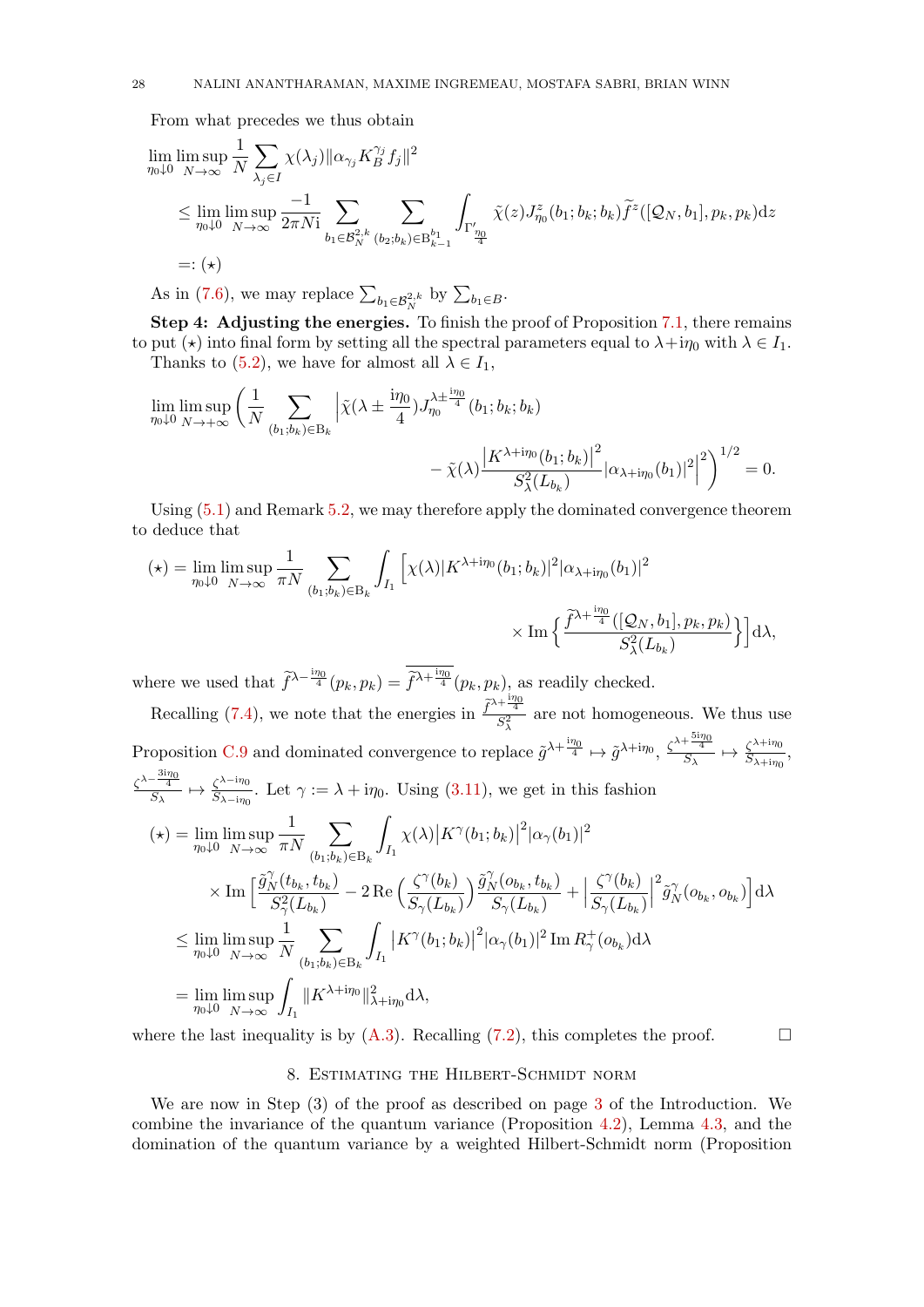From what precedes we thus obtain

$$\lim_{\eta_0\downarrow 0}\limsup_{N\to\infty}\frac{1}{N}\sum_{\lambda_j\in I}\chi(\lambda_j)\|\alpha_{\gamma_j}K_B^{\gamma_j}f_j\|^2$$
$$\le \lim_{\eta_0\downarrow 0}\limsup_{N\to\infty}\frac{-1}{2\pi N\mathrm{i}}\sum_{b_1\in\mathcal{B}_N^{2,k}}\sum_{(b_2;b_k)\in\mathrm{B}_{k-1}^{b_1}}\int_{\Gamma'_{\frac{\eta_0}{4}}}\tilde{\chi}(z)J^z_{\eta_0}(b_1;b_k;b_k)\widetilde{f}^z([\mathcal{Q}_N,b_1],p_k,p_k)\mathrm{d}z$$
$$=:(\star)$$

As in (7.6), we may replace $\sum_{b_1\in\mathcal{B}_N^{2,k}}$ by $\sum_{b_1\in B}$.

**Step 4: Adjusting the energies.** To finish the proof of Proposition 7.1, there remains to put $(\star)$ into final form by setting all the spectral parameters equal to $\lambda+\mathrm{i}\eta_0$ with $\lambda\in I_1$.

Thanks to (5.2), we have for almost all $\lambda\in I_1$,

$$\lim_{\eta_0\downarrow 0}\limsup_{N\to+\infty}\Bigg(\frac{1}{N}\sum_{(b_1;b_k)\in\mathrm{B}_k}\Big|\tilde{\chi}(\lambda\pm\frac{\mathrm{i}\eta_0}{4})J_{\eta_0}^{\lambda\pm\frac{\mathrm{i}\eta_0}{4}}(b_1;b_k;b_k)$$
$$-\tilde{\chi}(\lambda)\frac{\left|K^{\lambda+\mathrm{i}\eta_0}(b_1;b_k)\right|^2}{S_\lambda^2(L_{b_k})}|\alpha_{\lambda+\mathrm{i}\eta_0}(b_1)|^2\Big|^2\Bigg)^{1/2}=0.$$

Using (5.1) and Remark 5.2, we may therefore apply the dominated convergence theorem to deduce that

$$(\star)=\lim_{\eta_0\downarrow 0}\limsup_{N\to\infty}\frac{1}{\pi N}\sum_{(b_1;b_k)\in\mathrm{B}_k}\int_{I_1}\Big[\chi(\lambda)|K^{\lambda+\mathrm{i}\eta_0}(b_1;b_k)|^2|\alpha_{\lambda+\mathrm{i}\eta_0}(b_1)|^2$$
$$\times\operatorname{Im}\Big\{\frac{\widetilde{f}^{\lambda+\frac{\mathrm{i}\eta_0}{4}}([\mathcal{Q}_N,b_1],p_k,p_k)}{S_\lambda^2(L_{b_k})}\Big\}\Big]\mathrm{d}\lambda,$$

where we used that $\widetilde{f}^{\lambda-\frac{\mathrm{i}\eta_0}{4}}(p_k,p_k)=\overline{\widetilde{f}^{\lambda+\frac{\mathrm{i}\eta_0}{4}}}(p_k,p_k)$, as readily checked.

Recalling (7.4), we note that the energies in $\frac{\widetilde{f}^{\lambda+\frac{\mathrm{i}\eta_0}{4}}}{S_\lambda^2}$ are not homogeneous. We thus use Proposition C.9 and dominated convergence to replace $\tilde{g}^{\lambda+\frac{\mathrm{i}\eta_0}{4}}\mapsto\tilde{g}^{\lambda+\mathrm{i}\eta_0}$, $\frac{\zeta^{\lambda+\frac{5\mathrm{i}\eta_0}{4}}}{S_\lambda}\mapsto\frac{\zeta^{\lambda+\mathrm{i}\eta_0}}{S_{\lambda+\mathrm{i}\eta_0}}$, $\frac{\zeta^{\lambda-\frac{3\mathrm{i}\eta_0}{4}}}{S_\lambda}\mapsto\frac{\zeta^{\lambda-\mathrm{i}\eta_0}}{S_{\lambda-\mathrm{i}\eta_0}}$. Let $\gamma:=\lambda+\mathrm{i}\eta_0$. Using (3.11), we get in this fashion

$$(\star)=\lim_{\eta_0\downarrow 0}\limsup_{N\to\infty}\frac{1}{\pi N}\sum_{(b_1;b_k)\in\mathrm{B}_k}\int_{I_1}\chi(\lambda)\left|K^\gamma(b_1;b_k)\right|^2|\alpha_\gamma(b_1)|^2$$
$$\times\operatorname{Im}\Big[\frac{\tilde{g}_N^\gamma(t_{b_k},t_{b_k})}{S_\gamma^2(L_{b_k})}-2\operatorname{Re}\Big(\frac{\zeta^\gamma(b_k)}{S_\gamma(L_{b_k})}\Big)\frac{\tilde{g}_N^\gamma(o_{b_k},t_{b_k})}{S_\gamma(L_{b_k})}+\Big|\frac{\zeta^\gamma(b_k)}{S_\gamma(L_{b_k})}\Big|^2\tilde{g}_N^\gamma(o_{b_k},o_{b_k})\Big]\mathrm{d}\lambda$$
$$\le\lim_{\eta_0\downarrow 0}\limsup_{N\to\infty}\frac{1}{N}\sum_{(b_1;b_k)\in\mathrm{B}_k}\int_{I_1}\left|K^\gamma(b_1;b_k)\right|^2|\alpha_\gamma(b_1)|^2\operatorname{Im}R_\gamma^+(o_{b_k})\mathrm{d}\lambda$$
$$=\lim_{\eta_0\downarrow 0}\limsup_{N\to\infty}\int_{I_1}\|K^{\lambda+\mathrm{i}\eta_0}\|^2_{\lambda+\mathrm{i}\eta_0}\mathrm{d}\lambda,$$

where the last inequality is by (A.3). Recalling (7.2), this completes the proof. □

## 8. Estimating the Hilbert-Schmidt norm

We are now in Step (3) of the proof as described on page 3 of the Introduction. We combine the invariance of the quantum variance (Proposition 4.2), Lemma 4.3, and the domination of the quantum variance by a weighted Hilbert-Schmidt norm (Proposition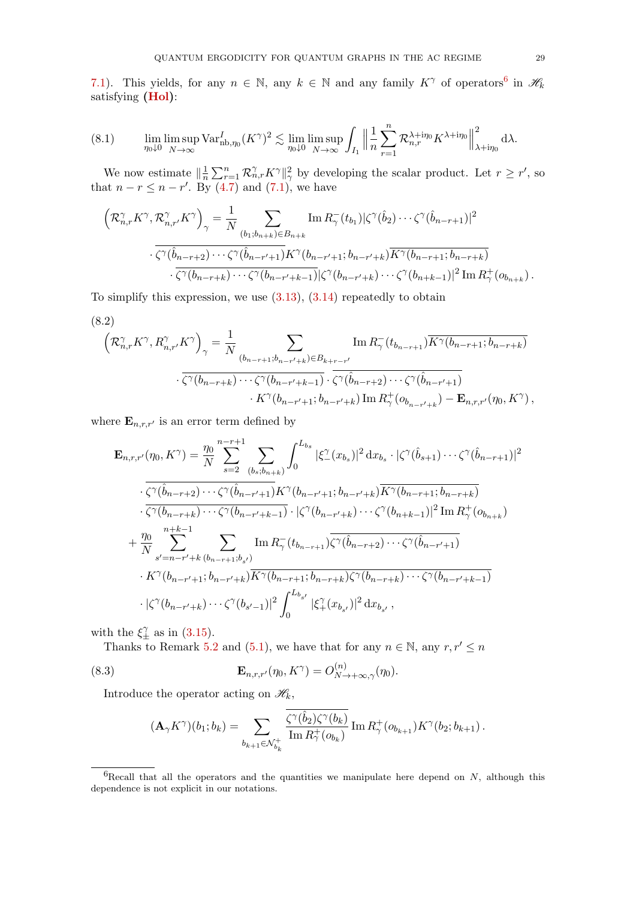7.1). This yields, for any $n \in \mathbb{N}$, any $k \in \mathbb{N}$ and any family $K^\gamma$ of operators[6] in $\mathscr{H}_k$ satisfying **(Hol)**:

$$\lim_{\eta_0 \downarrow 0} \limsup_{N\to\infty} \mathrm{Var}^I_{\mathrm{nb},\eta_0}(K^\gamma)^2 \lesssim \lim_{\eta_0 \downarrow 0} \limsup_{N\to\infty} \int_{I_1} \Big\| \frac{1}{n} \sum_{r=1}^n \mathcal{R}^{\lambda+\mathrm{i}\eta_0}_{n,r} K^{\lambda+\mathrm{i}\eta_0} \Big\|^2_{\lambda+\mathrm{i}\eta_0} \mathrm{d}\lambda. \tag{8.1}$$

We now estimate $\|\frac{1}{n}\sum_{r=1}^n \mathcal{R}^\gamma_{n,r} K^\gamma\|^2_\gamma$ by developing the scalar product. Let $r \geq r'$, so that $n-r \leq n-r'$. By (4.7) and (7.1), we have

$$\begin{aligned}
\Big(\mathcal{R}^\gamma_{n,r}K^\gamma, \mathcal{R}^\gamma_{n,r'}K^\gamma\Big)_\gamma = \frac{1}{N} \sum_{(b_1;b_{n+k})\in B_{n+k}} &\operatorname{Im} R^-_\gamma(t_{b_1}) |\zeta^\gamma(\hat b_2)\cdots\zeta^\gamma(\hat b_{n-r+1})|^2 \\
&\cdot \overline{\zeta^\gamma(\hat b_{n-r+2})\cdots\zeta^\gamma(\hat b_{n-r'+1})} K^\gamma(b_{n-r'+1};b_{n-r'+k}) \overline{K^\gamma(b_{n-r+1};b_{n-r+k})} \\
&\cdot \overline{\zeta^\gamma(b_{n-r+k})\cdots\zeta^\gamma(b_{n-r'+k-1})} |\zeta^\gamma(b_{n-r'+k})\cdots\zeta^\gamma(b_{n+k-1})|^2 \operatorname{Im} R^+_\gamma(o_{b_{n+k}}).
\end{aligned}$$

To simplify this expression, we use (3.13), (3.14) repeatedly to obtain

$$\begin{aligned}
\Big(\mathcal{R}^\gamma_{n,r}K^\gamma, R^\gamma_{n,r'}K^\gamma\Big)_\gamma = \frac{1}{N} \sum_{(b_{n-r+1};b_{n-r'+k})\in B_{k+r-r'}} &\operatorname{Im} R^-_\gamma(t_{b_{n-r+1}}) \overline{K^\gamma(b_{n-r+1};b_{n-r+k})} \\
&\cdot \overline{\zeta^\gamma(b_{n-r+k})\cdots\zeta^\gamma(b_{n-r'+k-1})} \cdot \overline{\zeta^\gamma(\hat b_{n-r+2})\cdots\zeta^\gamma(\hat b_{n-r'+1})} \\
&\cdot K^\gamma(b_{n-r'+1};b_{n-r'+k}) \operatorname{Im} R^+_\gamma(o_{b_{n-r'+k}}) - \mathbf{E}_{n,r,r'}(\eta_0,K^\gamma),
\end{aligned} \tag{8.2}$$

where $\mathbf{E}_{n,r,r'}$ is an error term defined by

$$\begin{aligned}
\mathbf{E}_{n,r,r'}(\eta_0,K^\gamma) = \frac{\eta_0}{N} \sum_{s=2}^{n-r+1} \sum_{(b_s;b_{n+k})} &\int_0^{L_{b_s}} |\xi^\gamma_-(x_{b_s})|^2 \,\mathrm{d}x_{b_s} \cdot |\zeta^\gamma(\hat b_{s+1})\cdots\zeta^\gamma(\hat b_{n-r+1})|^2 \\
&\cdot \overline{\zeta^\gamma(\hat b_{n-r+2})\cdots\zeta^\gamma(\hat b_{n-r'+1})} K^\gamma(b_{n-r'+1};b_{n-r'+k}) \overline{K^\gamma(b_{n-r+1};b_{n-r+k})} \\
&\cdot \overline{\zeta^\gamma(b_{n-r+k})\cdots\zeta^\gamma(b_{n-r'+k-1})} \cdot |\zeta^\gamma(b_{n-r'+k})\cdots\zeta^\gamma(b_{n+k-1})|^2 \operatorname{Im} R^+_\gamma(o_{b_{n+k}}) \\
+ \frac{\eta_0}{N} \sum_{s'=n-r'+k}^{n+k-1} \sum_{(b_{n-r+1};b_{s'})} &\operatorname{Im} R^-_\gamma(t_{b_{n-r+1}}) \overline{\zeta^\gamma(\hat b_{n-r+2})\cdots\zeta^\gamma(\hat b_{n-r'+1})} \\
&\cdot K^\gamma(b_{n-r'+1};b_{n-r'+k}) \overline{K^\gamma(b_{n-r+1};b_{n-r+k}) \zeta^\gamma(b_{n-r+k})\cdots\zeta^\gamma(b_{n-r'+k-1})} \\
&\cdot |\zeta^\gamma(b_{n-r'+k})\cdots\zeta^\gamma(b_{s'-1})|^2 \int_0^{L_{b_{s'}}} |\xi^\gamma_+(x_{b_{s'}})|^2 \,\mathrm{d}x_{b_{s'}},
\end{aligned}$$

with the $\xi^\gamma_\pm$ as in (3.15).

Thanks to Remark 5.2 and (5.1), we have that for any $n \in \mathbb{N}$, any $r, r' \leq n$

$$\mathbf{E}_{n,r,r'}(\eta_0,K^\gamma) = O^{(n)}_{N\to+\infty,\gamma}(\eta_0). \tag{8.3}$$

Introduce the operator acting on $\mathscr{H}_k$,

$$(\mathbf{A}_\gamma K^\gamma)(b_1;b_k) = \sum_{b_{k+1}\in\mathcal{N}^+_{b_k}} \frac{\overline{\zeta^\gamma(\hat b_2)\zeta^\gamma(b_k)}}{\operatorname{Im} R^+_\gamma(o_{b_k})} \operatorname{Im} R^+_\gamma(o_{b_{k+1}}) K^\gamma(b_2;b_{k+1}).$$

---

[6] Recall that all the operators and the quantities we manipulate here depend on $N$, although this dependence is not explicit in our notations.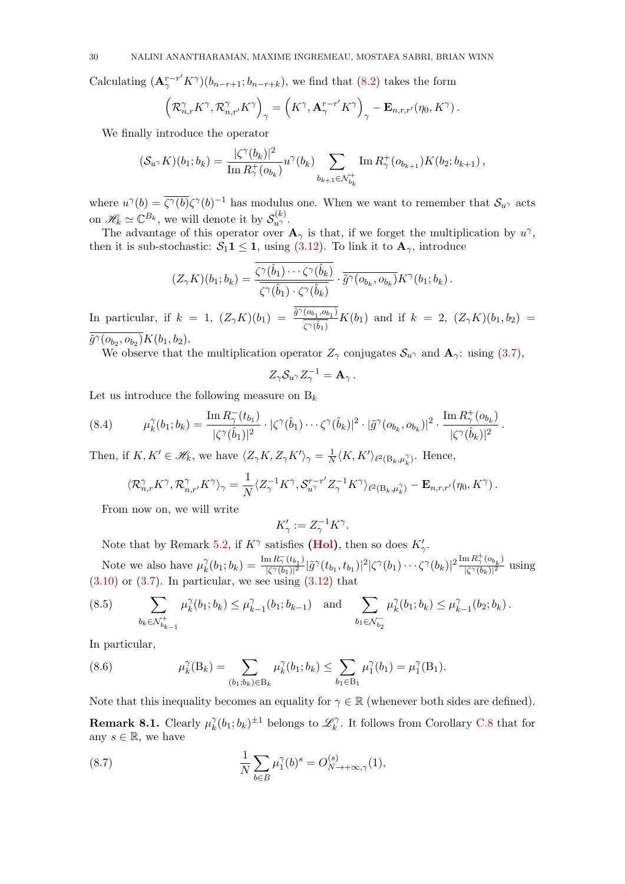Calculating $(\mathbf{A}_\gamma^{r-r'} K^\gamma)(b_{n-r+1}; b_{n-r+k})$, we find that (8.2) takes the form

$$\left(\mathcal{R}^\gamma_{n,r} K^\gamma, \mathcal{R}^\gamma_{n,r'} K^\gamma\right)_\gamma = \left(K^\gamma, \mathbf{A}_\gamma^{r-r'} K^\gamma\right)_\gamma - \mathbf{E}_{n,r,r'}(\eta_0, K^\gamma)\,.$$

We finally introduce the operator

$$(\mathcal{S}_{u^\gamma} K)(b_1; b_k) = \frac{|\zeta^\gamma(b_k)|^2}{\operatorname{Im} R^+_\gamma(o_{b_k})} u^\gamma(b_k) \sum_{b_{k+1} \in \mathcal{N}^+_{b_k}} \operatorname{Im} R^+_\gamma(o_{b_{k+1}}) K(b_2; b_{k+1})\,,$$

where $u^\gamma(b) = \overline{\zeta^\gamma(b)} \zeta^\gamma(b)^{-1}$ has modulus one. When we want to remember that $\mathcal{S}_{u^\gamma}$ acts on $\mathscr{H}_k \simeq \mathbb{C}^{B_k}$, we will denote it by $\mathcal{S}^{(k)}_{u^\gamma}$.

The advantage of this operator over $\mathbf{A}_\gamma$ is that, if we forget the multiplication by $u^\gamma$, then it is sub-stochastic: $\mathcal{S}_1 \mathbf{1} \le \mathbf{1}$, using (3.12). To link it to $\mathbf{A}_\gamma$, introduce

$$(Z_\gamma K)(b_1; b_k) = \frac{\overline{\zeta^\gamma(\hat{b}_1) \cdots \zeta^\gamma(\hat{b}_k)}}{\overline{\zeta^\gamma(\hat{b}_1) \cdot \zeta^\gamma(\hat{b}_k)}} \cdot \overline{\tilde{g}^\gamma(o_{b_k}, o_{b_k})} K^\gamma(b_1; b_k)\,.$$

In particular, if $k = 1$, $(Z_\gamma K)(b_1) = \frac{\overline{\tilde{g}^\gamma(o_{b_1}, o_{b_1})}}{\overline{\zeta^\gamma(\hat{b}_1)}} K(b_1)$ and if $k = 2$, $(Z_\gamma K)(b_1, b_2) = \overline{\tilde{g}^\gamma(o_{b_2}, o_{b_2})} K(b_1, b_2)$.

We observe that the multiplication operator $Z_\gamma$ conjugates $\mathcal{S}_{u^\gamma}$ and $\mathbf{A}_\gamma$: using (3.7),

$$Z_\gamma \mathcal{S}_{u^\gamma} Z_\gamma^{-1} = \mathbf{A}_\gamma\,.$$

Let us introduce the following measure on $\mathrm{B}_k$

$$\mu^\gamma_k(b_1; b_k) = \frac{\operatorname{Im} R^-_\gamma(t_{b_1})}{|\zeta^\gamma(\hat{b}_1)|^2} \cdot |\zeta^\gamma(\hat{b}_1) \cdots \zeta^\gamma(\hat{b}_k)|^2 \cdot |\tilde{g}^\gamma(o_{b_k}, o_{b_k})|^2 \cdot \frac{\operatorname{Im} R^+_\gamma(o_{b_k})}{|\zeta^\gamma(\hat{b}_k)|^2}\,. \tag{8.4}$$

Then, if $K, K' \in \mathscr{H}_k$, we have $\langle Z_\gamma K, Z_\gamma K' \rangle_\gamma = \frac{1}{N} \langle K, K' \rangle_{\ell^2(\mathrm{B}_k, \mu^\gamma_k)}$. Hence,

$$\langle \mathcal{R}^\gamma_{n,r} K^\gamma, \mathcal{R}^\gamma_{n,r'} K^\gamma \rangle_\gamma = \frac{1}{N} \langle Z_\gamma^{-1} K^\gamma, \mathcal{S}^{r-r'}_{u^\gamma} Z_\gamma^{-1} K^\gamma \rangle_{\ell^2(\mathrm{B}_k, \mu^\gamma_k)} - \mathbf{E}_{n,r,r'}(\eta_0, K^\gamma)\,.$$

From now on, we will write

$$K'_\gamma := Z_\gamma^{-1} K^\gamma.$$

Note that by Remark 5.2, if $K^\gamma$ satisfies **(Hol)**, then so does $K'_\gamma$.

Note we also have $\mu^\gamma_k(b_1; b_k) = \frac{\operatorname{Im} R^-_\gamma(t_{b_1})}{|\zeta^\gamma(b_1)|^2} |\tilde{g}^\gamma(t_{b_1}, t_{b_1})|^2 |\zeta^\gamma(b_1) \cdots \zeta^\gamma(b_k)|^2 \frac{\operatorname{Im} R^+_\gamma(o_{b_k})}{|\zeta^\gamma(b_k)|^2}$ using (3.10) or (3.7). In particular, we see using (3.12) that

$$\sum_{b_k \in \mathcal{N}^+_{b_{k-1}}} \mu^\gamma_k(b_1; b_k) \le \mu^\gamma_{k-1}(b_1; b_{k-1}) \quad \text{and} \quad \sum_{b_1 \in \mathcal{N}^-_{b_2}} \mu^\gamma_k(b_1; b_k) \le \mu^\gamma_{k-1}(b_2; b_k)\,. \tag{8.5}$$

In particular,

$$\mu^\gamma_k(\mathrm{B}_k) = \sum_{(b_1; b_k) \in \mathrm{B}_k} \mu^\gamma_k(b_1; b_k) \le \sum_{b_1 \in \mathrm{B}_1} \mu^\gamma_1(b_1) = \mu^\gamma_1(\mathrm{B}_1). \tag{8.6}$$

Note that this inequality becomes an equality for $\gamma \in \mathbb{R}$ (whenever both sides are defined).

**Remark 8.1.** Clearly $\mu^\gamma_k(b_1; b_k)^{\pm 1}$ belongs to $\mathscr{L}^\gamma_k$. It follows from Corollary C.8 that for any $s \in \mathbb{R}$, we have

$$\frac{1}{N} \sum_{b \in B} \mu^\gamma_1(b)^s = O^{(s)}_{N \to +\infty, \gamma}(1), \tag{8.7}$$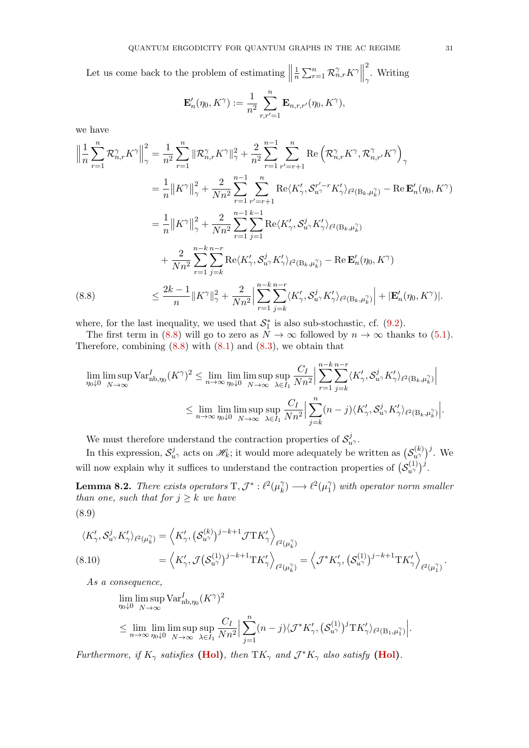Let us come back to the problem of estimating $\left\|\frac{1}{n}\sum_{r=1}^{n}\mathcal{R}^{\gamma}_{n,r}K^{\gamma}\right\|^2_{\gamma}$. Writing

$$\mathbf{E}'_n(\eta_0,K^\gamma) := \frac{1}{n^2}\sum_{r,r'=1}^{n}\mathbf{E}_{n,r,r'}(\eta_0,K^\gamma),$$

we have

$$
\begin{aligned}
\Big\|\frac{1}{n}\sum_{r=1}^{n}\mathcal{R}^{\gamma}_{n,r}K^{\gamma}\Big\|^2_{\gamma} &= \frac{1}{n^2}\sum_{r=1}^{n}\|\mathcal{R}^{\gamma}_{n,r}K^{\gamma}\|^2_{\gamma} + \frac{2}{n^2}\sum_{r=1}^{n-1}\sum_{r'=r+1}^{n}\operatorname{Re}\left(\mathcal{R}^{\gamma}_{n,r}K^{\gamma},\mathcal{R}^{\gamma}_{n,r'}K^{\gamma}\right)_{\gamma}\\
&= \frac{1}{n}\big\|K^{\gamma}\big\|^2_{\gamma} + \frac{2}{Nn^2}\sum_{r=1}^{n-1}\sum_{r'=r+1}^{n}\operatorname{Re}\langle K'_{\gamma},\mathcal{S}^{r'-r}_{u^{\gamma}}K'_{\gamma}\rangle_{\ell^2(\mathrm{B}_k,\mu_k^{\gamma})} - \operatorname{Re}\mathbf{E}'_n(\eta_0,K^{\gamma})\\
&= \frac{1}{n}\big\|K^{\gamma}\big\|^2_{\gamma} + \frac{2}{Nn^2}\sum_{r=1}^{n-1}\sum_{j=1}^{k-1}\operatorname{Re}\langle K'_{\gamma},\mathcal{S}^{j}_{u^{\gamma}}K'_{\gamma}\rangle_{\ell^2(\mathrm{B}_k,\mu_k^{\gamma})}\\
&\quad + \frac{2}{Nn^2}\sum_{r=1}^{n-k}\sum_{j=k}^{n-r}\operatorname{Re}\langle K'_{\gamma},\mathcal{S}^{j}_{u^{\gamma}}K'_{\gamma}\rangle_{\ell^2(\mathrm{B}_k,\mu_k^{\gamma})} - \operatorname{Re}\mathbf{E}'_n(\eta_0,K^{\gamma})\\
&\le \frac{2k-1}{n}\|K^{\gamma}\|^2_{\gamma} + \frac{2}{Nn^2}\Big|\sum_{r=1}^{n-k}\sum_{j=k}^{n-r}\langle K'_{\gamma},\mathcal{S}^{j}_{u^{\gamma}}K'_{\gamma}\rangle_{\ell^2(\mathrm{B}_k,\mu_k^{\gamma})}\Big| + |\mathbf{E}'_n(\eta_0,K^{\gamma})|. \qquad (8.8)
\end{aligned}
$$

where, for the last inequality, we used that $\mathcal{S}_1^*$ is also sub-stochastic, cf. (9.2).

The first term in (8.8) will go to zero as $N\to\infty$ followed by $n\to\infty$ thanks to (5.1). Therefore, combining (8.8) with (8.1) and (8.3), we obtain that

$$
\begin{aligned}
\lim_{\eta_0\downarrow 0}\limsup_{N\to\infty}\operatorname{Var}^I_{\mathrm{nb},\eta_0}(K^\gamma)^2 &\le \lim_{n\to\infty}\lim_{\eta_0\downarrow 0}\limsup_{N\to\infty}\sup_{\lambda\in I_1}\frac{C_I}{Nn^2}\Big|\sum_{r=1}^{n-k}\sum_{j=k}^{n-r}\langle K'_{\gamma},\mathcal{S}^{j}_{u^{\gamma}}K'_{\gamma}\rangle_{\ell^2(\mathrm{B}_k,\mu_k^{\gamma})}\Big|\\
&\le \lim_{n\to\infty}\lim_{\eta_0\downarrow 0}\limsup_{N\to\infty}\sup_{\lambda\in I_1}\frac{C_I}{Nn^2}\Big|\sum_{j=k}^{n}(n-j)\langle K'_{\gamma},\mathcal{S}^{j}_{u^{\gamma}}K'_{\gamma}\rangle_{\ell^2(\mathrm{B}_k,\mu_k^{\gamma})}\Big|.
\end{aligned}
$$

We must therefore understand the contraction properties of $\mathcal{S}^j_{u^\gamma}$.

In this expression, $\mathcal{S}^j_{u^\gamma}$ acts on $\mathscr{H}_k$; it would more adequately be written as $\big(\mathcal{S}^{(k)}_{u^\gamma}\big)^j$. We will now explain why it suffices to understand the contraction properties of $\big(\mathcal{S}^{(1)}_{u^\gamma}\big)^j$.

**Lemma 8.2.** *There exists operators* $\mathrm{T},\mathcal{J}^*:\ell^2(\mu_k^\gamma)\longrightarrow\ell^2(\mu_1^\gamma)$ *with operator norm smaller than one, such that for* $j\ge k$ *we have*

$$
\begin{aligned}
\langle K'_{\gamma},\mathcal{S}^{j}_{u^{\gamma}}K'_{\gamma}\rangle_{\ell^2(\mu_k^{\gamma})} &= \Big\langle K'_{\gamma},\big(\mathcal{S}^{(k)}_{u^\gamma}\big)^{j-k+1}\mathcal{J}\mathrm{T}K'_{\gamma}\Big\rangle_{\ell^2(\mu_k^{\gamma})} \qquad (8.9)\\
&= \Big\langle K'_{\gamma},\mathcal{J}\big(\mathcal{S}^{(1)}_{u^\gamma}\big)^{j-k+1}\mathrm{T}K'_{\gamma}\Big\rangle_{\ell^2(\mu_k^{\gamma})} = \Big\langle \mathcal{J}^*K'_{\gamma},\big(\mathcal{S}^{(1)}_{u^\gamma}\big)^{j-k+1}\mathrm{T}K'_{\gamma}\Big\rangle_{\ell^2(\mu_1^{\gamma})}. \qquad (8.10)
\end{aligned}
$$

*As a consequence,*

$$
\begin{aligned}
&\lim_{\eta_0\downarrow 0}\limsup_{N\to\infty}\operatorname{Var}^I_{\mathrm{nb},\eta_0}(K^\gamma)^2\\
&\le \lim_{n\to\infty}\lim_{\eta_0\downarrow 0}\limsup_{N\to\infty}\sup_{\lambda\in I_1}\frac{C_I}{Nn^2}\Big|\sum_{j=1}^{n}(n-j)\langle\mathcal{J}^*K'_{\gamma},\big(\mathcal{S}^{(1)}_{u^\gamma}\big)^{j}\mathrm{T}K'_{\gamma}\rangle_{\ell^2(\mathrm{B}_1,\mu_1^{\gamma})}\Big|.
\end{aligned}
$$

*Furthermore, if* $K_\gamma$ *satisfies* **(Hol)**, *then* $\mathrm{T}K_\gamma$ *and* $\mathcal{J}^*K_\gamma$ *also satisfy* **(Hol)**.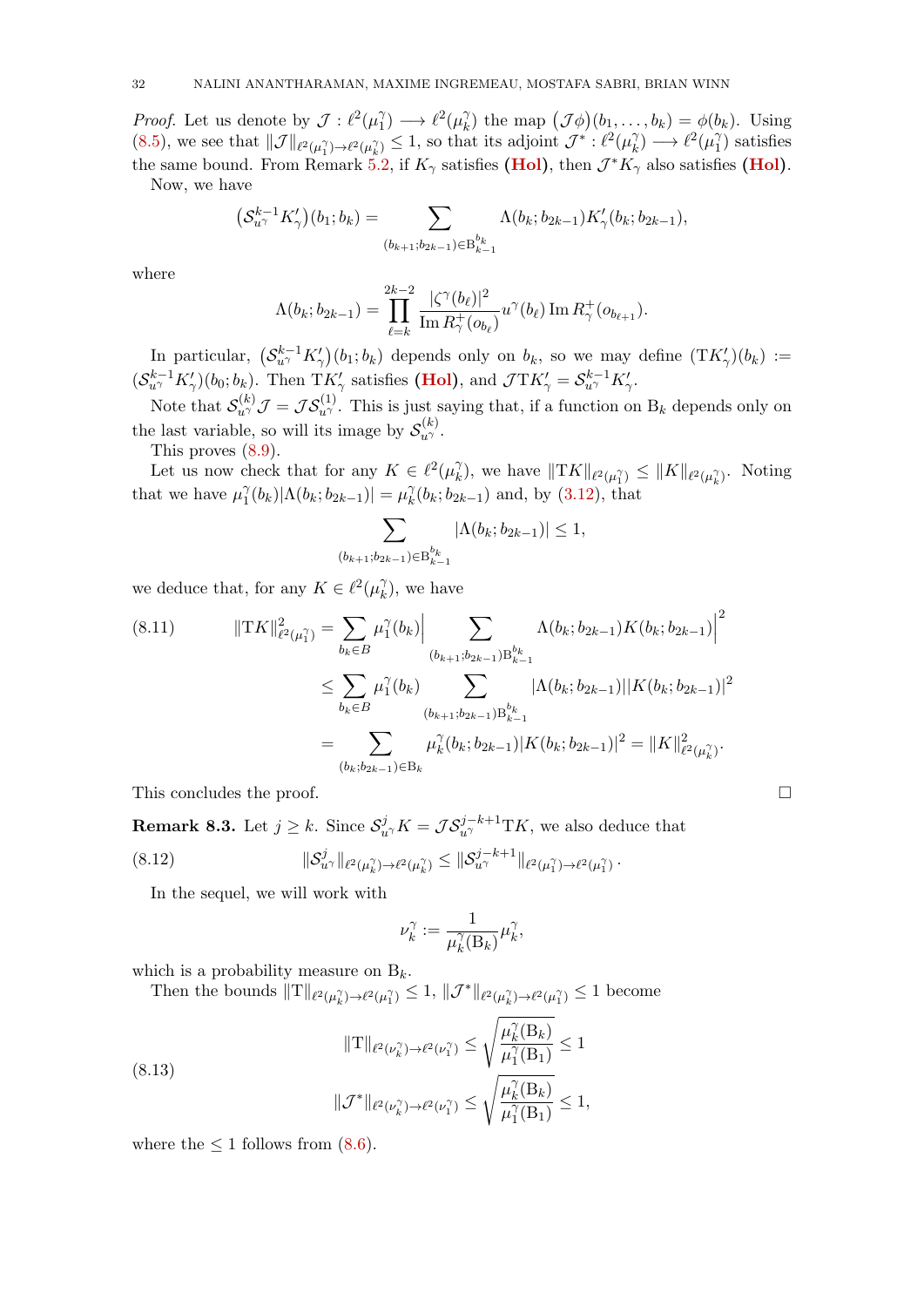*Proof.* Let us denote by $\mathcal{J} : \ell^2(\mu_1^\gamma) \longrightarrow \ell^2(\mu_k^\gamma)$ the map $\big(\mathcal{J}\phi\big)(b_1,\dots,b_k) = \phi(b_k)$. Using (8.5), we see that $\|\mathcal{J}\|_{\ell^2(\mu_1^\gamma)\to\ell^2(\mu_k^\gamma)} \leq 1$, so that its adjoint $\mathcal{J}^* : \ell^2(\mu_k^\gamma) \longrightarrow \ell^2(\mu_1^\gamma)$ satisfies the same bound. From Remark 5.2, if $K_\gamma$ satisfies **(Hol)**, then $\mathcal{J}^* K_\gamma$ also satisfies **(Hol)**.

Now, we have

$$\big(\mathcal{S}_{u^\gamma}^{k-1} K'_\gamma\big)(b_1; b_k) = \sum_{(b_{k+1};b_{2k-1})\in \mathrm{B}_{k-1}^{b_k}} \Lambda(b_k; b_{2k-1}) K'_\gamma(b_k; b_{2k-1}),$$

where

$$\Lambda(b_k; b_{2k-1}) = \prod_{\ell=k}^{2k-2} \frac{|\zeta^\gamma(b_\ell)|^2}{\operatorname{Im} R^+_\gamma(o_{b_\ell})} u^\gamma(b_\ell) \operatorname{Im} R^+_\gamma(o_{b_{\ell+1}}).$$

In particular, $\big(\mathcal{S}_{u^\gamma}^{k-1} K'_\gamma\big)(b_1; b_k)$ depends only on $b_k$, so we may define $(\mathrm{T}K'_\gamma)(b_k) := (\mathcal{S}_{u^\gamma}^{k-1} K'_\gamma)(b_0; b_k)$. Then $\mathrm{T}K'_\gamma$ satisfies **(Hol)**, and $\mathcal{J}\mathrm{T}K'_\gamma = \mathcal{S}_{u^\gamma}^{k-1} K'_\gamma$.

Note that $\mathcal{S}_{u^\gamma}^{(k)} \mathcal{J} = \mathcal{J}\mathcal{S}_{u^\gamma}^{(1)}$. This is just saying that, if a function on $\mathrm{B}_k$ depends only on the last variable, so will its image by $\mathcal{S}_{u^\gamma}^{(k)}$.

This proves (8.9).

Let us now check that for any $K \in \ell^2(\mu_k^\gamma)$, we have $\|\mathrm{T}K\|_{\ell^2(\mu_1^\gamma)} \leq \|K\|_{\ell^2(\mu_k^\gamma)}$. Noting that we have $\mu_1^\gamma(b_k)|\Lambda(b_k; b_{2k-1})| = \mu_k^\gamma(b_k; b_{2k-1})$ and, by (3.12), that

$$\sum_{(b_{k+1};b_{2k-1})\in \mathrm{B}_{k-1}^{b_k}} |\Lambda(b_k; b_{2k-1})| \leq 1,$$

we deduce that, for any $K \in \ell^2(\mu_k^\gamma)$, we have

$$\begin{aligned}
\|\mathrm{T}K\|^2_{\ell^2(\mu_1^\gamma)} &= \sum_{b_k\in B} \mu_1^\gamma(b_k) \Big| \sum_{(b_{k+1};b_{2k-1})\mathrm{B}_{k-1}^{b_k}} \Lambda(b_k; b_{2k-1}) K(b_k; b_{2k-1}) \Big|^2 \\
&\leq \sum_{b_k\in B} \mu_1^\gamma(b_k) \sum_{(b_{k+1};b_{2k-1})\mathrm{B}_{k-1}^{b_k}} |\Lambda(b_k; b_{2k-1})| |K(b_k; b_{2k-1})|^2 \\
&= \sum_{(b_k;b_{2k-1})\in \mathrm{B}_k} \mu_k^\gamma(b_k; b_{2k-1}) |K(b_k; b_{2k-1})|^2 = \|K\|^2_{\ell^2(\mu_k^\gamma)}.
\end{aligned} \tag{8.11}$$

This concludes the proof. $\square$

**Remark 8.3.** Let $j \geq k$. Since $\mathcal{S}_{u^\gamma}^j K = \mathcal{J}\mathcal{S}_{u^\gamma}^{j-k+1}\mathrm{T}K$, we also deduce that

$$\|\mathcal{S}_{u^\gamma}^j\|_{\ell^2(\mu_k^\gamma)\to\ell^2(\mu_k^\gamma)} \leq \|\mathcal{S}_{u^\gamma}^{j-k+1}\|_{\ell^2(\mu_1^\gamma)\to\ell^2(\mu_1^\gamma)}. \tag{8.12}$$

In the sequel, we will work with

$$\nu_k^\gamma := \frac{1}{\mu_k^\gamma(\mathrm{B}_k)} \mu_k^\gamma,$$

which is a probability measure on $\mathrm{B}_k$.

Then the bounds $\|\mathrm{T}\|_{\ell^2(\mu_k^\gamma)\to\ell^2(\mu_1^\gamma)} \leq 1$, $\|\mathcal{J}^*\|_{\ell^2(\mu_k^\gamma)\to\ell^2(\mu_1^\gamma)} \leq 1$ become

$$\begin{aligned}
\|\mathrm{T}\|_{\ell^2(\nu_k^\gamma)\to\ell^2(\nu_1^\gamma)} &\leq \sqrt{\frac{\mu_k^\gamma(\mathrm{B}_k)}{\mu_1^\gamma(\mathrm{B}_1)}} \leq 1 \\
\|\mathcal{J}^*\|_{\ell^2(\nu_k^\gamma)\to\ell^2(\nu_1^\gamma)} &\leq \sqrt{\frac{\mu_k^\gamma(\mathrm{B}_k)}{\mu_1^\gamma(\mathrm{B}_1)}} \leq 1,
\end{aligned} \tag{8.13}$$

where the $\leq 1$ follows from (8.6).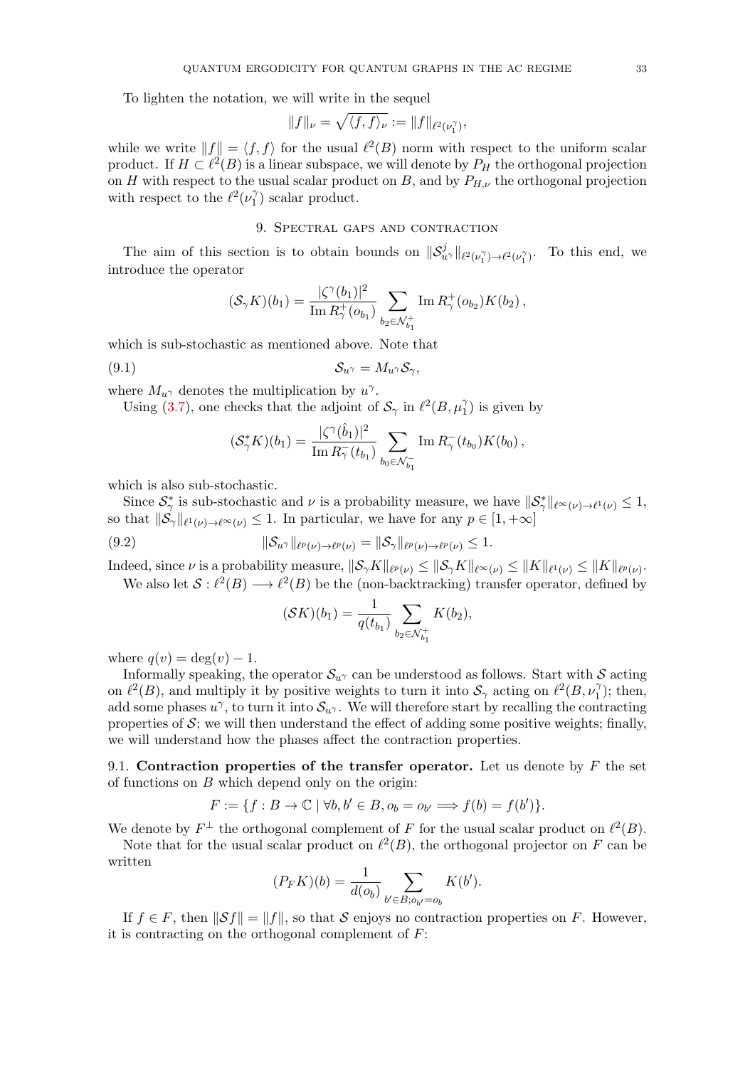To lighten the notation, we will write in the sequel

$$\|f\|_\nu = \sqrt{\langle f, f\rangle_\nu} := \|f\|_{\ell^2(\nu_1^\gamma)},$$

while we write $\|f\| = \langle f, f\rangle$ for the usual $\ell^2(B)$ norm with respect to the uniform scalar product. If $H \subset \ell^2(B)$ is a linear subspace, we will denote by $P_H$ the orthogonal projection on $H$ with respect to the usual scalar product on $B$, and by $P_{H,\nu}$ the orthogonal projection with respect to the $\ell^2(\nu_1^\gamma)$ scalar product.

## 9. Spectral gaps and contraction

The aim of this section is to obtain bounds on $\|\mathcal{S}_{u^\gamma}^j\|_{\ell^2(\nu_1^\gamma)\to\ell^2(\nu_1^\gamma)}$. To this end, we introduce the operator

$$(\mathcal{S}_\gamma K)(b_1) = \frac{|\zeta^\gamma(b_1)|^2}{\operatorname{Im} R_\gamma^+(o_{b_1})} \sum_{b_2 \in \mathcal{N}_{b_1}^+} \operatorname{Im} R_\gamma^+(o_{b_2}) K(b_2)\,,$$

which is sub-stochastic as mentioned above. Note that

$$\mathcal{S}_{u^\gamma} = M_{u^\gamma}\mathcal{S}_\gamma, \tag{9.1}$$

where $M_{u^\gamma}$ denotes the multiplication by $u^\gamma$.

Using (3.7), one checks that the adjoint of $\mathcal{S}_\gamma$ in $\ell^2(B, \mu_1^\gamma)$ is given by

$$(\mathcal{S}_\gamma^* K)(b_1) = \frac{|\zeta^\gamma(\hat{b}_1)|^2}{\operatorname{Im} R_\gamma^-(t_{b_1})} \sum_{b_0 \in \mathcal{N}_{b_1}^-} \operatorname{Im} R_\gamma^-(t_{b_0}) K(b_0)\,,$$

which is also sub-stochastic.

Since $\mathcal{S}_\gamma^*$ is sub-stochastic and $\nu$ is a probability measure, we have $\|\mathcal{S}_\gamma^*\|_{\ell^\infty(\nu)\to\ell^1(\nu)} \le 1$, so that $\|\mathcal{S}_\gamma\|_{\ell^1(\nu)\to\ell^\infty(\nu)} \le 1$. In particular, we have for any $p \in [1, +\infty]$

$$\|\mathcal{S}_{u^\gamma}\|_{\ell^p(\nu)\to\ell^p(\nu)} = \|\mathcal{S}_\gamma\|_{\ell^p(\nu)\to\ell^p(\nu)} \le 1. \tag{9.2}$$

Indeed, since $\nu$ is a probability measure, $\|\mathcal{S}_\gamma K\|_{\ell^p(\nu)} \le \|\mathcal{S}_\gamma K\|_{\ell^\infty(\nu)} \le \|K\|_{\ell^1(\nu)} \le \|K\|_{\ell^p(\nu)}$.

We also let $\mathcal{S} : \ell^2(B) \longrightarrow \ell^2(B)$ be the (non-backtracking) transfer operator, defined by

$$(\mathcal{S}K)(b_1) = \frac{1}{q(t_{b_1})} \sum_{b_2 \in \mathcal{N}_{b_1}^+} K(b_2),$$

where $q(v) = \deg(v) - 1$.

Informally speaking, the operator $\mathcal{S}_{u^\gamma}$ can be understood as follows. Start with $\mathcal{S}$ acting on $\ell^2(B)$, and multiply it by positive weights to turn it into $\mathcal{S}_\gamma$ acting on $\ell^2(B, \nu_1^\gamma)$; then, add some phases $u^\gamma$, to turn it into $\mathcal{S}_{u^\gamma}$. We will therefore start by recalling the contracting properties of $\mathcal{S}$; we will then understand the effect of adding some positive weights; finally, we will understand how the phases affect the contraction properties.

### 9.1. Contraction properties of the transfer operator.

Let us denote by $F$ the set of functions on $B$ which depend only on the origin:

$$F := \{f : B \to \mathbb{C} \mid \forall b, b' \in B, o_b = o_{b'} \implies f(b) = f(b')\}.$$

We denote by $F^\perp$ the orthogonal complement of $F$ for the usual scalar product on $\ell^2(B)$.

Note that for the usual scalar product on $\ell^2(B)$, the orthogonal projector on $F$ can be written

$$(P_F K)(b) = \frac{1}{d(o_b)} \sum_{b' \in B; o_{b'} = o_b} K(b').$$

If $f \in F$, then $\|\mathcal{S}f\| = \|f\|$, so that $\mathcal{S}$ enjoys no contraction properties on $F$. However, it is contracting on the orthogonal complement of $F$: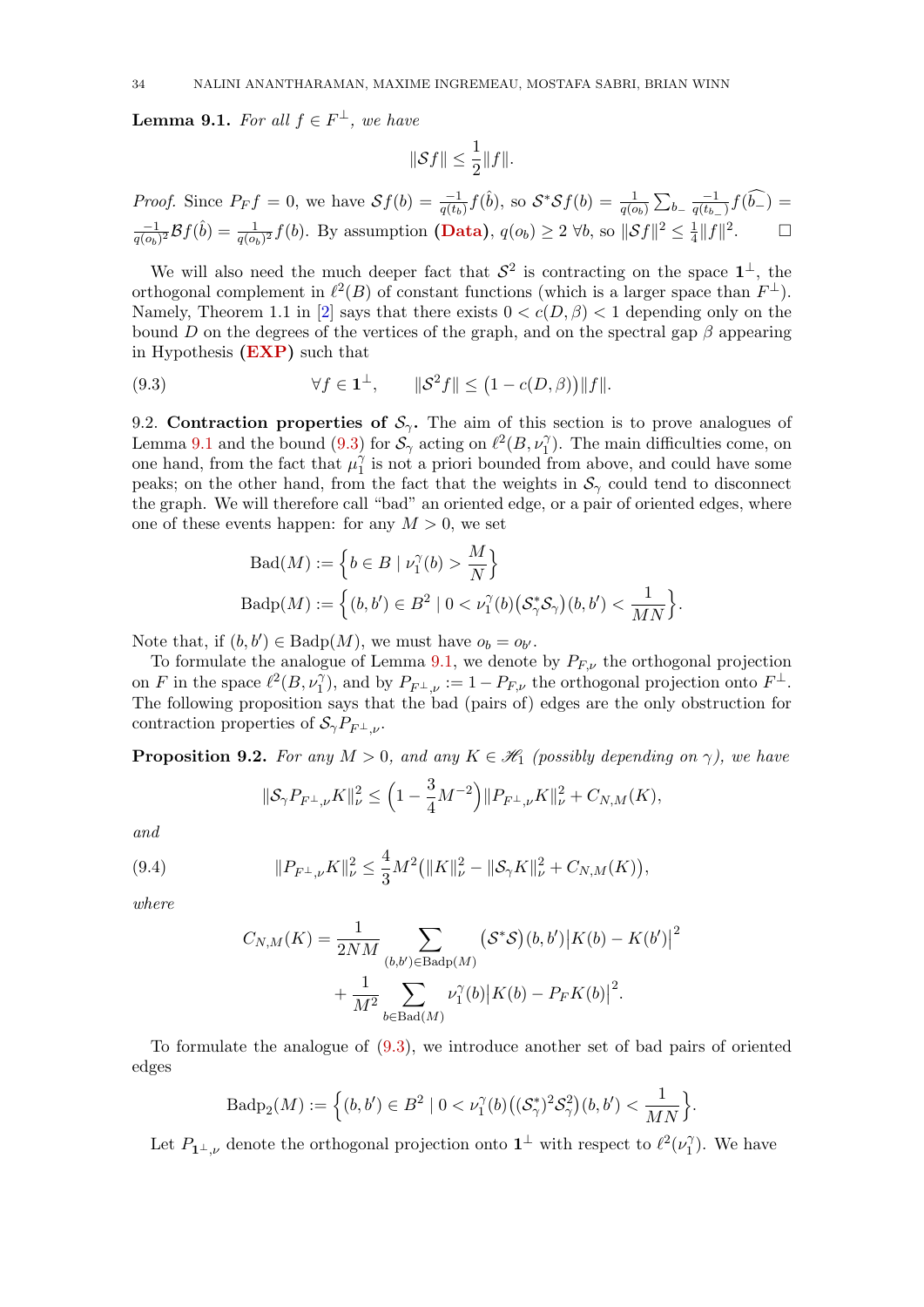**Lemma 9.1.** *For all $f \in F^\perp$, we have*

$$\|\mathcal{S}f\| \leq \frac{1}{2}\|f\|.$$

*Proof.* Since $P_F f = 0$, we have $\mathcal{S}f(b) = \frac{-1}{q(t_b)} f(\hat{b})$, so $\mathcal{S}^*\mathcal{S}f(b) = \frac{1}{q(o_b)} \sum_{b_-} \frac{-1}{q(t_{b_-})} f(\widehat{b_-}) = \frac{-1}{q(o_b)^2} \mathcal{B}f(\hat{b}) = \frac{1}{q(o_b)^2} f(b)$. By assumption **(Data)**, $q(o_b) \geq 2\ \forall b$, so $\|\mathcal{S}f\|^2 \leq \frac{1}{4}\|f\|^2$. $\square$

We will also need the much deeper fact that $\mathcal{S}^2$ is contracting on the space $\mathbf{1}^\perp$, the orthogonal complement in $\ell^2(B)$ of constant functions (which is a larger space than $F^\perp$). Namely, Theorem 1.1 in [2] says that there exists $0 < c(D,\beta) < 1$ depending only on the bound $D$ on the degrees of the vertices of the graph, and on the spectral gap $\beta$ appearing in Hypothesis **(EXP)** such that

$$\forall f \in \mathbf{1}^\perp, \qquad \|\mathcal{S}^2 f\| \leq \big(1 - c(D,\beta)\big)\|f\|. \tag{9.3}$$

9.2. **Contraction properties of $\mathcal{S}_\gamma$.** The aim of this section is to prove analogues of Lemma 9.1 and the bound (9.3) for $\mathcal{S}_\gamma$ acting on $\ell^2(B, \nu_1^\gamma)$. The main difficulties come, on one hand, from the fact that $\mu_1^\gamma$ is not a priori bounded from above, and could have some peaks; on the other hand, from the fact that the weights in $\mathcal{S}_\gamma$ could tend to disconnect the graph. We will therefore call "bad" an oriented edge, or a pair of oriented edges, where one of these events happen: for any $M > 0$, we set

$$\mathrm{Bad}(M) := \Big\{ b \in B \mid \nu_1^\gamma(b) > \frac{M}{N} \Big\}$$
$$\mathrm{Badp}(M) := \Big\{ (b,b') \in B^2 \mid 0 < \nu_1^\gamma(b)\big(\mathcal{S}_\gamma^*\mathcal{S}_\gamma\big)(b,b') < \frac{1}{MN} \Big\}.$$

Note that, if $(b,b') \in \mathrm{Badp}(M)$, we must have $o_b = o_{b'}$.

To formulate the analogue of Lemma 9.1, we denote by $P_{F,\nu}$ the orthogonal projection on $F$ in the space $\ell^2(B,\nu_1^\gamma)$, and by $P_{F^\perp,\nu} := 1 - P_{F,\nu}$ the orthogonal projection onto $F^\perp$. The following proposition says that the bad (pairs of) edges are the only obstruction for contraction properties of $\mathcal{S}_\gamma P_{F^\perp,\nu}$.

**Proposition 9.2.** *For any $M > 0$, and any $K \in \mathscr{H}_1$ (possibly depending on $\gamma$), we have*

$$\|\mathcal{S}_\gamma P_{F^\perp,\nu} K\|_\nu^2 \leq \Big(1 - \frac{3}{4}M^{-2}\Big)\|P_{F^\perp,\nu}K\|_\nu^2 + C_{N,M}(K),$$

*and*

$$\|P_{F^\perp,\nu}K\|_\nu^2 \leq \frac{4}{3}M^2\big(\|K\|_\nu^2 - \|\mathcal{S}_\gamma K\|_\nu^2 + C_{N,M}(K)\big), \tag{9.4}$$

*where*

$$C_{N,M}(K) = \frac{1}{2NM} \sum_{(b,b') \in \mathrm{Badp}(M)} \big(\mathcal{S}^*\mathcal{S}\big)(b,b')\big|K(b) - K(b')\big|^2$$
$$+ \frac{1}{M^2} \sum_{b \in \mathrm{Bad}(M)} \nu_1^\gamma(b)\big|K(b) - P_F K(b)\big|^2.$$

To formulate the analogue of (9.3), we introduce another set of bad pairs of oriented edges

$$\mathrm{Badp}_2(M) := \Big\{ (b,b') \in B^2 \mid 0 < \nu_1^\gamma(b)\big((\mathcal{S}_\gamma^*)^2\mathcal{S}_\gamma^2\big)(b,b') < \frac{1}{MN} \Big\}.$$

Let $P_{\mathbf{1}^\perp,\nu}$ denote the orthogonal projection onto $\mathbf{1}^\perp$ with respect to $\ell^2(\nu_1^\gamma)$. We have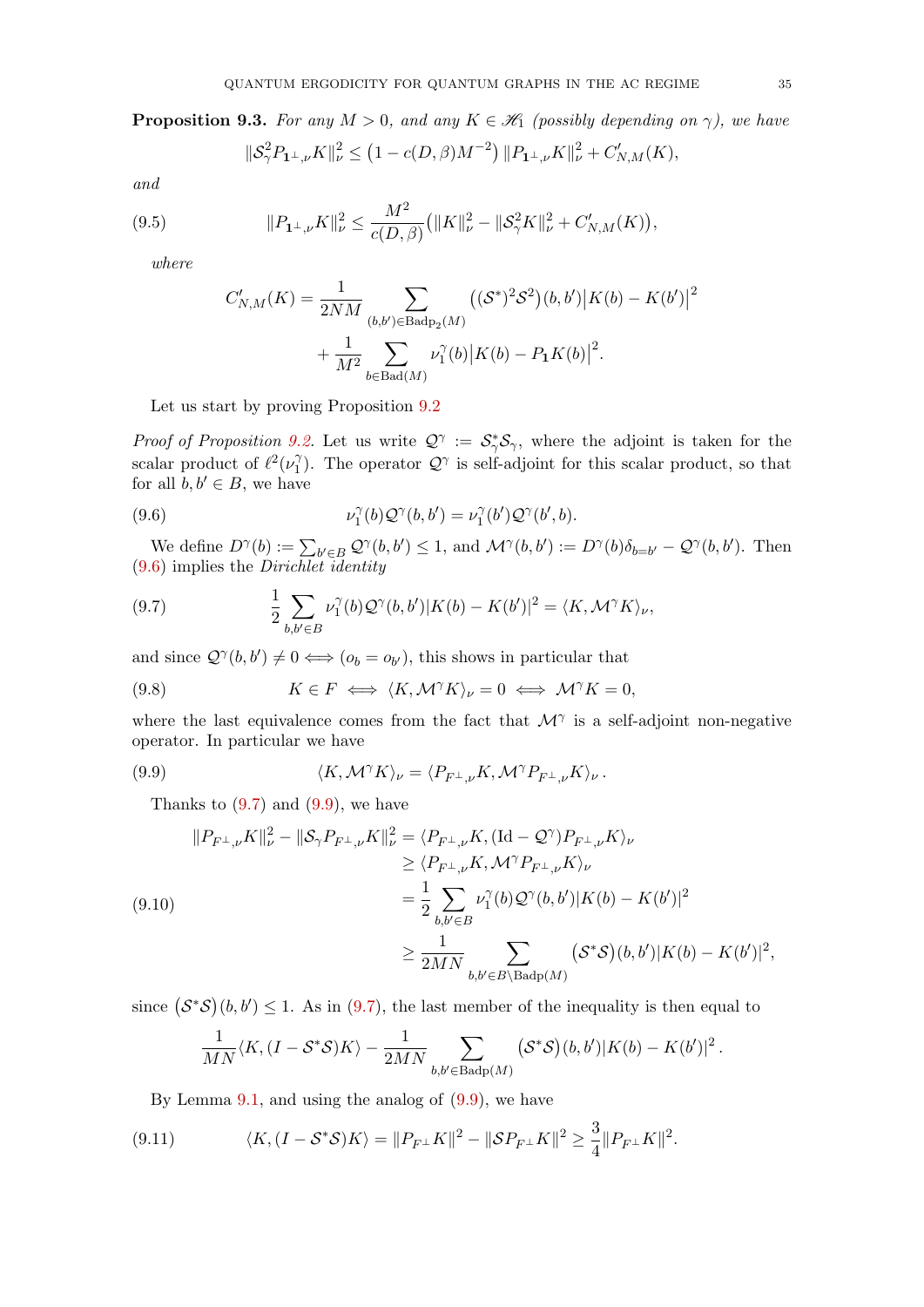**Proposition 9.3.** *For any $M > 0$, and any $K \in \mathscr{H}_1$ (possibly depending on $\gamma$), we have*

$$\|\mathcal{S}_\gamma^2 P_{\mathbf{1}^\perp,\nu} K\|_\nu^2 \leq \left(1 - c(D,\beta) M^{-2}\right) \|P_{\mathbf{1}^\perp,\nu} K\|_\nu^2 + C'_{N,M}(K),$$

*and*

$$\|P_{\mathbf{1}^\perp,\nu} K\|_\nu^2 \leq \frac{M^2}{c(D,\beta)} \big( \|K\|_\nu^2 - \|\mathcal{S}_\gamma^2 K\|_\nu^2 + C'_{N,M}(K) \big), \tag{9.5}$$

*where*

$$C'_{N,M}(K) = \frac{1}{2NM} \sum_{(b,b') \in \mathrm{Badp}_2(M)} \big((\mathcal{S}^*)^2 \mathcal{S}^2\big)(b,b') \big|K(b) - K(b')\big|^2 + \frac{1}{M^2} \sum_{b \in \mathrm{Bad}(M)} \nu_1^\gamma(b) \big|K(b) - P_{\mathbf{1}} K(b)\big|^2.$$

Let us start by proving Proposition 9.2

*Proof of Proposition 9.2.* Let us write $\mathcal{Q}^\gamma := \mathcal{S}_\gamma^* \mathcal{S}_\gamma$, where the adjoint is taken for the scalar product of $\ell^2(\nu_1^\gamma)$. The operator $\mathcal{Q}^\gamma$ is self-adjoint for this scalar product, so that for all $b, b' \in B$, we have

$$\nu_1^\gamma(b) \mathcal{Q}^\gamma(b,b') = \nu_1^\gamma(b') \mathcal{Q}^\gamma(b',b). \tag{9.6}$$

We define $D^\gamma(b) := \sum_{b' \in B} \mathcal{Q}^\gamma(b,b') \leq 1$, and $\mathcal{M}^\gamma(b,b') := D^\gamma(b) \delta_{b=b'} - \mathcal{Q}^\gamma(b,b')$. Then (9.6) implies the *Dirichlet identity*

$$\frac{1}{2} \sum_{b,b' \in B} \nu_1^\gamma(b) \mathcal{Q}^\gamma(b,b') |K(b) - K(b')|^2 = \langle K, \mathcal{M}^\gamma K \rangle_\nu, \tag{9.7}$$

and since $\mathcal{Q}^\gamma(b,b') \neq 0 \iff (o_b = o_{b'})$, this shows in particular that

$$K \in F \iff \langle K, \mathcal{M}^\gamma K \rangle_\nu = 0 \iff \mathcal{M}^\gamma K = 0, \tag{9.8}$$

where the last equivalence comes from the fact that $\mathcal{M}^\gamma$ is a self-adjoint non-negative operator. In particular we have

$$\langle K, \mathcal{M}^\gamma K \rangle_\nu = \langle P_{F^\perp,\nu} K, \mathcal{M}^\gamma P_{F^\perp,\nu} K \rangle_\nu \,. \tag{9.9}$$

Thanks to (9.7) and (9.9), we have

$$\begin{aligned}
\|P_{F^\perp,\nu} K\|_\nu^2 - \|\mathcal{S}_\gamma P_{F^\perp,\nu} K\|_\nu^2 &= \langle P_{F^\perp,\nu} K, (\mathrm{Id} - \mathcal{Q}^\gamma) P_{F^\perp,\nu} K \rangle_\nu \\
&\geq \langle P_{F^\perp,\nu} K, \mathcal{M}^\gamma P_{F^\perp,\nu} K \rangle_\nu \\
&= \frac{1}{2} \sum_{b,b' \in B} \nu_1^\gamma(b) \mathcal{Q}^\gamma(b,b') |K(b) - K(b')|^2 \\
&\geq \frac{1}{2MN} \sum_{b,b' \in B \setminus \mathrm{Badp}(M)} \big(\mathcal{S}^* \mathcal{S}\big)(b,b') |K(b) - K(b')|^2,
\end{aligned} \tag{9.10}$$

since $\big(\mathcal{S}^* \mathcal{S}\big)(b,b') \leq 1$. As in (9.7), the last member of the inequality is then equal to

$$\frac{1}{MN} \langle K, (I - \mathcal{S}^* \mathcal{S}) K \rangle - \frac{1}{2MN} \sum_{b,b' \in \mathrm{Badp}(M)} \big(\mathcal{S}^* \mathcal{S}\big)(b,b') |K(b) - K(b')|^2 \,.$$

By Lemma 9.1, and using the analog of (9.9), we have

$$\langle K, (I - \mathcal{S}^* \mathcal{S}) K \rangle = \|P_{F^\perp} K\|^2 - \|\mathcal{S} P_{F^\perp} K\|^2 \geq \frac{3}{4} \|P_{F^\perp} K\|^2. \tag{9.11}$$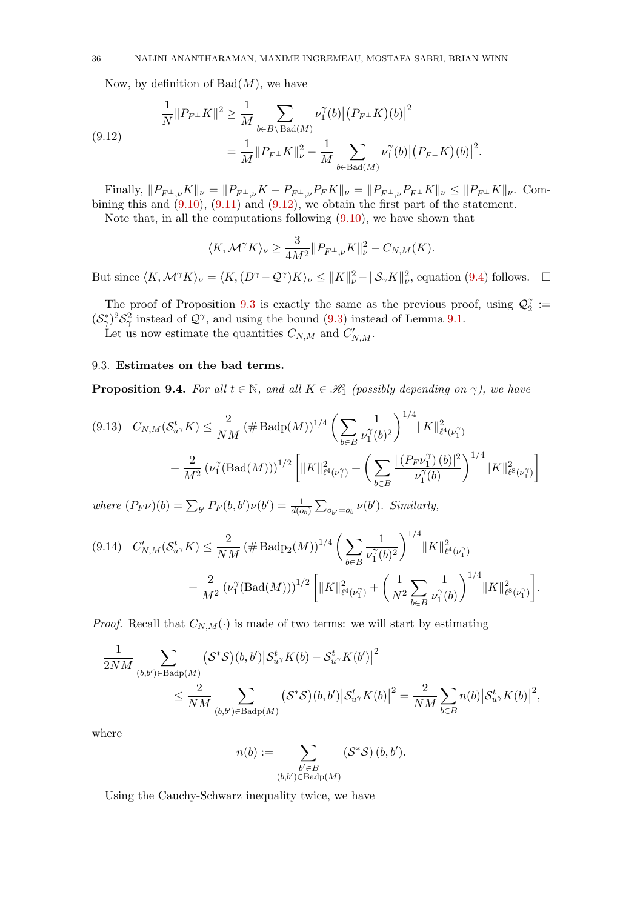Now, by definition of $\mathrm{Bad}(M)$, we have

$$
\begin{aligned}
\frac{1}{N}\|P_{F^\perp}K\|^2 &\geq \frac{1}{M}\sum_{b\in B\setminus \mathrm{Bad}(M)} \nu_1^\gamma(b)\big|\big(P_{F^\perp}K\big)(b)\big|^2 \\
&= \frac{1}{M}\|P_{F^\perp}K\|_\nu^2 - \frac{1}{M}\sum_{b\in \mathrm{Bad}(M)} \nu_1^\gamma(b)\big|\big(P_{F^\perp}K\big)(b)\big|^2.
\end{aligned} \tag{9.12}
$$

Finally, $\|P_{F^\perp,\nu}K\|_\nu = \|P_{F^\perp,\nu}K - P_{F^\perp,\nu}P_F K\|_\nu = \|P_{F^\perp,\nu}P_{F^\perp}K\|_\nu \leq \|P_{F^\perp}K\|_\nu$. Combining this and (9.10), (9.11) and (9.12), we obtain the first part of the statement.

Note that, in all the computations following (9.10), we have shown that

$$
\langle K, \mathcal{M}^\gamma K\rangle_\nu \geq \frac{3}{4M^2}\|P_{F^\perp,\nu}K\|_\nu^2 - C_{N,M}(K).
$$

But since $\langle K, \mathcal{M}^\gamma K\rangle_\nu = \langle K, (D^\gamma - \mathcal{Q}^\gamma)K\rangle_\nu \leq \|K\|_\nu^2 - \|\mathcal{S}_\gamma K\|_\nu^2$, equation (9.4) follows. $\square$

The proof of Proposition 9.3 is exactly the same as the previous proof, using $\mathcal{Q}_2^\gamma := (\mathcal{S}_\gamma^*)^2\mathcal{S}_\gamma^2$ instead of $\mathcal{Q}^\gamma$, and using the bound (9.3) instead of Lemma 9.1.

Let us now estimate the quantities $C_{N,M}$ and $C'_{N,M}$.

### 9.3. **Estimates on the bad terms.**

**Proposition 9.4.** *For all $t\in\mathbb{N}$, and all $K \in \mathscr{H}_1$ (possibly depending on $\gamma$), we have*

$$
\begin{aligned}
C_{N,M}(\mathcal{S}_{u^\gamma}^t K) &\leq \frac{2}{NM}\left(\#\,\mathrm{Badp}(M)\right)^{1/4}\left(\sum_{b\in B}\frac{1}{\nu_1^\gamma(b)^2}\right)^{1/4}\|K\|^2_{\ell^4(\nu_1^\gamma)} \\
&\quad + \frac{2}{M^2}\left(\nu_1^\gamma(\mathrm{Bad}(M))\right)^{1/2}\left[\|K\|^2_{\ell^4(\nu_1^\gamma)} + \left(\sum_{b\in B}\frac{|\left(P_F\nu_1^\gamma\right)(b)|^2}{\nu_1^\gamma(b)}\right)^{1/4}\|K\|^2_{\ell^8(\nu_1^\gamma)}\right]
\end{aligned} \tag{9.13}
$$

*where $(P_F\nu)(b) = \sum_{b'} P_F(b,b')\nu(b') = \frac{1}{d(o_b)}\sum_{o_{b'}=o_b}\nu(b')$. Similarly,*

$$
\begin{aligned}
C'_{N,M}(\mathcal{S}_{u^\gamma}^t K) &\leq \frac{2}{NM}\left(\#\,\mathrm{Badp}_2(M)\right)^{1/4}\left(\sum_{b\in B}\frac{1}{\nu_1^\gamma(b)^2}\right)^{1/4}\|K\|^2_{\ell^4(\nu_1^\gamma)} \\
&\quad + \frac{2}{M^2}\left(\nu_1^\gamma(\mathrm{Bad}(M))\right)^{1/2}\left[\|K\|^2_{\ell^4(\nu_1^\gamma)} + \left(\frac{1}{N^2}\sum_{b\in B}\frac{1}{\nu_1^\gamma(b)}\right)^{1/4}\|K\|^2_{\ell^8(\nu_1^\gamma)}\right].
\end{aligned} \tag{9.14}
$$

*Proof.* Recall that $C_{N,M}(\cdot)$ is made of two terms: we will start by estimating

$$
\begin{aligned}
&\frac{1}{2NM}\sum_{(b,b')\in \mathrm{Badp}(M)}\left(\mathcal{S}^*\mathcal{S}\right)(b,b')\big|\mathcal{S}_{u^\gamma}^t K(b) - \mathcal{S}_{u^\gamma}^t K(b')\big|^2 \\
&\qquad \leq \frac{2}{NM}\sum_{(b,b')\in \mathrm{Badp}(M)}\left(\mathcal{S}^*\mathcal{S}\right)(b,b')\big|\mathcal{S}_{u^\gamma}^t K(b)\big|^2 = \frac{2}{NM}\sum_{b\in B} n(b)\big|\mathcal{S}_{u^\gamma}^t K(b)\big|^2,
\end{aligned}
$$

where

$$
n(b) := \sum_{\substack{b'\in B \\ (b,b')\in \mathrm{Badp}(M)}}\left(\mathcal{S}^*\mathcal{S}\right)(b,b').
$$

Using the Cauchy-Schwarz inequality twice, we have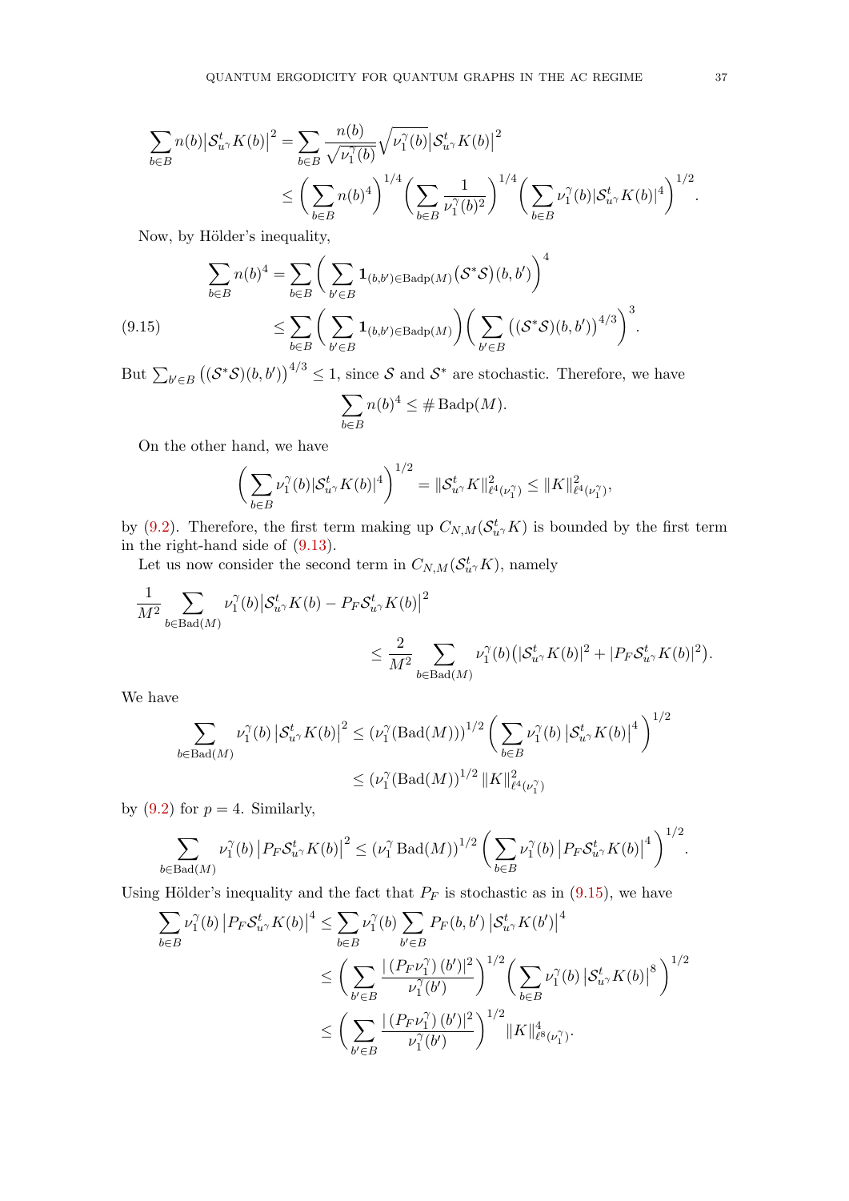$$\sum_{b\in B} n(b)\big|\mathcal{S}^t_{u^\gamma}K(b)\big|^2 = \sum_{b\in B} \frac{n(b)}{\sqrt{\nu_1^\gamma(b)}}\sqrt{\nu_1^\gamma(b)}\big|\mathcal{S}^t_{u^\gamma}K(b)\big|^2$$
$$\leq \bigg(\sum_{b\in B} n(b)^4\bigg)^{1/4}\bigg(\sum_{b\in B}\frac{1}{\nu_1^\gamma(b)^2}\bigg)^{1/4}\bigg(\sum_{b\in B}\nu_1^\gamma(b)|\mathcal{S}^t_{u^\gamma}K(b)|^4\bigg)^{1/2}.$$

Now, by Hölder's inequality,

$$\sum_{b\in B} n(b)^4 = \sum_{b\in B}\bigg(\sum_{b'\in B}\mathbf{1}_{(b,b')\in \mathrm{Badp}(M)}\big(\mathcal{S}^*\mathcal{S}\big)(b,b')\bigg)^4$$
$$\leq \sum_{b\in B}\bigg(\sum_{b'\in B}\mathbf{1}_{(b,b')\in \mathrm{Badp}(M)}\bigg)\bigg(\sum_{b'\in B}\big((\mathcal{S}^*\mathcal{S})(b,b')\big)^{4/3}\bigg)^3. \tag{9.15}$$

But $\sum_{b'\in B}\big((\mathcal{S}^*\mathcal{S})(b,b')\big)^{4/3}\leq 1$, since $\mathcal{S}$ and $\mathcal{S}^*$ are stochastic. Therefore, we have

$$\sum_{b\in B} n(b)^4 \leq \#\,\mathrm{Badp}(M).$$

On the other hand, we have

$$\bigg(\sum_{b\in B}\nu_1^\gamma(b)|\mathcal{S}^t_{u^\gamma}K(b)|^4\bigg)^{1/2} = \|\mathcal{S}^t_{u^\gamma}K\|^2_{\ell^4(\nu_1^\gamma)} \leq \|K\|^2_{\ell^4(\nu_1^\gamma)},$$

by (9.2). Therefore, the first term making up $C_{N,M}(\mathcal{S}^t_{u^\gamma}K)$ is bounded by the first term in the right-hand side of (9.13).

Let us now consider the second term in $C_{N,M}(\mathcal{S}^t_{u^\gamma}K)$, namely

$$\frac{1}{M^2}\sum_{b\in \mathrm{Bad}(M)}\nu_1^\gamma(b)\big|\mathcal{S}^t_{u^\gamma}K(b) - P_F\mathcal{S}^t_{u^\gamma}K(b)\big|^2$$
$$\leq \frac{2}{M^2}\sum_{b\in \mathrm{Bad}(M)}\nu_1^\gamma(b)\big(|\mathcal{S}^t_{u^\gamma}K(b)|^2 + |P_F\mathcal{S}^t_{u^\gamma}K(b)|^2\big).$$

We have

$$\sum_{b\in \mathrm{Bad}(M)}\nu_1^\gamma(b)\left|\mathcal{S}^t_{u^\gamma}K(b)\right|^2 \leq (\nu_1^\gamma(\mathrm{Bad}(M)))^{1/2}\bigg(\sum_{b\in B}\nu_1^\gamma(b)\left|\mathcal{S}^t_{u^\gamma}K(b)\right|^4\bigg)^{1/2}$$
$$\leq (\nu_1^\gamma(\mathrm{Bad}(M))^{1/2}\,\|K\|^2_{\ell^4(\nu_1^\gamma)}$$

by (9.2) for $p=4$. Similarly,

$$\sum_{b\in \mathrm{Bad}(M)}\nu_1^\gamma(b)\left|P_F\mathcal{S}^t_{u^\gamma}K(b)\right|^2 \leq (\nu_1^\gamma\,\mathrm{Bad}(M))^{1/2}\bigg(\sum_{b\in B}\nu_1^\gamma(b)\left|P_F\mathcal{S}^t_{u^\gamma}K(b)\right|^4\bigg)^{1/2}.$$

Using Hölder's inequality and the fact that $P_F$ is stochastic as in (9.15), we have

$$\sum_{b\in B}\nu_1^\gamma(b)\left|P_F\mathcal{S}^t_{u^\gamma}K(b)\right|^4 \leq \sum_{b\in B}\nu_1^\gamma(b)\sum_{b'\in B}P_F(b,b')\left|\mathcal{S}^t_{u^\gamma}K(b')\right|^4$$
$$\leq \bigg(\sum_{b'\in B}\frac{|\left(P_F\nu_1^\gamma\right)(b')|^2}{\nu_1^\gamma(b')}\bigg)^{1/2}\bigg(\sum_{b\in B}\nu_1^\gamma(b)\left|\mathcal{S}^t_{u^\gamma}K(b)\right|^8\bigg)^{1/2}$$
$$\leq \bigg(\sum_{b'\in B}\frac{|\left(P_F\nu_1^\gamma\right)(b')|^2}{\nu_1^\gamma(b')}\bigg)^{1/2}\|K\|^4_{\ell^8(\nu_1^\gamma)}.$$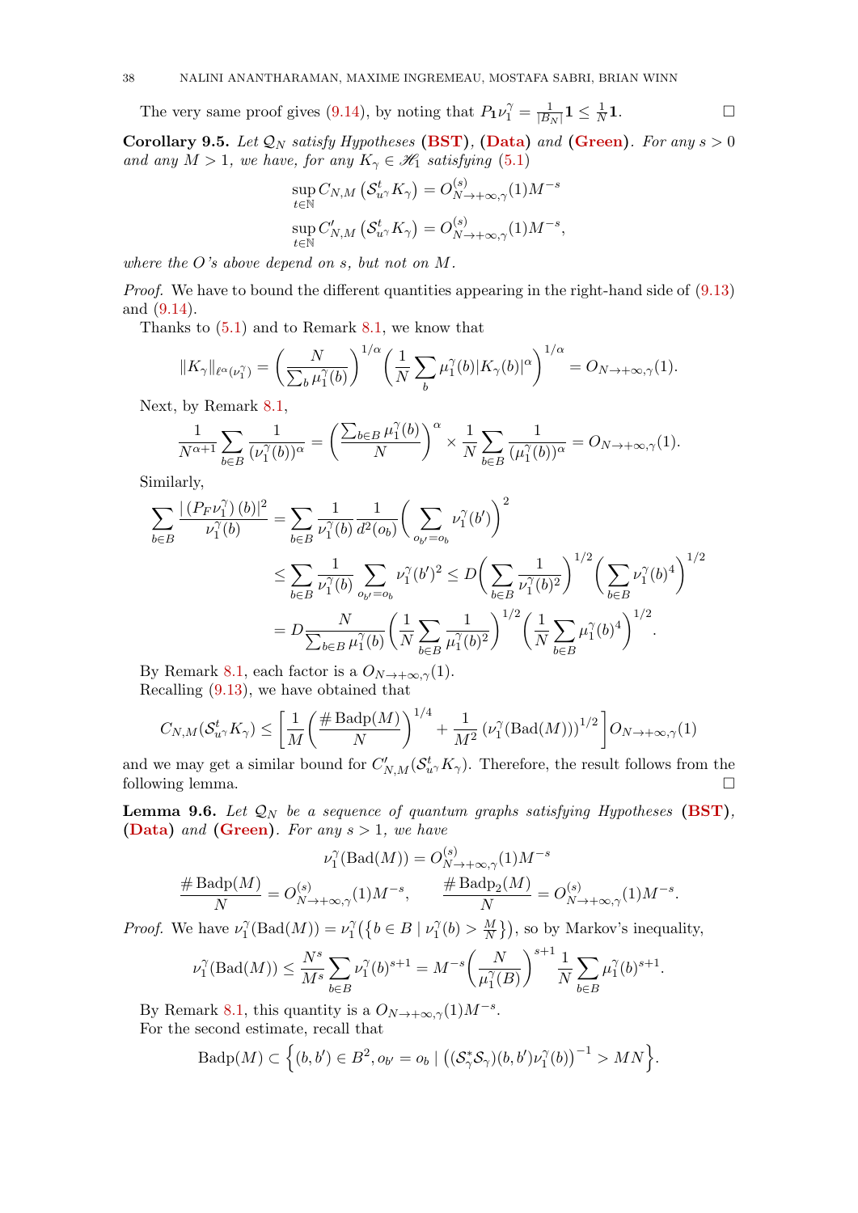The very same proof gives (9.14), by noting that $P_{\mathbf{1}}\nu_1^\gamma = \frac{1}{|B_N|}\mathbf{1} \leq \frac{1}{N}\mathbf{1}$. $\square$

**Corollary 9.5.** *Let $\mathcal{Q}_N$ satisfy Hypotheses* **(BST)**, **(Data)** *and* **(Green)**. *For any $s>0$ and any $M>1$, we have, for any $K_\gamma \in \mathscr{H}_1$ satisfying (5.1)*

$$\sup_{t\in\mathbb{N}} C_{N,M}\left(\mathcal{S}^t_{u^\gamma} K_\gamma\right) = O^{(s)}_{N\to+\infty,\gamma}(1) M^{-s}$$

$$\sup_{t\in\mathbb{N}} C'_{N,M}\left(\mathcal{S}^t_{u^\gamma} K_\gamma\right) = O^{(s)}_{N\to+\infty,\gamma}(1) M^{-s},$$

*where the $O$'s above depend on $s$, but not on $M$.*

*Proof.* We have to bound the different quantities appearing in the right-hand side of (9.13) and (9.14).

Thanks to (5.1) and to Remark 8.1, we know that

$$\|K_\gamma\|_{\ell^\alpha(\nu_1^\gamma)} = \left(\frac{N}{\sum_b \mu_1^\gamma(b)}\right)^{1/\alpha}\left(\frac{1}{N}\sum_b \mu_1^\gamma(b)|K_\gamma(b)|^\alpha\right)^{1/\alpha} = O_{N\to+\infty,\gamma}(1).$$

Next, by Remark 8.1,

$$\frac{1}{N^{\alpha+1}}\sum_{b\in B}\frac{1}{(\nu_1^\gamma(b))^\alpha} = \left(\frac{\sum_{b\in B}\mu_1^\gamma(b)}{N}\right)^\alpha \times \frac{1}{N}\sum_{b\in B}\frac{1}{(\mu_1^\gamma(b))^\alpha} = O_{N\to+\infty,\gamma}(1).$$

Similarly,

$$\begin{aligned}
\sum_{b\in B}\frac{|(P_F\nu_1^\gamma)(b)|^2}{\nu_1^\gamma(b)} &= \sum_{b\in B}\frac{1}{\nu_1^\gamma(b)}\frac{1}{d^2(o_b)}\Big(\sum_{o_{b'}=o_b}\nu_1^\gamma(b')\Big)^2 \\
&\leq \sum_{b\in B}\frac{1}{\nu_1^\gamma(b)}\sum_{o_{b'}=o_b}\nu_1^\gamma(b')^2 \leq D\Big(\sum_{b\in B}\frac{1}{\nu_1^\gamma(b)^2}\Big)^{1/2}\Big(\sum_{b\in B}\nu_1^\gamma(b)^4\Big)^{1/2} \\
&= D\frac{N}{\sum_{b\in B}\mu_1^\gamma(b)}\Big(\frac{1}{N}\sum_{b\in B}\frac{1}{\mu_1^\gamma(b)^2}\Big)^{1/2}\Big(\frac{1}{N}\sum_{b\in B}\mu_1^\gamma(b)^4\Big)^{1/2}.
\end{aligned}$$

By Remark 8.1, each factor is a $O_{N\to+\infty,\gamma}(1)$.

Recalling (9.13), we have obtained that

$$C_{N,M}(\mathcal{S}^t_{u^\gamma}K_\gamma) \leq \left[\frac{1}{M}\left(\frac{\#\,\mathrm{Badp}(M)}{N}\right)^{1/4} + \frac{1}{M^2}\left(\nu_1^\gamma(\mathrm{Bad}(M))\right)^{1/2}\right] O_{N\to+\infty,\gamma}(1)$$

and we may get a similar bound for $C'_{N,M}(\mathcal{S}^t_{u^\gamma}K_\gamma)$. Therefore, the result follows from the following lemma. $\square$

**Lemma 9.6.** *Let $\mathcal{Q}_N$ be a sequence of quantum graphs satisfying Hypotheses* **(BST)**, **(Data)** *and* **(Green)**. *For any $s>1$, we have*

$$\nu_1^\gamma(\mathrm{Bad}(M)) = O^{(s)}_{N\to+\infty,\gamma}(1)M^{-s}$$

$$\frac{\#\,\mathrm{Badp}(M)}{N} = O^{(s)}_{N\to+\infty,\gamma}(1)M^{-s}, \qquad \frac{\#\,\mathrm{Badp}_2(M)}{N} = O^{(s)}_{N\to+\infty,\gamma}(1)M^{-s}.$$

*Proof.* We have $\nu_1^\gamma(\mathrm{Bad}(M)) = \nu_1^\gamma\big(\{b\in B \mid \nu_1^\gamma(b) > \frac{M}{N}\}\big)$, so by Markov's inequality,

$$\nu_1^\gamma(\mathrm{Bad}(M)) \leq \frac{N^s}{M^s}\sum_{b\in B}\nu_1^\gamma(b)^{s+1} = M^{-s}\Big(\frac{N}{\mu_1^\gamma(B)}\Big)^{s+1}\frac{1}{N}\sum_{b\in B}\mu_1^\gamma(b)^{s+1}.$$

By Remark 8.1, this quantity is a $O_{N\to+\infty,\gamma}(1)M^{-s}$.

For the second estimate, recall that

$$\mathrm{Badp}(M) \subset \Big\{(b,b')\in B^2, o_{b'}=o_b \mid \left((\mathcal{S}^*_\gamma\mathcal{S}_\gamma)(b,b')\nu_1^\gamma(b)\right)^{-1} > MN\Big\}.$$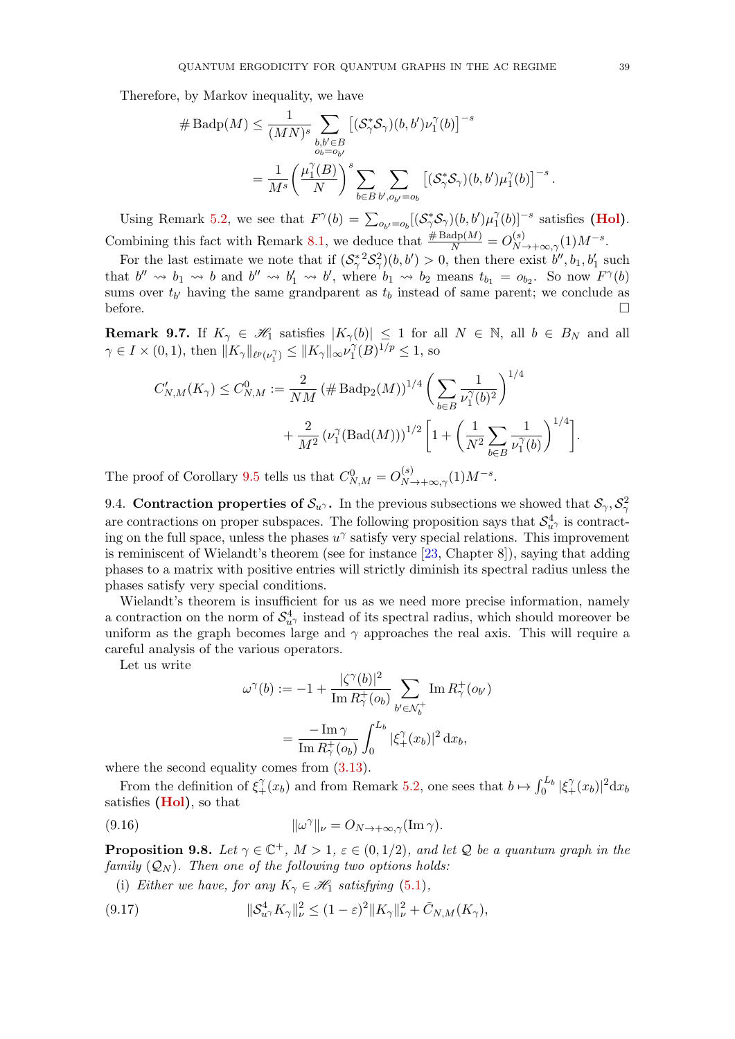Therefore, by Markov inequality, we have

$$
\begin{aligned}
\# \operatorname{Badp}(M) &\leq \frac{1}{(MN)^s} \sum_{\substack{b,b' \in B \\ o_b = o_{b'}}} \left[ (\mathcal{S}_\gamma^* \mathcal{S}_\gamma)(b,b') \nu_1^\gamma(b) \right]^{-s} \\
&= \frac{1}{M^s} \left( \frac{\mu_1^\gamma(B)}{N} \right)^s \sum_{b \in B} \sum_{b', o_{b'} = o_b} \left[ (\mathcal{S}_\gamma^* \mathcal{S}_\gamma)(b,b') \mu_1^\gamma(b) \right]^{-s}.
\end{aligned}
$$

Using Remark 5.2, we see that $F^\gamma(b) = \sum_{o_{b'} = o_b} [(\mathcal{S}_\gamma^* \mathcal{S}_\gamma)(b,b') \mu_1^\gamma(b)]^{-s}$ satisfies **(Hol)**. Combining this fact with Remark 8.1, we deduce that $\frac{\# \operatorname{Badp}(M)}{N} = O^{(s)}_{N \to +\infty, \gamma}(1) M^{-s}$.

For the last estimate we note that if $(\mathcal{S}_\gamma^{*\,2} \mathcal{S}_\gamma^2)(b,b') > 0$, then there exist $b'', b_1, b_1'$ such that $b'' \rightsquigarrow b_1 \rightsquigarrow b$ and $b'' \rightsquigarrow b_1' \rightsquigarrow b'$, where $b_1 \rightsquigarrow b_2$ means $t_{b_1} = o_{b_2}$. So now $F^\gamma(b)$ sums over $t_{b'}$ having the same grandparent as $t_b$ instead of same parent; we conclude as before. $\square$

**Remark 9.7.** If $K_\gamma \in \mathscr{H}_1$ satisfies $|K_\gamma(b)| \leq 1$ for all $N \in \mathbb{N}$, all $b \in B_N$ and all $\gamma \in I \times (0,1)$, then $\|K_\gamma\|_{\ell^p(\nu_1^\gamma)} \leq \|K_\gamma\|_\infty \nu_1^\gamma(B)^{1/p} \leq 1$, so

$$
\begin{aligned}
C'_{N,M}(K_\gamma) \leq C^0_{N,M} &:= \frac{2}{NM} \left( \# \operatorname{Badp}_2(M) \right)^{1/4} \left( \sum_{b \in B} \frac{1}{\nu_1^\gamma(b)^2} \right)^{1/4} \\
&\quad + \frac{2}{M^2} \left( \nu_1^\gamma(\operatorname{Bad}(M)) \right)^{1/2} \left[ 1 + \left( \frac{1}{N^2} \sum_{b \in B} \frac{1}{\nu_1^\gamma(b)} \right)^{1/4} \right].
\end{aligned}
$$

The proof of Corollary 9.5 tells us that $C^0_{N,M} = O^{(s)}_{N \to +\infty, \gamma}(1) M^{-s}$.

9.4. **Contraction properties of $\mathcal{S}_{u^\gamma}$.** In the previous subsections we showed that $\mathcal{S}_\gamma, \mathcal{S}_\gamma^2$ are contractions on proper subspaces. The following proposition says that $\mathcal{S}^4_{u^\gamma}$ is contracting on the full space, unless the phases $u^\gamma$ satisfy very special relations. This improvement is reminiscent of Wielandt's theorem (see for instance [23, Chapter 8]), saying that adding phases to a matrix with positive entries will strictly diminish its spectral radius unless the phases satisfy very special conditions.

Wielandt's theorem is insufficient for us as we need more precise information, namely a contraction on the norm of $\mathcal{S}^4_{u^\gamma}$ instead of its spectral radius, which should moreover be uniform as the graph becomes large and $\gamma$ approaches the real axis. This will require a careful analysis of the various operators.

Let us write

$$
\begin{aligned}
\omega^\gamma(b) &:= -1 + \frac{|\zeta^\gamma(b)|^2}{\operatorname{Im} R_\gamma^+(o_b)} \sum_{b' \in \mathcal{N}_b^+} \operatorname{Im} R_\gamma^+(o_{b'}) \\
&= \frac{-\operatorname{Im} \gamma}{\operatorname{Im} R_\gamma^+(o_b)} \int_0^{L_b} |\xi_+^\gamma(x_b)|^2 \, \mathrm{d}x_b,
\end{aligned}
$$

where the second equality comes from (3.13).

From the definition of $\xi_+^\gamma(x_b)$ and from Remark 5.2, one sees that $b \mapsto \int_0^{L_b} |\xi_+^\gamma(x_b)|^2 \mathrm{d}x_b$ satisfies **(Hol)**, so that

$$
\|\omega^\gamma\|_\nu = O_{N \to +\infty, \gamma}(\operatorname{Im} \gamma). \tag{9.16}
$$

**Proposition 9.8.** *Let $\gamma \in \mathbb{C}^+$, $M > 1$, $\varepsilon \in (0, 1/2)$, and let $\mathcal{Q}$ be a quantum graph in the family $(\mathcal{Q}_N)$. Then one of the following two options holds:*

(i) *Either we have, for any $K_\gamma \in \mathscr{H}_1$ satisfying (5.1),*

$$
\|\mathcal{S}^4_{u^\gamma} K_\gamma\|_\nu^2 \leq (1 - \varepsilon)^2 \|K_\gamma\|_\nu^2 + \tilde{C}_{N,M}(K_\gamma), \tag{9.17}
$$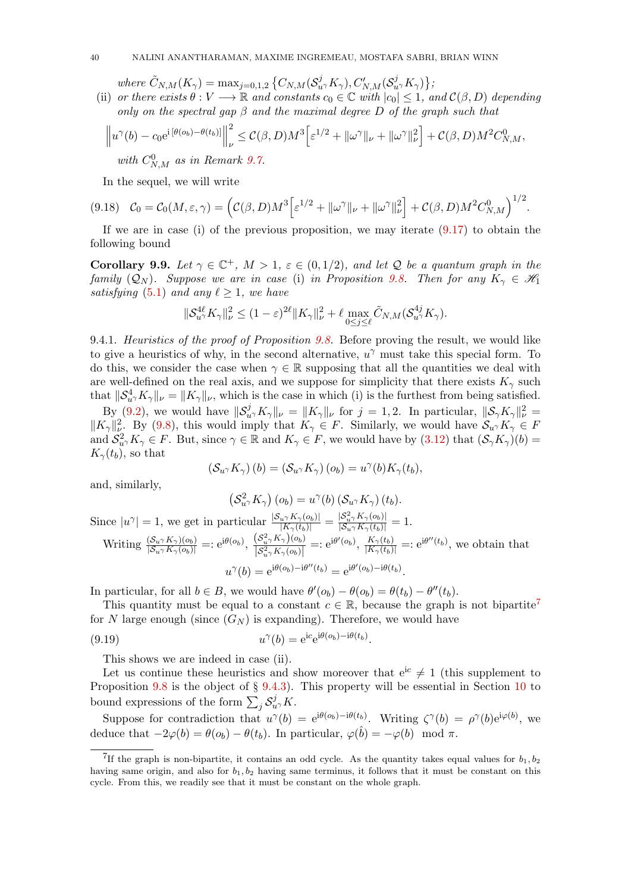*where* $\tilde{C}_{N,M}(K_\gamma) = \max_{j=0,1,2}\left\{C_{N,M}(\mathcal{S}^j_{u^\gamma}K_\gamma), C'_{N,M}(\mathcal{S}^j_{u^\gamma}K_\gamma)\right\}$*;*

(ii) *or there exists* $\theta : V \longrightarrow \mathbb{R}$ *and constants* $c_0 \in \mathbb{C}$ *with* $|c_0| \le 1$*, and* $\mathcal{C}(\beta, D)$ *depending only on the spectral gap* $\beta$ *and the maximal degree* $D$ *of the graph such that*

$$\left\| u^\gamma(b) - c_0 \mathrm{e}^{\mathrm{i}\,[\theta(o_b)-\theta(t_b)]}\right\|_\nu^2 \le \mathcal{C}(\beta,D) M^3 \Big[\varepsilon^{1/2} + \|\omega^\gamma\|_\nu + \|\omega^\gamma\|_\nu^2\Big] + \mathcal{C}(\beta,D) M^2 C^0_{N,M},$$

*with* $C^0_{N,M}$ *as in Remark 9.7.*

In the sequel, we will write

$$\mathcal{C}_0 = \mathcal{C}_0(M,\varepsilon,\gamma) = \Big(\mathcal{C}(\beta,D) M^3 \Big[\varepsilon^{1/2} + \|\omega^\gamma\|_\nu + \|\omega^\gamma\|_\nu^2\Big] + \mathcal{C}(\beta,D) M^2 C^0_{N,M}\Big)^{1/2}. \tag{9.18}$$

If we are in case (i) of the previous proposition, we may iterate (9.17) to obtain the following bound

**Corollary 9.9.** *Let* $\gamma \in \mathbb{C}^+$*,* $M > 1$*,* $\varepsilon \in (0, 1/2)$*, and let* $\mathcal{Q}$ *be a quantum graph in the family* $(\mathcal{Q}_N)$*. Suppose we are in case* (i) *in Proposition 9.8. Then for any* $K_\gamma \in \mathscr{H}_1$ *satisfying* (5.1) *and any* $\ell \ge 1$*, we have*

$$\|\mathcal{S}^{4\ell}_{u^\gamma}K_\gamma\|_\nu^2 \le (1-\varepsilon)^{2\ell}\|K_\gamma\|_\nu^2 + \ell \max_{0\le j\le \ell} \tilde{C}_{N,M}(\mathcal{S}^{4j}_{u^\gamma}K_\gamma).$$

9.4.1. *Heuristics of the proof of Proposition 9.8.* Before proving the result, we would like to give a heuristics of why, in the second alternative, $u^\gamma$ must take this special form. To do this, we consider the case when $\gamma \in \mathbb{R}$ supposing that all the quantities we deal with are well-defined on the real axis, and we suppose for simplicity that there exists $K_\gamma$ such that $\|\mathcal{S}^4_{u^\gamma}K_\gamma\|_\nu = \|K_\gamma\|_\nu$, which is the case in which (i) is the furthest from being satisfied.

By (9.2), we would have $\|\mathcal{S}^j_{u^\gamma}K_\gamma\|_\nu = \|K_\gamma\|_\nu$ for $j = 1, 2$. In particular, $\|\mathcal{S}_\gamma K_\gamma\|_\nu^2 = \|K_\gamma\|_\nu^2$. By (9.8), this would imply that $K_\gamma \in F$. Similarly, we would have $\mathcal{S}_{u^\gamma}K_\gamma \in F$ and $\mathcal{S}^2_{u^\gamma}K_\gamma \in F$. But, since $\gamma \in \mathbb{R}$ and $K_\gamma \in F$, we would have by (3.12) that $(\mathcal{S}_\gamma K_\gamma)(b) = K_\gamma(t_b)$, so that

$$\left(\mathcal{S}_{u^\gamma}K_\gamma\right)(b) = \left(\mathcal{S}_{u^\gamma}K_\gamma\right)(o_b) = u^\gamma(b)K_\gamma(t_b),$$

and, similarly,

$$\left(\mathcal{S}^2_{u^\gamma}K_\gamma\right)(o_b) = u^\gamma(b)\left(\mathcal{S}_{u^\gamma}K_\gamma\right)(t_b).$$

Since $|u^\gamma| = 1$, we get in particular $\frac{|\mathcal{S}_{u^\gamma}K_\gamma(o_b)|}{|K_\gamma(t_b)|} = \frac{|\mathcal{S}^2_{u^\gamma}K_\gamma(o_b)|}{|\mathcal{S}_{u^\gamma}K_\gamma(t_b)|} = 1$.

Writing $\frac{(\mathcal{S}_{u^\gamma}K_\gamma)(o_b)}{|\mathcal{S}_{u^\gamma}K_\gamma(o_b)|} =: \mathrm{e}^{\mathrm{i}\theta(o_b)}$, $\frac{\left(\mathcal{S}^2_{u^\gamma}K_\gamma\right)(o_b)}{\left|\mathcal{S}^2_{u^\gamma}K_\gamma(o_b)\right|} =: \mathrm{e}^{\mathrm{i}\theta'(o_b)}$, $\frac{K_\gamma(t_b)}{|K_\gamma(t_b)|} =: \mathrm{e}^{\mathrm{i}\theta''(t_b)}$, we obtain that

$$u^\gamma(b) = \mathrm{e}^{\mathrm{i}\theta(o_b) - \mathrm{i}\theta''(t_b)} = \mathrm{e}^{\mathrm{i}\theta'(o_b) - \mathrm{i}\theta(t_b)}.$$

In particular, for all $b \in B$, we would have $\theta'(o_b) - \theta(o_b) = \theta(t_b) - \theta''(t_b)$.

This quantity must be equal to a constant $c \in \mathbb{R}$, because the graph is not bipartite[7] for $N$ large enough (since $(G_N)$ is expanding). Therefore, we would have

$$u^\gamma(b) = \mathrm{e}^{\mathrm{i}c}\mathrm{e}^{\mathrm{i}\theta(o_b) - \mathrm{i}\theta(t_b)}. \tag{9.19}$$

This shows we are indeed in case (ii).

Let us continue these heuristics and show moreover that $\mathrm{e}^{\mathrm{i}c} \ne 1$ (this supplement to Proposition 9.8 is the object of § 9.4.3). This property will be essential in Section 10 to bound expressions of the form $\sum_j \mathcal{S}^j_{u^\gamma}K$.

Suppose for contradiction that $u^\gamma(b) = \mathrm{e}^{\mathrm{i}\theta(o_b) - \mathrm{i}\theta(t_b)}$. Writing $\zeta^\gamma(b) = \rho^\gamma(b)\mathrm{e}^{\mathrm{i}\varphi(b)}$, we deduce that $-2\varphi(b) = \theta(o_b) - \theta(t_b)$. In particular, $\varphi(\hat{b}) = -\varphi(b) \mod \pi$.

[7] If the graph is non-bipartite, it contains an odd cycle. As the quantity takes equal values for $b_1, b_2$ having same origin, and also for $b_1, b_2$ having same terminus, it follows that it must be constant on this cycle. From this, we readily see that it must be constant on the whole graph.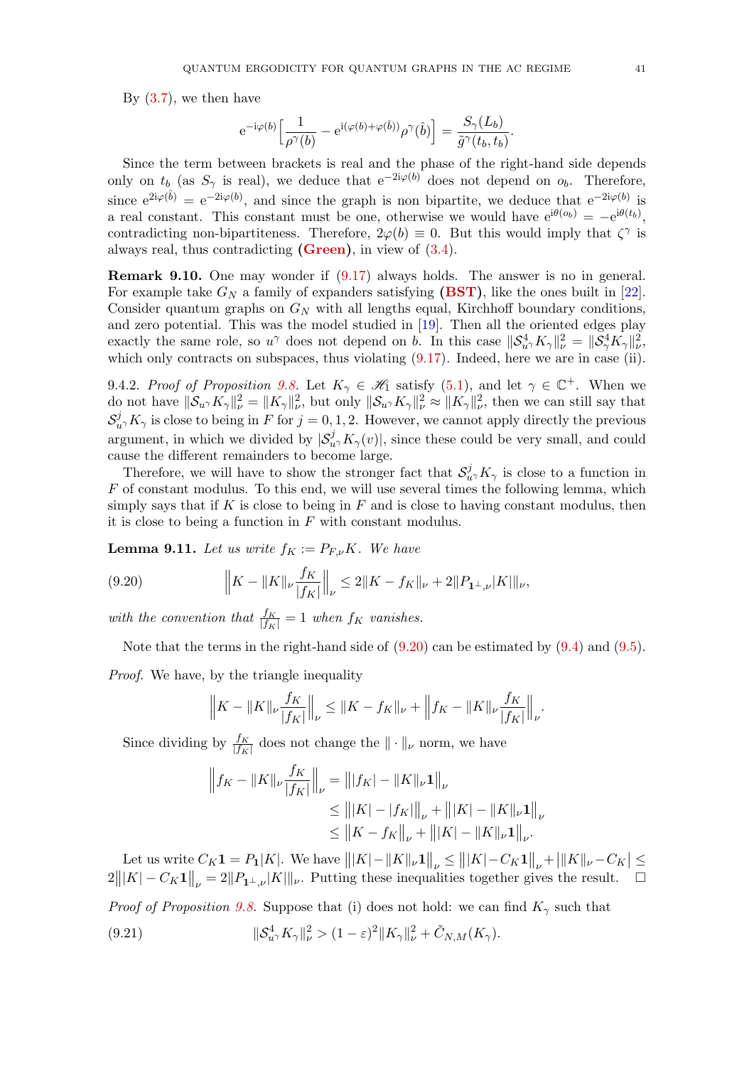By (3.7), we then have

$$\mathrm{e}^{-\mathrm{i}\varphi(b)}\Big[\frac{1}{\rho^\gamma(b)} - \mathrm{e}^{\mathrm{i}(\varphi(b)+\varphi(\hat{b}))}\rho^\gamma(\hat{b})\Big] = \frac{S_\gamma(L_b)}{\tilde{g}^\gamma(t_b,t_b)}.$$

Since the term between brackets is real and the phase of the right-hand side depends only on $t_b$ (as $S_\gamma$ is real), we deduce that $\mathrm{e}^{-2\mathrm{i}\varphi(b)}$ does not depend on $o_b$. Therefore, since $\mathrm{e}^{2\mathrm{i}\varphi(\hat{b})} = \mathrm{e}^{-2\mathrm{i}\varphi(b)}$, and since the graph is non bipartite, we deduce that $\mathrm{e}^{-2\mathrm{i}\varphi(b)}$ is a real constant. This constant must be one, otherwise we would have $\mathrm{e}^{\mathrm{i}\theta(o_b)} = -\mathrm{e}^{\mathrm{i}\theta(t_b)}$, contradicting non-bipartiteness. Therefore, $2\varphi(b) \equiv 0$. But this would imply that $\zeta^\gamma$ is always real, thus contradicting **(Green)**, in view of (3.4).

**Remark 9.10.** One may wonder if (9.17) always holds. The answer is no in general. For example take $G_N$ a family of expanders satisfying **(BST)**, like the ones built in [22]. Consider quantum graphs on $G_N$ with all lengths equal, Kirchhoff boundary conditions, and zero potential. This was the model studied in [19]. Then all the oriented edges play exactly the same role, so $u^\gamma$ does not depend on $b$. In this case $\|\mathcal{S}^4_{u^\gamma}K_\gamma\|^2_\nu = \|\mathcal{S}^4_\gamma K_\gamma\|^2_\nu$, which only contracts on subspaces, thus violating (9.17). Indeed, here we are in case (ii).

9.4.2. *Proof of Proposition 9.8.* Let $K_\gamma \in \mathscr{H}_1$ satisfy (5.1), and let $\gamma \in \mathbb{C}^+$. When we do not have $\|\mathcal{S}_{u^\gamma}K_\gamma\|^2_\nu = \|K_\gamma\|^2_\nu$, but only $\|\mathcal{S}_{u^\gamma}K_\gamma\|^2_\nu \approx \|K_\gamma\|^2_\nu$, then we can still say that $\mathcal{S}^j_{u^\gamma}K_\gamma$ is close to being in $F$ for $j = 0, 1, 2$. However, we cannot apply directly the previous argument, in which we divided by $|\mathcal{S}^j_{u^\gamma}K_\gamma(v)|$, since these could be very small, and could cause the different remainders to become large.

Therefore, we will have to show the stronger fact that $\mathcal{S}^j_{u^\gamma}K_\gamma$ is close to a function in $F$ of constant modulus. To this end, we will use several times the following lemma, which simply says that if $K$ is close to being in $F$ and is close to having constant modulus, then it is close to being a function in $F$ with constant modulus.

**Lemma 9.11.** *Let us write $f_K := P_{F,\nu}K$. We have*

$$\Big\|K - \|K\|_\nu\frac{f_K}{|f_K|}\Big\|_\nu \le 2\|K - f_K\|_\nu + 2\|P_{\mathbf{1}^\perp,\nu}|K|\|_\nu, \tag{9.20}$$

*with the convention that $\frac{f_K}{|f_K|} = 1$ when $f_K$ vanishes.*

Note that the terms in the right-hand side of (9.20) can be estimated by (9.4) and (9.5).

*Proof.* We have, by the triangle inequality

$$\Big\|K - \|K\|_\nu\frac{f_K}{|f_K|}\Big\|_\nu \le \|K - f_K\|_\nu + \Big\|f_K - \|K\|_\nu\frac{f_K}{|f_K|}\Big\|_\nu.$$

Since dividing by $\frac{f_K}{|f_K|}$ does not change the $\|\cdot\|_\nu$ norm, we have

$$\begin{aligned}\Big\|f_K - \|K\|_\nu\frac{f_K}{|f_K|}\Big\|_\nu &= \big\||f_K| - \|K\|_\nu\mathbf{1}\big\|_\nu \\ &\le \big\||K| - |f_K|\big\|_\nu + \big\||K| - \|K\|_\nu\mathbf{1}\big\|_\nu \\ &\le \big\|K - f_K\big\|_\nu + \big\||K| - \|K\|_\nu\mathbf{1}\big\|_\nu.\end{aligned}$$

Let us write $C_K\mathbf{1} = P_\mathbf{1}|K|$. We have $\big\||K| - \|K\|_\nu\mathbf{1}\big\|_\nu \le \big\||K| - C_K\mathbf{1}\big\|_\nu + \big|\|K\|_\nu - C_K\big| \le 2\big\||K| - C_K\mathbf{1}\big\|_\nu = 2\|P_{\mathbf{1}^\perp,\nu}|K|\|_\nu$. Putting these inequalities together gives the result. $\square$

*Proof of Proposition 9.8.* Suppose that (i) does not hold: we can find $K_\gamma$ such that

$$\|\mathcal{S}^4_{u^\gamma}K_\gamma\|^2_\nu > (1-\varepsilon)^2\|K_\gamma\|^2_\nu + \tilde{C}_{N,M}(K_\gamma). \tag{9.21}$$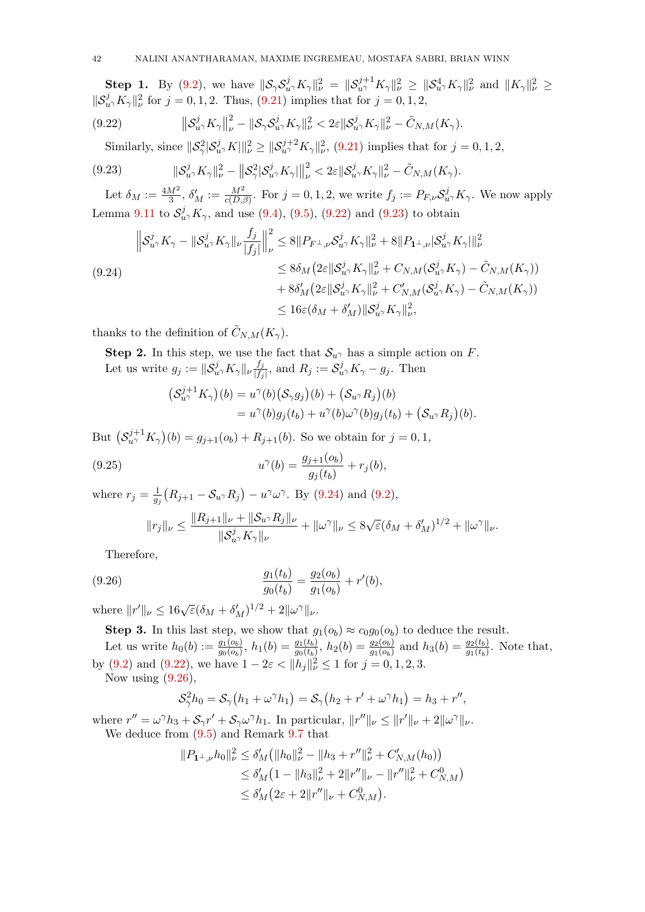**Step 1.** By (9.2), we have $\|\mathcal{S}_\gamma \mathcal{S}_{u^\gamma}^j K_\gamma\|_\nu^2 = \|\mathcal{S}_{u^\gamma}^{j+1} K_\gamma\|_\nu^2 \geq \|\mathcal{S}_{u^\gamma}^4 K_\gamma\|_\nu^2$ and $\|K_\gamma\|_\nu^2 \geq \|\mathcal{S}_{u^\gamma}^j K_\gamma\|_\nu^2$ for $j = 0, 1, 2$. Thus, (9.21) implies that for $j = 0, 1, 2$,

$$\big\|\mathcal{S}_{u^\gamma}^j K_\gamma\big\|_\nu^2 - \|\mathcal{S}_\gamma \mathcal{S}_{u^\gamma}^j K_\gamma\|_\nu^2 < 2\varepsilon \|\mathcal{S}_{u^\gamma}^j K_\gamma\|_\nu^2 - \tilde{C}_{N,M}(K_\gamma). \tag{9.22}$$

Similarly, since $\|\mathcal{S}_\gamma^2 |\mathcal{S}_{u^\gamma}^j K|\|_\nu^2 \geq \|\mathcal{S}_{u^\gamma}^{j+2} K_\gamma\|_\nu^2$, (9.21) implies that for $j = 0, 1, 2$,

$$\|\mathcal{S}_{u^\gamma}^j K_\gamma\|_\nu^2 - \big\|\mathcal{S}_\gamma^2 |\mathcal{S}_{u^\gamma}^j K_\gamma|\big\|_\nu^2 < 2\varepsilon \|\mathcal{S}_{u^\gamma}^j K_\gamma\|_\nu^2 - \tilde{C}_{N,M}(K_\gamma). \tag{9.23}$$

Let $\delta_M := \frac{4M^2}{3}$, $\delta_M' := \frac{M^2}{c(D,\beta)}$. For $j = 0, 1, 2$, we write $f_j := P_{F,\nu} \mathcal{S}_{u^\gamma}^j K_\gamma$. We now apply Lemma 9.11 to $\mathcal{S}_{u^\gamma}^j K_\gamma$, and use (9.4), (9.5), (9.22) and (9.23) to obtain

$$\begin{aligned}
\Big\|\mathcal{S}_{u^\gamma}^j K_\gamma - \|\mathcal{S}_{u^\gamma}^j K_\gamma\|_\nu \frac{f_j}{|f_j|}\Big\|_\nu^2 &\leq 8\|P_{F^\perp,\nu} \mathcal{S}_{u^\gamma}^j K_\gamma\|_\nu^2 + 8\|P_{\mathbf{1}^\perp,\nu} |\mathcal{S}_{u^\gamma}^j K_\gamma|\|_\nu^2 \\
&\leq 8\delta_M \big(2\varepsilon \|\mathcal{S}_{u^\gamma}^j K_\gamma\|_\nu^2 + C_{N,M}(\mathcal{S}_{u^\gamma}^j K_\gamma) - \tilde{C}_{N,M}(K_\gamma)\big) \\
&\quad + 8\delta_M' \big(2\varepsilon \|\mathcal{S}_{u^\gamma}^j K_\gamma\|_\nu^2 + C_{N,M}'(\mathcal{S}_{u^\gamma}^j K_\gamma) - \tilde{C}_{N,M}(K_\gamma)\big) \\
&\leq 16\varepsilon(\delta_M + \delta_M') \|\mathcal{S}_{u^\gamma}^j K_\gamma\|_\nu^2,
\end{aligned} \tag{9.24}$$

thanks to the definition of $\tilde{C}_{N,M}(K_\gamma)$.

**Step 2.** In this step, we use the fact that $\mathcal{S}_{u^\gamma}$ has a simple action on $F$.

Let us write $g_j := \|\mathcal{S}_{u^\gamma}^j K_\gamma\|_\nu \frac{f_j}{|f_j|}$, and $R_j := \mathcal{S}_{u^\gamma}^j K_\gamma - g_j$. Then

$$\begin{aligned}
\big(\mathcal{S}_{u^\gamma}^{j+1} K_\gamma\big)(b) &= u^\gamma(b) \big(\mathcal{S}_\gamma g_j\big)(b) + \big(\mathcal{S}_{u^\gamma} R_j\big)(b) \\
&= u^\gamma(b) g_j(t_b) + u^\gamma(b) \omega^\gamma(b) g_j(t_b) + \big(\mathcal{S}_{u^\gamma} R_j\big)(b).
\end{aligned}$$

But $\big(\mathcal{S}_{u^\gamma}^{j+1} K_\gamma\big)(b) = g_{j+1}(o_b) + R_{j+1}(b)$. So we obtain for $j = 0, 1$,

$$u^\gamma(b) = \frac{g_{j+1}(o_b)}{g_j(t_b)} + r_j(b), \tag{9.25}$$

where $r_j = \frac{1}{g_j}\big(R_{j+1} - \mathcal{S}_{u^\gamma} R_j\big) - u^\gamma \omega^\gamma$. By (9.24) and (9.2),

$$\|r_j\|_\nu \leq \frac{\|R_{j+1}\|_\nu + \|\mathcal{S}_{u^\gamma} R_j\|_\nu}{\|\mathcal{S}_{u^\gamma}^j K_\gamma\|_\nu} + \|\omega^\gamma\|_\nu \leq 8\sqrt{\varepsilon}(\delta_M + \delta_M')^{1/2} + \|\omega^\gamma\|_\nu.$$

Therefore,

$$\frac{g_1(t_b)}{g_0(t_b)} = \frac{g_2(o_b)}{g_1(o_b)} + r'(b), \tag{9.26}$$

where $\|r'\|_\nu \leq 16\sqrt{\varepsilon}(\delta_M + \delta_M')^{1/2} + 2\|\omega^\gamma\|_\nu$.

**Step 3.** In this last step, we show that $g_1(o_b) \approx c_0 g_0(o_b)$ to deduce the result.

Let us write $h_0(b) := \frac{g_1(o_b)}{g_0(o_b)}$, $h_1(b) = \frac{g_1(t_b)}{g_0(t_b)}$, $h_2(b) = \frac{g_2(o_b)}{g_1(o_b)}$ and $h_3(b) = \frac{g_2(t_b)}{g_1(t_b)}$. Note that, by (9.2) and (9.22), we have $1 - 2\varepsilon < \|h_j\|_\nu^2 \leq 1$ for $j = 0, 1, 2, 3$.

Now using (9.26),

$$\mathcal{S}_\gamma^2 h_0 = \mathcal{S}_\gamma\big(h_1 + \omega^\gamma h_1\big) = \mathcal{S}_\gamma\big(h_2 + r' + \omega^\gamma h_1\big) = h_3 + r'',$$

where $r'' = \omega^\gamma h_3 + \mathcal{S}_\gamma r' + \mathcal{S}_\gamma \omega^\gamma h_1$. In particular, $\|r''\|_\nu \leq \|r'\|_\nu + 2\|\omega^\gamma\|_\nu$.

We deduce from (9.5) and Remark 9.7 that

$$\begin{aligned}
\|P_{\mathbf{1}^\perp,\nu} h_0\|_\nu^2 &\leq \delta_M' \big(\|h_0\|_\nu^2 - \|h_3 + r''\|_\nu^2 + C_{N,M}'(h_0)\big) \\
&\leq \delta_M' \big(1 - \|h_3\|_\nu^2 + 2\|r''\|_\nu - \|r''\|_\nu^2 + C_{N,M}^0\big) \\
&\leq \delta_M' \big(2\varepsilon + 2\|r''\|_\nu + C_{N,M}^0\big).
\end{aligned}$$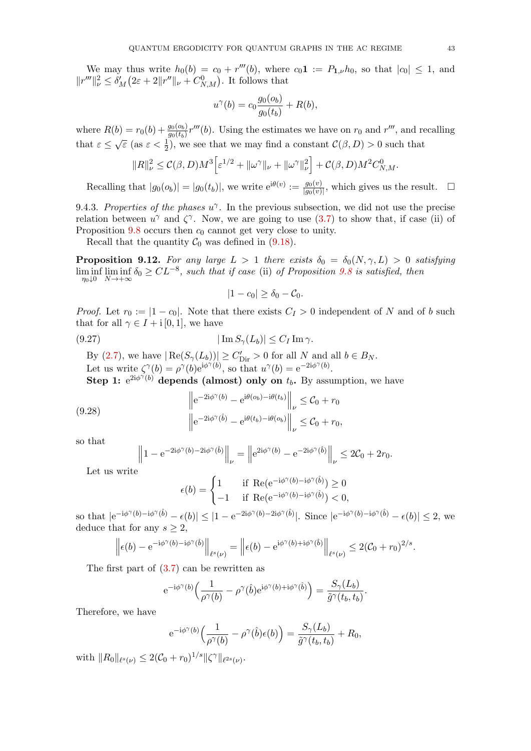We may thus write $h_0(b) = c_0 + r'''(b)$, where $c_0\mathbf{1} := P_{\mathbf{1},\nu}h_0$, so that $|c_0| \leq 1$, and $\|r'''\|_\nu^2 \leq \delta'_M\big(2\varepsilon + 2\|r''\|_\nu + C^0_{N,M}\big)$. It follows that

$$u^\gamma(b) = c_0\frac{g_0(o_b)}{g_0(t_b)} + R(b),$$

where $R(b) = r_0(b) + \frac{g_0(o_b)}{g_0(t_b)}r'''(b)$. Using the estimates we have on $r_0$ and $r'''$, and recalling that $\varepsilon \leq \sqrt{\varepsilon}$ (as $\varepsilon < \frac{1}{2}$), we see that we may find a constant $\mathcal{C}(\beta, D) > 0$ such that

$$\|R\|_\nu^2 \leq \mathcal{C}(\beta, D)M^3\Big[\varepsilon^{1/2} + \|\omega^\gamma\|_\nu + \|\omega^\gamma\|_\nu^2\Big] + \mathcal{C}(\beta, D)M^2C^0_{N,M}.$$

Recalling that $|g_0(o_b)| = |g_0(t_b)|$, we write $\mathrm{e}^{\mathrm{i}\theta(v)} := \frac{g_0(v)}{|g_0(v)|}$, which gives us the result. $\square$

9.4.3. *Properties of the phases $u^\gamma$.* In the previous subsection, we did not use the precise relation between $u^\gamma$ and $\zeta^\gamma$. Now, we are going to use (3.7) to show that, if case (ii) of Proposition 9.8 occurs then $c_0$ cannot get very close to unity.

Recall that the quantity $\mathcal{C}_0$ was defined in (9.18).

**Proposition 9.12.** *For any large $L > 1$ there exists $\delta_0 = \delta_0(N, \gamma, L) > 0$ satisfying $\liminf\limits_{\eta_0\downarrow 0}\liminf\limits_{N\to+\infty}\delta_0 \geq CL^{-8}$, such that if case* (ii) *of Proposition 9.8 is satisfied, then*

$$|1 - c_0| \geq \delta_0 - \mathcal{C}_0.$$

*Proof.* Let $r_0 := |1 - c_0|$. Note that there exists $C_I > 0$ independent of $N$ and of $b$ such that for all $\gamma \in I + \mathrm{i}\,[0, 1]$, we have

$$|\operatorname{Im} S_\gamma(L_b)| \leq C_I \operatorname{Im}\gamma. \tag{9.27}$$

By (2.7), we have $|\operatorname{Re}(S_\gamma(L_b))| \geq C'_{\mathrm{Dir}} > 0$ for all $N$ and all $b \in B_N$.

Let us write $\zeta^\gamma(b) = \rho^\gamma(b)\mathrm{e}^{\mathrm{i}\phi^\gamma(b)}$, so that $u^\gamma(b) = \mathrm{e}^{-2\mathrm{i}\phi^\gamma(b)}$.

**Step 1: $\mathrm{e}^{2\mathrm{i}\phi^\gamma(b)}$ depends (almost) only on $t_b$.** By assumption, we have

$$\begin{aligned}
&\left\|\mathrm{e}^{-2\mathrm{i}\phi^\gamma(b)} - \mathrm{e}^{\mathrm{i}\theta(o_b) - \mathrm{i}\theta(t_b)}\right\|_\nu \leq \mathcal{C}_0 + r_0\\
&\left\|\mathrm{e}^{-2\mathrm{i}\phi^\gamma(\hat{b})} - \mathrm{e}^{\mathrm{i}\theta(t_b) - \mathrm{i}\theta(o_b)}\right\|_\nu \leq \mathcal{C}_0 + r_0,
\end{aligned} \tag{9.28}$$

so that

$$\left\|1 - \mathrm{e}^{-2\mathrm{i}\phi^\gamma(b) - 2\mathrm{i}\phi^\gamma(\hat{b})}\right\|_\nu = \left\|\mathrm{e}^{2\mathrm{i}\phi^\gamma(b)} - \mathrm{e}^{-2\mathrm{i}\phi^\gamma(\hat{b})}\right\|_\nu \leq 2\mathcal{C}_0 + 2r_0.$$

Let us write

$$\epsilon(b) = \begin{cases} 1 & \text{if } \operatorname{Re}(\mathrm{e}^{-\mathrm{i}\phi^\gamma(b) - \mathrm{i}\phi^\gamma(\hat{b})}) \geq 0\\ -1 & \text{if } \operatorname{Re}(\mathrm{e}^{-\mathrm{i}\phi^\gamma(b) - \mathrm{i}\phi^\gamma(\hat{b})}) < 0,\end{cases}$$

so that $|\mathrm{e}^{-\mathrm{i}\phi^\gamma(b) - \mathrm{i}\phi^\gamma(\hat{b})} - \epsilon(b)| \leq |1 - \mathrm{e}^{-2\mathrm{i}\phi^\gamma(b) - 2\mathrm{i}\phi^\gamma(\hat{b})}|$. Since $|\mathrm{e}^{-\mathrm{i}\phi^\gamma(b) - \mathrm{i}\phi^\gamma(\hat{b})} - \epsilon(b)| \leq 2$, we deduce that for any $s \geq 2$,

$$\left\|\epsilon(b) - \mathrm{e}^{-\mathrm{i}\phi^\gamma(b) - \mathrm{i}\phi^\gamma(\hat{b})}\right\|_{\ell^s(\nu)} = \left\|\epsilon(b) - \mathrm{e}^{\mathrm{i}\phi^\gamma(b) + \mathrm{i}\phi^\gamma(\hat{b})}\right\|_{\ell^s(\nu)} \leq 2(\mathcal{C}_0 + r_0)^{2/s}.$$

The first part of (3.7) can be rewritten as

$$\mathrm{e}^{-\mathrm{i}\phi^\gamma(b)}\Big(\frac{1}{\rho^\gamma(b)} - \rho^\gamma(\hat{b})\mathrm{e}^{\mathrm{i}\phi^\gamma(b) + \mathrm{i}\phi^\gamma(\hat{b})}\Big) = \frac{S_\gamma(L_b)}{\tilde{g}^\gamma(t_b, t_b)}.$$

Therefore, we have

$$\mathrm{e}^{-\mathrm{i}\phi^\gamma(b)}\Big(\frac{1}{\rho^\gamma(b)} - \rho^\gamma(\hat{b})\epsilon(b)\Big) = \frac{S_\gamma(L_b)}{\tilde{g}^\gamma(t_b, t_b)} + R_0,$$

with $\|R_0\|_{\ell^s(\nu)} \leq 2(\mathcal{C}_0 + r_0)^{1/s}\|\zeta^\gamma\|_{\ell^{2s}(\nu)}$.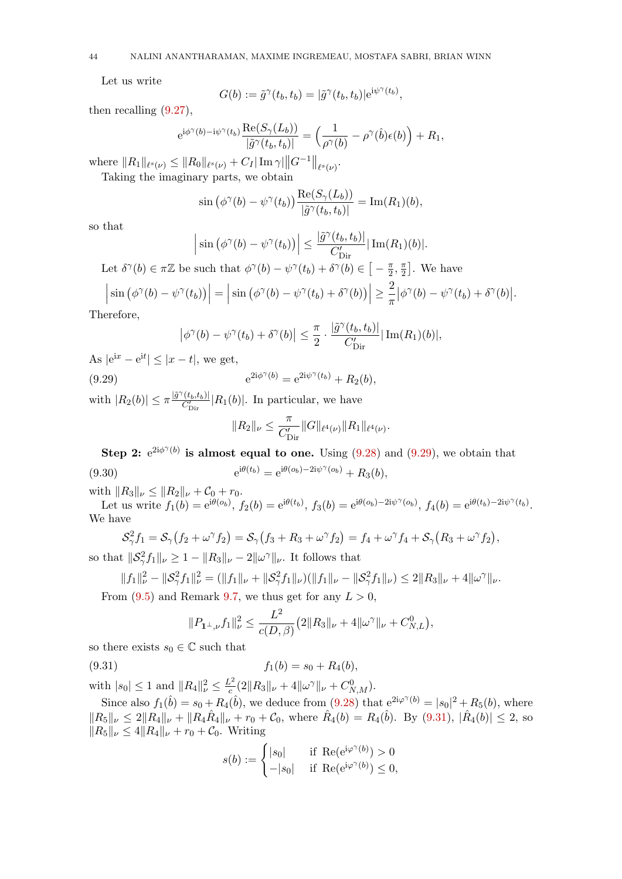Let us write

$$G(b) := \tilde{g}^\gamma(t_b, t_b) = |\tilde{g}^\gamma(t_b, t_b)| e^{i\psi^\gamma(t_b)},$$

then recalling (9.27),

$$e^{i\phi^\gamma(b) - i\psi^\gamma(t_b)} \frac{\mathrm{Re}(S_\gamma(L_b))}{|\tilde{g}^\gamma(t_b, t_b)|} = \Big( \frac{1}{\rho^\gamma(b)} - \rho^\gamma(\hat{b})\epsilon(b) \Big) + R_1,$$

where $\|R_1\|_{\ell^s(\nu)} \leq \|R_0\|_{\ell^s(\nu)} + C_I |\operatorname{Im}\gamma| \big\|G^{-1}\big\|_{\ell^s(\nu)}$.

Taking the imaginary parts, we obtain

$$\sin\big(\phi^\gamma(b) - \psi^\gamma(t_b)\big) \frac{\mathrm{Re}(S_\gamma(L_b))}{|\tilde{g}^\gamma(t_b, t_b)|} = \operatorname{Im}(R_1)(b),$$

so that

$$\Big| \sin\big(\phi^\gamma(b) - \psi^\gamma(t_b)\big) \Big| \leq \frac{|\tilde{g}^\gamma(t_b, t_b)|}{C'_{\mathrm{Dir}}} |\operatorname{Im}(R_1)(b)|.$$

Let $\delta^\gamma(b) \in \pi\mathbb{Z}$ be such that $\phi^\gamma(b) - \psi^\gamma(t_b) + \delta^\gamma(b) \in \big[-\frac{\pi}{2}, \frac{\pi}{2}\big]$. We have

$$\Big| \sin\big(\phi^\gamma(b) - \psi^\gamma(t_b)\big) \Big| = \Big| \sin\big(\phi^\gamma(b) - \psi^\gamma(t_b) + \delta^\gamma(b)\big) \Big| \geq \frac{2}{\pi} \big|\phi^\gamma(b) - \psi^\gamma(t_b) + \delta^\gamma(b)\big|.$$

Therefore,

$$\big|\phi^\gamma(b) - \psi^\gamma(t_b) + \delta^\gamma(b)\big| \leq \frac{\pi}{2} \cdot \frac{|\tilde{g}^\gamma(t_b, t_b)|}{C'_{\mathrm{Dir}}} |\operatorname{Im}(R_1)(b)|,$$

As $|e^{ix} - e^{it}| \leq |x - t|$, we get,

$$e^{2i\phi^\gamma(b)} = e^{2i\psi^\gamma(t_b)} + R_2(b), \tag{9.29}$$

with $|R_2(b)| \leq \pi \frac{|\tilde{g}^\gamma(t_b, t_b)|}{C'_{\mathrm{Dir}}} |R_1(b)|$. In particular, we have

$$\|R_2\|_\nu \leq \frac{\pi}{C'_{\mathrm{Dir}}} \|G\|_{\ell^4(\nu)} \|R_1\|_{\ell^4(\nu)}.$$

**Step 2: $e^{2i\phi^\gamma(b)}$ is almost equal to one.** Using (9.28) and (9.29), we obtain that

$$e^{i\theta(t_b)} = e^{i\theta(o_b) - 2i\psi^\gamma(o_b)} + R_3(b), \tag{9.30}$$

with $\|R_3\|_\nu \leq \|R_2\|_\nu + \mathcal{C}_0 + r_0$.

Let us write $f_1(b) = e^{i\theta(o_b)}$, $f_2(b) = e^{i\theta(t_b)}$, $f_3(b) = e^{i\theta(o_b) - 2i\psi^\gamma(o_b)}$, $f_4(b) = e^{i\theta(t_b) - 2i\psi^\gamma(t_b)}$. We have

$$\mathcal{S}_\gamma^2 f_1 = \mathcal{S}_\gamma\big(f_2 + \omega^\gamma f_2\big) = \mathcal{S}_\gamma\big(f_3 + R_3 + \omega^\gamma f_2\big) = f_4 + \omega^\gamma f_4 + \mathcal{S}_\gamma\big(R_3 + \omega^\gamma f_2\big),$$

so that $\|\mathcal{S}_\gamma^2 f_1\|_\nu \geq 1 - \|R_3\|_\nu - 2\|\omega^\gamma\|_\nu$. It follows that

$$\|f_1\|_\nu^2 - \|\mathcal{S}_\gamma^2 f_1\|_\nu^2 = (\|f_1\|_\nu + \|\mathcal{S}_\gamma^2 f_1\|_\nu)(\|f_1\|_\nu - \|\mathcal{S}_\gamma^2 f_1\|_\nu) \leq 2\|R_3\|_\nu + 4\|\omega^\gamma\|_\nu.$$

From (9.5) and Remark 9.7, we thus get for any $L > 0$,

$$\|P_{\mathbf{1}^\perp, \nu} f_1\|_\nu^2 \leq \frac{L^2}{c(D, \beta)} \big(2\|R_3\|_\nu + 4\|\omega^\gamma\|_\nu + C^0_{N,L}\big),$$

so there exists $s_0 \in \mathbb{C}$ such that

$$f_1(b) = s_0 + R_4(b), \tag{9.31}$$

with $|s_0| \leq 1$ and $\|R_4\|_\nu^2 \leq \frac{L^2}{c}(2\|R_3\|_\nu + 4\|\omega^\gamma\|_\nu + C^0_{N,M})$.

Since also $f_1(\hat{b}) = s_0 + R_4(\hat{b})$, we deduce from (9.28) that $e^{2i\varphi^\gamma(b)} = |s_0|^2 + R_5(b)$, where $\|R_5\|_\nu \leq 2\|R_4\|_\nu + \|R_4 \hat{R}_4\|_\nu + r_0 + \mathcal{C}_0$, where $\hat{R}_4(b) = R_4(\hat{b})$. By (9.31), $|\hat{R}_4(b)| \leq 2$, so $\|R_5\|_\nu \leq 4\|R_4\|_\nu + r_0 + \mathcal{C}_0$. Writing

$$s(b) := \begin{cases} |s_0| & \text{if } \mathrm{Re}(e^{i\varphi^\gamma(b)}) > 0 \\ -|s_0| & \text{if } \mathrm{Re}(e^{i\varphi^\gamma(b)}) \leq 0, \end{cases}$$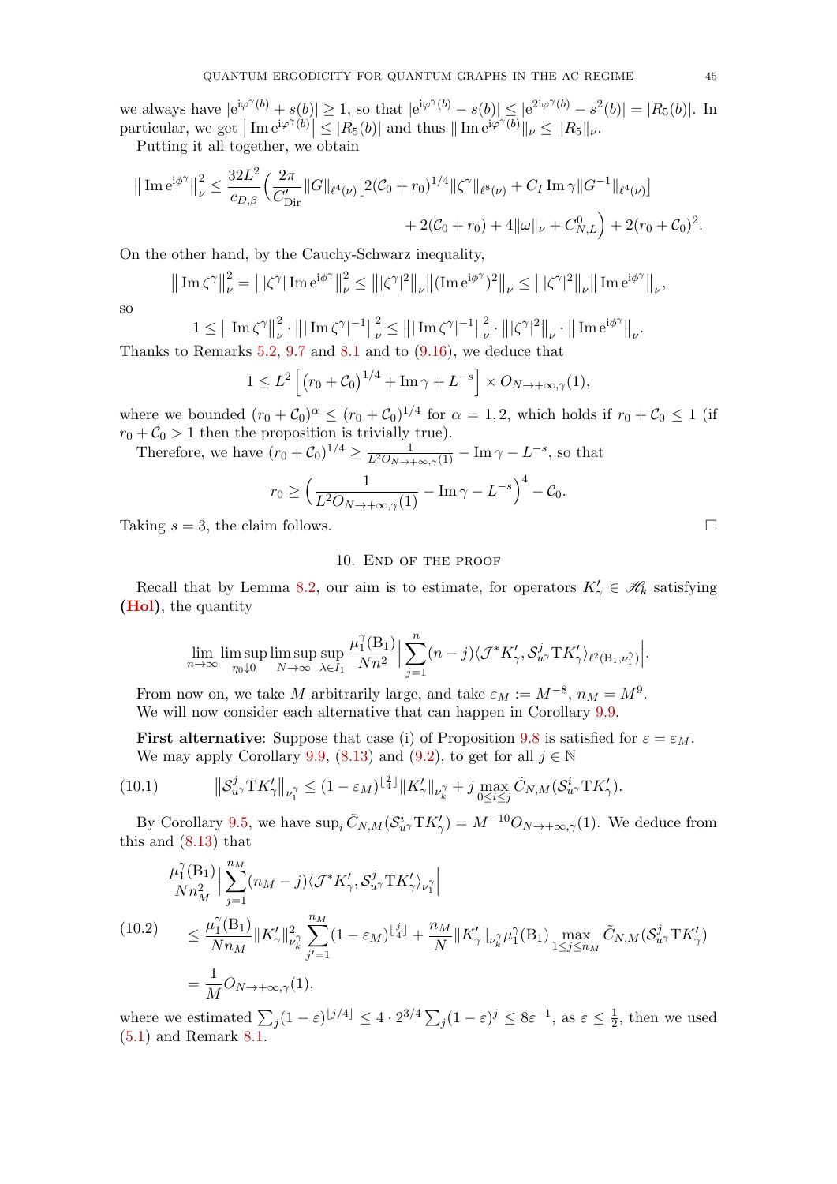we always have $|e^{i\varphi^\gamma(b)} + s(b)| \geq 1$, so that $|e^{i\varphi^\gamma(b)} - s(b)| \leq |e^{2i\varphi^\gamma(b)} - s^2(b)| = |R_5(b)|$. In particular, we get $\big|\operatorname{Im} e^{i\varphi^\gamma(b)}\big| \leq |R_5(b)|$ and thus $\|\operatorname{Im} e^{i\varphi^\gamma(b)}\|_\nu \leq \|R_5\|_\nu$.

Putting it all together, we obtain

$$\big\|\operatorname{Im} e^{i\phi^\gamma}\big\|_\nu^2 \leq \frac{32L^2}{c_{D,\beta}}\Big(\frac{2\pi}{C'_{\mathrm{Dir}}}\|G\|_{\ell^4(\nu)}\big[2(\mathcal{C}_0+r_0)^{1/4}\|\zeta^\gamma\|_{\ell^8(\nu)} + C_I \operatorname{Im}\gamma\|G^{-1}\|_{\ell^4(\nu)}\big] + 2(\mathcal{C}_0+r_0) + 4\|\omega\|_\nu + C^0_{N,L}\Big) + 2(r_0+\mathcal{C}_0)^2.$$

On the other hand, by the Cauchy-Schwarz inequality,

$$\big\|\operatorname{Im}\zeta^\gamma\big\|_\nu^2 = \big\||\zeta^\gamma|\operatorname{Im} e^{i\phi^\gamma}\big\|_\nu^2 \leq \big\||\zeta^\gamma|^2\big\|_\nu\big\|(\operatorname{Im} e^{i\phi^\gamma})^2\big\|_\nu \leq \big\||\zeta^\gamma|^2\big\|_\nu\big\|\operatorname{Im} e^{i\phi^\gamma}\big\|_\nu,$$

so

$$1 \leq \big\|\operatorname{Im}\zeta^\gamma\big\|_\nu^2 \cdot \big\||\operatorname{Im}\zeta^\gamma|^{-1}\big\|_\nu^2 \leq \big\||\operatorname{Im}\zeta^\gamma|^{-1}\big\|_\nu^2 \cdot \big\||\zeta^\gamma|^2\big\|_\nu \cdot \big\|\operatorname{Im} e^{i\phi^\gamma}\big\|_\nu.$$

Thanks to Remarks 5.2, 9.7 and 8.1 and to (9.16), we deduce that

$$1 \leq L^2\left[(r_0+\mathcal{C}_0)^{1/4} + \operatorname{Im}\gamma + L^{-s}\right] \times O_{N\to+\infty,\gamma}(1),$$

where we bounded $(r_0+\mathcal{C}_0)^\alpha \leq (r_0+\mathcal{C}_0)^{1/4}$ for $\alpha = 1,2$, which holds if $r_0+\mathcal{C}_0 \leq 1$ (if $r_0+\mathcal{C}_0 > 1$ then the proposition is trivially true).

Therefore, we have $(r_0+\mathcal{C}_0)^{1/4} \geq \frac{1}{L^2 O_{N\to+\infty,\gamma}(1)} - \operatorname{Im}\gamma - L^{-s}$, so that

$$r_0 \geq \Big(\frac{1}{L^2 O_{N\to+\infty,\gamma}(1)} - \operatorname{Im}\gamma - L^{-s}\Big)^4 - \mathcal{C}_0.$$

Taking $s=3$, the claim follows. □

## 10. End of the proof

Recall that by Lemma 8.2, our aim is to estimate, for operators $K'_\gamma \in \mathscr{H}_k$ satisfying **(Hol)**, the quantity

$$\lim_{n\to\infty}\limsup_{\eta_0\downarrow 0}\limsup_{N\to\infty}\sup_{\lambda\in I_1}\frac{\mu_1^\gamma(\mathrm{B}_1)}{Nn^2}\Big|\sum_{j=1}^n (n-j)\langle \mathcal{J}^* K'_\gamma, \mathcal{S}^j_{u^\gamma}\mathrm{T}K'_\gamma\rangle_{\ell^2(\mathrm{B}_1,\nu_1^\gamma)}\Big|.$$

From now on, we take $M$ arbitrarily large, and take $\varepsilon_M := M^{-8}$, $n_M = M^9$.

We will now consider each alternative that can happen in Corollary 9.9.

**First alternative**: Suppose that case (i) of Proposition 9.8 is satisfied for $\varepsilon = \varepsilon_M$. We may apply Corollary 9.9, (8.13) and (9.2), to get for all $j \in \mathbb{N}$

$$\big\|\mathcal{S}^j_{u^\gamma}\mathrm{T}K'_\gamma\big\|_{\nu_1^\gamma} \leq (1-\varepsilon_M)^{\lfloor\frac{j}{4}\rfloor}\|K'_\gamma\|_{\nu_k^\gamma} + j\max_{0\leq i\leq j}\tilde{C}_{N,M}(\mathcal{S}^i_{u^\gamma}\mathrm{T}K'_\gamma). \tag{10.1}$$

By Corollary 9.5, we have $\sup_i \tilde{C}_{N,M}(\mathcal{S}^i_{u^\gamma}\mathrm{T}K'_\gamma) = M^{-10}O_{N\to+\infty,\gamma}(1)$. We deduce from this and (8.13) that

$$\begin{aligned}
&\frac{\mu_1^\gamma(\mathrm{B}_1)}{Nn_M^2}\Big|\sum_{j=1}^{n_M}(n_M-j)\langle \mathcal{J}^* K'_\gamma, \mathcal{S}^j_{u^\gamma}\mathrm{T}K'_\gamma\rangle_{\nu_1^\gamma}\Big| \\
&\leq \frac{\mu_1^\gamma(\mathrm{B}_1)}{Nn_M}\|K'_\gamma\|^2_{\nu_k^\gamma}\sum_{j'=1}^{n_M}(1-\varepsilon_M)^{\lfloor\frac{j}{4}\rfloor} + \frac{n_M}{N}\|K'_\gamma\|_{\nu_k^\gamma}\mu_1^\gamma(\mathrm{B}_1)\max_{1\leq j\leq n_M}\tilde{C}_{N,M}(\mathcal{S}^j_{u^\gamma}\mathrm{T}K'_\gamma) \\
&= \frac{1}{M}O_{N\to+\infty,\gamma}(1),
\end{aligned} \tag{10.2}$$

where we estimated $\sum_j (1-\varepsilon)^{\lfloor j/4\rfloor} \leq 4\cdot 2^{3/4}\sum_j(1-\varepsilon)^j \leq 8\varepsilon^{-1}$, as $\varepsilon \leq \frac{1}{2}$, then we used (5.1) and Remark 8.1.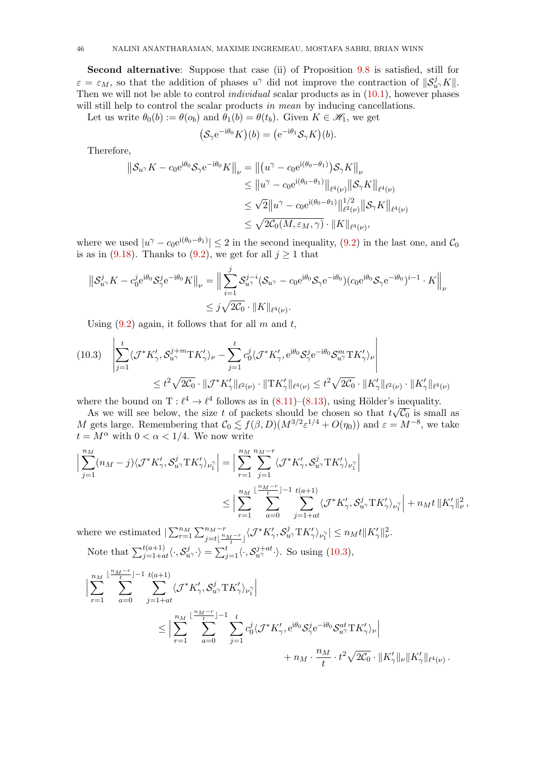**Second alternative**: Suppose that case (ii) of Proposition 9.8 is satisfied, still for $\varepsilon = \varepsilon_M$, so that the addition of phases $u^\gamma$ did not improve the contraction of $\|\mathcal{S}_{u^\gamma}^j K\|$. Then we will not be able to control *individual* scalar products as in (10.1), however phases will still help to control the scalar products *in mean* by inducing cancellations.

Let us write $\theta_0(b) := \theta(o_b)$ and $\theta_1(b) = \theta(t_b)$. Given $K \in \mathscr{H}_1$, we get

$$\big(\mathcal{S}_\gamma \mathrm{e}^{-\mathrm{i}\theta_0} K\big)(b) = \big(\mathrm{e}^{-\mathrm{i}\theta_1} \mathcal{S}_\gamma K\big)(b).$$

Therefore,

$$\begin{aligned}
\big\|\mathcal{S}_{u^\gamma} K - c_0 \mathrm{e}^{\mathrm{i}\theta_0} \mathcal{S}_\gamma \mathrm{e}^{-\mathrm{i}\theta_0} K\big\|_\nu &= \big\|\big(u^\gamma - c_0 \mathrm{e}^{\mathrm{i}(\theta_0-\theta_1)}\big)\mathcal{S}_\gamma K\big\|_\nu \\
&\le \big\|u^\gamma - c_0 \mathrm{e}^{\mathrm{i}(\theta_0-\theta_1)}\big\|_{\ell^4(\nu)} \big\|\mathcal{S}_\gamma K\big\|_{\ell^4(\nu)} \\
&\le \sqrt{2}\big\|u^\gamma - c_0 \mathrm{e}^{\mathrm{i}(\theta_0-\theta_1)}\big\|_{\ell^2(\nu)}^{1/2} \big\|\mathcal{S}_\gamma K\big\|_{\ell^4(\nu)} \\
&\le \sqrt{2\mathcal{C}_0(M, \varepsilon_M, \gamma)} \cdot \|K\|_{\ell^4(\nu)},
\end{aligned}$$

where we used $|u^\gamma - c_0 \mathrm{e}^{\mathrm{i}(\theta_0-\theta_1)}| \le 2$ in the second inequality, (9.2) in the last one, and $\mathcal{C}_0$ is as in (9.18). Thanks to (9.2), we get for all $j \ge 1$ that

$$\begin{aligned}
\big\|\mathcal{S}_{u^\gamma}^j K - c_0^j \mathrm{e}^{\mathrm{i}\theta_0} \mathcal{S}_\gamma^j \mathrm{e}^{-\mathrm{i}\theta_0} K\big\|_\nu &= \Big\|\sum_{i=1}^j \mathcal{S}_{u^\gamma}^{j-i}\big(\mathcal{S}_{u^\gamma} - c_0 \mathrm{e}^{\mathrm{i}\theta_0}\mathcal{S}_\gamma \mathrm{e}^{-\mathrm{i}\theta_0}\big)\big(c_0 \mathrm{e}^{\mathrm{i}\theta_0}\mathcal{S}_\gamma \mathrm{e}^{-\mathrm{i}\theta_0}\big)^{i-1} \cdot K\Big\|_\nu \\
&\le j\sqrt{2\mathcal{C}_0} \cdot \|K\|_{\ell^4(\nu)}.
\end{aligned}$$

Using (9.2) again, it follows that for all $m$ and $t$,

$$\begin{aligned}
(10.3)\quad &\Big|\sum_{j=1}^t \langle \mathcal{J}^* K_\gamma', \mathcal{S}_{u^\gamma}^{j+m} \mathrm{T} K_\gamma'\rangle_\nu - \sum_{j=1}^t c_0^j \langle \mathcal{J}^* K_\gamma', \mathrm{e}^{\mathrm{i}\theta_0} \mathcal{S}_\gamma^j \mathrm{e}^{-\mathrm{i}\theta_0} \mathcal{S}_{u^\gamma}^m \mathrm{T} K_\gamma'\rangle_\nu\Big| \\
&\qquad \le t^2\sqrt{2\mathcal{C}_0} \cdot \|\mathcal{J}^* K_\gamma'\|_{\ell^2(\nu)} \cdot \|\mathrm{T} K_\gamma'\|_{\ell^4(\nu)} \le t^2\sqrt{2\mathcal{C}_0} \cdot \|K_\gamma'\|_{\ell^2(\nu)} \cdot \|K_\gamma'\|_{\ell^4(\nu)}
\end{aligned}$$

where the bound on $\mathrm{T} : \ell^4 \to \ell^4$ follows as in (8.11)–(8.13), using Hölder's inequality.

As we will see below, the size $t$ of packets should be chosen so that $t\sqrt{\mathcal{C}_0}$ is small as $M$ gets large. Remembering that $\mathcal{C}_0 \lesssim f(\beta, D)(M^{3/2}\varepsilon^{1/4} + O(\eta_0))$ and $\varepsilon = M^{-8}$, we take $t = M^\alpha$ with $0 < \alpha < 1/4$. We now write

$$\begin{aligned}
\Big|\sum_{j=1}^{n_M}(n_M - j)\langle \mathcal{J}^* K_\gamma', \mathcal{S}_{u^\gamma}^j \mathrm{T} K_\gamma'\rangle_{\nu_1^\gamma}\Big| &= \Big|\sum_{r=1}^{n_M}\sum_{j=1}^{n_M-r}\langle \mathcal{J}^* K_\gamma', \mathcal{S}_{u^\gamma}^j \mathrm{T} K_\gamma'\rangle_{\nu_1^\gamma}\Big| \\
&\le \Big|\sum_{r=1}^{n_M}\sum_{a=0}^{\lfloor\frac{n_M-r}{t}\rfloor-1}\sum_{j=1+at}^{t(a+1)}\langle \mathcal{J}^* K_\gamma', \mathcal{S}_{u^\gamma}^j \mathrm{T} K_\gamma'\rangle_{\nu_1^\gamma}\Big| + n_M t\,\|K_\gamma'\|_\nu^2,
\end{aligned}$$

where we estimated $|\sum_{r=1}^{n_M}\sum_{j=t\lfloor\frac{n_M-r}{t}\rfloor}^{n_M-r}\langle \mathcal{J}^* K_\gamma', \mathcal{S}_{u^\gamma}^j \mathrm{T} K_\gamma'\rangle_{\nu_1^\gamma}| \le n_M t\|K_\gamma'\|_\nu^2$.

Note that $\sum_{j=1+at}^{t(a+1)}\langle\cdot, \mathcal{S}_{u^\gamma}^j\cdot\rangle = \sum_{j=1}^t\langle\cdot, \mathcal{S}_{u^\gamma}^{j+at}\cdot\rangle$. So using (10.3),

$$\begin{aligned}
\Big|\sum_{r=1}^{n_M}&\sum_{a=0}^{\lfloor\frac{n_M-r}{t}\rfloor-1}\sum_{j=1+at}^{t(a+1)}\langle \mathcal{J}^* K_\gamma', \mathcal{S}_{u^\gamma}^j \mathrm{T} K_\gamma'\rangle_{\nu_1^\gamma}\Big| \\
&\le \Big|\sum_{r=1}^{n_M}\sum_{a=0}^{\lfloor\frac{n_M-r}{t}\rfloor-1}\sum_{j=1}^t c_0^j\langle \mathcal{J}^* K_\gamma', \mathrm{e}^{\mathrm{i}\theta_0}\mathcal{S}_\gamma^j \mathrm{e}^{-\mathrm{i}\theta_0}\mathcal{S}_{u^\gamma}^{at}\mathrm{T} K_\gamma'\rangle_\nu\Big| \\
&\qquad + n_M \cdot \frac{n_M}{t} \cdot t^2\sqrt{2\mathcal{C}_0} \cdot \|K_\gamma'\|_\nu \|K_\gamma'\|_{\ell^4(\nu)}.
\end{aligned}$$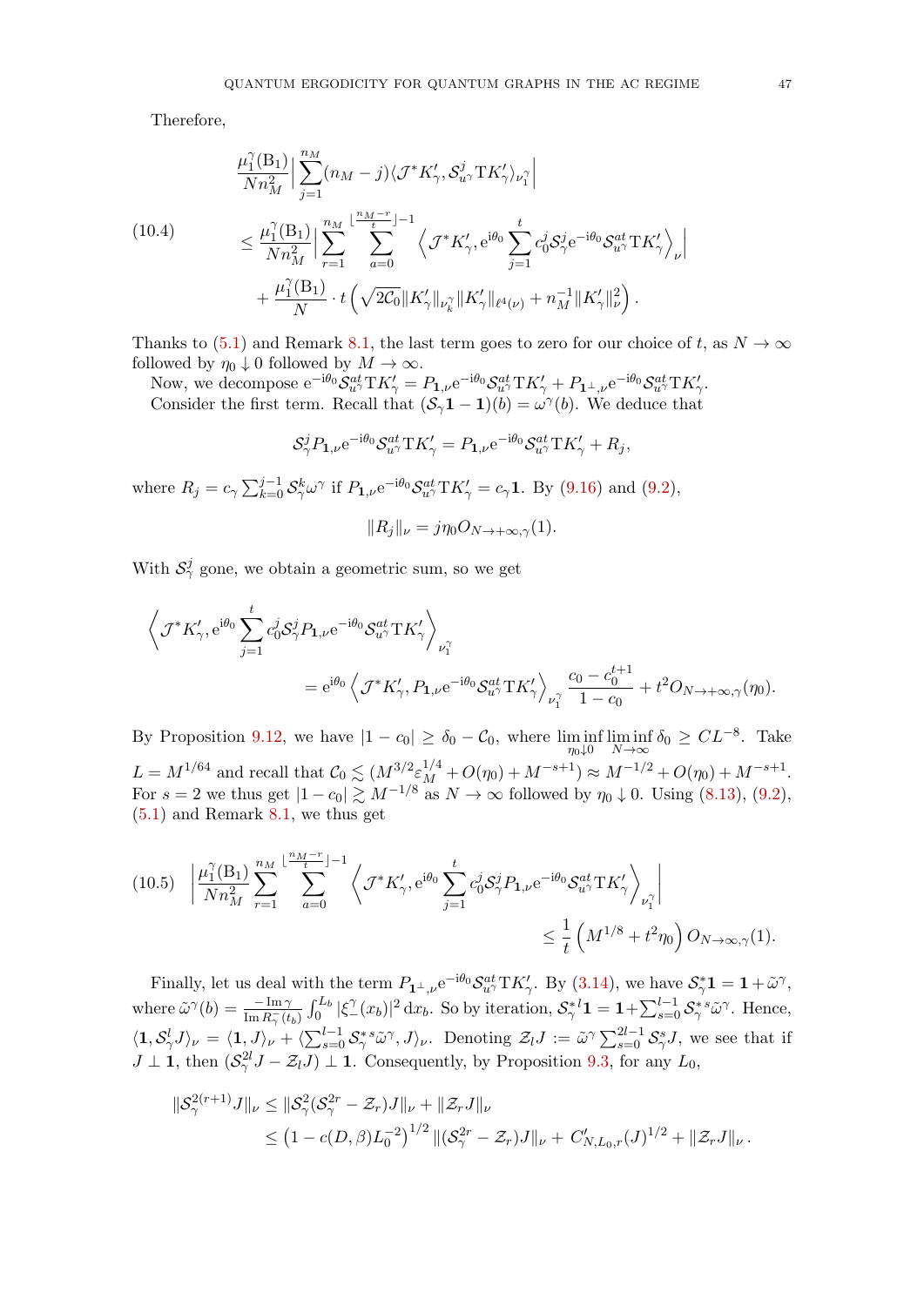Therefore,

$$
\begin{aligned}
&\frac{\mu_1^\gamma(\mathrm{B}_1)}{N n_M^2}\Big|\sum_{j=1}^{n_M}(n_M-j)\langle \mathcal{J}^*K'_\gamma, \mathcal{S}_{u^\gamma}^j \mathrm{T}K'_\gamma\rangle_{\nu_1^\gamma}\Big| \\
&\le \frac{\mu_1^\gamma(\mathrm{B}_1)}{N n_M^2}\Big|\sum_{r=1}^{n_M}\sum_{a=0}^{\lfloor\frac{n_M-r}{t}\rfloor-1}\Big\langle \mathcal{J}^*K'_\gamma, \mathrm{e}^{\mathrm{i}\theta_0}\sum_{j=1}^{t} c_0^j \mathcal{S}_\gamma^j \mathrm{e}^{-\mathrm{i}\theta_0}\mathcal{S}_{u^\gamma}^{at}\mathrm{T}K'_\gamma\Big\rangle_\nu\Big| \\
&\quad + \frac{\mu_1^\gamma(\mathrm{B}_1)}{N}\cdot t\left(\sqrt{2\mathcal{C}_0}\|K'_\gamma\|_{\nu_k^\gamma}\|K'_\gamma\|_{\ell^4(\nu)} + n_M^{-1}\|K'_\gamma\|_\nu^2\right).
\end{aligned} \tag{10.4}
$$

Thanks to (5.1) and Remark 8.1, the last term goes to zero for our choice of $t$, as $N\to\infty$ followed by $\eta_0 \downarrow 0$ followed by $M\to\infty$.

Now, we decompose $\mathrm{e}^{-\mathrm{i}\theta_0}\mathcal{S}_{u^\gamma}^{at}\mathrm{T}K'_\gamma = P_{\mathbf{1},\nu}\mathrm{e}^{-\mathrm{i}\theta_0}\mathcal{S}_{u^\gamma}^{at}\mathrm{T}K'_\gamma + P_{\mathbf{1}^\perp,\nu}\mathrm{e}^{-\mathrm{i}\theta_0}\mathcal{S}_{u^\gamma}^{at}\mathrm{T}K'_\gamma$.

Consider the first term. Recall that $(\mathcal{S}_\gamma\mathbf{1}-\mathbf{1})(b) = \omega^\gamma(b)$. We deduce that

$$
\mathcal{S}_\gamma^j P_{\mathbf{1},\nu}\mathrm{e}^{-\mathrm{i}\theta_0}\mathcal{S}_{u^\gamma}^{at}\mathrm{T}K'_\gamma = P_{\mathbf{1},\nu}\mathrm{e}^{-\mathrm{i}\theta_0}\mathcal{S}_{u^\gamma}^{at}\mathrm{T}K'_\gamma + R_j,
$$

where $R_j = c_\gamma\sum_{k=0}^{j-1}\mathcal{S}_\gamma^k\omega^\gamma$ if $P_{\mathbf{1},\nu}\mathrm{e}^{-\mathrm{i}\theta_0}\mathcal{S}_{u^\gamma}^{at}\mathrm{T}K'_\gamma = c_\gamma\mathbf{1}$. By (9.16) and (9.2),

$$
\|R_j\|_\nu = j\eta_0 O_{N\to+\infty,\gamma}(1).
$$

With $\mathcal{S}_\gamma^j$ gone, we obtain a geometric sum, so we get

$$
\begin{aligned}
&\Big\langle \mathcal{J}^*K'_\gamma, \mathrm{e}^{\mathrm{i}\theta_0}\sum_{j=1}^{t} c_0^j\mathcal{S}_\gamma^j P_{\mathbf{1},\nu}\mathrm{e}^{-\mathrm{i}\theta_0}\mathcal{S}_{u^\gamma}^{at}\mathrm{T}K'_\gamma\Big\rangle_{\nu_1^\gamma} \\
&\qquad = \mathrm{e}^{\mathrm{i}\theta_0}\Big\langle \mathcal{J}^*K'_\gamma, P_{\mathbf{1},\nu}\mathrm{e}^{-\mathrm{i}\theta_0}\mathcal{S}_{u^\gamma}^{at}\mathrm{T}K'_\gamma\Big\rangle_{\nu_1^\gamma}\frac{c_0-c_0^{t+1}}{1-c_0} + t^2 O_{N\to+\infty,\gamma}(\eta_0).
\end{aligned}
$$

By Proposition 9.12, we have $|1-c_0|\ge \delta_0-\mathcal{C}_0$, where $\liminf_{\eta_0\downarrow 0}\liminf_{N\to\infty}\delta_0 \ge CL^{-8}$. Take $L = M^{1/64}$ and recall that $\mathcal{C}_0 \lesssim (M^{3/2}\varepsilon_M^{1/4} + O(\eta_0) + M^{-s+1}) \approx M^{-1/2} + O(\eta_0) + M^{-s+1}$. For $s=2$ we thus get $|1-c_0| \gtrsim M^{-1/8}$ as $N\to\infty$ followed by $\eta_0\downarrow 0$. Using (8.13), (9.2), (5.1) and Remark 8.1, we thus get

$$
\begin{aligned}
&\left|\frac{\mu_1^\gamma(\mathrm{B}_1)}{N n_M^2}\sum_{r=1}^{n_M}\sum_{a=0}^{\lfloor\frac{n_M-r}{t}\rfloor-1}\Big\langle \mathcal{J}^*K'_\gamma, \mathrm{e}^{\mathrm{i}\theta_0}\sum_{j=1}^{t} c_0^j\mathcal{S}_\gamma^j P_{\mathbf{1},\nu}\mathrm{e}^{-\mathrm{i}\theta_0}\mathcal{S}_{u^\gamma}^{at}\mathrm{T}K'_\gamma\Big\rangle_{\nu_1^\gamma}\right| \\
&\qquad\qquad \le \frac{1}{t}\left(M^{1/8} + t^2\eta_0\right) O_{N\to\infty,\gamma}(1).
\end{aligned} \tag{10.5}
$$

Finally, let us deal with the term $P_{\mathbf{1}^\perp,\nu}\mathrm{e}^{-\mathrm{i}\theta_0}\mathcal{S}_{u^\gamma}^{at}\mathrm{T}K'_\gamma$. By (3.14), we have $\mathcal{S}_\gamma^*\mathbf{1} = \mathbf{1} + \tilde{\omega}^\gamma$, where $\tilde{\omega}^\gamma(b) = \frac{-\operatorname{Im}\gamma}{\operatorname{Im} R_\gamma^-(t_b)}\int_0^{L_b}|\xi_-^\gamma(x_b)|^2\,\mathrm{d}x_b$. So by iteration, $\mathcal{S}_\gamma^{*\,l}\mathbf{1} = \mathbf{1} + \sum_{s=0}^{l-1}\mathcal{S}_\gamma^{*\,s}\tilde{\omega}^\gamma$. Hence, $\langle \mathbf{1}, \mathcal{S}_\gamma^l J\rangle_\nu = \langle \mathbf{1}, J\rangle_\nu + \langle \sum_{s=0}^{l-1}\mathcal{S}_\gamma^{*\,s}\tilde{\omega}^\gamma, J\rangle_\nu$. Denoting $\mathcal{Z}_l J := \tilde{\omega}^\gamma\sum_{s=0}^{2l-1}\mathcal{S}_\gamma^s J$, we see that if $J\perp\mathbf{1}$, then $(\mathcal{S}_\gamma^{2l}J - \mathcal{Z}_l J)\perp\mathbf{1}$. Consequently, by Proposition 9.3, for any $L_0$,

$$
\begin{aligned}
\|\mathcal{S}_\gamma^{2(r+1)}J\|_\nu &\le \|\mathcal{S}_\gamma^2(\mathcal{S}_\gamma^{2r}-\mathcal{Z}_r)J\|_\nu + \|\mathcal{Z}_r J\|_\nu \\
&\le \left(1 - c(D,\beta)L_0^{-2}\right)^{1/2}\|(\mathcal{S}_\gamma^{2r}-\mathcal{Z}_r)J\|_\nu + C'_{N,L_0,r}(J)^{1/2} + \|\mathcal{Z}_r J\|_\nu.
\end{aligned}
$$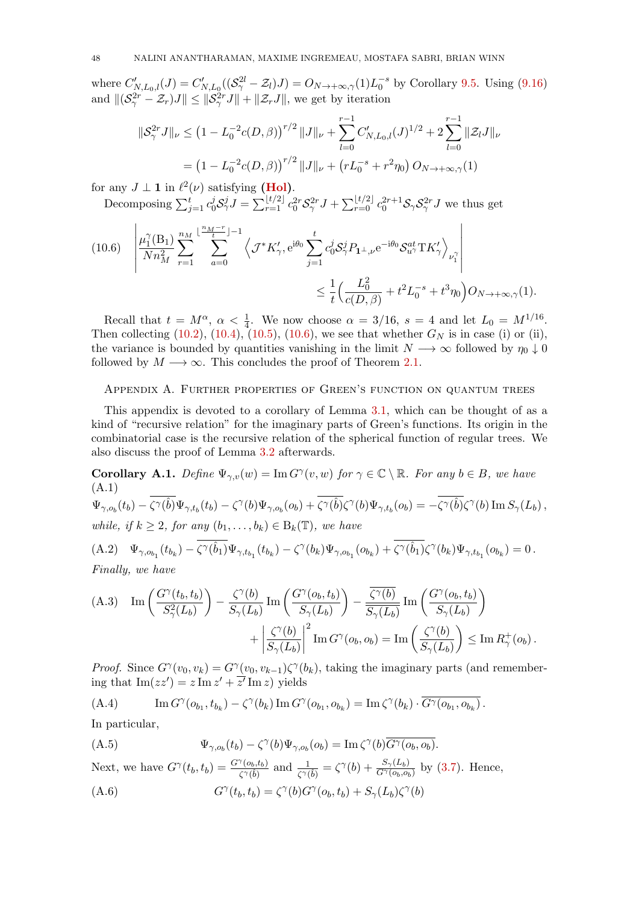where $C'_{N,L_0,l}(J) = C'_{N,L_0}((\mathcal{S}_\gamma^{2l} - \mathcal{Z}_l)J) = O_{N\to+\infty,\gamma}(1)L_0^{-s}$ by Corollary 9.5. Using (9.16) and $\|(\mathcal{S}_\gamma^{2r} - \mathcal{Z}_r)J\| \le \|\mathcal{S}_\gamma^{2r}J\| + \|\mathcal{Z}_r J\|$, we get by iteration

$$\begin{aligned}
\|\mathcal{S}_\gamma^{2r}J\|_\nu &\le \left(1 - L_0^{-2}c(D,\beta)\right)^{r/2}\|J\|_\nu + \sum_{l=0}^{r-1} C'_{N,L_0,l}(J)^{1/2} + 2\sum_{l=0}^{r-1}\|\mathcal{Z}_l J\|_\nu \\
&= \left(1 - L_0^{-2}c(D,\beta)\right)^{r/2}\|J\|_\nu + \left(rL_0^{-s} + r^2\eta_0\right)O_{N\to+\infty,\gamma}(1)
\end{aligned}$$

for any $J \perp \mathbf{1}$ in $\ell^2(\nu)$ satisfying **(Hol)**.

Decomposing $\sum_{j=1}^t c_0^j \mathcal{S}_\gamma^j J = \sum_{r=1}^{\lfloor t/2\rfloor} c_0^{2r}\mathcal{S}_\gamma^{2r}J + \sum_{r=0}^{\lfloor t/2\rfloor} c_0^{2r+1}\mathcal{S}_\gamma\mathcal{S}_\gamma^{2r}J$ we thus get

$$\tag{10.6}
\begin{aligned}
\left|\frac{\mu_1^\gamma(\mathrm{B}_1)}{Nn_M^2}\sum_{r=1}^{n_M}\sum_{a=0}^{\lfloor\frac{n_M-r}{t}\rfloor-1}\left\langle \mathcal{J}^*K'_\gamma, \mathrm{e}^{\mathrm{i}\theta_0}\sum_{j=1}^t c_0^j\mathcal{S}_\gamma^j P_{\mathbf{1}^\perp,\nu}\mathrm{e}^{-\mathrm{i}\theta_0}\mathcal{S}_{u^\gamma}^{at}\mathrm{T}K'_\gamma\right\rangle_{\nu_1^\gamma}\right| \\
\le \frac{1}{t}\Big(\frac{L_0^2}{c(D,\beta)} + t^2L_0^{-s} + t^3\eta_0\Big)O_{N\to+\infty,\gamma}(1).
\end{aligned}$$

Recall that $t = M^\alpha$, $\alpha < \frac14$. We now choose $\alpha = 3/16$, $s = 4$ and let $L_0 = M^{1/16}$. Then collecting (10.2), (10.4), (10.5), (10.6), we see that whether $G_N$ is in case (i) or (ii), the variance is bounded by quantities vanishing in the limit $N \longrightarrow \infty$ followed by $\eta_0 \downarrow 0$ followed by $M \longrightarrow \infty$. This concludes the proof of Theorem 2.1.

## Appendix A. Further properties of Green's function on quantum trees

This appendix is devoted to a corollary of Lemma 3.1, which can be thought of as a kind of "recursive relation" for the imaginary parts of Green's functions. Its origin in the combinatorial case is the recursive relation of the spherical function of regular trees. We also discuss the proof of Lemma 3.2 afterwards.

**Corollary A.1.** *Define $\Psi_{\gamma,v}(w) = \operatorname{Im} G^\gamma(v,w)$ for $\gamma \in \mathbb{C}\setminus\mathbb{R}$. For any $b \in B$, we have*

$$\tag{A.1}
\Psi_{\gamma,o_b}(t_b) - \overline{\zeta^\gamma(\hat b)}\Psi_{\gamma,t_b}(t_b) - \zeta^\gamma(b)\Psi_{\gamma,o_b}(o_b) + \overline{\zeta^\gamma(\hat b)}\zeta^\gamma(b)\Psi_{\gamma,t_b}(o_b) = -\overline{\zeta^\gamma(\hat b)}\zeta^\gamma(b)\operatorname{Im} S_\gamma(L_b)\,,$$

*while, if $k \ge 2$, for any $(b_1,\dots,b_k) \in \mathrm{B}_k(\mathbb{T})$, we have*

$$\tag{A.2}
\Psi_{\gamma,o_{b_1}}(t_{b_k}) - \overline{\zeta^\gamma(\hat b_1)}\Psi_{\gamma,t_{b_1}}(t_{b_k}) - \zeta^\gamma(b_k)\Psi_{\gamma,o_{b_1}}(o_{b_k}) + \overline{\zeta^\gamma(\hat b_1)}\zeta^\gamma(b_k)\Psi_{\gamma,t_{b_1}}(o_{b_k}) = 0\,.$$

*Finally, we have*

$$\tag{A.3}
\begin{aligned}
\operatorname{Im}\left(\frac{G^\gamma(t_b,t_b)}{S_\gamma^2(L_b)}\right) - \frac{\zeta^\gamma(b)}{S_\gamma(L_b)}\operatorname{Im}\left(\frac{G^\gamma(o_b,t_b)}{S_\gamma(L_b)}\right) - \frac{\overline{\zeta^\gamma(b)}}{\overline{S_\gamma(L_b)}}\operatorname{Im}\left(\frac{G^\gamma(o_b,t_b)}{S_\gamma(L_b)}\right) \\
+ \left|\frac{\zeta^\gamma(b)}{S_\gamma(L_b)}\right|^2\operatorname{Im} G^\gamma(o_b,o_b) = \operatorname{Im}\left(\frac{\zeta^\gamma(b)}{S_\gamma(L_b)}\right) \le \operatorname{Im} R_\gamma^+(o_b)\,.
\end{aligned}$$

*Proof.* Since $G^\gamma(v_0,v_k) = G^\gamma(v_0,v_{k-1})\zeta^\gamma(b_k)$, taking the imaginary parts (and remembering that $\operatorname{Im}(zz') = z\operatorname{Im} z' + \overline{z'}\operatorname{Im} z$) yields

$$\tag{A.4}
\operatorname{Im} G^\gamma(o_{b_1},t_{b_k}) - \zeta^\gamma(b_k)\operatorname{Im} G^\gamma(o_{b_1},o_{b_k}) = \operatorname{Im}\zeta^\gamma(b_k)\cdot\overline{G^\gamma(o_{b_1},o_{b_k})}\,.$$

In particular,

$$\tag{A.5}
\Psi_{\gamma,o_b}(t_b) - \zeta^\gamma(b)\Psi_{\gamma,o_b}(o_b) = \operatorname{Im}\zeta^\gamma(b)\overline{G^\gamma(o_b,o_b)}.$$

Next, we have $G^\gamma(t_b,t_b) = \frac{G^\gamma(o_b,t_b)}{\zeta^\gamma(\hat b)}$ and $\frac{1}{\zeta^\gamma(\hat b)} = \zeta^\gamma(b) + \frac{S_\gamma(L_b)}{G^\gamma(o_b,o_b)}$ by (3.7). Hence,

$$\tag{A.6}
G^\gamma(t_b,t_b) = \zeta^\gamma(b)G^\gamma(o_b,t_b) + S_\gamma(L_b)\zeta^\gamma(b)$$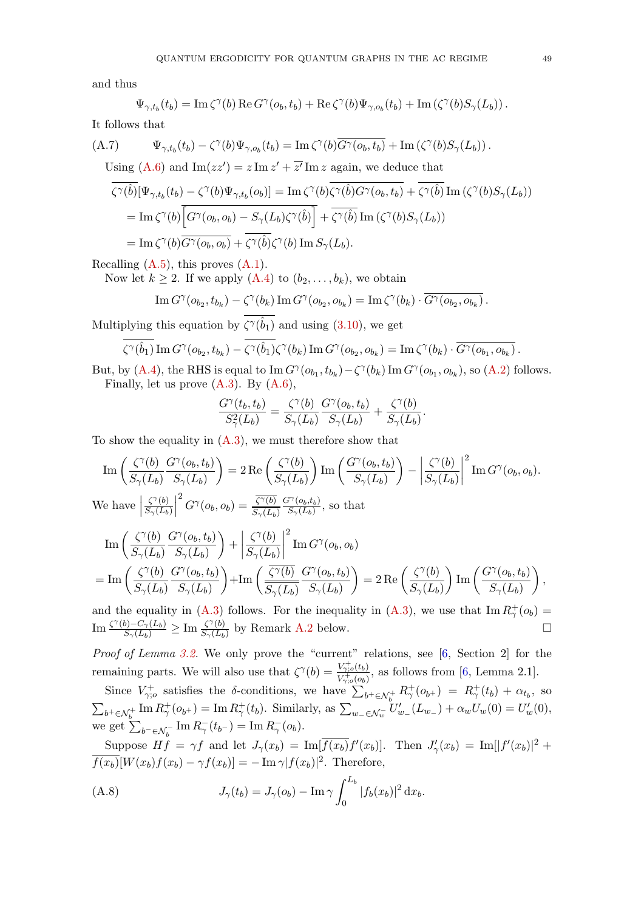and thus

$$\Psi_{\gamma,t_b}(t_b) = \operatorname{Im}\zeta^\gamma(b)\operatorname{Re}G^\gamma(o_b,t_b) + \operatorname{Re}\zeta^\gamma(b)\Psi_{\gamma,o_b}(t_b) + \operatorname{Im}\left(\zeta^\gamma(b)S_\gamma(L_b)\right).$$

It follows that

$$\Psi_{\gamma,t_b}(t_b) - \zeta^\gamma(b)\Psi_{\gamma,o_b}(t_b) = \operatorname{Im}\zeta^\gamma(b)\overline{G^\gamma(o_b,t_b)} + \operatorname{Im}\left(\zeta^\gamma(b)S_\gamma(L_b)\right). \tag{A.7}$$

Using (A.6) and $\operatorname{Im}(zz') = z\operatorname{Im}z' + \overline{z'}\operatorname{Im}z$ again, we deduce that

$$\begin{aligned}
\overline{\zeta^\gamma(\hat{b})}[\Psi_{\gamma,t_b}(t_b) - \zeta^\gamma(b)\Psi_{\gamma,t_b}(o_b)] &= \operatorname{Im}\zeta^\gamma(b)\overline{\zeta^\gamma(\hat{b})G^\gamma(o_b,t_b)} + \overline{\zeta^\gamma(\hat{b})}\operatorname{Im}\left(\zeta^\gamma(b)S_\gamma(L_b)\right)\\
&= \operatorname{Im}\zeta^\gamma(b)\overline{\left[G^\gamma(o_b,o_b) - S_\gamma(L_b)\zeta^\gamma(\hat{b})\right]} + \overline{\zeta^\gamma(\hat{b})}\operatorname{Im}\left(\zeta^\gamma(b)S_\gamma(L_b)\right)\\
&= \operatorname{Im}\zeta^\gamma(b)\overline{G^\gamma(o_b,o_b)} + \overline{\zeta^\gamma(\hat{b})}\zeta^\gamma(b)\operatorname{Im}S_\gamma(L_b).
\end{aligned}$$

Recalling (A.5), this proves (A.1).

Now let $k\ge 2$. If we apply (A.4) to $(b_2,\dots,b_k)$, we obtain

$$\operatorname{Im}G^\gamma(o_{b_2},t_{b_k}) - \zeta^\gamma(b_k)\operatorname{Im}G^\gamma(o_{b_2},o_{b_k}) = \operatorname{Im}\zeta^\gamma(b_k)\cdot\overline{G^\gamma(o_{b_2},o_{b_k})}\,.$$

Multiplying this equation by $\overline{\zeta^\gamma(\hat{b}_1)}$ and using (3.10), we get

$$\overline{\zeta^\gamma(\hat{b}_1)}\operatorname{Im}G^\gamma(o_{b_2},t_{b_k}) - \overline{\zeta^\gamma(\hat{b}_1)}\zeta^\gamma(b_k)\operatorname{Im}G^\gamma(o_{b_2},o_{b_k}) = \operatorname{Im}\zeta^\gamma(b_k)\cdot\overline{G^\gamma(o_{b_1},o_{b_k})}\,.$$

But, by (A.4), the RHS is equal to $\operatorname{Im}G^\gamma(o_{b_1},t_{b_k}) - \zeta^\gamma(b_k)\operatorname{Im}G^\gamma(o_{b_1},o_{b_k})$, so (A.2) follows.

Finally, let us prove (A.3). By (A.6),

$$\frac{G^\gamma(t_b,t_b)}{S_\gamma^2(L_b)} = \frac{\zeta^\gamma(b)}{S_\gamma(L_b)}\frac{G^\gamma(o_b,t_b)}{S_\gamma(L_b)} + \frac{\zeta^\gamma(b)}{S_\gamma(L_b)}.$$

To show the equality in (A.3), we must therefore show that

$$\operatorname{Im}\left(\frac{\zeta^\gamma(b)}{S_\gamma(L_b)}\frac{G^\gamma(o_b,t_b)}{S_\gamma(L_b)}\right) = 2\operatorname{Re}\left(\frac{\zeta^\gamma(b)}{S_\gamma(L_b)}\right)\operatorname{Im}\left(\frac{G^\gamma(o_b,t_b)}{S_\gamma(L_b)}\right) - \left|\frac{\zeta^\gamma(b)}{S_\gamma(L_b)}\right|^2\operatorname{Im}G^\gamma(o_b,o_b).$$

We have $\left|\frac{\zeta^\gamma(b)}{S_\gamma(L_b)}\right|^2 G^\gamma(o_b,o_b) = \frac{\overline{\zeta^\gamma(b)}}{\overline{S_\gamma(L_b)}}\frac{G^\gamma(o_b,t_b)}{S_\gamma(L_b)}$, so that

$$\begin{aligned}
&\operatorname{Im}\left(\frac{\zeta^\gamma(b)}{S_\gamma(L_b)}\frac{G^\gamma(o_b,t_b)}{S_\gamma(L_b)}\right) + \left|\frac{\zeta^\gamma(b)}{S_\gamma(L_b)}\right|^2\operatorname{Im}G^\gamma(o_b,o_b)\\
&= \operatorname{Im}\left(\frac{\zeta^\gamma(b)}{S_\gamma(L_b)}\frac{G^\gamma(o_b,t_b)}{S_\gamma(L_b)}\right) + \operatorname{Im}\left(\frac{\overline{\zeta^\gamma(b)}}{\overline{S_\gamma(L_b)}}\frac{G^\gamma(o_b,t_b)}{S_\gamma(L_b)}\right) = 2\operatorname{Re}\left(\frac{\zeta^\gamma(b)}{S_\gamma(L_b)}\right)\operatorname{Im}\left(\frac{G^\gamma(o_b,t_b)}{S_\gamma(L_b)}\right),
\end{aligned}$$

and the equality in (A.3) follows. For the inequality in (A.3), we use that $\operatorname{Im}R_\gamma^+(o_b) = \operatorname{Im}\frac{\zeta^\gamma(b) - C_\gamma(L_b)}{S_\gamma(L_b)} \ge \operatorname{Im}\frac{\zeta^\gamma(b)}{S_\gamma(L_b)}$ by Remark A.2 below. $\square$

*Proof of Lemma 3.2.* We only prove the "current" relations, see [6, Section 2] for the remaining parts. We will also use that $\zeta^\gamma(b) = \frac{V^+_{\gamma;o}(t_b)}{V^+_{\gamma;o}(o_b)}$, as follows from [6, Lemma 2.1].

Since $V^+_{\gamma;o}$ satisfies the $\delta$-conditions, we have $\sum_{b^+\in\mathcal{N}_b^+} R_\gamma^+(o_{b^+}) = R_\gamma^+(t_b) + \alpha_{t_b}$, so $\sum_{b^+\in\mathcal{N}_b^+}\operatorname{Im}R_\gamma^+(o_{b^+}) = \operatorname{Im}R_\gamma^+(t_b)$. Similarly, as $\sum_{w_-\in\mathcal{N}_w^-}U'_{w_-}(L_{w_-}) + \alpha_w U_w(0) = U'_w(0)$, we get $\sum_{b^-\in\mathcal{N}_b^-}\operatorname{Im}R_\gamma^-(t_{b^-}) = \operatorname{Im}R_\gamma^-(o_b)$.

Suppose $Hf = \gamma f$ and let $J_\gamma(x_b) = \operatorname{Im}[\overline{f(x_b)}f'(x_b)]$. Then $J'_\gamma(x_b) = \operatorname{Im}[|f'(x_b)|^2 + \overline{f(x_b)}[W(x_b)f(x_b) - \gamma f(x_b)]] = -\operatorname{Im}\gamma|f(x_b)|^2$. Therefore,

$$J_\gamma(t_b) = J_\gamma(o_b) - \operatorname{Im}\gamma\int_0^{L_b}|f_b(x_b)|^2\,\mathrm{d}x_b. \tag{A.8}$$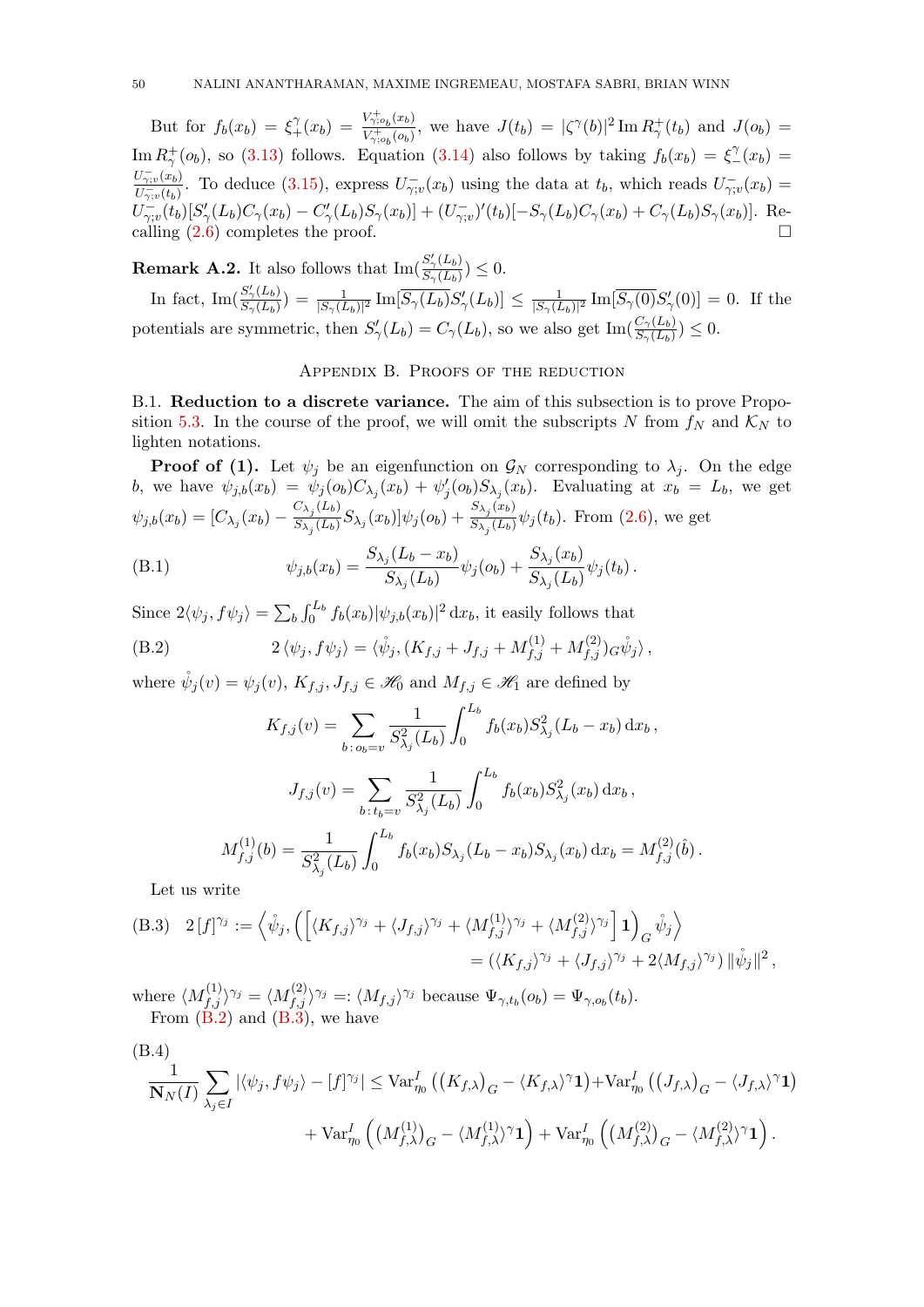But for $f_b(x_b) = \xi_+^\gamma(x_b) = \frac{V^+_{\gamma;o_b}(x_b)}{V^+_{\gamma;o_b}(o_b)}$, we have $J(t_b) = |\zeta^\gamma(b)|^2 \operatorname{Im} R^+_\gamma(t_b)$ and $J(o_b) = \operatorname{Im} R^+_\gamma(o_b)$, so (3.13) follows. Equation (3.14) also follows by taking $f_b(x_b) = \xi_-^\gamma(x_b) = \frac{U^-_{\gamma;v}(x_b)}{U^-_{\gamma;v}(t_b)}$. To deduce (3.15), express $U^-_{\gamma;v}(x_b)$ using the data at $t_b$, which reads $U^-_{\gamma;v}(x_b) = U^-_{\gamma;v}(t_b)[S'_\gamma(L_b)C_\gamma(x_b) - C'_\gamma(L_b)S_\gamma(x_b)] + (U^-_{\gamma;v})'(t_b)[-S_\gamma(L_b)C_\gamma(x_b) + C_\gamma(L_b)S_\gamma(x_b)]$. Recalling (2.6) completes the proof. □

**Remark A.2.** It also follows that $\operatorname{Im}(\frac{S'_\gamma(L_b)}{S_\gamma(L_b)}) \le 0$.

In fact, $\operatorname{Im}(\frac{S'_\gamma(L_b)}{S_\gamma(L_b)}) = \frac{1}{|S_\gamma(L_b)|^2}\operatorname{Im}[\overline{S_\gamma(L_b)}S'_\gamma(L_b)] \le \frac{1}{|S_\gamma(L_b)|^2}\operatorname{Im}[\overline{S_\gamma(0)}S'_\gamma(0)] = 0$. If the potentials are symmetric, then $S'_\gamma(L_b) = C_\gamma(L_b)$, so we also get $\operatorname{Im}(\frac{C_\gamma(L_b)}{S_\gamma(L_b)}) \le 0$.

## Appendix B. Proofs of the reduction

**B.1. Reduction to a discrete variance.** The aim of this subsection is to prove Proposition 5.3. In the course of the proof, we will omit the subscripts $N$ from $f_N$ and $\mathcal{K}_N$ to lighten notations.

**Proof of (1).** Let $\psi_j$ be an eigenfunction on $\mathcal{G}_N$ corresponding to $\lambda_j$. On the edge $b$, we have $\psi_{j,b}(x_b) = \psi_j(o_b)C_{\lambda_j}(x_b) + \psi'_j(o_b)S_{\lambda_j}(x_b)$. Evaluating at $x_b = L_b$, we get $\psi_{j,b}(x_b) = [C_{\lambda_j}(x_b) - \frac{C_{\lambda_j}(L_b)}{S_{\lambda_j}(L_b)}S_{\lambda_j}(x_b)]\psi_j(o_b) + \frac{S_{\lambda_j}(x_b)}{S_{\lambda_j}(L_b)}\psi_j(t_b)$. From (2.6), we get

$$\psi_{j,b}(x_b) = \frac{S_{\lambda_j}(L_b - x_b)}{S_{\lambda_j}(L_b)}\psi_j(o_b) + \frac{S_{\lambda_j}(x_b)}{S_{\lambda_j}(L_b)}\psi_j(t_b)\,. \tag{B.1}$$

Since $2\langle \psi_j, f\psi_j\rangle = \sum_b \int_0^{L_b} f_b(x_b)|\psi_{j,b}(x_b)|^2\,\mathrm{d}x_b$, it easily follows that

$$2\,\langle \psi_j, f\psi_j\rangle = \langle \mathring{\psi}_j, (K_{f,j} + J_{f,j} + M^{(1)}_{f,j} + M^{(2)}_{f,j})_G \mathring{\psi}_j\rangle\,, \tag{B.2}$$

where $\mathring{\psi}_j(v) = \psi_j(v)$, $K_{f,j}, J_{f,j} \in \mathscr{H}_0$ and $M_{f,j} \in \mathscr{H}_1$ are defined by

$$K_{f,j}(v) = \sum_{b\,:\,o_b = v} \frac{1}{S^2_{\lambda_j}(L_b)}\int_0^{L_b} f_b(x_b)S^2_{\lambda_j}(L_b - x_b)\,\mathrm{d}x_b\,,$$

$$J_{f,j}(v) = \sum_{b\,:\,t_b = v} \frac{1}{S^2_{\lambda_j}(L_b)}\int_0^{L_b} f_b(x_b)S^2_{\lambda_j}(x_b)\,\mathrm{d}x_b\,,$$

$$M^{(1)}_{f,j}(b) = \frac{1}{S^2_{\lambda_j}(L_b)}\int_0^{L_b} f_b(x_b)S_{\lambda_j}(L_b - x_b)S_{\lambda_j}(x_b)\,\mathrm{d}x_b = M^{(2)}_{f,j}(\hat{b})\,.$$

Let us write

$$\begin{aligned}2\,[f]^{\gamma_j} &:= \Big\langle \mathring{\psi}_j, \Big(\Big[\langle K_{f,j}\rangle^{\gamma_j} + \langle J_{f,j}\rangle^{\gamma_j} + \langle M^{(1)}_{f,j}\rangle^{\gamma_j} + \langle M^{(2)}_{f,j}\rangle^{\gamma_j}\Big]\mathbf{1}\Big)_G \mathring{\psi}_j\Big\rangle \\ &= \big(\langle K_{f,j}\rangle^{\gamma_j} + \langle J_{f,j}\rangle^{\gamma_j} + 2\langle M_{f,j}\rangle^{\gamma_j}\big)\,\|\mathring{\psi}_j\|^2\,,\end{aligned} \tag{B.3}$$

where $\langle M^{(1)}_{f,j}\rangle^{\gamma_j} = \langle M^{(2)}_{f,j}\rangle^{\gamma_j} =: \langle M_{f,j}\rangle^{\gamma_j}$ because $\Psi_{\gamma,t_b}(o_b) = \Psi_{\gamma,o_b}(t_b)$.

From (B.2) and (B.3), we have

$$\begin{aligned}\frac{1}{\mathbf{N}_N(I)}\sum_{\lambda_j \in I} |\langle \psi_j, f\psi_j\rangle - [f]^{\gamma_j}| &\le \operatorname{Var}^I_{\eta_0}\big((K_{f,\lambda})_G - \langle K_{f,\lambda}\rangle^\gamma \mathbf{1}\big) + \operatorname{Var}^I_{\eta_0}\big((J_{f,\lambda})_G - \langle J_{f,\lambda}\rangle^\gamma \mathbf{1}\big) \\ &\quad + \operatorname{Var}^I_{\eta_0}\Big(\big(M^{(1)}_{f,\lambda}\big)_G - \langle M^{(1)}_{f,\lambda}\rangle^\gamma \mathbf{1}\Big) + \operatorname{Var}^I_{\eta_0}\Big(\big(M^{(2)}_{f,\lambda}\big)_G - \langle M^{(2)}_{f,\lambda}\rangle^\gamma \mathbf{1}\Big)\,.\end{aligned} \tag{B.4}$$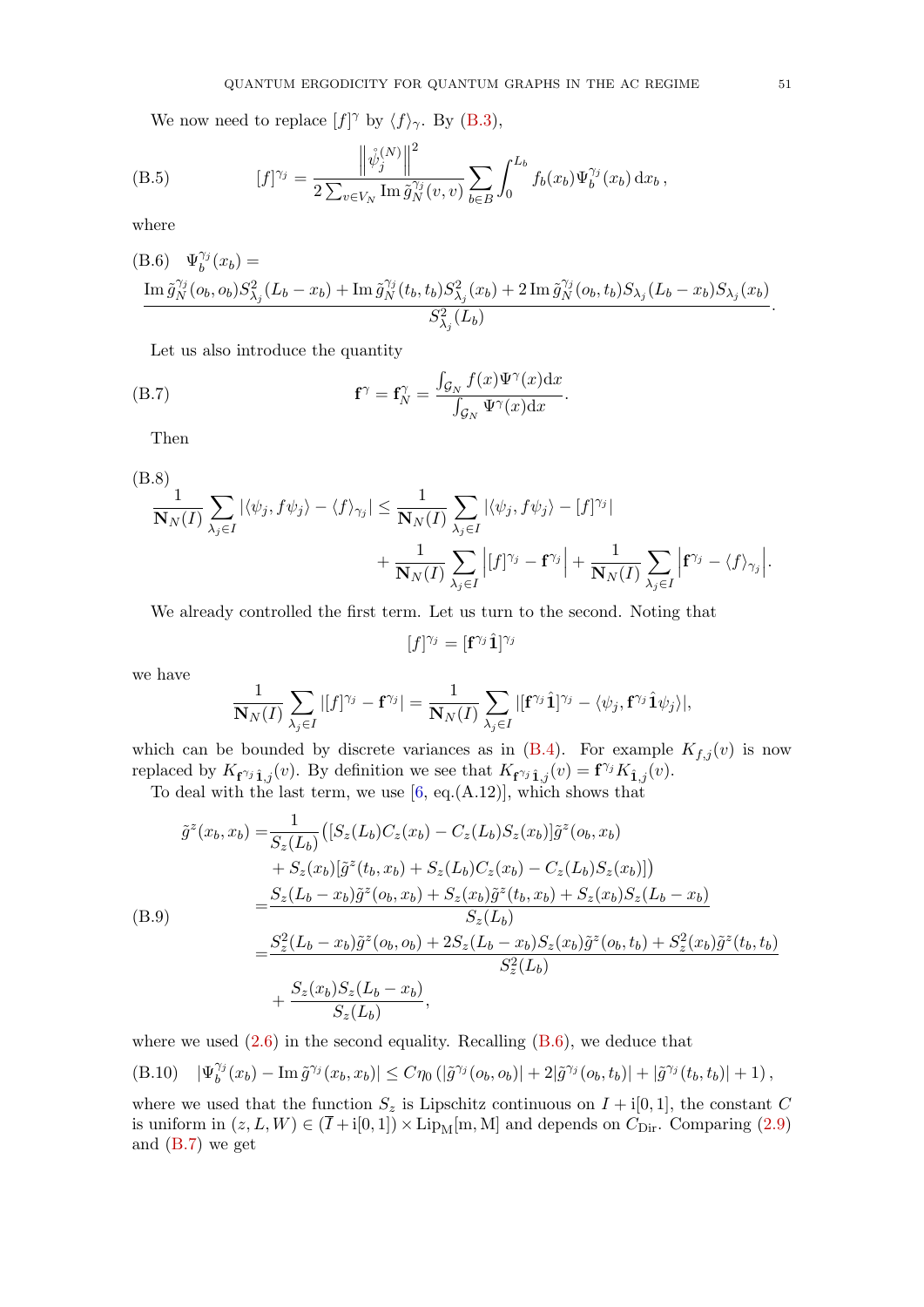We now need to replace $[f]^\gamma$ by $\langle f\rangle_\gamma$. By (B.3),

$$[f]^{\gamma_j} = \frac{\left\|\mathring{\psi}_j^{(N)}\right\|^2}{2\sum_{v\in V_N}\operatorname{Im}\tilde g_N^{\gamma_j}(v,v)}\sum_{b\in B}\int_0^{L_b} f_b(x_b)\Psi_b^{\gamma_j}(x_b)\,\mathrm{d}x_b\,, \tag{B.5}$$

where

$$\Psi_b^{\gamma_j}(x_b) = \frac{\operatorname{Im}\tilde g_N^{\gamma_j}(o_b,o_b)S_{\lambda_j}^2(L_b-x_b) + \operatorname{Im}\tilde g_N^{\gamma_j}(t_b,t_b)S_{\lambda_j}^2(x_b) + 2\operatorname{Im}\tilde g_N^{\gamma_j}(o_b,t_b)S_{\lambda_j}(L_b-x_b)S_{\lambda_j}(x_b)}{S_{\lambda_j}^2(L_b)}. \tag{B.6}$$

Let us also introduce the quantity

$$\mathbf{f}^\gamma = \mathbf{f}_N^\gamma = \frac{\int_{\mathcal{G}_N} f(x)\Psi^\gamma(x)\mathrm{d}x}{\int_{\mathcal{G}_N}\Psi^\gamma(x)\mathrm{d}x}. \tag{B.7}$$

Then

$$\begin{aligned}\frac{1}{\mathbf{N}_N(I)}\sum_{\lambda_j\in I}|\langle\psi_j,f\psi_j\rangle - \langle f\rangle_{\gamma_j}| \le{}& \frac{1}{\mathbf{N}_N(I)}\sum_{\lambda_j\in I}|\langle\psi_j,f\psi_j\rangle - [f]^{\gamma_j}| \\ &+ \frac{1}{\mathbf{N}_N(I)}\sum_{\lambda_j\in I}\Big|[f]^{\gamma_j} - \mathbf{f}^{\gamma_j}\Big| + \frac{1}{\mathbf{N}_N(I)}\sum_{\lambda_j\in I}\Big|\mathbf{f}^{\gamma_j} - \langle f\rangle_{\gamma_j}\Big|.\end{aligned} \tag{B.8}$$

We already controlled the first term. Let us turn to the second. Noting that

$$[f]^{\gamma_j} = [\mathbf{f}^{\gamma_j}\hat{\mathbf{1}}]^{\gamma_j}$$

we have

$$\frac{1}{\mathbf{N}_N(I)}\sum_{\lambda_j\in I}|[f]^{\gamma_j} - \mathbf{f}^{\gamma_j}| = \frac{1}{\mathbf{N}_N(I)}\sum_{\lambda_j\in I}|[\mathbf{f}^{\gamma_j}\hat{\mathbf{1}}]^{\gamma_j} - \langle\psi_j,\mathbf{f}^{\gamma_j}\hat{\mathbf{1}}\psi_j\rangle|,$$

which can be bounded by discrete variances as in (B.4). For example $K_{f,j}(v)$ is now replaced by $K_{\mathbf{f}^{\gamma_j}\hat{\mathbf{1}},j}(v)$. By definition we see that $K_{\mathbf{f}^{\gamma_j}\hat{\mathbf{1}},j}(v) = \mathbf{f}^{\gamma_j}K_{\hat{\mathbf{1}},j}(v)$.

To deal with the last term, we use [6, eq.(A.12)], which shows that

$$\begin{aligned}\tilde g^z(x_b,x_b) ={}& \frac{1}{S_z(L_b)}\big([S_z(L_b)C_z(x_b) - C_z(L_b)S_z(x_b)]\tilde g^z(o_b,x_b) \\ &+ S_z(x_b)[\tilde g^z(t_b,x_b) + S_z(L_b)C_z(x_b) - C_z(L_b)S_z(x_b)]\big) \\ ={}& \frac{S_z(L_b-x_b)\tilde g^z(o_b,x_b) + S_z(x_b)\tilde g^z(t_b,x_b) + S_z(x_b)S_z(L_b-x_b)}{S_z(L_b)} \\ ={}& \frac{S_z^2(L_b-x_b)\tilde g^z(o_b,o_b) + 2S_z(L_b-x_b)S_z(x_b)\tilde g^z(o_b,t_b) + S_z^2(x_b)\tilde g^z(t_b,t_b)}{S_z^2(L_b)} \\ &+ \frac{S_z(x_b)S_z(L_b-x_b)}{S_z(L_b)},\end{aligned} \tag{B.9}$$

where we used (2.6) in the second equality. Recalling (B.6), we deduce that

$$|\Psi_b^{\gamma_j}(x_b) - \operatorname{Im}\tilde g^{\gamma_j}(x_b,x_b)| \le C\eta_0\left(|\tilde g^{\gamma_j}(o_b,o_b)| + 2|\tilde g^{\gamma_j}(o_b,t_b)| + |\tilde g^{\gamma_j}(t_b,t_b)| + 1\right), \tag{B.10}$$

where we used that the function $S_z$ is Lipschitz continuous on $I+\mathrm{i}[0,1]$, the constant $C$ is uniform in $(z,L,W)\in(\overline{I}+\mathrm{i}[0,1])\times\mathrm{Lip}_{\mathrm{M}}[\mathrm{m},\mathrm{M}]$ and depends on $C_{\mathrm{Dir}}$. Comparing (2.9) and (B.7) we get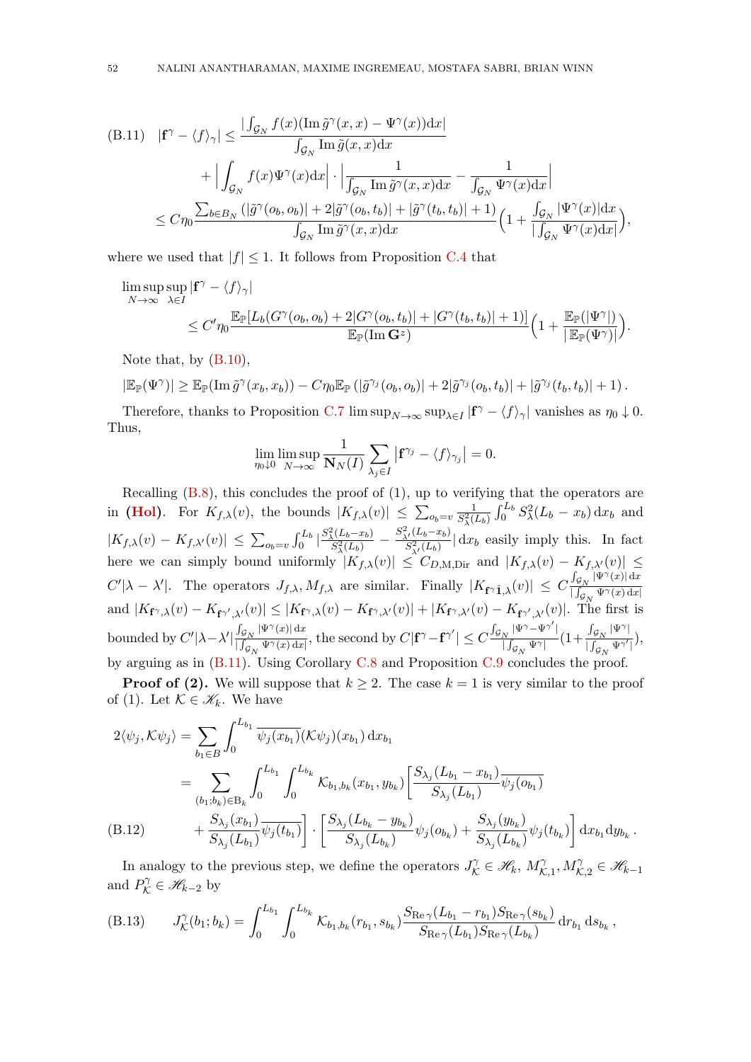$$
\begin{aligned}
\text{(B.11)}\quad |\mathbf{f}^\gamma - \langle f\rangle_\gamma| &\le \frac{|\int_{\mathcal{G}_N} f(x)(\operatorname{Im}\tilde{g}^\gamma(x,x) - \Psi^\gamma(x))\mathrm{d}x|}{\int_{\mathcal{G}_N}\operatorname{Im}\tilde{g}(x,x)\mathrm{d}x} \\
&\quad + \Big|\int_{\mathcal{G}_N} f(x)\Psi^\gamma(x)\mathrm{d}x\Big| \cdot \Big|\frac{1}{\int_{\mathcal{G}_N}\operatorname{Im}\tilde{g}^\gamma(x,x)\mathrm{d}x} - \frac{1}{\int_{\mathcal{G}_N}\Psi^\gamma(x)\mathrm{d}x}\Big| \\
&\le C\eta_0 \frac{\sum_{b\in B_N}(|\tilde{g}^\gamma(o_b,o_b)| + 2|\tilde{g}^\gamma(o_b,t_b)| + |\tilde{g}^\gamma(t_b,t_b)| + 1)}{\int_{\mathcal{G}_N}\operatorname{Im}\tilde{g}^\gamma(x,x)\mathrm{d}x}\Big(1 + \frac{\int_{\mathcal{G}_N}|\Psi^\gamma(x)|\mathrm{d}x}{|\int_{\mathcal{G}_N}\Psi^\gamma(x)\mathrm{d}x|}\Big),
\end{aligned}
$$

where we used that $|f| \le 1$. It follows from Proposition C.4 that

$$
\limsup_{N\to\infty}\sup_{\lambda\in I}|\mathbf{f}^\gamma - \langle f\rangle_\gamma| \le C'\eta_0 \frac{\mathbb{E}_{\mathbb{P}}[L_b(G^\gamma(o_b,o_b) + 2|G^\gamma(o_b,t_b)| + |G^\gamma(t_b,t_b)| + 1)]}{\mathbb{E}_{\mathbb{P}}(\operatorname{Im}\mathbf{G}^z)}\Big(1 + \frac{\mathbb{E}_{\mathbb{P}}(|\Psi^\gamma|)}{|\mathbb{E}_{\mathbb{P}}(\Psi^\gamma)|}\Big).
$$

Note that, by (B.10),

$$
|\mathbb{E}_{\mathbb{P}}(\Psi^\gamma)| \ge \mathbb{E}_{\mathbb{P}}(\operatorname{Im}\tilde{g}^\gamma(x_b,x_b)) - C\eta_0\mathbb{E}_{\mathbb{P}}\left(|\tilde{g}^{\gamma_j}(o_b,o_b)| + 2|\tilde{g}^{\gamma_j}(o_b,t_b)| + |\tilde{g}^{\gamma_j}(t_b,t_b)| + 1\right).
$$

Therefore, thanks to Proposition C.7 $\limsup_{N\to\infty}\sup_{\lambda\in I}|\mathbf{f}^\gamma - \langle f\rangle_\gamma|$ vanishes as $\eta_0 \downarrow 0$. Thus,

$$
\lim_{\eta_0\downarrow 0}\limsup_{N\to\infty}\frac{1}{\mathbf{N}_N(I)}\sum_{\lambda_j\in I}|\mathbf{f}^{\gamma_j} - \langle f\rangle_{\gamma_j}| = 0.
$$

Recalling (B.8), this concludes the proof of (1), up to verifying that the operators are in **(Hol)**. For $K_{f,\lambda}(v)$, the bounds $|K_{f,\lambda}(v)| \le \sum_{o_b=v}\frac{1}{S_\lambda^2(L_b)}\int_0^{L_b}S_\lambda^2(L_b - x_b)\,\mathrm{d}x_b$ and $|K_{f,\lambda}(v) - K_{f,\lambda'}(v)| \le \sum_{o_b=v}\int_0^{L_b}|\frac{S_\lambda^2(L_b-x_b)}{S_\lambda^2(L_b)} - \frac{S_{\lambda'}^2(L_b-x_b)}{S_{\lambda'}^2(L_b)}|\,\mathrm{d}x_b$ easily imply this. In fact here we can simply bound uniformly $|K_{f,\lambda}(v)| \le C_{D,\mathrm{M,Dir}}$ and $|K_{f,\lambda}(v) - K_{f,\lambda'}(v)| \le C'|\lambda-\lambda'|$. The operators $J_{f,\lambda}, M_{f,\lambda}$ are similar. Finally $|K_{\mathbf{f}^\gamma\mathbf{1},\lambda}(v)| \le C\frac{\int_{\mathcal{G}_N}|\Psi^\gamma(x)|\,\mathrm{d}x}{|\int_{\mathcal{G}_N}\Psi^\gamma(x)\,\mathrm{d}x|}$ and $|K_{\mathbf{f}^\gamma,\lambda}(v) - K_{\mathbf{f}^{\gamma'},\lambda'}(v)| \le |K_{\mathbf{f}^\gamma,\lambda}(v) - K_{\mathbf{f}^\gamma,\lambda'}(v)| + |K_{\mathbf{f}^\gamma,\lambda'}(v) - K_{\mathbf{f}^{\gamma'},\lambda'}(v)|$. The first is bounded by $C'|\lambda-\lambda'|\frac{\int_{\mathcal{G}_N}|\Psi^\gamma(x)|\,\mathrm{d}x}{|\int_{\mathcal{G}_N}\Psi^\gamma(x)\,\mathrm{d}x|}$, the second by $C|\mathbf{f}^\gamma - \mathbf{f}^{\gamma'}| \le C\frac{\int_{\mathcal{G}_N}|\Psi^\gamma - \Psi^{\gamma'}|}{|\int_{\mathcal{G}_N}\Psi^\gamma|}(1 + \frac{\int_{\mathcal{G}_N}|\Psi^\gamma|}{|\int_{\mathcal{G}_N}\Psi^{\gamma'}|})$, by arguing as in (B.11). Using Corollary C.8 and Proposition C.9 concludes the proof.

**Proof of (2).** We will suppose that $k \ge 2$. The case $k = 1$ is very similar to the proof of (1). Let $\mathcal{K} \in \mathscr{K}_k$. We have

$$
\begin{aligned}
2\langle\psi_j, \mathcal{K}\psi_j\rangle &= \sum_{b_1\in B}\int_0^{L_{b_1}}\overline{\psi_j(x_{b_1})}(\mathcal{K}\psi_j)(x_{b_1})\,\mathrm{d}x_{b_1} \\
&= \sum_{(b_1;b_k)\in \mathrm{B}_k}\int_0^{L_{b_1}}\int_0^{L_{b_k}}\mathcal{K}_{b_1,b_k}(x_{b_1},y_{b_k})\Big[\overline{\frac{S_{\lambda_j}(L_{b_1}-x_{b_1})}{S_{\lambda_j}(L_{b_1})}\psi_j(o_{b_1})} \\
\text{(B.12)}\qquad &\quad + \overline{\frac{S_{\lambda_j}(x_{b_1})}{S_{\lambda_j}(L_{b_1})}\psi_j(t_{b_1})}\Big]\cdot\Big[\frac{S_{\lambda_j}(L_{b_k}-y_{b_k})}{S_{\lambda_j}(L_{b_k})}\psi_j(o_{b_k}) + \frac{S_{\lambda_j}(y_{b_k})}{S_{\lambda_j}(L_{b_k})}\psi_j(t_{b_k})\Big]\,\mathrm{d}x_{b_1}\mathrm{d}y_{b_k}.
\end{aligned}
$$

In analogy to the previous step, we define the operators $J_{\mathcal{K}}^\gamma \in \mathscr{H}_k$, $M_{\mathcal{K},1}^\gamma, M_{\mathcal{K},2}^\gamma \in \mathscr{H}_{k-1}$ and $P_{\mathcal{K}}^\gamma \in \mathscr{H}_{k-2}$ by

$$
\text{(B.13)}\qquad J_{\mathcal{K}}^\gamma(b_1;b_k) = \int_0^{L_{b_1}}\int_0^{L_{b_k}}\mathcal{K}_{b_1,b_k}(r_{b_1},s_{b_k})\frac{S_{\operatorname{Re}\gamma}(L_{b_1}-r_{b_1})S_{\operatorname{Re}\gamma}(s_{b_k})}{S_{\operatorname{Re}\gamma}(L_{b_1})S_{\operatorname{Re}\gamma}(L_{b_k})}\,\mathrm{d}r_{b_1}\,\mathrm{d}s_{b_k},
$$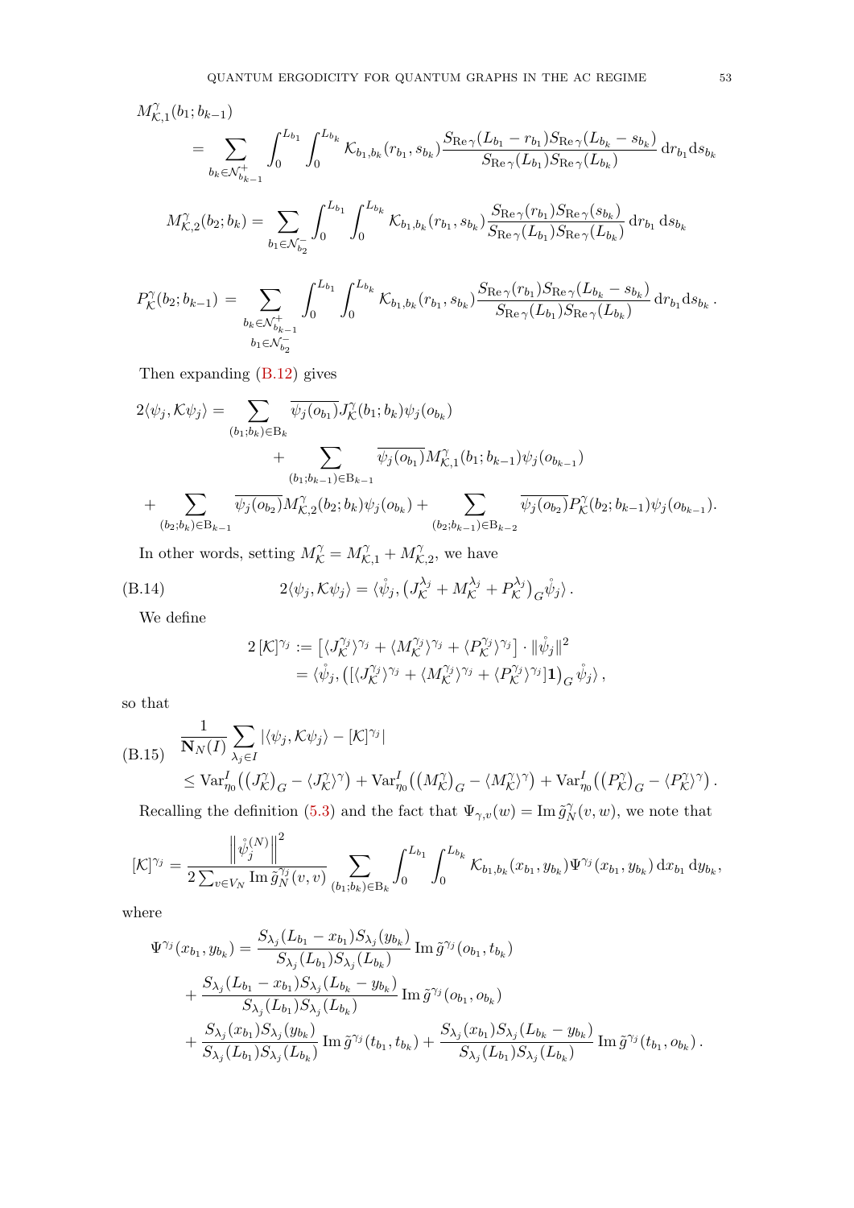$$M^{\gamma}_{\mathcal{K},1}(b_1;b_{k-1}) = \sum_{b_k\in\mathcal{N}^+_{b_{k-1}}} \int_0^{L_{b_1}}\int_0^{L_{b_k}} \mathcal{K}_{b_1,b_k}(r_{b_1},s_{b_k}) \frac{S_{\mathrm{Re}\,\gamma}(L_{b_1}-r_{b_1})S_{\mathrm{Re}\,\gamma}(L_{b_k}-s_{b_k})}{S_{\mathrm{Re}\,\gamma}(L_{b_1})S_{\mathrm{Re}\,\gamma}(L_{b_k})}\,\mathrm{d}r_{b_1}\mathrm{d}s_{b_k}$$

$$M^{\gamma}_{\mathcal{K},2}(b_2;b_k) = \sum_{b_1\in\mathcal{N}^-_{b_2}} \int_0^{L_{b_1}}\int_0^{L_{b_k}} \mathcal{K}_{b_1,b_k}(r_{b_1},s_{b_k}) \frac{S_{\mathrm{Re}\,\gamma}(r_{b_1})S_{\mathrm{Re}\,\gamma}(s_{b_k})}{S_{\mathrm{Re}\,\gamma}(L_{b_1})S_{\mathrm{Re}\,\gamma}(L_{b_k})}\,\mathrm{d}r_{b_1}\,\mathrm{d}s_{b_k}$$

$$P^{\gamma}_{\mathcal{K}}(b_2;b_{k-1}) = \sum_{\substack{b_k\in\mathcal{N}^+_{b_{k-1}}\\ b_1\in\mathcal{N}^-_{b_2}}} \int_0^{L_{b_1}}\int_0^{L_{b_k}} \mathcal{K}_{b_1,b_k}(r_{b_1},s_{b_k}) \frac{S_{\mathrm{Re}\,\gamma}(r_{b_1})S_{\mathrm{Re}\,\gamma}(L_{b_k}-s_{b_k})}{S_{\mathrm{Re}\,\gamma}(L_{b_1})S_{\mathrm{Re}\,\gamma}(L_{b_k})}\,\mathrm{d}r_{b_1}\mathrm{d}s_{b_k}\,.$$

Then expanding (B.12) gives

$$\begin{aligned}
2\langle\psi_j,\mathcal{K}\psi_j\rangle = &\sum_{(b_1;b_k)\in\mathrm{B}_k} \overline{\psi_j(o_{b_1})}J^{\gamma}_{\mathcal{K}}(b_1;b_k)\psi_j(o_{b_k}) \\
&+ \sum_{(b_1;b_{k-1})\in\mathrm{B}_{k-1}} \overline{\psi_j(o_{b_1})}M^{\gamma}_{\mathcal{K},1}(b_1;b_{k-1})\psi_j(o_{b_{k-1}}) \\
+ &\sum_{(b_2;b_k)\in\mathrm{B}_{k-1}} \overline{\psi_j(o_{b_2})}M^{\gamma}_{\mathcal{K},2}(b_2;b_k)\psi_j(o_{b_k}) + \sum_{(b_2;b_{k-1})\in\mathrm{B}_{k-2}} \overline{\psi_j(o_{b_2})}P^{\gamma}_{\mathcal{K}}(b_2;b_{k-1})\psi_j(o_{b_{k-1}}).
\end{aligned}$$

In other words, setting $M^{\gamma}_{\mathcal{K}} = M^{\gamma}_{\mathcal{K},1} + M^{\gamma}_{\mathcal{K},2}$, we have

$$2\langle\psi_j,\mathcal{K}\psi_j\rangle = \langle\mathring{\psi}_j, \big(J^{\lambda_j}_{\mathcal{K}} + M^{\lambda_j}_{\mathcal{K}} + P^{\lambda_j}_{\mathcal{K}}\big)_G \mathring{\psi}_j\rangle\,. \tag{B.14}$$

We define

$$\begin{aligned}
2\,[\mathcal{K}]^{\gamma_j} &:= \big[\langle J^{\gamma_j}_{\mathcal{K}}\rangle^{\gamma_j} + \langle M^{\gamma_j}_{\mathcal{K}}\rangle^{\gamma_j} + \langle P^{\gamma_j}_{\mathcal{K}}\rangle^{\gamma_j}\big]\cdot\|\mathring{\psi}_j\|^2 \\
&= \langle\mathring{\psi}_j, \big([\langle J^{\gamma_j}_{\mathcal{K}}\rangle^{\gamma_j} + \langle M^{\gamma_j}_{\mathcal{K}}\rangle^{\gamma_j} + \langle P^{\gamma_j}_{\mathcal{K}}\rangle^{\gamma_j}]\mathbf{1}\big)_G\,\mathring{\psi}_j\rangle\,,
\end{aligned}$$

so that

$$\begin{aligned}
&\frac{1}{\mathbf{N}_N(I)}\sum_{\lambda_j\in I}|\langle\psi_j,\mathcal{K}\psi_j\rangle - [\mathcal{K}]^{\gamma_j}| \\
&\le \mathrm{Var}^I_{\eta_0}\big((J^{\gamma}_{\mathcal{K}})_G - \langle J^{\gamma}_{\mathcal{K}}\rangle^{\gamma}\big) + \mathrm{Var}^I_{\eta_0}\big((M^{\gamma}_{\mathcal{K}})_G - \langle M^{\gamma}_{\mathcal{K}}\rangle^{\gamma}\big) + \mathrm{Var}^I_{\eta_0}\big((P^{\gamma}_{\mathcal{K}})_G - \langle P^{\gamma}_{\mathcal{K}}\rangle^{\gamma}\big)\,.
\end{aligned}\tag{B.15}$$

Recalling the definition (5.3) and the fact that $\Psi_{\gamma,v}(w) = \mathrm{Im}\,\tilde{g}^{\gamma}_N(v,w)$, we note that

$$[\mathcal{K}]^{\gamma_j} = \frac{\Big\|\mathring{\psi}^{(N)}_j\Big\|^2}{2\sum_{v\in V_N}\mathrm{Im}\,\tilde{g}^{\gamma_j}_N(v,v)} \sum_{(b_1;b_k)\in\mathrm{B}_k}\int_0^{L_{b_1}}\int_0^{L_{b_k}} \mathcal{K}_{b_1,b_k}(x_{b_1},y_{b_k})\Psi^{\gamma_j}(x_{b_1},y_{b_k})\,\mathrm{d}x_{b_1}\,\mathrm{d}y_{b_k},$$

where

$$\begin{aligned}
\Psi^{\gamma_j}(x_{b_1},y_{b_k}) = &\frac{S_{\lambda_j}(L_{b_1}-x_{b_1})S_{\lambda_j}(y_{b_k})}{S_{\lambda_j}(L_{b_1})S_{\lambda_j}(L_{b_k})}\,\mathrm{Im}\,\tilde{g}^{\gamma_j}(o_{b_1},t_{b_k}) \\
&+ \frac{S_{\lambda_j}(L_{b_1}-x_{b_1})S_{\lambda_j}(L_{b_k}-y_{b_k})}{S_{\lambda_j}(L_{b_1})S_{\lambda_j}(L_{b_k})}\,\mathrm{Im}\,\tilde{g}^{\gamma_j}(o_{b_1},o_{b_k}) \\
&+ \frac{S_{\lambda_j}(x_{b_1})S_{\lambda_j}(y_{b_k})}{S_{\lambda_j}(L_{b_1})S_{\lambda_j}(L_{b_k})}\,\mathrm{Im}\,\tilde{g}^{\gamma_j}(t_{b_1},t_{b_k}) + \frac{S_{\lambda_j}(x_{b_1})S_{\lambda_j}(L_{b_k}-y_{b_k})}{S_{\lambda_j}(L_{b_1})S_{\lambda_j}(L_{b_k})}\,\mathrm{Im}\,\tilde{g}^{\gamma_j}(t_{b_1},o_{b_k})\,.
\end{aligned}$$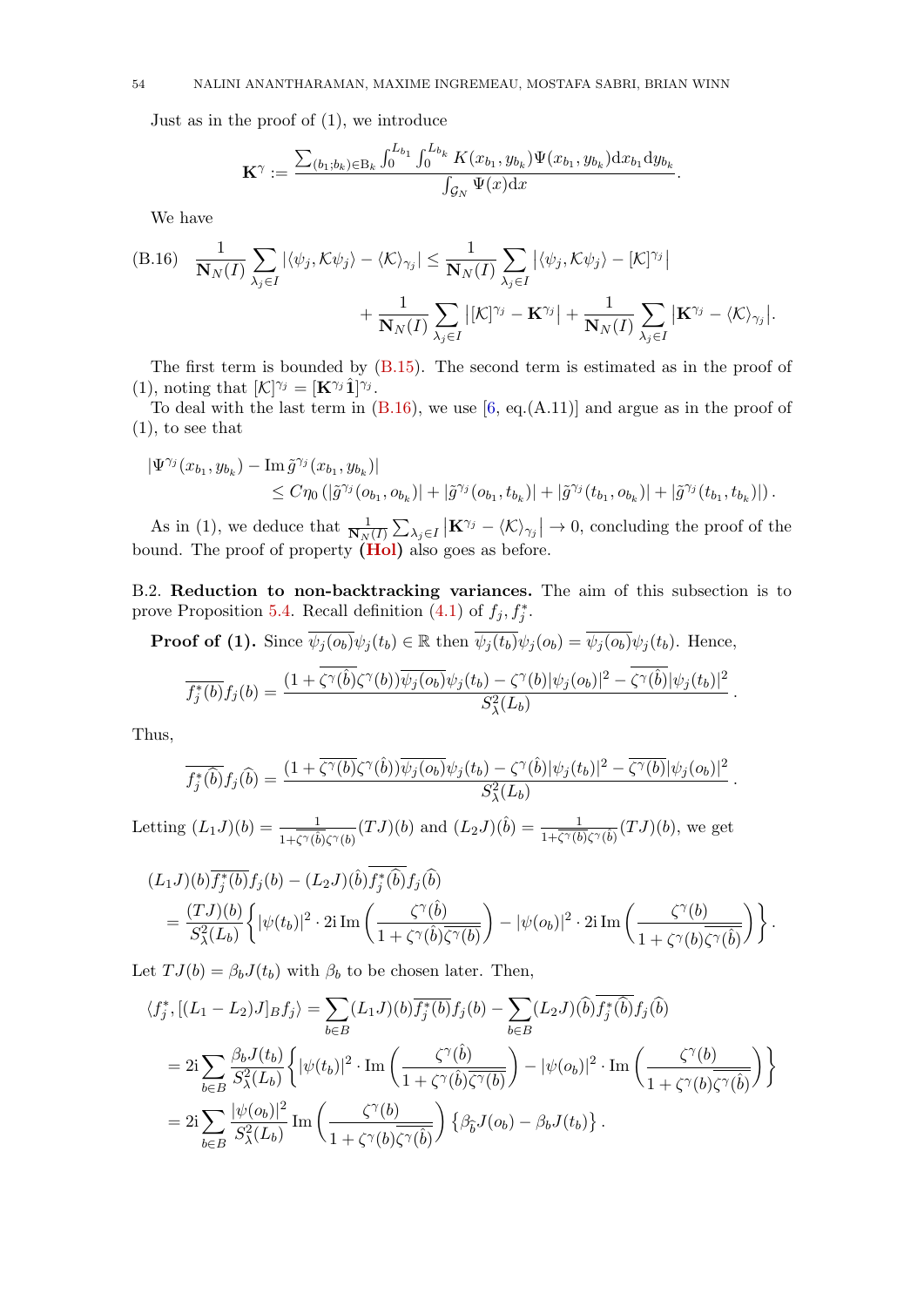Just as in the proof of (1), we introduce

$$\mathbf{K}^{\gamma} := \frac{\sum_{(b_1;b_k)\in \mathrm{B}_k} \int_0^{L_{b_1}}\int_0^{L_{b_k}} K(x_{b_1}, y_{b_k})\Psi(x_{b_1}, y_{b_k})\mathrm{d}x_{b_1}\mathrm{d}y_{b_k}}{\int_{\mathcal{G}_N}\Psi(x)\mathrm{d}x}.$$

We have

$$\text{(B.16)}\quad \frac{1}{\mathbf{N}_N(I)}\sum_{\lambda_j\in I}|\langle \psi_j, \mathcal{K}\psi_j\rangle - \langle \mathcal{K}\rangle_{\gamma_j}| \le \frac{1}{\mathbf{N}_N(I)}\sum_{\lambda_j\in I}\left|\langle \psi_j, \mathcal{K}\psi_j\rangle - [\mathcal{K}]^{\gamma_j}\right| + \frac{1}{\mathbf{N}_N(I)}\sum_{\lambda_j\in I}\left|[\mathcal{K}]^{\gamma_j} - \mathbf{K}^{\gamma_j}\right| + \frac{1}{\mathbf{N}_N(I)}\sum_{\lambda_j\in I}\left|\mathbf{K}^{\gamma_j} - \langle \mathcal{K}\rangle_{\gamma_j}\right|.$$

The first term is bounded by (B.15). The second term is estimated as in the proof of (1), noting that $[\mathcal{K}]^{\gamma_j} = [\mathbf{K}^{\gamma_j}\hat{\mathbf{1}}]^{\gamma_j}$.

To deal with the last term in (B.16), we use [6, eq.(A.11)] and argue as in the proof of (1), to see that

$$|\Psi^{\gamma_j}(x_{b_1}, y_{b_k}) - \operatorname{Im}\tilde{g}^{\gamma_j}(x_{b_1}, y_{b_k})| \le C\eta_0\left(|\tilde{g}^{\gamma_j}(o_{b_1}, o_{b_k})| + |\tilde{g}^{\gamma_j}(o_{b_1}, t_{b_k})| + |\tilde{g}^{\gamma_j}(t_{b_1}, o_{b_k})| + |\tilde{g}^{\gamma_j}(t_{b_1}, t_{b_k})|\right).$$

As in (1), we deduce that $\frac{1}{\mathbf{N}_N(I)}\sum_{\lambda_j\in I}\left|\mathbf{K}^{\gamma_j} - \langle\mathcal{K}\rangle_{\gamma_j}\right| \to 0$, concluding the proof of the bound. The proof of property **(Hol)** also goes as before.

B.2. **Reduction to non-backtracking variances.** The aim of this subsection is to prove Proposition 5.4. Recall definition (4.1) of $f_j, f_j^*$.

**Proof of (1).** Since $\overline{\psi_j(o_b)}\psi_j(t_b)\in\mathbb{R}$ then $\overline{\psi_j(t_b)}\psi_j(o_b) = \overline{\psi_j(o_b)}\psi_j(t_b)$. Hence,

$$\overline{f_j^*(b)}f_j(b) = \frac{(1+\overline{\zeta^{\gamma}(\hat{b})}\zeta^{\gamma}(b))\overline{\psi_j(o_b)}\psi_j(t_b) - \zeta^{\gamma}(b)|\psi_j(o_b)|^2 - \overline{\zeta^{\gamma}(\hat{b})}|\psi_j(t_b)|^2}{S_\lambda^2(L_b)}.$$

Thus,

$$\overline{f_j^*(\hat{b})}f_j(\hat{b}) = \frac{(1+\overline{\zeta^{\gamma}(b)}\zeta^{\gamma}(\hat{b}))\overline{\psi_j(o_b)}\psi_j(t_b) - \zeta^{\gamma}(\hat{b})|\psi_j(t_b)|^2 - \overline{\zeta^{\gamma}(b)}|\psi_j(o_b)|^2}{S_\lambda^2(L_b)}.$$

Letting $(L_1J)(b) = \frac{1}{1+\overline{\zeta^{\gamma}(\hat{b})}\zeta^{\gamma}(b)}(TJ)(b)$ and $(L_2J)(\hat{b}) = \frac{1}{1+\overline{\zeta^{\gamma}(b)}\zeta^{\gamma}(\hat{b})}(TJ)(b)$, we get

$$\begin{aligned}
&(L_1J)(b)\overline{f_j^*(b)}f_j(b) - (L_2J)(\hat{b})\overline{f_j^*(\hat{b})}f_j(\hat{b}) \\
&= \frac{(TJ)(b)}{S_\lambda^2(L_b)}\left\{|\psi(t_b)|^2\cdot 2\mathrm{i}\operatorname{Im}\left(\frac{\zeta^{\gamma}(\hat{b})}{1+\zeta^{\gamma}(\hat{b})\overline{\zeta^{\gamma}(b)}}\right) - |\psi(o_b)|^2\cdot 2\mathrm{i}\operatorname{Im}\left(\frac{\zeta^{\gamma}(b)}{1+\zeta^{\gamma}(b)\overline{\zeta^{\gamma}(\hat{b})}}\right)\right\}.
\end{aligned}$$

Let $TJ(b) = \beta_b J(t_b)$ with $\beta_b$ to be chosen later. Then,

$$\begin{aligned}
\langle f_j^*, [(L_1-L_2)J]_B f_j\rangle &= \sum_{b\in B}(L_1J)(b)\overline{f_j^*(b)}f_j(b) - \sum_{b\in B}(L_2J)(\hat{b})\overline{f_j^*(\hat{b})}f_j(\hat{b}) \\
&= 2\mathrm{i}\sum_{b\in B}\frac{\beta_b J(t_b)}{S_\lambda^2(L_b)}\left\{|\psi(t_b)|^2\cdot\operatorname{Im}\left(\frac{\zeta^{\gamma}(\hat{b})}{1+\zeta^{\gamma}(\hat{b})\overline{\zeta^{\gamma}(b)}}\right) - |\psi(o_b)|^2\cdot\operatorname{Im}\left(\frac{\zeta^{\gamma}(b)}{1+\zeta^{\gamma}(b)\overline{\zeta^{\gamma}(\hat{b})}}\right)\right\} \\
&= 2\mathrm{i}\sum_{b\in B}\frac{|\psi(o_b)|^2}{S_\lambda^2(L_b)}\operatorname{Im}\left(\frac{\zeta^{\gamma}(b)}{1+\zeta^{\gamma}(b)\overline{\zeta^{\gamma}(\hat{b})}}\right)\left\{\beta_{\hat{b}}J(o_b) - \beta_b J(t_b)\right\}.
\end{aligned}$$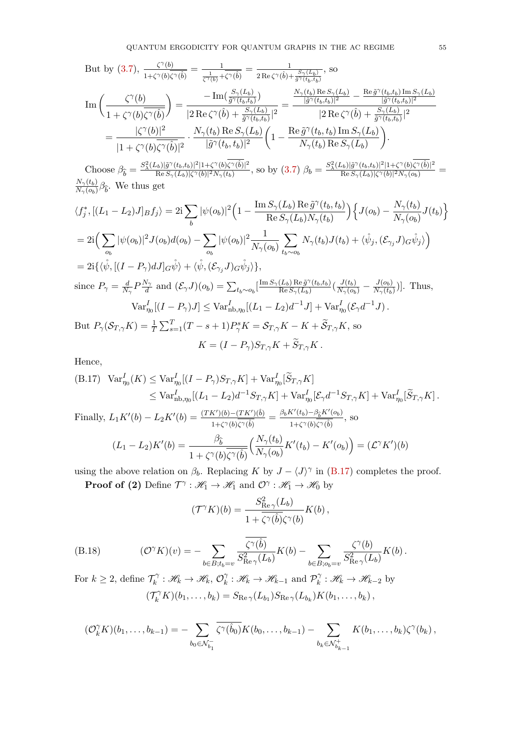But by (3.7), $\frac{\zeta^\gamma(b)}{1+\zeta^\gamma(b)\overline{\zeta^\gamma(\hat{b})}} = \frac{1}{\frac{1}{\zeta^\gamma(b)}+\overline{\zeta^\gamma(\hat{b})}} = \frac{1}{2\operatorname{Re}\zeta^\gamma(\hat{b})+\frac{S_\gamma(L_b)}{\tilde{g}^\gamma(t_b,t_b)}}$, so

$$\operatorname{Im}\Big(\frac{\zeta^\gamma(b)}{1+\zeta^\gamma(b)\overline{\zeta^\gamma(\hat{b})}}\Big) = \frac{-\operatorname{Im}(\frac{S_\gamma(L_b)}{\tilde{g}^\gamma(t_b,t_b)})}{|2\operatorname{Re}\zeta^\gamma(\hat{b})+\frac{S_\gamma(L_b)}{\tilde{g}^\gamma(t_b,t_b)}|^2} = \frac{\frac{N_\gamma(t_b)\operatorname{Re}S_\gamma(L_b)}{|\tilde{g}^\gamma(t_b,t_b)|^2} - \frac{\operatorname{Re}\tilde{g}^\gamma(t_b,t_b)\operatorname{Im}S_\gamma(L_b)}{|\tilde{g}^\gamma(t_b,t_b)|^2}}{|2\operatorname{Re}\zeta^\gamma(\hat{b})+\frac{S_\gamma(L_b)}{\tilde{g}^\gamma(t_b,t_b)}|^2}$$

$$= \frac{|\zeta^\gamma(b)|^2}{|1+\zeta^\gamma(b)\overline{\zeta^\gamma(\hat{b})}|^2}\cdot\frac{N_\gamma(t_b)\operatorname{Re}S_\gamma(L_b)}{|\tilde{g}^\gamma(t_b,t_b)|^2}\Big(1-\frac{\operatorname{Re}\tilde{g}^\gamma(t_b,t_b)\operatorname{Im}S_\gamma(L_b)}{N_\gamma(t_b)\operatorname{Re}S_\gamma(L_b)}\Big).$$

Choose $\beta_{\widehat{b}} = \frac{S_\lambda^2(L_b)|\tilde{g}^\gamma(t_b,t_b)|^2|1+\zeta^\gamma(b)\overline{\zeta^\gamma(\hat{b})}|^2}{\operatorname{Re}S_\gamma(L_b)|\zeta^\gamma(b)|^2 N_\gamma(t_b)}$, so by (3.7) $\beta_b = \frac{S_\lambda^2(L_b)|\tilde{g}^\gamma(t_b,t_b)|^2|1+\zeta^\gamma(b)\overline{\zeta^\gamma(\hat{b})}|^2}{\operatorname{Re}S_\gamma(L_b)|\zeta^\gamma(b)|^2 N_\gamma(o_b)} = \frac{N_\gamma(t_b)}{N_\gamma(o_b)}\beta_{\widehat{b}}$. We thus get

$$\langle f_j^*, [(L_1-L_2)J]_B f_j\rangle = 2\mathrm{i}\sum_b |\psi(o_b)|^2\Big(1-\frac{\operatorname{Im}S_\gamma(L_b)\operatorname{Re}\tilde{g}^\gamma(t_b,t_b)}{\operatorname{Re}S_\gamma(L_b)N_\gamma(t_b)}\Big)\Big\{J(o_b)-\frac{N_\gamma(t_b)}{N_\gamma(o_b)}J(t_b)\Big\}$$

$$= 2\mathrm{i}\Big(\sum_{o_b}|\psi(o_b)|^2 J(o_b)d(o_b) - \sum_{o_b}|\psi(o_b)|^2\frac{1}{N_\gamma(o_b)}\sum_{t_b\sim o_b}N_\gamma(t_b)J(t_b) + \langle\mathring{\psi}_j,(\mathcal{E}_{\gamma_j}J)_G\mathring{\psi}_j\rangle\Big)$$

$$= 2\mathrm{i}\{\langle\mathring{\psi},[(I-P_\gamma)dJ]_G\mathring{\psi}\rangle + \langle\mathring{\psi},(\mathcal{E}_{\gamma_j}J)_G\mathring{\psi}_j\rangle\},$$

since $P_\gamma = \frac{d}{N_\gamma}P\frac{N_\gamma}{d}$ and $(\mathcal{E}_\gamma J)(o_b) = \sum_{t_b\sim o_b}[\frac{\operatorname{Im}S_\gamma(L_b)\operatorname{Re}\tilde{g}^\gamma(t_b,t_b)}{\operatorname{Re}S_\gamma(L_b)}(\frac{J(t_b)}{N_\gamma(o_b)}-\frac{J(o_b)}{N_\gamma(t_b)})]$. Thus,

$$\operatorname{Var}^I_{\eta_0}[(I-P_\gamma)J] \le \operatorname{Var}^I_{\mathrm{nb},\eta_0}[(L_1-L_2)d^{-1}J] + \operatorname{Var}^I_{\eta_0}(\mathcal{E}_\gamma d^{-1}J)\,.$$

But $P_\gamma(\mathcal{S}_{T,\gamma}K) = \frac{1}{T}\sum_{s=1}^T(T-s+1)P_\gamma^s K = \mathcal{S}_{T,\gamma}K - K + \widetilde{\mathcal{S}}_{T,\gamma}K$, so

$$K = (I-P_\gamma)S_{T,\gamma}K + \widetilde{S}_{T,\gamma}K\,.$$

Hence,

$$\begin{aligned}\text{(B.17)}\quad \operatorname{Var}^I_{\eta_0}(K) &\le \operatorname{Var}^I_{\eta_0}[(I-P_\gamma)S_{T,\gamma}K] + \operatorname{Var}^I_{\eta_0}[\widetilde{S}_{T,\gamma}K]\\ &\le \operatorname{Var}^I_{\mathrm{nb},\eta_0}[(L_1-L_2)d^{-1}S_{T,\gamma}K] + \operatorname{Var}^I_{\eta_0}[\mathcal{E}_\gamma d^{-1}S_{T,\gamma}K] + \operatorname{Var}^I_{\eta_0}[\widetilde{S}_{T,\gamma}K]\,.\end{aligned}$$

Finally, $L_1K'(b) - L_2K'(b) = \frac{(TK')(b)-(TK')(\hat{b})}{1+\zeta^\gamma(b)\overline{\zeta^\gamma(\hat{b})}} = \frac{\beta_b K'(t_b)-\beta_{\widehat{b}}K'(o_b)}{1+\zeta^\gamma(b)\overline{\zeta^\gamma(\hat{b})}}$, so

$$(L_1-L_2)K'(b) = \frac{\beta_{\widehat{b}}}{1+\zeta^\gamma(b)\overline{\zeta^\gamma(\hat{b})}}\Big(\frac{N_\gamma(t_b)}{N_\gamma(o_b)}K'(t_b)-K'(o_b)\Big) = (\mathcal{L}^\gamma K')(b)$$

using the above relation on $\beta_b$. Replacing $K$ by $J-\langle J\rangle^\gamma$ in (B.17) completes the proof.

**Proof of (2)** Define $\mathcal{T}^\gamma:\mathscr{H}_1\to\mathscr{H}_1$ and $\mathcal{O}^\gamma:\mathscr{H}_1\to\mathscr{H}_0$ by

$$(\mathcal{T}^\gamma K)(b) = \frac{S^2_{\operatorname{Re}\gamma}(L_b)}{1+\overline{\zeta^\gamma(\hat{b})}\zeta^\gamma(b)}K(b)\,,$$

$$\text{(B.18)}\qquad (\mathcal{O}^\gamma K)(v) = -\sum_{b\in B;t_b=v}\frac{\overline{\zeta^\gamma(\hat{b})}}{S^2_{\operatorname{Re}\gamma}(L_b)}K(b) - \sum_{b\in B;o_b=v}\frac{\zeta^\gamma(b)}{S^2_{\operatorname{Re}\gamma}(L_b)}K(b)\,.$$

For $k\ge 2$, define $\mathcal{T}_k^\gamma:\mathscr{H}_k\to\mathscr{H}_k$, $\mathcal{O}_k^\gamma:\mathscr{H}_k\to\mathscr{H}_{k-1}$ and $\mathcal{P}_k^\gamma:\mathscr{H}_k\to\mathscr{H}_{k-2}$ by

$$(\mathcal{T}_k^\gamma K)(b_1,\dots,b_k) = S_{\operatorname{Re}\gamma}(L_{b_1})S_{\operatorname{Re}\gamma}(L_{b_k})K(b_1,\dots,b_k)\,,$$

$$(\mathcal{O}_k^\gamma K)(b_1,\dots,b_{k-1}) = -\sum_{b_0\in\mathcal{N}^-_{b_1}}\overline{\zeta^\gamma(\hat{b}_0)}K(b_0,\dots,b_{k-1}) - \sum_{b_k\in\mathcal{N}^+_{b_{k-1}}}K(b_1,\dots,b_k)\zeta^\gamma(b_k)\,,$$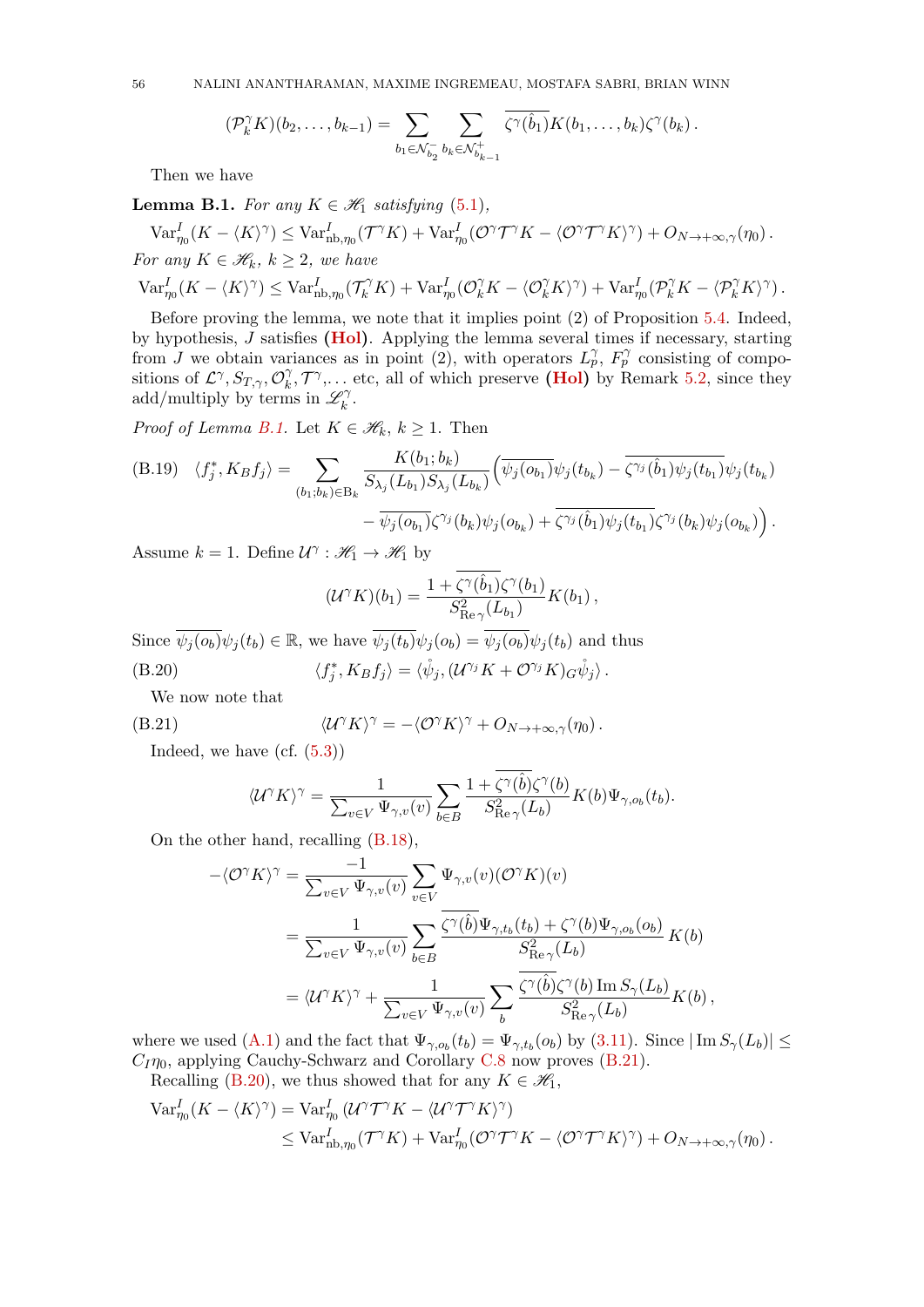$$(\mathcal{P}_k^\gamma K)(b_2,\dots,b_{k-1}) = \sum_{b_1\in\mathcal{N}_{b_2}^-}\sum_{b_k\in\mathcal{N}_{b_{k-1}}^+} \overline{\zeta^\gamma(\hat{b}_1)}K(b_1,\dots,b_k)\zeta^\gamma(b_k)\,.$$

Then we have

**Lemma B.1.** *For any $K\in\mathscr{H}_1$ satisfying (5.1),*

$$\mathrm{Var}_{\eta_0}^I(K-\langle K\rangle^\gamma) \le \mathrm{Var}_{\mathrm{nb},\eta_0}^I(\mathcal{T}^\gamma K) + \mathrm{Var}_{\eta_0}^I(\mathcal{O}^\gamma\mathcal{T}^\gamma K - \langle \mathcal{O}^\gamma\mathcal{T}^\gamma K\rangle^\gamma) + O_{N\to+\infty,\gamma}(\eta_0)\,.$$

*For any $K\in\mathscr{H}_k$, $k\ge 2$, we have*

$$\mathrm{Var}_{\eta_0}^I(K-\langle K\rangle^\gamma) \le \mathrm{Var}_{\mathrm{nb},\eta_0}^I(\mathcal{T}_k^\gamma K) + \mathrm{Var}_{\eta_0}^I(\mathcal{O}_k^\gamma K - \langle \mathcal{O}_k^\gamma K\rangle^\gamma) + \mathrm{Var}_{\eta_0}^I(\mathcal{P}_k^\gamma K - \langle \mathcal{P}_k^\gamma K\rangle^\gamma)\,.$$

Before proving the lemma, we note that it implies point (2) of Proposition 5.4. Indeed, by hypothesis, $J$ satisfies **(Hol)**. Applying the lemma several times if necessary, starting from $J$ we obtain variances as in point (2), with operators $L_p^\gamma$, $F_p^\gamma$ consisting of compositions of $\mathcal{L}^\gamma, S_{T,\gamma}, \mathcal{O}_k^\gamma, \mathcal{T}^\gamma,\dots$ etc, all of which preserve **(Hol)** by Remark 5.2, since they add/multiply by terms in $\mathscr{L}_k^\gamma$.

*Proof of Lemma B.1.* Let $K\in\mathscr{H}_k$, $k\ge1$. Then

$$\text{(B.19)}\quad \langle f_j^*, K_B f_j\rangle = \sum_{(b_1;b_k)\in \mathrm{B}_k} \frac{K(b_1;b_k)}{S_{\lambda_j}(L_{b_1})S_{\lambda_j}(L_{b_k})}\Big(\overline{\psi_j(o_{b_1})}\psi_j(t_{b_k}) - \overline{\zeta^{\gamma_j}(\hat{b}_1)\psi_j(t_{b_1})}\psi_j(t_{b_k})$$
$$- \overline{\psi_j(o_{b_1})}\zeta^{\gamma_j}(b_k)\psi_j(o_{b_k}) + \overline{\zeta^{\gamma_j}(\hat{b}_1)\psi_j(t_{b_1})}\zeta^{\gamma_j}(b_k)\psi_j(o_{b_k})\Big)\,.$$

Assume $k=1$. Define $\mathcal{U}^\gamma:\mathscr{H}_1\to\mathscr{H}_1$ by

$$(\mathcal{U}^\gamma K)(b_1) = \frac{1+\overline{\zeta^\gamma(\hat{b}_1)}\zeta^\gamma(b_1)}{S^2_{\mathrm{Re}\,\gamma}(L_{b_1})}K(b_1)\,,$$

Since $\overline{\psi_j(o_b)}\psi_j(t_b)\in\mathbb{R}$, we have $\overline{\psi_j(t_b)}\psi_j(o_b) = \overline{\psi_j(o_b)}\psi_j(t_b)$ and thus

$$\text{(B.20)}\qquad \langle f_j^*, K_B f_j\rangle = \langle \mathring{\psi}_j, (\mathcal{U}^{\gamma_j}K + \mathcal{O}^{\gamma_j}K)_G\mathring{\psi}_j\rangle\,.$$

We now note that

$$\text{(B.21)}\qquad \langle \mathcal{U}^\gamma K\rangle^\gamma = -\langle \mathcal{O}^\gamma K\rangle^\gamma + O_{N\to+\infty,\gamma}(\eta_0)\,.$$

Indeed, we have (cf. (5.3))

$$\langle \mathcal{U}^\gamma K\rangle^\gamma = \frac{1}{\sum_{v\in V}\Psi_{\gamma,v}(v)}\sum_{b\in B}\frac{1+\overline{\zeta^\gamma(\hat{b})}\zeta^\gamma(b)}{S^2_{\mathrm{Re}\,\gamma}(L_b)}K(b)\Psi_{\gamma,o_b}(t_b).$$

On the other hand, recalling (B.18),

$$-\langle \mathcal{O}^\gamma K\rangle^\gamma = \frac{-1}{\sum_{v\in V}\Psi_{\gamma,v}(v)}\sum_{v\in V}\Psi_{\gamma,v}(v)(\mathcal{O}^\gamma K)(v)$$
$$= \frac{1}{\sum_{v\in V}\Psi_{\gamma,v}(v)}\sum_{b\in B}\frac{\overline{\zeta^\gamma(\hat{b})}\Psi_{\gamma,t_b}(t_b) + \zeta^\gamma(b)\Psi_{\gamma,o_b}(o_b)}{S^2_{\mathrm{Re}\,\gamma}(L_b)}K(b)$$
$$= \langle \mathcal{U}^\gamma K\rangle^\gamma + \frac{1}{\sum_{v\in V}\Psi_{\gamma,v}(v)}\sum_b \frac{\overline{\zeta^\gamma(\hat{b})}\zeta^\gamma(b)\,\mathrm{Im}\,S_\gamma(L_b)}{S^2_{\mathrm{Re}\,\gamma}(L_b)}K(b)\,,$$

where we used (A.1) and the fact that $\Psi_{\gamma,o_b}(t_b)=\Psi_{\gamma,t_b}(o_b)$ by (3.11). Since $|\,\mathrm{Im}\,S_\gamma(L_b)|\le C_I\eta_0$, applying Cauchy-Schwarz and Corollary C.8 now proves (B.21).

Recalling (B.20), we thus showed that for any $K\in\mathscr{H}_1$,

$$\mathrm{Var}_{\eta_0}^I(K-\langle K\rangle^\gamma) = \mathrm{Var}_{\eta_0}^I(\mathcal{U}^\gamma\mathcal{T}^\gamma K - \langle \mathcal{U}^\gamma\mathcal{T}^\gamma K\rangle^\gamma)$$
$$\le \mathrm{Var}_{\mathrm{nb},\eta_0}^I(\mathcal{T}^\gamma K) + \mathrm{Var}_{\eta_0}^I(\mathcal{O}^\gamma\mathcal{T}^\gamma K - \langle \mathcal{O}^\gamma\mathcal{T}^\gamma K\rangle^\gamma) + O_{N\to+\infty,\gamma}(\eta_0)\,.$$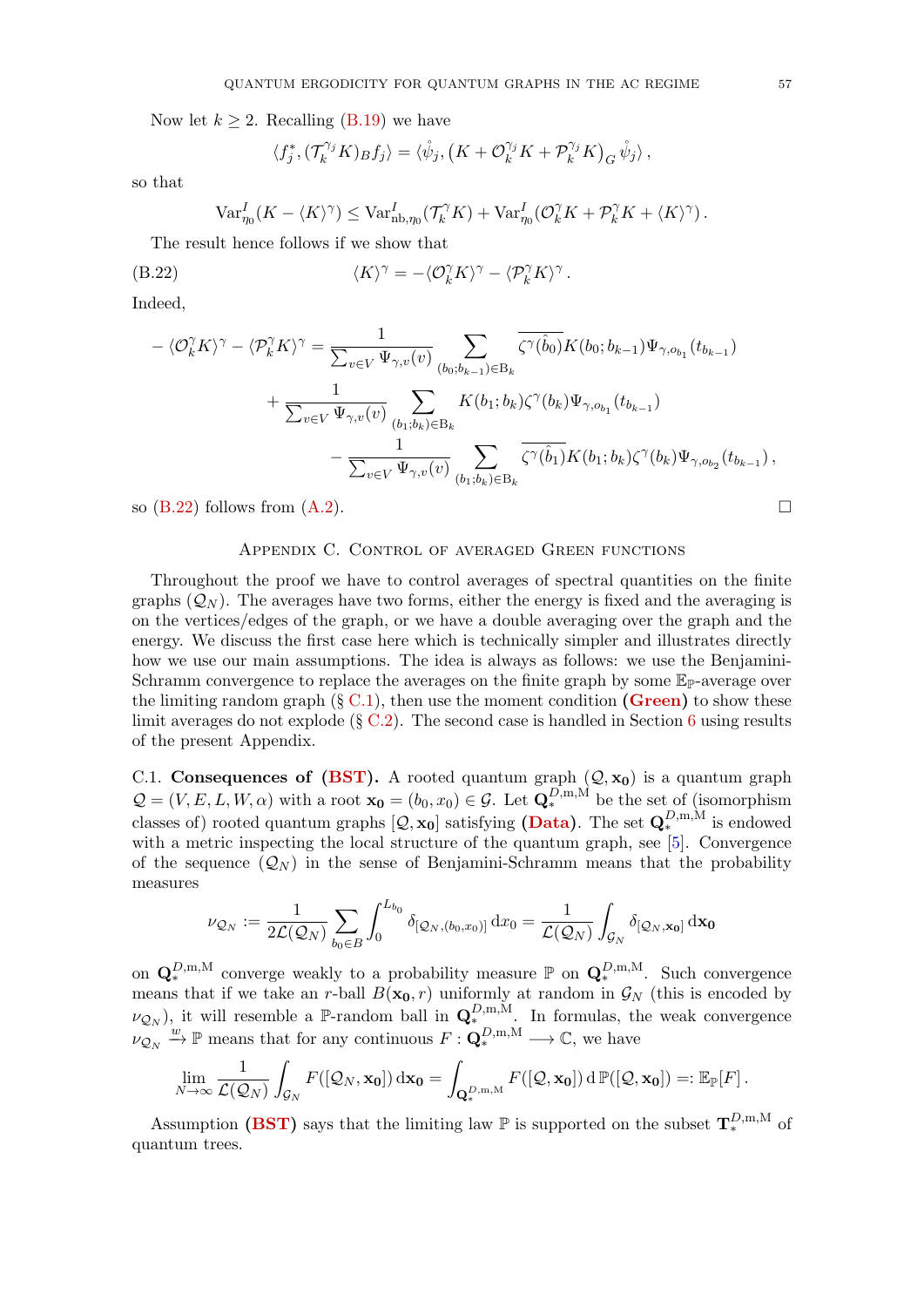Now let $k \geq 2$. Recalling (B.19) we have

$$\langle f_j^*, (\mathcal{T}_k^{\gamma_j} K)_B f_j \rangle = \langle \mathring{\psi}_j, \left(K + \mathcal{O}_k^{\gamma_j} K + \mathcal{P}_k^{\gamma_j} K\right)_G \mathring{\psi}_j \rangle \,,$$

so that

$$\mathrm{Var}_{\eta_0}^I (K - \langle K \rangle^\gamma) \leq \mathrm{Var}_{\mathrm{nb},\eta_0}^I (\mathcal{T}_k^\gamma K) + \mathrm{Var}_{\eta_0}^I (\mathcal{O}_k^\gamma K + \mathcal{P}_k^\gamma K + \langle K \rangle^\gamma) \,.$$

The result hence follows if we show that

$$\langle K \rangle^\gamma = -\langle \mathcal{O}_k^\gamma K \rangle^\gamma - \langle \mathcal{P}_k^\gamma K \rangle^\gamma \,. \tag{B.22}$$

Indeed,

$$\begin{aligned}
-\langle \mathcal{O}_k^\gamma K \rangle^\gamma - \langle \mathcal{P}_k^\gamma K \rangle^\gamma = &\frac{1}{\sum_{v \in V} \Psi_{\gamma,v}(v)} \sum_{(b_0;b_{k-1}) \in \mathrm{B}_k} \overline{\zeta^\gamma(\hat{b}_0)} K(b_0;b_{k-1}) \Psi_{\gamma,o_{b_1}}(t_{b_{k-1}}) \\
&+ \frac{1}{\sum_{v \in V} \Psi_{\gamma,v}(v)} \sum_{(b_1;b_k) \in \mathrm{B}_k} K(b_1;b_k) \zeta^\gamma(b_k) \Psi_{\gamma,o_{b_1}}(t_{b_{k-1}}) \\
&\qquad - \frac{1}{\sum_{v \in V} \Psi_{\gamma,v}(v)} \sum_{(b_1;b_k) \in \mathrm{B}_k} \overline{\zeta^\gamma(\hat{b}_1)} K(b_1;b_k) \zeta^\gamma(b_k) \Psi_{\gamma,o_{b_2}}(t_{b_{k-1}}) \,,
\end{aligned}$$

so (B.22) follows from (A.2). $\square$

## Appendix C. Control of averaged Green functions

Throughout the proof we have to control averages of spectral quantities on the finite graphs $(\mathcal{Q}_N)$. The averages have two forms, either the energy is fixed and the averaging is on the vertices/edges of the graph, or we have a double averaging over the graph and the energy. We discuss the first case here which is technically simpler and illustrates directly how we use our main assumptions. The idea is always as follows: we use the Benjamini-Schramm convergence to replace the averages on the finite graph by some $\mathbb{E}_{\mathbb{P}}$-average over the limiting random graph (§ C.1), then use the moment condition **(Green)** to show these limit averages do not explode (§ C.2). The second case is handled in Section 6 using results of the present Appendix.

C.1. **Consequences of (BST).** A rooted quantum graph $(\mathcal{Q}, \mathbf{x_0})$ is a quantum graph $\mathcal{Q} = (V, E, L, W, \alpha)$ with a root $\mathbf{x_0} = (b_0, x_0) \in \mathcal{G}$. Let $\mathbf{Q}_*^{D,\mathrm{m},\mathrm{M}}$ be the set of (isomorphism classes of) rooted quantum graphs $[\mathcal{Q}, \mathbf{x_0}]$ satisfying **(Data)**. The set $\mathbf{Q}_*^{D,\mathrm{m},\mathrm{M}}$ is endowed with a metric inspecting the local structure of the quantum graph, see [5]. Convergence of the sequence $(\mathcal{Q}_N)$ in the sense of Benjamini-Schramm means that the probability measures

$$\nu_{\mathcal{Q}_N} := \frac{1}{2\mathcal{L}(\mathcal{Q}_N)} \sum_{b_0 \in B} \int_0^{L_{b_0}} \delta_{[\mathcal{Q}_N,(b_0,x_0)]} \,\mathrm{d}x_0 = \frac{1}{\mathcal{L}(\mathcal{Q}_N)} \int_{\mathcal{G}_N} \delta_{[\mathcal{Q}_N,\mathbf{x_0}]} \,\mathrm{d}\mathbf{x_0}$$

on $\mathbf{Q}_*^{D,\mathrm{m},\mathrm{M}}$ converge weakly to a probability measure $\mathbb{P}$ on $\mathbf{Q}_*^{D,\mathrm{m},\mathrm{M}}$. Such convergence means that if we take an $r$-ball $B(\mathbf{x_0}, r)$ uniformly at random in $\mathcal{G}_N$ (this is encoded by $\nu_{\mathcal{Q}_N}$), it will resemble a $\mathbb{P}$-random ball in $\mathbf{Q}_*^{D,\mathrm{m},\mathrm{M}}$. In formulas, the weak convergence $\nu_{\mathcal{Q}_N} \xrightarrow{w} \mathbb{P}$ means that for any continuous $F : \mathbf{Q}_*^{D,\mathrm{m},\mathrm{M}} \longrightarrow \mathbb{C}$, we have

$$\lim_{N\to\infty} \frac{1}{\mathcal{L}(\mathcal{Q}_N)} \int_{\mathcal{G}_N} F([\mathcal{Q}_N, \mathbf{x_0}]) \,\mathrm{d}\mathbf{x_0} = \int_{\mathbf{Q}_*^{D,\mathrm{m},\mathrm{M}}} F([\mathcal{Q}, \mathbf{x_0}]) \,\mathrm{d}\,\mathbb{P}([\mathcal{Q}, \mathbf{x_0}]) =: \mathbb{E}_{\mathbb{P}}[F] \,.$$

Assumption **(BST)** says that the limiting law $\mathbb{P}$ is supported on the subset $\mathbf{T}_*^{D,\mathrm{m},\mathrm{M}}$ of quantum trees.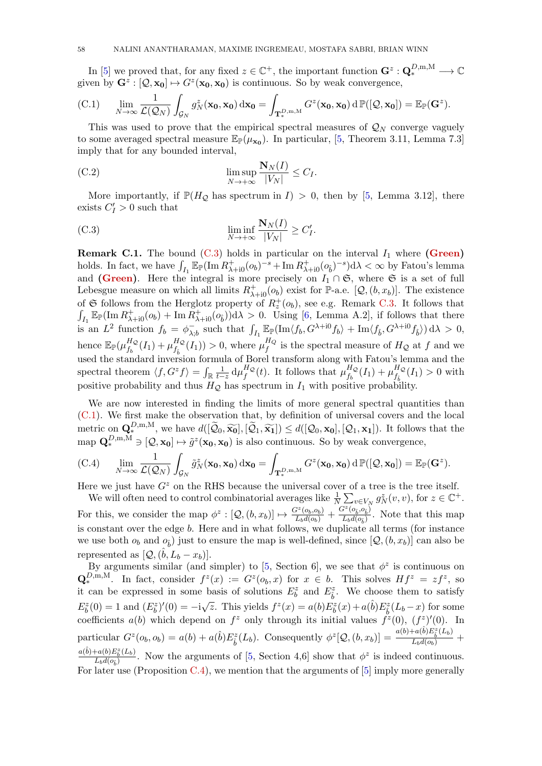In [5] we proved that, for any fixed $z \in \mathbb{C}^+$, the important function $\mathbf{G}^z : \mathbf{Q}_*^{D,\mathrm{m},\mathrm{M}} \longrightarrow \mathbb{C}$ given by $\mathbf{G}^z : [\mathcal{Q}, \mathbf{x_0}] \mapsto G^z(\mathbf{x_0}, \mathbf{x_0})$ is continuous. So by weak convergence,

$$\lim_{N\to\infty} \frac{1}{\mathcal{L}(\mathcal{Q}_N)} \int_{\mathcal{G}_N} g_N^z(\mathbf{x_0}, \mathbf{x_0})\, \mathrm{d}\mathbf{x_0} = \int_{\mathbf{T}_*^{D,\mathrm{m},\mathrm{M}}} G^z(\mathbf{x_0}, \mathbf{x_0})\, \mathrm{d}\,\mathbb{P}([\mathcal{Q}, \mathbf{x_0}]) = \mathbb{E}_{\mathbb{P}}(\mathbf{G}^z). \tag{C.1}$$

This was used to prove that the empirical spectral measures of $\mathcal{Q}_N$ converge vaguely to some averaged spectral measure $\mathbb{E}_{\mathbb{P}}(\mu_{\mathbf{x_0}})$. In particular, [5, Theorem 3.11, Lemma 7.3] imply that for any bounded interval,

$$\limsup_{N\to+\infty} \frac{\mathbf{N}_N(I)}{|V_N|} \le C_I. \tag{C.2}$$

More importantly, if $\mathbb{P}(H_{\mathcal{Q}}$ has spectrum in $I) > 0$, then by [5, Lemma 3.12], there exists $C_I' > 0$ such that

$$\liminf_{N\to+\infty} \frac{\mathbf{N}_N(I)}{|V_N|} \ge C_I'. \tag{C.3}$$

**Remark C.1.** The bound (C.3) holds in particular on the interval $I_1$ where **(Green)** holds. In fact, we have $\int_{I_1} \mathbb{E}_{\mathbb{P}}(\operatorname{Im} R^+_{\lambda+\mathrm{i}0}(o_b)^{-s} + \operatorname{Im} R^+_{\lambda+\mathrm{i}0}(o_{\hat b})^{-s})\mathrm{d}\lambda < \infty$ by Fatou's lemma and **(Green)**. Here the integral is more precisely on $I_1 \cap \mathfrak{S}$, where $\mathfrak{S}$ is a set of full Lebesgue measure on which all limits $R^+_{\lambda+\mathrm{i}0}(o_b)$ exist for $\mathbb{P}$-a.e. $[\mathcal{Q}, (b, x_b)]$. The existence of $\mathfrak{S}$ follows from the Herglotz property of $R_z^+(o_b)$, see e.g. Remark C.3. It follows that $\int_{I_1} \mathbb{E}_{\mathbb{P}}(\operatorname{Im} R^+_{\lambda+\mathrm{i}0}(o_b) + \operatorname{Im} R^+_{\lambda+\mathrm{i}0}(o_{\hat b}))\mathrm{d}\lambda > 0$. Using [6, Lemma A.2], if follows that there is an $L^2$ function $f_b = \phi^-_{\lambda;b}$ such that $\int_{I_1} \mathbb{E}_{\mathbb{P}}(\operatorname{Im}\langle f_b, G^{\lambda+\mathrm{i}0} f_b\rangle + \operatorname{Im}\langle f_{\hat b}, G^{\lambda+\mathrm{i}0} f_{\hat b}\rangle)\,\mathrm{d}\lambda > 0$, hence $\mathbb{E}_{\mathbb{P}}(\mu_{f_b}^{H_{\mathcal{Q}}}(I_1) + \mu_{f_{\hat b}}^{H_{\mathcal{Q}}}(I_1)) > 0$, where $\mu_f^{H_{\mathcal{Q}}}$ is the spectral measure of $H_{\mathcal{Q}}$ at $f$ and we used the standard inversion formula of Borel transform along with Fatou's lemma and the spectral theorem $\langle f, G^z f\rangle = \int_{\mathbb{R}} \frac{1}{t-z}\,\mathrm{d}\mu_f^{H_{\mathcal{Q}}}(t)$. It follows that $\mu_{f_b}^{H_{\mathcal{Q}}}(I_1) + \mu_{f_{\hat b}}^{H_{\mathcal{Q}}}(I_1) > 0$ with positive probability and thus $H_{\mathcal{Q}}$ has spectrum in $I_1$ with positive probability.

We are now interested in finding the limits of more general spectral quantities than (C.1). We first make the observation that, by definition of universal covers and the local metric on $\mathbf{Q}_*^{D,\mathrm{m},\mathrm{M}}$, we have $d([\widetilde{\mathcal{Q}}_0, \widetilde{\mathbf{x_0}}], [\widetilde{\mathcal{Q}}_1, \widetilde{\mathbf{x_1}}]) \le d([\mathcal{Q}_0, \mathbf{x_0}], [\mathcal{Q}_1, \mathbf{x_1}])$. It follows that the map $\mathbf{Q}_*^{D,\mathrm{m},\mathrm{M}} \ni [\mathcal{Q}, \mathbf{x_0}] \mapsto \tilde{g}^z(\mathbf{x_0}, \mathbf{x_0})$ is also continuous. So by weak convergence,

$$\lim_{N\to\infty} \frac{1}{\mathcal{L}(\mathcal{Q}_N)} \int_{\mathcal{G}_N} \tilde{g}_N^z(\mathbf{x_0}, \mathbf{x_0})\, \mathrm{d}\mathbf{x_0} = \int_{\mathbf{T}_*^{D,\mathrm{m},\mathrm{M}}} G^z(\mathbf{x_0}, \mathbf{x_0})\, \mathrm{d}\,\mathbb{P}([\mathcal{Q}, \mathbf{x_0}]) = \mathbb{E}_{\mathbb{P}}(\mathbf{G}^z). \tag{C.4}$$

Here we just have $G^z$ on the RHS because the universal cover of a tree is the tree itself.

We will often need to control combinatorial averages like $\frac{1}{N}\sum_{v\in V_N} g_N^z(v,v)$, for $z \in \mathbb{C}^+$. For this, we consider the map $\phi^z : [\mathcal{Q}, (b, x_b)] \mapsto \frac{G^z(o_b, o_b)}{L_b d(o_b)} + \frac{G^z(o_{\hat b}, o_{\hat b})}{L_b d(o_{\hat b})}$. Note that this map is constant over the edge $b$. Here and in what follows, we duplicate all terms (for instance we use both $o_b$ and $o_{\hat b}$) just to ensure the map is well-defined, since $[\mathcal{Q}, (b, x_b)]$ can also be represented as $[\mathcal{Q}, (\hat b, L_b - x_b)]$.

By arguments similar (and simpler) to [5, Section 6], we see that $\phi^z$ is continuous on $\mathbf{Q}_*^{D,\mathrm{m},\mathrm{M}}$. In fact, consider $f^z(x) := G^z(o_b, x)$ for $x \in b$. This solves $Hf^z = zf^z$, so it can be expressed in some basis of solutions $E_b^z$ and $E_{\hat b}^z$. We choose them to satisfy $E_b^z(0) = 1$ and $(E_b^z)'(0) = -\mathrm{i}\sqrt{z}$. This yields $f^z(x) = a(b)E_b^z(x) + a(\hat b)E_{\hat b}^z(L_b - x)$ for some coefficients $a(b)$ which depend on $f^z$ only through its initial values $f^z(0)$, $(f^z)'(0)$. In particular $G^z(o_b, o_b) = a(b) + a(\hat b)E_{\hat b}^z(L_b)$. Consequently $\phi^z[\mathcal{Q}, (b, x_b)] = \frac{a(b) + a(\hat b)E_{\hat b}^z(L_b)}{L_b d(o_b)} + \frac{a(\hat b) + a(b)E_b^z(L_b)}{L_b d(o_{\hat b})}$. Now the arguments of [5, Section 4,6] show that $\phi^z$ is indeed continuous. For later use (Proposition C.4), we mention that the arguments of [5] imply more generally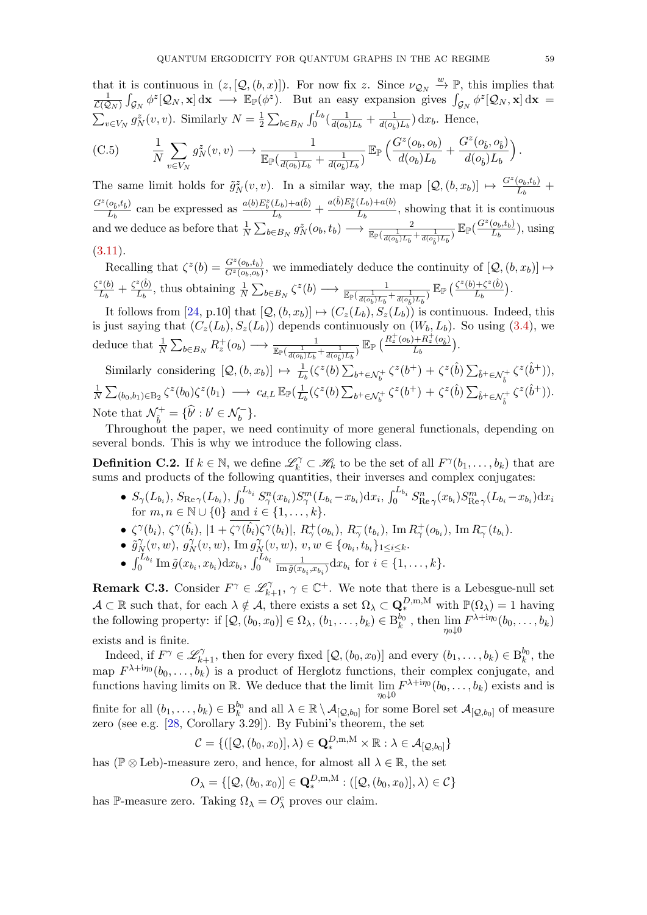that it is continuous in $(z, [\mathcal{Q}, (b, x)])$. For now fix $z$. Since $\nu_{\mathcal{Q}_N} \xrightarrow{w} \mathbb{P}$, this implies that $\frac{1}{\mathcal{L}(\mathcal{Q}_N)} \int_{\mathcal{G}_N} \phi^z[\mathcal{Q}_N, \mathbf{x}]\,\mathrm{d}\mathbf{x} \longrightarrow \mathbb{E}_{\mathbb{P}}(\phi^z)$. But an easy expansion gives $\int_{\mathcal{G}_N} \phi^z[\mathcal{Q}_N, \mathbf{x}]\,\mathrm{d}\mathbf{x} = \sum_{v \in V_N} g_N^z(v, v)$. Similarly $N = \frac{1}{2}\sum_{b \in B_N} \int_0^{L_b} (\frac{1}{d(o_b)L_b} + \frac{1}{d(o_{\hat{b}})L_b})\,\mathrm{d}x_b$. Hence,

$$\text{(C.5)} \qquad \frac{1}{N}\sum_{v \in V_N} g_N^z(v, v) \longrightarrow \frac{1}{\mathbb{E}_{\mathbb{P}}(\frac{1}{d(o_b)L_b} + \frac{1}{d(o_{\hat{b}})L_b})}\, \mathbb{E}_{\mathbb{P}}\Big(\frac{G^z(o_b, o_b)}{d(o_b)L_b} + \frac{G^z(o_{\hat{b}}, o_{\hat{b}})}{d(o_{\hat{b}})L_b}\Big).$$

The same limit holds for $\tilde{g}_N^z(v, v)$. In a similar way, the map $[\mathcal{Q}, (b, x_b)] \mapsto \frac{G^z(o_b, t_b)}{L_b} + \frac{G^z(o_{\hat{b}}, t_{\hat{b}})}{L_b}$ can be expressed as $\frac{a(b)E_b^z(L_b) + a(\hat{b})}{L_b} + \frac{a(\hat{b})E_{\hat{b}}^z(L_b) + a(b)}{L_b}$, showing that it is continuous and we deduce as before that $\frac{1}{N}\sum_{b \in B_N} g_N^z(o_b, t_b) \longrightarrow \frac{2}{\mathbb{E}_{\mathbb{P}}(\frac{1}{d(o_b)L_b} + \frac{1}{d(o_{\hat{b}})L_b})}\, \mathbb{E}_{\mathbb{P}}(\frac{G^z(o_b, t_b)}{L_b})$, using (3.11).

Recalling that $\zeta^z(b) = \frac{G^z(o_b, t_b)}{G^z(o_b, o_b)}$, we immediately deduce the continuity of $[\mathcal{Q}, (b, x_b)] \mapsto \frac{\zeta^z(b)}{L_b} + \frac{\zeta^z(\hat{b})}{L_b}$, thus obtaining $\frac{1}{N}\sum_{b \in B_N} \zeta^z(b) \longrightarrow \frac{1}{\mathbb{E}_{\mathbb{P}}(\frac{1}{d(o_b)L_b} + \frac{1}{d(o_{\hat{b}})L_b})}\, \mathbb{E}_{\mathbb{P}}\big(\frac{\zeta^z(b) + \zeta^z(\hat{b})}{L_b}\big)$.

It follows from [24, p.10] that $[\mathcal{Q}, (b, x_b)] \mapsto (C_z(L_b), S_z(L_b))$ is continuous. Indeed, this is just saying that $(C_z(L_b), S_z(L_b))$ depends continuously on $(W_b, L_b)$. So using (3.4), we deduce that $\frac{1}{N}\sum_{b \in B_N} R_z^+(o_b) \longrightarrow \frac{1}{\mathbb{E}_{\mathbb{P}}(\frac{1}{d(o_b)L_b} + \frac{1}{d(o_{\hat{b}})L_b})}\, \mathbb{E}_{\mathbb{P}}\big(\frac{R_z^+(o_b) + R_z^+(o_{\hat{b}})}{L_b}\big)$.

Similarly considering $[\mathcal{Q}, (b, x_b)] \mapsto \frac{1}{L_b}(\zeta^z(b)\sum_{b^+ \in \mathcal{N}_b^+} \zeta^z(b^+) + \zeta^z(\hat{b})\sum_{\hat{b}^+ \in \mathcal{N}_{\hat{b}}^+} \zeta^z(\hat{b}^+))$, $\frac{1}{N}\sum_{(b_0, b_1) \in \mathrm{B}_2} \zeta^z(b_0)\zeta^z(b_1) \longrightarrow c_{d,L}\, \mathbb{E}_{\mathbb{P}}(\frac{1}{L_b}(\zeta^z(b)\sum_{b^+ \in \mathcal{N}_b^+} \zeta^z(b^+) + \zeta^z(\hat{b})\sum_{\hat{b}^+ \in \mathcal{N}_{\hat{b}}^+} \zeta^z(\hat{b}^+)))$. Note that $\mathcal{N}_{\hat{b}}^+ = \{\widehat{b'} : b' \in \mathcal{N}_b^-\}$.

Throughout the paper, we need continuity of more general functionals, depending on several bonds. This is why we introduce the following class.

**Definition C.2.** If $k \in \mathbb{N}$, we define $\mathscr{L}_k^\gamma \subset \mathscr{H}_k$ to be the set of all $F^\gamma(b_1, \dots, b_k)$ that are sums and products of the following quantities, their inverses and complex conjugates:

- $S_\gamma(L_{b_i})$, $S_{\mathrm{Re}\,\gamma}(L_{b_i})$, $\int_0^{L_{b_i}} S_\gamma^n(x_{b_i})S_\gamma^m(L_{b_i} - x_{b_i})\mathrm{d}x_i$, $\int_0^{L_{b_i}} S_{\mathrm{Re}\,\gamma}^n(x_{b_i})S_{\mathrm{Re}\,\gamma}^m(L_{b_i} - x_{b_i})\mathrm{d}x_i$ for $m, n \in \mathbb{N} \cup \{0\}$ and $i \in \{1, \dots, k\}$.
- $\zeta^\gamma(b_i)$, $\zeta^\gamma(\hat{b_i})$, $|1 + \overline{\zeta^\gamma(\hat{b_i})}\zeta^\gamma(b_i)|$, $R_\gamma^+(o_{b_i})$, $R_\gamma^-(t_{b_i})$, $\mathrm{Im}\, R_\gamma^+(o_{b_i})$, $\mathrm{Im}\, R_\gamma^-(t_{b_i})$.
- $\tilde{g}_N^\gamma(v, w)$, $g_N^\gamma(v, w)$, $\mathrm{Im}\, g_N^\gamma(v, w)$, $v, w \in \{o_{b_i}, t_{b_i}\}_{1 \le i \le k}$.
- $\int_0^{L_{b_i}} \mathrm{Im}\, \tilde{g}(x_{b_i}, x_{b_i})\mathrm{d}x_{b_i}$, $\int_0^{L_{b_i}} \frac{1}{\mathrm{Im}\, \tilde{g}(x_{b_i}, x_{b_i})}\mathrm{d}x_{b_i}$ for $i \in \{1, \dots, k\}$.

**Remark C.3.** Consider $F^\gamma \in \mathscr{L}_{k+1}^\gamma$, $\gamma \in \mathbb{C}^+$. We note that there is a Lebesgue-null set $\mathcal{A} \subset \mathbb{R}$ such that, for each $\lambda \notin \mathcal{A}$, there exists a set $\Omega_\lambda \subset \mathbf{Q}_*^{D,\mathrm{m},\mathrm{M}}$ with $\mathbb{P}(\Omega_\lambda) = 1$ having the following property: if $[\mathcal{Q}, (b_0, x_0)] \in \Omega_\lambda$, $(b_1, \dots, b_k) \in \mathrm{B}_k^{b_0}$, then $\lim_{\eta_0 \downarrow 0} F^{\lambda + \mathrm{i}\eta_0}(b_0, \dots, b_k)$ exists and is finite.

Indeed, if $F^\gamma \in \mathscr{L}_{k+1}^\gamma$, then for every fixed $[\mathcal{Q}, (b_0, x_0)]$ and every $(b_1, \dots, b_k) \in \mathrm{B}_k^{b_0}$, the map $F^{\lambda + \mathrm{i}\eta_0}(b_0, \dots, b_k)$ is a product of Herglotz functions, their complex conjugate, and functions having limits on $\mathbb{R}$. We deduce that the limit $\lim_{\eta_0 \downarrow 0} F^{\lambda + \mathrm{i}\eta_0}(b_0, \dots, b_k)$ exists and is finite for all $(b_1, \dots, b_k) \in \mathrm{B}_k^{b_0}$ and all $\lambda \in \mathbb{R} \setminus \mathcal{A}_{[\mathcal{Q}, b_0]}$ for some Borel set $\mathcal{A}_{[\mathcal{Q}, b_0]}$ of measure zero (see e.g. [28, Corollary 3.29]). By Fubini's theorem, the set

$$\mathcal{C} = \{([\mathcal{Q}, (b_0, x_0)], \lambda) \in \mathbf{Q}_*^{D,\mathrm{m},\mathrm{M}} \times \mathbb{R} : \lambda \in \mathcal{A}_{[\mathcal{Q}, b_0]}\}$$

has $(\mathbb{P} \otimes \mathrm{Leb})$-measure zero, and hence, for almost all $\lambda \in \mathbb{R}$, the set

$$O_\lambda = \{[\mathcal{Q}, (b_0, x_0)] \in \mathbf{Q}_*^{D,\mathrm{m},\mathrm{M}} : ([\mathcal{Q}, (b_0, x_0)], \lambda) \in \mathcal{C}\}$$

has $\mathbb{P}$-measure zero. Taking $\Omega_\lambda = O_\lambda^c$ proves our claim.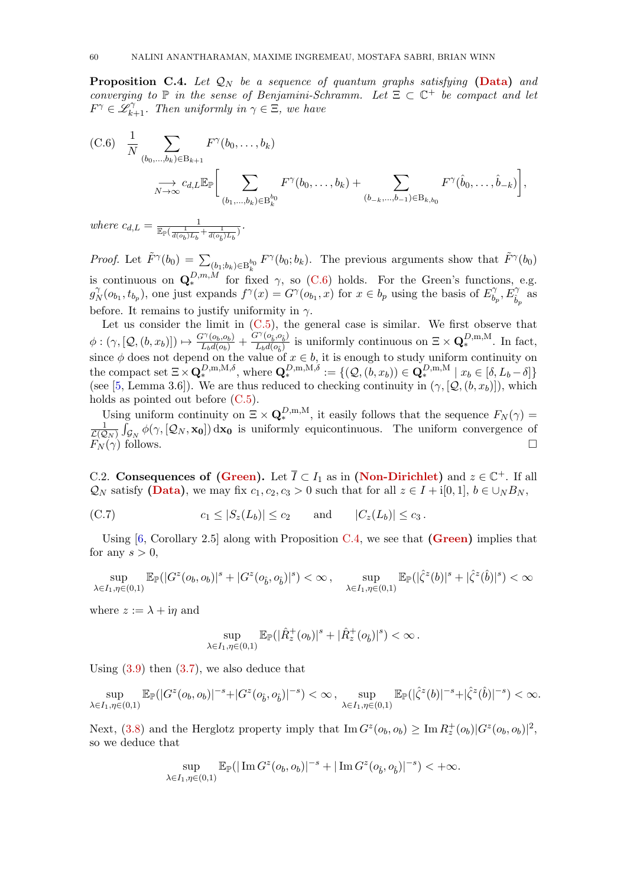**Proposition C.4.** *Let $\mathcal{Q}_N$ be a sequence of quantum graphs satisfying* **(Data)** *and converging to $\mathbb{P}$ in the sense of Benjamini-Schramm. Let $\Xi \subset \mathbb{C}^+$ be compact and let $F^\gamma \in \mathscr{L}^\gamma_{k+1}$. Then uniformly in $\gamma \in \Xi$, we have*

$$
\text{(C.6)} \quad \frac{1}{N} \sum_{(b_0,\dots,b_k)\in \mathrm{B}_{k+1}} F^\gamma(b_0,\dots,b_k) \underset{N\to\infty}{\longrightarrow} c_{d,L}\mathbb{E}_{\mathbb{P}}\Big[ \sum_{(b_1,\dots,b_k)\in \mathrm{B}_k^{b_0}} F^\gamma(b_0,\dots,b_k) + \sum_{(b_{-k},\dots,b_{-1})\in \mathrm{B}_{k,b_0}} F^\gamma(\hat{b}_0,\dots,\hat{b}_{-k})\Big],
$$

*where $c_{d,L} = \frac{1}{\mathbb{E}_{\mathbb{P}}(\frac{1}{d(o_b)L_b} + \frac{1}{d(o_{\hat{b}})L_b})}$.*

*Proof.* Let $\tilde{F}^\gamma(b_0) = \sum_{(b_1;b_k)\in \mathrm{B}_k^{b_0}} F^\gamma(b_0;b_k)$. The previous arguments show that $\tilde{F}^\gamma(b_0)$ is continuous on $\mathbf{Q}_*^{D,m,M}$ for fixed $\gamma$, so (C.6) holds. For the Green's functions, e.g. $g_N^\gamma(o_{b_1}, t_{b_p})$, one just expands $f^\gamma(x) = G^\gamma(o_{b_1}, x)$ for $x \in b_p$ using the basis of $E^\gamma_{b_p}, E^\gamma_{\hat{b}_p}$ as before. It remains to justify uniformity in $\gamma$.

Let us consider the limit in (C.5), the general case is similar. We first observe that $\phi : (\gamma, [\mathcal{Q}, (b, x_b)]) \mapsto \frac{G^\gamma(o_b,o_b)}{L_b d(o_b)} + \frac{G^\gamma(o_{\hat{b}},o_{\hat{b}})}{L_b d(o_{\hat{b}})}$ is uniformly continuous on $\Xi \times \mathbf{Q}_*^{D,\mathrm{m},\mathrm{M}}$. In fact, since $\phi$ does not depend on the value of $x \in b$, it is enough to study uniform continuity on the compact set $\Xi \times \mathbf{Q}_*^{D,\mathrm{m},\mathrm{M},\delta}$, where $\mathbf{Q}_*^{D,\mathrm{m},\mathrm{M},\delta} := \{(\mathcal{Q}, (b, x_b)) \in \mathbf{Q}_*^{D,\mathrm{m},\mathrm{M}} \mid x_b \in [\delta, L_b - \delta]\}$ (see [5, Lemma 3.6]). We are thus reduced to checking continuity in $(\gamma, [\mathcal{Q}, (b, x_b)])$, which holds as pointed out before (C.5).

Using uniform continuity on $\Xi \times \mathbf{Q}_*^{D,\mathrm{m},\mathrm{M}}$, it easily follows that the sequence $F_N(\gamma) = \frac{1}{\mathcal{L}(\mathcal{Q}_N)} \int_{\mathcal{G}_N} \phi(\gamma, [\mathcal{Q}_N, \mathbf{x_0}])\, \mathrm{d}\mathbf{x_0}$ is uniformly equicontinuous. The uniform convergence of $F_N(\gamma)$ follows. $\square$

C.2. **Consequences of (Green).** Let $\overline{I} \subset I_1$ as in **(Non-Dirichlet)** and $z \in \mathbb{C}^+$. If all $\mathcal{Q}_N$ satisfy **(Data)**, we may fix $c_1, c_2, c_3 > 0$ such that for all $z \in I + \mathrm{i}[0,1]$, $b \in \cup_N B_N$,

$$
\text{(C.7)} \qquad c_1 \le |S_z(L_b)| \le c_2 \qquad \text{and} \qquad |C_z(L_b)| \le c_3\,.
$$

Using [6, Corollary 2.5] along with Proposition C.4, we see that **(Green)** implies that for any $s > 0$,

$$
\sup_{\lambda\in I_1, \eta\in(0,1)} \mathbb{E}_{\mathbb{P}}(|G^z(o_b,o_b)|^s + |G^z(o_{\hat{b}},o_{\hat{b}})|^s) < \infty\,, \qquad \sup_{\lambda\in I_1,\eta\in(0,1)} \mathbb{E}_{\mathbb{P}}(|\hat{\zeta}^z(b)|^s + |\hat{\zeta}^z(\hat{b})|^s) < \infty
$$

where $z := \lambda + \mathrm{i}\eta$ and

$$
\sup_{\lambda\in I_1,\eta\in(0,1)} \mathbb{E}_{\mathbb{P}}(|\hat{R}_z^+(o_b)|^s + |\hat{R}_z^+(o_{\hat{b}})|^s) < \infty\,.
$$

Using (3.9) then (3.7), we also deduce that

$$
\sup_{\lambda\in I_1,\eta\in(0,1)} \mathbb{E}_{\mathbb{P}}(|G^z(o_b,o_b)|^{-s} + |G^z(o_{\hat{b}},o_{\hat{b}})|^{-s}) < \infty\,, \quad \sup_{\lambda\in I_1,\eta\in(0,1)} \mathbb{E}_{\mathbb{P}}(|\hat{\zeta}^z(b)|^{-s} + |\hat{\zeta}^z(\hat{b})|^{-s}) < \infty.
$$

Next, (3.8) and the Herglotz property imply that $\operatorname{Im} G^z(o_b,o_b) \ge \operatorname{Im} R_z^+(o_b)|G^z(o_b,o_b)|^2$, so we deduce that

$$
\sup_{\lambda\in I_1,\eta\in(0,1)} \mathbb{E}_{\mathbb{P}}(|\operatorname{Im} G^z(o_b,o_b)|^{-s} + |\operatorname{Im} G^z(o_{\hat{b}},o_{\hat{b}})|^{-s}) < +\infty.
$$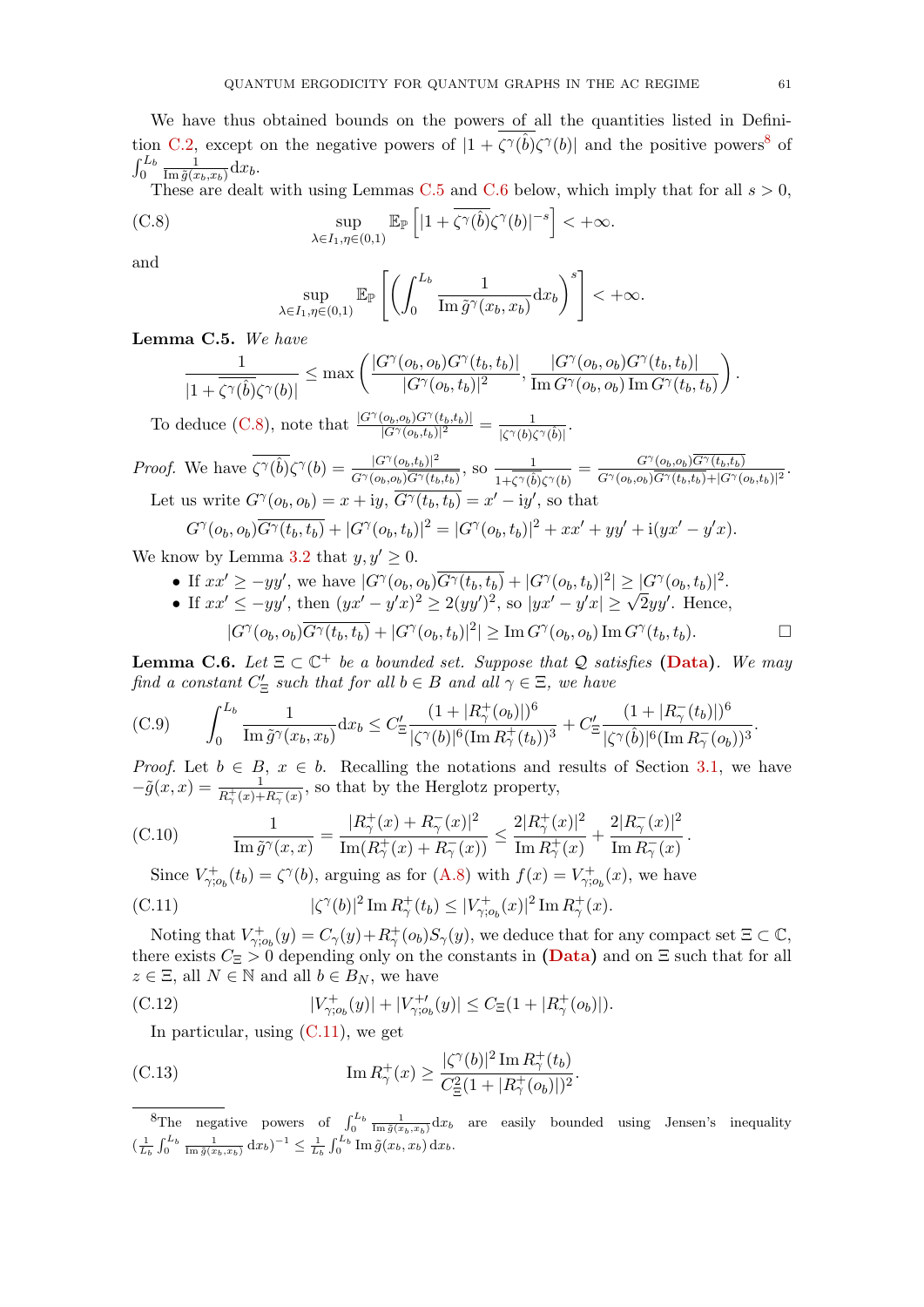We have thus obtained bounds on the powers of all the quantities listed in Definition C.2, except on the negative powers of $|1+\overline{\zeta^\gamma(\hat{b})}\zeta^\gamma(b)|$ and the positive powers[8] of $\int_0^{L_b} \frac{1}{\operatorname{Im}\tilde{g}(x_b,x_b)}\mathrm{d}x_b$.

These are dealt with using Lemmas C.5 and C.6 below, which imply that for all $s>0$,

$$\sup_{\lambda\in I_1,\eta\in(0,1)} \mathbb{E}_{\mathbb{P}}\left[|1+\overline{\zeta^\gamma(\hat{b})}\zeta^\gamma(b)|^{-s}\right] < +\infty. \tag{C.8}$$

and

$$\sup_{\lambda\in I_1,\eta\in(0,1)} \mathbb{E}_{\mathbb{P}}\left[\left(\int_0^{L_b} \frac{1}{\operatorname{Im}\tilde{g}^\gamma(x_b,x_b)}\mathrm{d}x_b\right)^s\right] < +\infty.$$

**Lemma C.5.** *We have*

$$\frac{1}{|1+\overline{\zeta^\gamma(\hat{b})}\zeta^\gamma(b)|} \leq \max\left(\frac{|G^\gamma(o_b,o_b)G^\gamma(t_b,t_b)|}{|G^\gamma(o_b,t_b)|^2}, \frac{|G^\gamma(o_b,o_b)G^\gamma(t_b,t_b)|}{\operatorname{Im}G^\gamma(o_b,o_b)\operatorname{Im}G^\gamma(t_b,t_b)}\right).$$

To deduce (C.8), note that $\frac{|G^\gamma(o_b,o_b)G^\gamma(t_b,t_b)|}{|G^\gamma(o_b,t_b)|^2} = \frac{1}{|\zeta^\gamma(b)\zeta^\gamma(\hat{b})|}$.

*Proof.* We have $\overline{\zeta^\gamma(\hat{b})}\zeta^\gamma(b) = \frac{|G^\gamma(o_b,t_b)|^2}{G^\gamma(o_b,o_b)\overline{G^\gamma(t_b,t_b)}}$, so $\frac{1}{1+\overline{\zeta^\gamma(\hat{b})}\zeta^\gamma(b)} = \frac{G^\gamma(o_b,o_b)\overline{G^\gamma(t_b,t_b)}}{G^\gamma(o_b,o_b)\overline{G^\gamma(t_b,t_b)}+|G^\gamma(o_b,t_b)|^2}$.

Let us write $G^\gamma(o_b,o_b) = x+\mathrm{i}y$, $\overline{G^\gamma(t_b,t_b)} = x'-\mathrm{i}y'$, so that

$$G^\gamma(o_b,o_b)\overline{G^\gamma(t_b,t_b)} + |G^\gamma(o_b,t_b)|^2 = |G^\gamma(o_b,t_b)|^2 + xx' + yy' + \mathrm{i}(yx'-y'x).$$

We know by Lemma 3.2 that $y,y'\geq 0$.

- If $xx'\geq -yy'$, we have $|G^\gamma(o_b,o_b)\overline{G^\gamma(t_b,t_b)} + |G^\gamma(o_b,t_b)|^2| \geq |G^\gamma(o_b,t_b)|^2$.
- If $xx'\leq -yy'$, then $(yx'-y'x)^2 \geq 2(yy')^2$, so $|yx'-y'x|\geq\sqrt{2}yy'$. Hence,
$$|G^\gamma(o_b,o_b)\overline{G^\gamma(t_b,t_b)} + |G^\gamma(o_b,t_b)|^2| \geq \operatorname{Im}G^\gamma(o_b,o_b)\operatorname{Im}G^\gamma(t_b,t_b). \qquad \square$$

**Lemma C.6.** *Let $\Xi\subset\mathbb{C}^+$ be a bounded set. Suppose that $\mathcal{Q}$ satisfies* **(Data)**. *We may find a constant $C'_\Xi$ such that for all $b\in B$ and all $\gamma\in\Xi$, we have*

$$\int_0^{L_b} \frac{1}{\operatorname{Im}\tilde{g}^\gamma(x_b,x_b)}\mathrm{d}x_b \leq C'_\Xi \frac{(1+|R^+_\gamma(o_b)|)^6}{|\zeta^\gamma(b)|^6(\operatorname{Im}R^+_\gamma(t_b))^3} + C'_\Xi \frac{(1+|R^-_\gamma(t_b)|)^6}{|\zeta^\gamma(\hat{b})|^6(\operatorname{Im}R^-_\gamma(o_b))^3}. \tag{C.9}$$

*Proof.* Let $b\in B$, $x\in b$. Recalling the notations and results of Section 3.1, we have $-\tilde{g}(x,x) = \frac{1}{R^+_\gamma(x)+R^-_\gamma(x)}$, so that by the Herglotz property,

$$\frac{1}{\operatorname{Im}\tilde{g}^\gamma(x,x)} = \frac{|R^+_\gamma(x)+R^-_\gamma(x)|^2}{\operatorname{Im}(R^+_\gamma(x)+R^-_\gamma(x))} \leq \frac{2|R^+_\gamma(x)|^2}{\operatorname{Im}R^+_\gamma(x)} + \frac{2|R^-_\gamma(x)|^2}{\operatorname{Im}R^-_\gamma(x)}. \tag{C.10}$$

Since $V^+_{\gamma;o_b}(t_b) = \zeta^\gamma(b)$, arguing as for (A.8) with $f(x) = V^+_{\gamma;o_b}(x)$, we have

$$|\zeta^\gamma(b)|^2\operatorname{Im}R^+_\gamma(t_b) \leq |V^+_{\gamma;o_b}(x)|^2\operatorname{Im}R^+_\gamma(x). \tag{C.11}$$

Noting that $V^+_{\gamma;o_b}(y) = C_\gamma(y) + R^+_\gamma(o_b)S_\gamma(y)$, we deduce that for any compact set $\Xi\subset\mathbb{C}$, there exists $C_\Xi>0$ depending only on the constants in **(Data)** and on $\Xi$ such that for all $z\in\Xi$, all $N\in\mathbb{N}$ and all $b\in B_N$, we have

$$|V^+_{\gamma;o_b}(y)| + |V^{+\prime}_{\gamma;o_b}(y)| \leq C_\Xi(1+|R^+_\gamma(o_b)|). \tag{C.12}$$

In particular, using (C.11), we get

$$\operatorname{Im}R^+_\gamma(x) \geq \frac{|\zeta^\gamma(b)|^2\operatorname{Im}R^+_\gamma(t_b)}{C_\Xi^2(1+|R^+_\gamma(o_b)|)^2}. \tag{C.13}$$

[8] The negative powers of $\int_0^{L_b}\frac{1}{\operatorname{Im}\tilde{g}(x_b,x_b)}\mathrm{d}x_b$ are easily bounded using Jensen's inequality $\left(\frac{1}{L_b}\int_0^{L_b}\frac{1}{\operatorname{Im}\tilde{g}(x_b,x_b)}\mathrm{d}x_b\right)^{-1} \leq \frac{1}{L_b}\int_0^{L_b}\operatorname{Im}\tilde{g}(x_b,x_b)\,\mathrm{d}x_b$.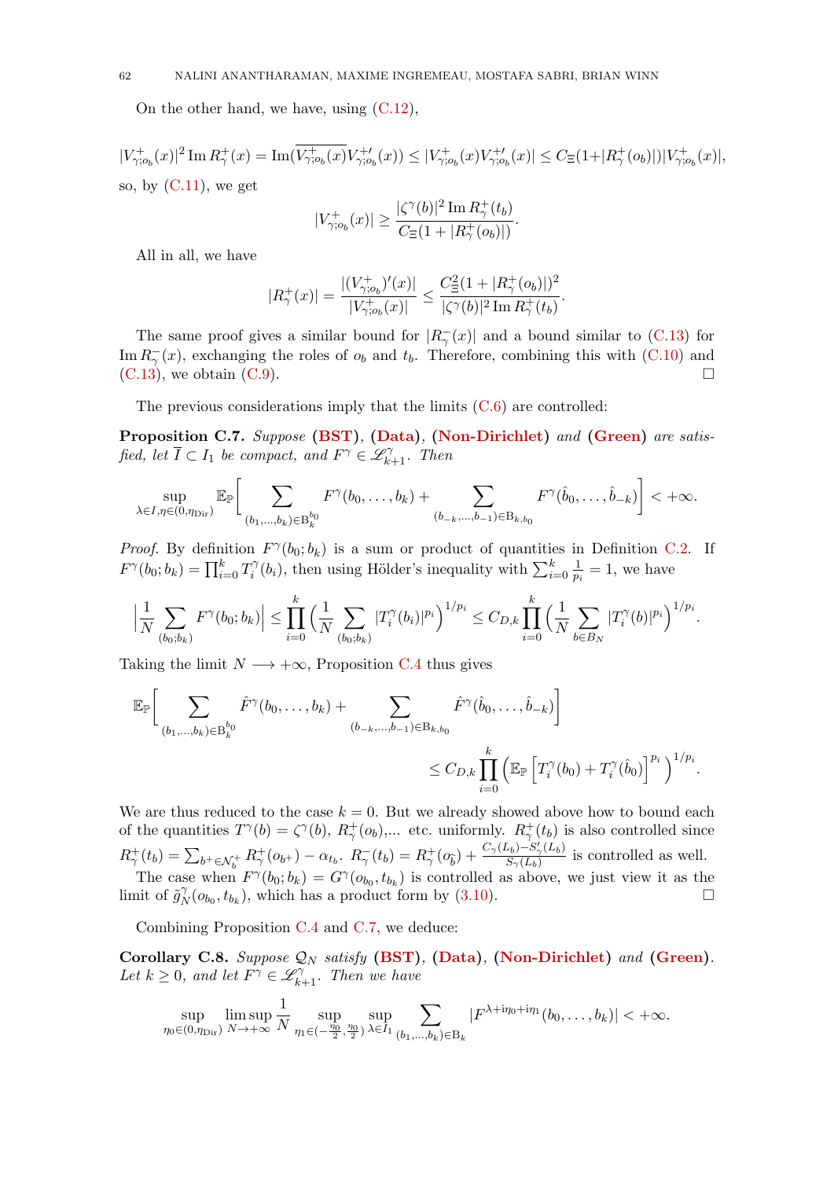On the other hand, we have, using (C.12),

$$|V^+_{\gamma;o_b}(x)|^2 \operatorname{Im} R^+_\gamma(x) = \operatorname{Im}(\overline{V^+_{\gamma;o_b}(x)} V^{+\prime}_{\gamma;o_b}(x)) \le |V^+_{\gamma;o_b}(x) V^{+\prime}_{\gamma;o_b}(x)| \le C_\Xi (1 + |R^+_\gamma(o_b)|)|V^+_{\gamma;o_b}(x)|,$$

so, by (C.11), we get

$$|V^+_{\gamma;o_b}(x)| \ge \frac{|\zeta^\gamma(b)|^2 \operatorname{Im} R^+_\gamma(t_b)}{C_\Xi(1 + |R^+_\gamma(o_b)|)}.$$

All in all, we have

$$|R^+_\gamma(x)| = \frac{|(V^+_{\gamma;o_b})'(x)|}{|V^+_{\gamma;o_b}(x)|} \le \frac{C^2_\Xi (1 + |R^+_\gamma(o_b)|)^2}{|\zeta^\gamma(b)|^2 \operatorname{Im} R^+_\gamma(t_b)}.$$

The same proof gives a similar bound for $|R^-_\gamma(x)|$ and a bound similar to (C.13) for $\operatorname{Im} R^-_\gamma(x)$, exchanging the roles of $o_b$ and $t_b$. Therefore, combining this with (C.10) and (C.13), we obtain (C.9). $\square$

The previous considerations imply that the limits (C.6) are controlled:

**Proposition C.7.** *Suppose* **(BST)**, **(Data)**, **(Non-Dirichlet)** *and* **(Green)** *are satisfied, let $\overline{I} \subset I_1$ be compact, and $F^\gamma \in \mathscr{L}^\gamma_{k+1}$. Then*

$$\sup_{\lambda \in I, \eta \in (0,\eta_{\mathrm{Dir}})} \mathbb{E}_{\mathbb{P}} \Bigg[ \sum_{(b_1,\dots,b_k) \in \mathrm{B}^{b_0}_k} F^\gamma(b_0, \dots, b_k) + \sum_{(b_{-k},\dots,b_{-1}) \in \mathrm{B}_{k,b_0}} F^\gamma(\hat{b}_0, \dots, \hat{b}_{-k}) \Bigg] < +\infty.$$

*Proof.* By definition $F^\gamma(b_0; b_k)$ is a sum or product of quantities in Definition C.2. If $F^\gamma(b_0; b_k) = \prod_{i=0}^k T^\gamma_i(b_i)$, then using Hölder's inequality with $\sum_{i=0}^k \frac{1}{p_i} = 1$, we have

$$\Big| \frac{1}{N} \sum_{(b_0;b_k)} F^\gamma(b_0; b_k) \Big| \le \prod_{i=0}^k \Big( \frac{1}{N} \sum_{(b_0;b_k)} |T^\gamma_i(b_i)|^{p_i} \Big)^{1/p_i} \le C_{D,k} \prod_{i=0}^k \Big( \frac{1}{N} \sum_{b \in B_N} |T^\gamma_i(b)|^{p_i} \Big)^{1/p_i}.$$

Taking the limit $N \longrightarrow +\infty$, Proposition C.4 thus gives

$$\mathbb{E}_{\mathbb{P}} \Bigg[ \sum_{(b_1,\dots,b_k) \in \mathrm{B}^{b_0}_k} \hat{F}^\gamma(b_0, \dots, b_k) + \sum_{(b_{-k},\dots,b_{-1}) \in \mathrm{B}_{k,b_0}} \hat{F}^\gamma(\hat{b}_0, \dots, \hat{b}_{-k}) \Bigg]$$
$$\le C_{D,k} \prod_{i=0}^k \Big( \mathbb{E}_{\mathbb{P}} \Big[ T^\gamma_i(b_0) + T^\gamma_i(\hat{b}_0) \Big]^{p_i} \Big)^{1/p_i}.$$

We are thus reduced to the case $k = 0$. But we already showed above how to bound each of the quantities $T^\gamma(b) = \zeta^\gamma(b)$, $R^+_\gamma(o_b)$,... etc. uniformly. $R^+_\gamma(t_b)$ is also controlled since $R^+_\gamma(t_b) = \sum_{b^+ \in \mathcal{N}^+_b} R^+_\gamma(o_{b^+}) - \alpha_{t_b}$. $R^-_\gamma(t_b) = R^+_\gamma(o_{\hat{b}}) + \frac{C_\gamma(L_b) - S'_\gamma(L_b)}{S_\gamma(L_b)}$ is controlled as well.

The case when $F^\gamma(b_0; b_k) = G^\gamma(o_{b_0}, t_{b_k})$ is controlled as above, we just view it as the limit of $\tilde{g}^\gamma_N(o_{b_0}, t_{b_k})$, which has a product form by (3.10). $\square$

Combining Proposition C.4 and C.7, we deduce:

**Corollary C.8.** *Suppose $\mathcal{Q}_N$ satisfy* **(BST)**, **(Data)**, **(Non-Dirichlet)** *and* **(Green)**. *Let $k \ge 0$, and let $F^\gamma \in \mathscr{L}^\gamma_{k+1}$. Then we have*

$$\sup_{\eta_0 \in (0,\eta_{\mathrm{Dir}})} \limsup_{N \to +\infty} \frac{1}{N} \sup_{\eta_1 \in (-\frac{\eta_0}{2}, \frac{\eta_0}{2})} \sup_{\lambda \in I_1} \sum_{(b_1,\dots,b_k) \in \mathrm{B}_k} |F^{\lambda + \mathrm{i}\eta_0 + \mathrm{i}\eta_1}(b_0, \dots, b_k)| < +\infty.$$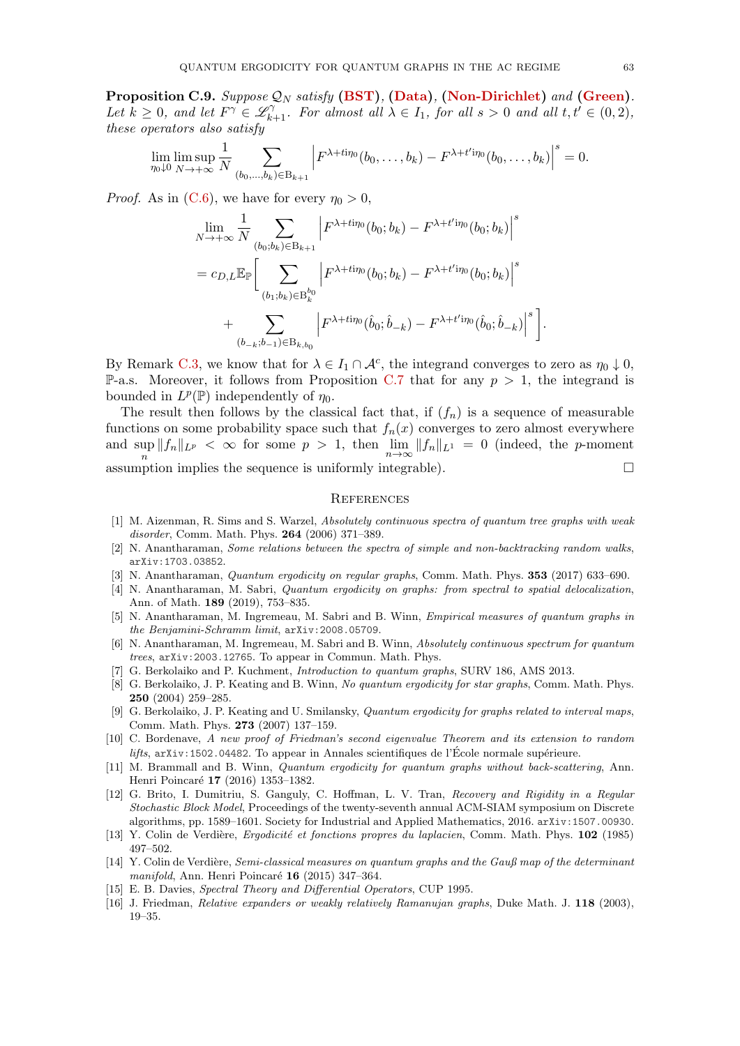**Proposition C.9.** *Suppose $\mathcal{Q}_N$ satisfy* **(BST)**, **(Data)**, **(Non-Dirichlet)** *and* **(Green)**. *Let $k \geq 0$, and let $F^\gamma \in \mathscr{L}^\gamma_{k+1}$. For almost all $\lambda \in I_1$, for all $s > 0$ and all $t, t' \in (0,2)$, these operators also satisfy*

$$\lim_{\eta_0 \downarrow 0} \limsup_{N \to +\infty} \frac{1}{N} \sum_{(b_0,\ldots,b_k)\in \mathrm{B}_{k+1}} \left| F^{\lambda+ti\eta_0}(b_0,\ldots,b_k) - F^{\lambda+t'i\eta_0}(b_0,\ldots,b_k)\right|^s = 0.$$

*Proof.* As in (C.6), we have for every $\eta_0 > 0$,

$$\begin{aligned}
&\lim_{N\to+\infty} \frac{1}{N} \sum_{(b_0;b_k)\in \mathrm{B}_{k+1}} \left| F^{\lambda+ti\eta_0}(b_0;b_k) - F^{\lambda+t'i\eta_0}(b_0;b_k)\right|^s \\
&= c_{D,L}\mathbb{E}_{\mathbb{P}}\Bigg[ \sum_{(b_1;b_k)\in \mathrm{B}_k^{b_0}} \left| F^{\lambda+ti\eta_0}(b_0;b_k) - F^{\lambda+t'i\eta_0}(b_0;b_k)\right|^s \\
&\qquad + \sum_{(b_{-k};b_{-1})\in \mathrm{B}_{k,b_0}} \left| F^{\lambda+ti\eta_0}(\hat{b}_0;\hat{b}_{-k}) - F^{\lambda+t'i\eta_0}(\hat{b}_0;\hat{b}_{-k})\right|^s \Bigg].
\end{aligned}$$

By Remark C.3, we know that for $\lambda \in I_1 \cap \mathcal{A}^c$, the integrand converges to zero as $\eta_0 \downarrow 0$, $\mathbb{P}$-a.s. Moreover, it follows from Proposition C.7 that for any $p > 1$, the integrand is bounded in $L^p(\mathbb{P})$ independently of $\eta_0$.

The result then follows by the classical fact that, if $(f_n)$ is a sequence of measurable functions on some probability space such that $f_n(x)$ converges to zero almost everywhere and $\sup_n \|f_n\|_{L^p} < \infty$ for some $p > 1$, then $\lim_{n\to\infty} \|f_n\|_{L^1} = 0$ (indeed, the $p$-moment assumption implies the sequence is uniformly integrable). $\square$

## References

[1] M. Aizenman, R. Sims and S. Warzel, *Absolutely continuous spectra of quantum tree graphs with weak disorder*, Comm. Math. Phys. **264** (2006) 371–389.

[2] N. Anantharaman, *Some relations between the spectra of simple and non-backtracking random walks*, arXiv:1703.03852.

[3] N. Anantharaman, *Quantum ergodicity on regular graphs*, Comm. Math. Phys. **353** (2017) 633–690.

[4] N. Anantharaman, M. Sabri, *Quantum ergodicity on graphs: from spectral to spatial delocalization*, Ann. of Math. **189** (2019), 753–835.

[5] N. Anantharaman, M. Ingremeau, M. Sabri and B. Winn, *Empirical measures of quantum graphs in the Benjamini-Schramm limit*, arXiv:2008.05709.

[6] N. Anantharaman, M. Ingremeau, M. Sabri and B. Winn, *Absolutely continuous spectrum for quantum trees*, arXiv:2003.12765. To appear in Commun. Math. Phys.

[7] G. Berkolaiko and P. Kuchment, *Introduction to quantum graphs*, SURV 186, AMS 2013.

[8] G. Berkolaiko, J. P. Keating and B. Winn, *No quantum ergodicity for star graphs*, Comm. Math. Phys. **250** (2004) 259–285.

[9] G. Berkolaiko, J. P. Keating and U. Smilansky, *Quantum ergodicity for graphs related to interval maps*, Comm. Math. Phys. **273** (2007) 137–159.

[10] C. Bordenave, *A new proof of Friedman's second eigenvalue Theorem and its extension to random lifts*, arXiv:1502.04482. To appear in Annales scientifiques de l'École normale supérieure.

[11] M. Brammall and B. Winn, *Quantum ergodicity for quantum graphs without back-scattering*, Ann. Henri Poincaré **17** (2016) 1353–1382.

[12] G. Brito, I. Dumitriu, S. Ganguly, C. Hoffman, L. V. Tran, *Recovery and Rigidity in a Regular Stochastic Block Model*, Proceedings of the twenty-seventh annual ACM-SIAM symposium on Discrete algorithms, pp. 1589–1601. Society for Industrial and Applied Mathematics, 2016. arXiv:1507.00930.

[13] Y. Colin de Verdière, *Ergodicité et fonctions propres du laplacien*, Comm. Math. Phys. **102** (1985) 497–502.

[14] Y. Colin de Verdière, *Semi-classical measures on quantum graphs and the Gauß map of the determinant manifold*, Ann. Henri Poincaré **16** (2015) 347–364.

[15] E. B. Davies, *Spectral Theory and Differential Operators*, CUP 1995.

[16] J. Friedman, *Relative expanders or weakly relatively Ramanujan graphs*, Duke Math. J. **118** (2003), 19–35.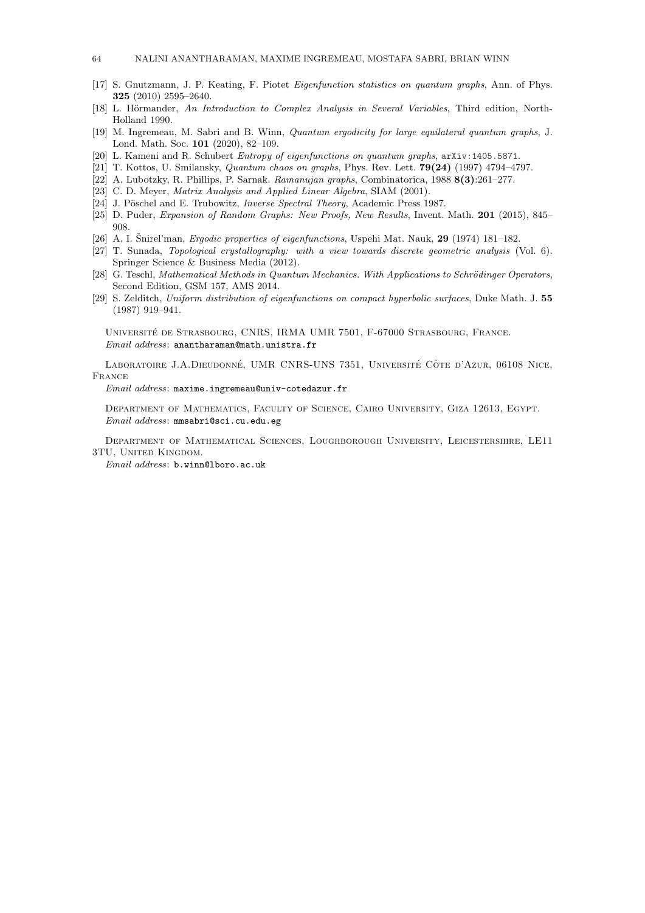[17] S. Gnutzmann, J. P. Keating, F. Piotet *Eigenfunction statistics on quantum graphs*, Ann. of Phys. **325** (2010) 2595–2640.

[18] L. Hörmander, *An Introduction to Complex Analysis in Several Variables*, Third edition, North-Holland 1990.

[19] M. Ingremeau, M. Sabri and B. Winn, *Quantum ergodicity for large equilateral quantum graphs*, J. Lond. Math. Soc. **101** (2020), 82–109.

[20] L. Kameni and R. Schubert *Entropy of eigenfunctions on quantum graphs*, arXiv:1405.5871.

[21] T. Kottos, U. Smilansky, *Quantum chaos on graphs*, Phys. Rev. Lett. **79(24)** (1997) 4794–4797.

[22] A. Lubotzky, R. Phillips, P. Sarnak. *Ramanujan graphs*, Combinatorica, 1988 **8(3)**:261–277.

[23] C. D. Meyer, *Matrix Analysis and Applied Linear Algebra*, SIAM (2001).

[24] J. Pöschel and E. Trubowitz, *Inverse Spectral Theory*, Academic Press 1987.

[25] D. Puder, *Expansion of Random Graphs: New Proofs, New Results*, Invent. Math. **201** (2015), 845–908.

[26] A. I. Šnirel'man, *Ergodic properties of eigenfunctions*, Uspehi Mat. Nauk, **29** (1974) 181–182.

[27] T. Sunada, *Topological crystallography: with a view towards discrete geometric analysis* (Vol. 6). Springer Science & Business Media (2012).

[28] G. Teschl, *Mathematical Methods in Quantum Mechanics. With Applications to Schrödinger Operators*, Second Edition, GSM 157, AMS 2014.

[29] S. Zelditch, *Uniform distribution of eigenfunctions on compact hyperbolic surfaces*, Duke Math. J. **55** (1987) 919–941.

Université de Strasbourg, CNRS, IRMA UMR 7501, F-67000 Strasbourg, France.
*Email address*: anantharaman@math.unistra.fr

Laboratoire J.A.Dieudonné, UMR CNRS-UNS 7351, Université Côte d'Azur, 06108 Nice, France
*Email address*: maxime.ingremeau@univ-cotedazur.fr

Department of Mathematics, Faculty of Science, Cairo University, Giza 12613, Egypt.
*Email address*: mmsabri@sci.cu.edu.eg

Department of Mathematical Sciences, Loughborough University, Leicestershire, LE11 3TU, United Kingdom.
*Email address*: b.winn@lboro.ac.uk